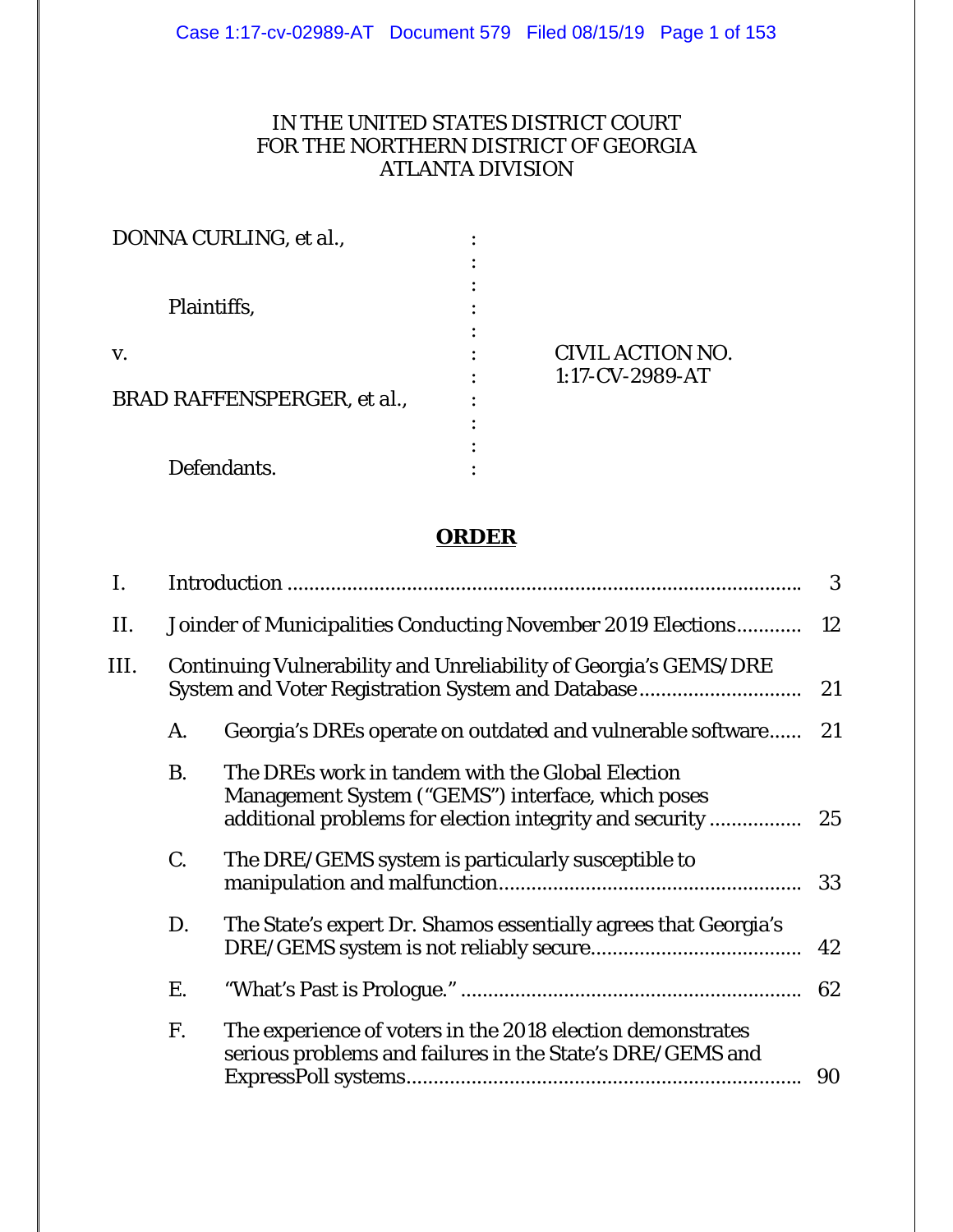IN THE UNITED STATES DISTRICT COURT
FOR THE NORTHERN DISTRICT OF GEORGIA
ATLANTA DIVISION

| | | |
|---|---|---|
| DONNA CURLING, et al., | : | |
| Plaintiffs, | : | |
| v. | : | CIVIL ACTION NO. 1:17-CV-2989-AT |
| BRAD RAFFENSPERGER, et al., | : | |
| Defendants. | : | |

# ORDER

| | | | |
|---|---|---|---|
| I. | | Introduction | 3 |
| II. | | Joinder of Municipalities Conducting November 2019 Elections | 12 |
| III. | | Continuing Vulnerability and Unreliability of Georgia's GEMS/DRE System and Voter Registration System and Database | 21 |
| | A. | Georgia's DREs operate on outdated and vulnerable software | 21 |
| | B. | The DREs work in tandem with the Global Election Management System ("GEMS") interface, which poses additional problems for election integrity and security | 25 |
| | C. | The DRE/GEMS system is particularly susceptible to manipulation and malfunction | 33 |
| | D. | The State's expert Dr. Shamos essentially agrees that Georgia's DRE/GEMS system is not reliably secure | 42 |
| | E. | "What's Past is Prologue." | 62 |
| | F. | The experience of voters in the 2018 election demonstrates serious problems and failures in the State's DRE/GEMS and ExpressPoll systems | 90 |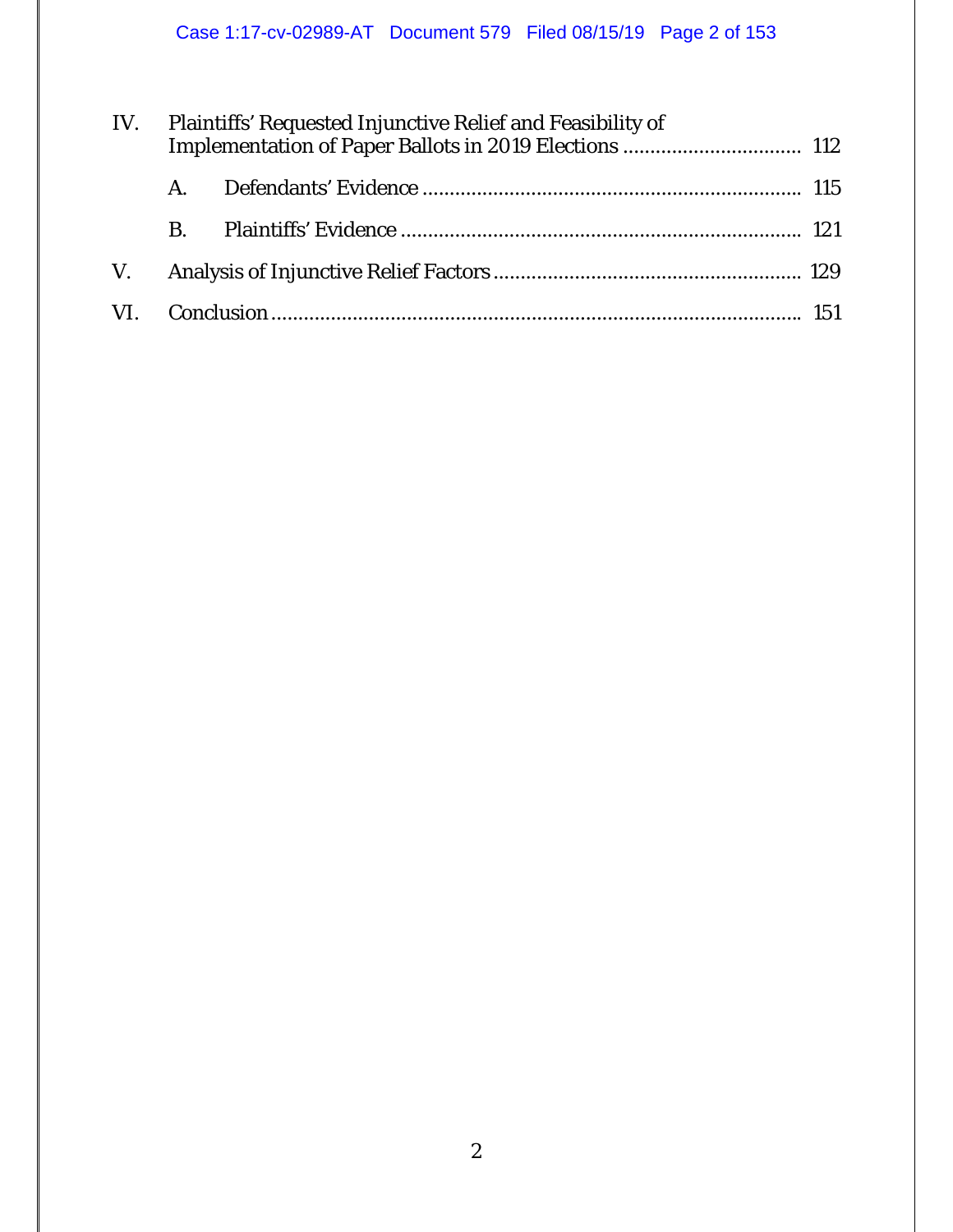IV. Plaintiffs' Requested Injunctive Relief and Feasibility of Implementation of Paper Ballots in 2019 Elections ................................ 112

  A. Defendants' Evidence ..................................................................... 115

  B. Plaintiffs' Evidence ......................................................................... 121

V. Analysis of Injunctive Relief Factors ......................................................... 129

VI. Conclusion ................................................................................................. 151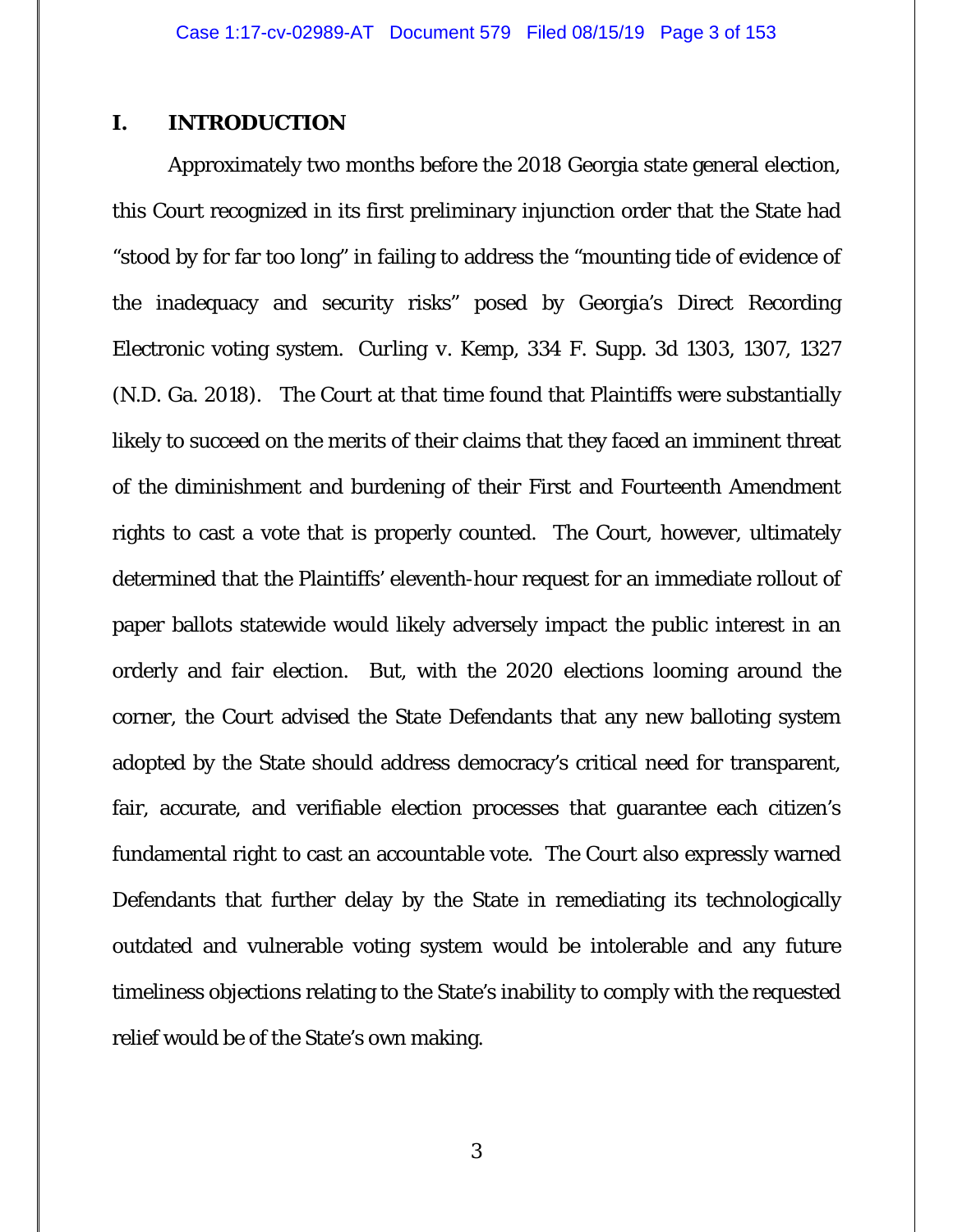## I. INTRODUCTION

Approximately two months before the 2018 Georgia state general election, this Court recognized in its first preliminary injunction order that the State had "stood by for far too long" in failing to address the "mounting tide of evidence of the inadequacy and security risks" posed by Georgia's Direct Recording Electronic voting system. Curling v. Kemp, 334 F. Supp. 3d 1303, 1307, 1327 (N.D. Ga. 2018). The Court at that time found that Plaintiffs were substantially likely to succeed on the merits of their claims that they faced an imminent threat of the diminishment and burdening of their First and Fourteenth Amendment rights to cast a vote that is properly counted. The Court, however, ultimately determined that the Plaintiffs' eleventh-hour request for an immediate rollout of paper ballots statewide would likely adversely impact the public interest in an orderly and fair election. But, with the 2020 elections looming around the corner, the Court advised the State Defendants that any new balloting system adopted by the State should address democracy's critical need for transparent, fair, accurate, and verifiable election processes that guarantee each citizen's fundamental right to cast an accountable vote. The Court also expressly warned Defendants that further delay by the State in remediating its technologically outdated and vulnerable voting system would be intolerable and any future timeliness objections relating to the State's inability to comply with the requested relief would be of the State's own making.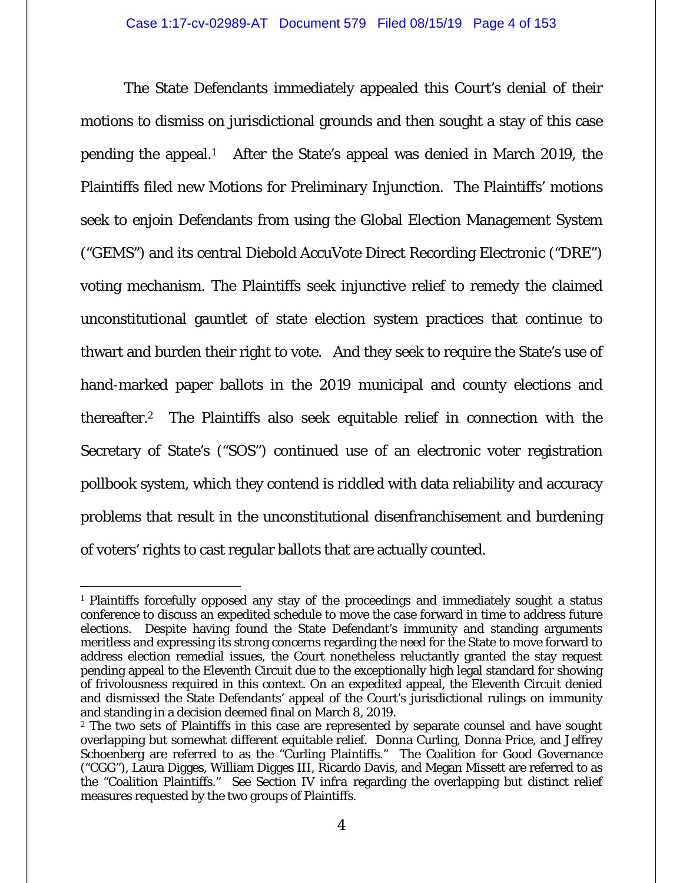The State Defendants immediately appealed this Court's denial of their motions to dismiss on jurisdictional grounds and then sought a stay of this case pending the appeal.[1] After the State's appeal was denied in March 2019, the Plaintiffs filed new Motions for Preliminary Injunction. The Plaintiffs' motions seek to enjoin Defendants from using the Global Election Management System ("GEMS") and its central Diebold AccuVote Direct Recording Electronic ("DRE") voting mechanism. The Plaintiffs seek injunctive relief to remedy the claimed unconstitutional gauntlet of state election system practices that continue to thwart and burden their right to vote. And they seek to require the State's use of hand-marked paper ballots in the 2019 municipal and county elections and thereafter.[2] The Plaintiffs also seek equitable relief in connection with the Secretary of State's ("SOS") continued use of an electronic voter registration pollbook system, which they contend is riddled with data reliability and accuracy problems that result in the unconstitutional disenfranchisement and burdening of voters' rights to cast regular ballots that are actually counted.

---

[1] Plaintiffs forcefully opposed any stay of the proceedings and immediately sought a status conference to discuss an expedited schedule to move the case forward in time to address future elections. Despite having found the State Defendant's immunity and standing arguments meritless and expressing its strong concerns regarding the need for the State to move forward to address election remedial issues, the Court nonetheless reluctantly granted the stay request pending appeal to the Eleventh Circuit due to the exceptionally high legal standard for showing of frivolousness required in this context. On an expedited appeal, the Eleventh Circuit denied and dismissed the State Defendants' appeal of the Court's jurisdictional rulings on immunity and standing in a decision deemed final on March 8, 2019.

[2] The two sets of Plaintiffs in this case are represented by separate counsel and have sought overlapping but somewhat different equitable relief. Donna Curling, Donna Price, and Jeffrey Schoenberg are referred to as the "Curling Plaintiffs." The Coalition for Good Governance ("CGG"), Laura Digges, William Digges III, Ricardo Davis, and Megan Missett are referred to as the "Coalition Plaintiffs." See Section IV infra regarding the overlapping but distinct relief measures requested by the two groups of Plaintiffs.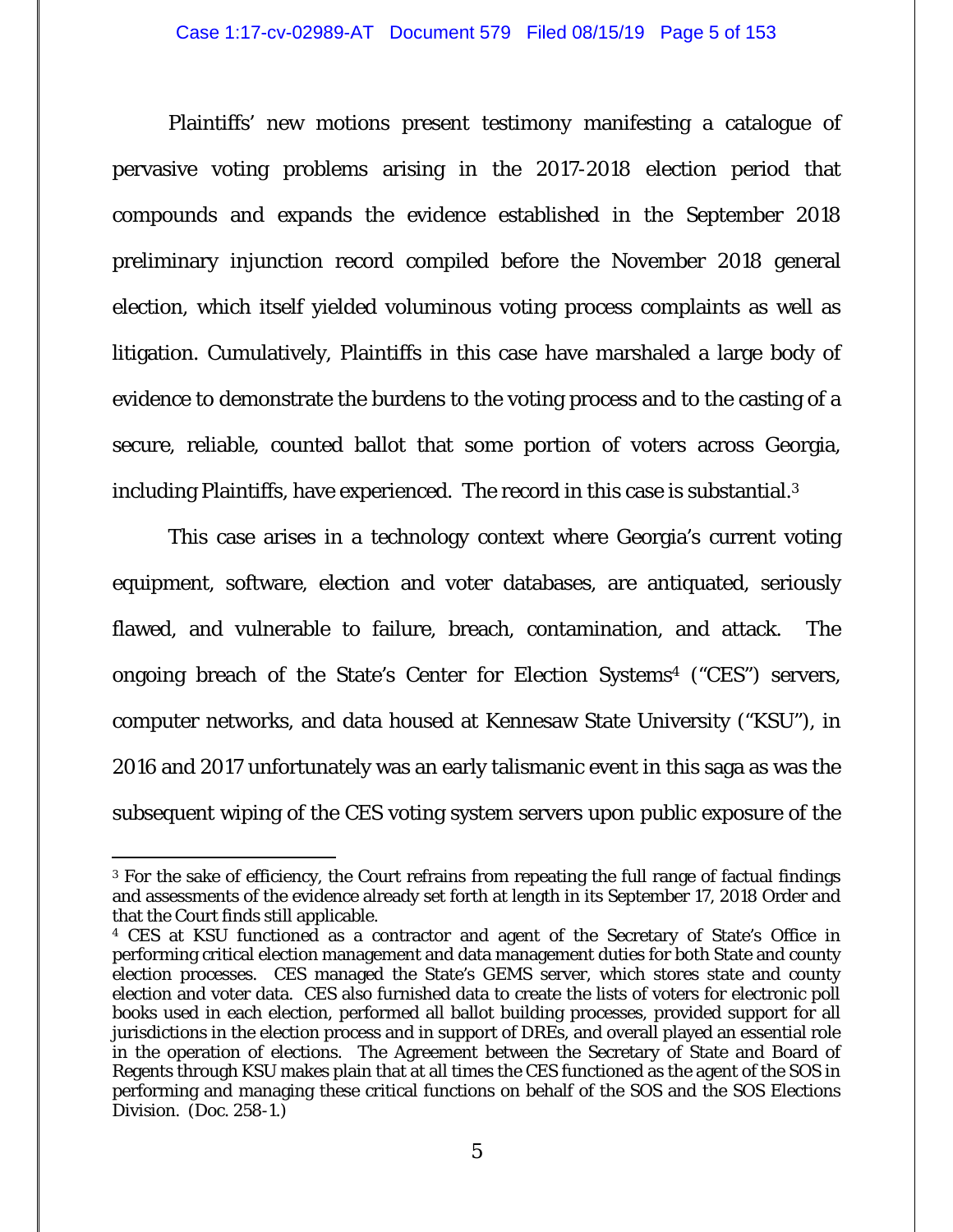Plaintiffs' new motions present testimony manifesting a catalogue of pervasive voting problems arising in the 2017-2018 election period that compounds and expands the evidence established in the September 2018 preliminary injunction record compiled before the November 2018 general election, which itself yielded voluminous voting process complaints as well as litigation. Cumulatively, Plaintiffs in this case have marshaled a large body of evidence to demonstrate the burdens to the voting process and to the casting of a secure, reliable, counted ballot that some portion of voters across Georgia, including Plaintiffs, have experienced. The record in this case is substantial.[3]

This case arises in a technology context where Georgia's current voting equipment, software, election and voter databases, are antiquated, seriously flawed, and vulnerable to failure, breach, contamination, and attack. The ongoing breach of the State's Center for Election Systems[4] ("CES") servers, computer networks, and data housed at Kennesaw State University ("KSU"), in 2016 and 2017 unfortunately was an early talismanic event in this saga as was the subsequent wiping of the CES voting system servers upon public exposure of the

---

[3] For the sake of efficiency, the Court refrains from repeating the full range of factual findings and assessments of the evidence already set forth at length in its September 17, 2018 Order and that the Court finds still applicable.

[4] CES at KSU functioned as a contractor and agent of the Secretary of State's Office in performing critical election management and data management duties for both State and county election processes. CES managed the State's GEMS server, which stores state and county election and voter data. CES also furnished data to create the lists of voters for electronic poll books used in each election, performed all ballot building processes, provided support for all jurisdictions in the election process and in support of DREs, and overall played an essential role in the operation of elections. The Agreement between the Secretary of State and Board of Regents through KSU makes plain that at all times the CES functioned as the agent of the SOS in performing and managing these critical functions on behalf of the SOS and the SOS Elections Division. (Doc. 258-1.)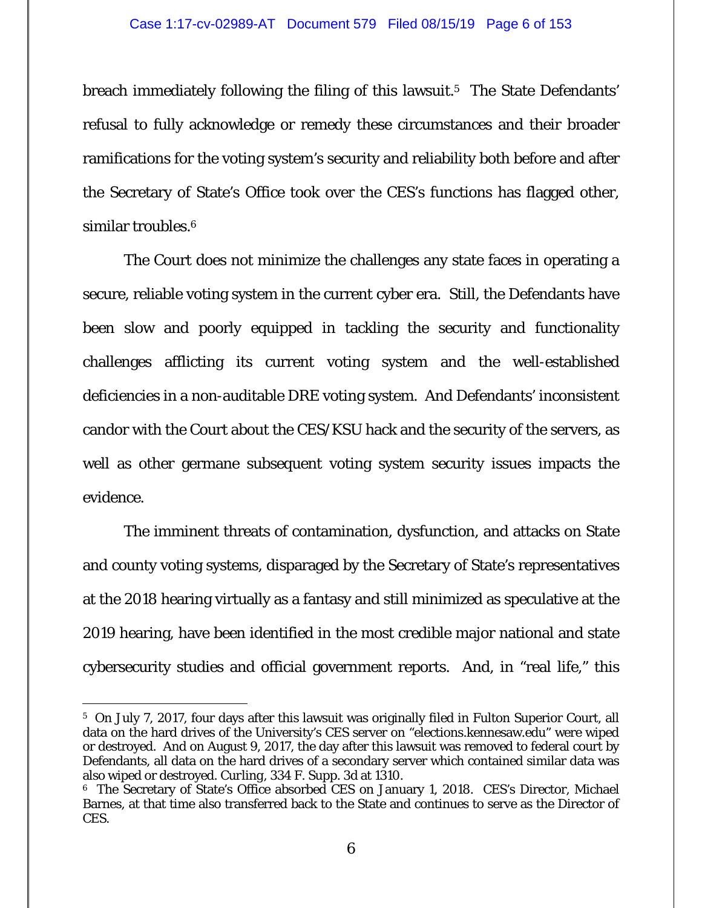breach immediately following the filing of this lawsuit.[5] The State Defendants' refusal to fully acknowledge or remedy these circumstances and their broader ramifications for the voting system's security and reliability both before and after the Secretary of State's Office took over the CES's functions has flagged other, similar troubles.[6]

The Court does not minimize the challenges any state faces in operating a secure, reliable voting system in the current cyber era. Still, the Defendants have been slow and poorly equipped in tackling the security and functionality challenges afflicting its current voting system and the well-established deficiencies in a non-auditable DRE voting system. And Defendants' inconsistent candor with the Court about the CES/KSU hack and the security of the servers, as well as other germane subsequent voting system security issues impacts the evidence.

The imminent threats of contamination, dysfunction, and attacks on State and county voting systems, disparaged by the Secretary of State's representatives at the 2018 hearing virtually as a fantasy and still minimized as speculative at the 2019 hearing, have been identified in the most credible major national and state cybersecurity studies and official government reports. And, in "real life," this

---

[5] On July 7, 2017, four days after this lawsuit was originally filed in Fulton Superior Court, all data on the hard drives of the University's CES server on "elections.kennesaw.edu" were wiped or destroyed. And on August 9, 2017, the day after this lawsuit was removed to federal court by Defendants, all data on the hard drives of a secondary server which contained similar data was also wiped or destroyed. Curling, 334 F. Supp. 3d at 1310.

[6] The Secretary of State's Office absorbed CES on January 1, 2018. CES's Director, Michael Barnes, at that time also transferred back to the State and continues to serve as the Director of CES.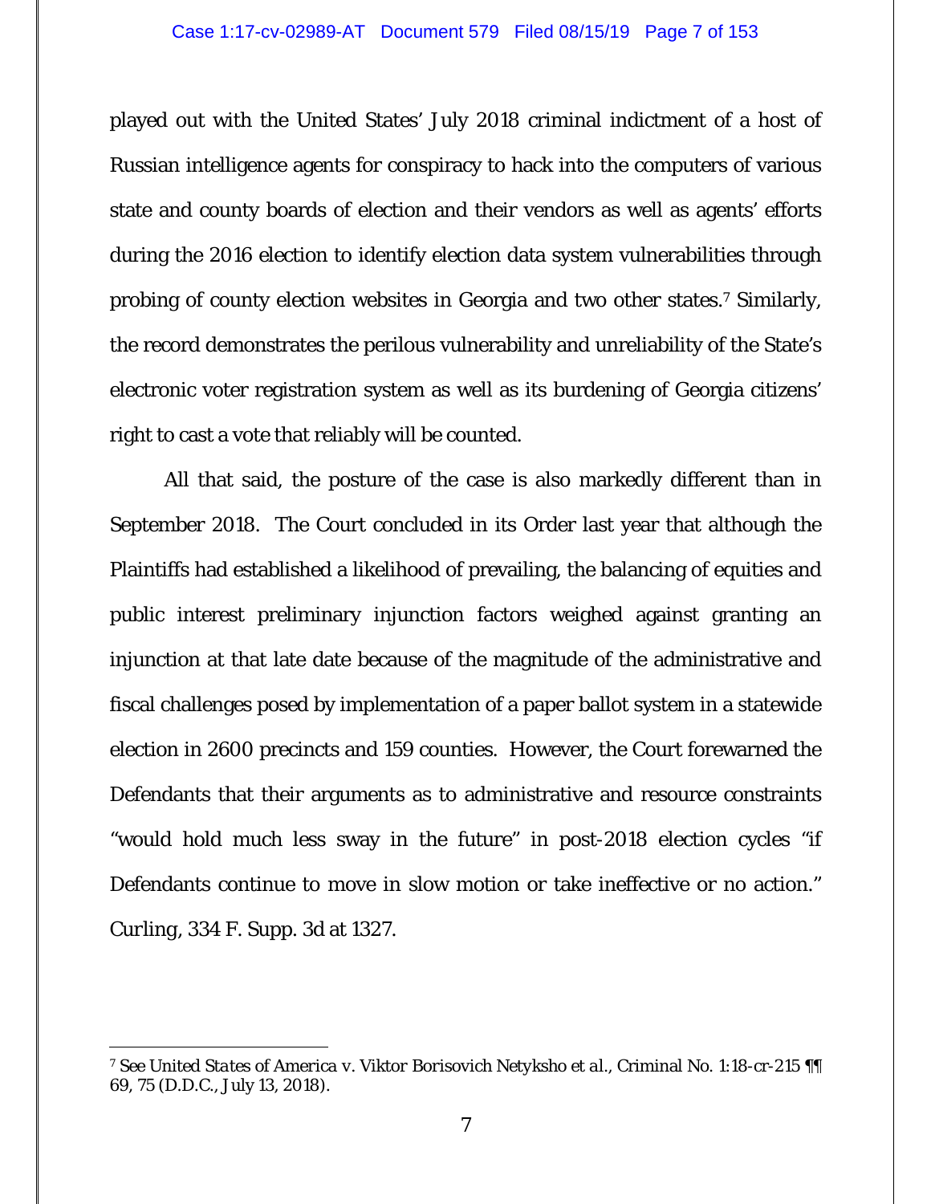played out with the United States' July 2018 criminal indictment of a host of Russian intelligence agents for conspiracy to hack into the computers of various state and county boards of election and their vendors as well as agents' efforts during the 2016 election to identify election data system vulnerabilities through probing of county election websites in Georgia and two other states.[7] Similarly, the record demonstrates the perilous vulnerability and unreliability of the State's electronic voter registration system as well as its burdening of Georgia citizens' right to cast a vote that reliably will be counted.

All that said, the posture of the case is also markedly different than in September 2018. The Court concluded in its Order last year that although the Plaintiffs had established a likelihood of prevailing, the balancing of equities and public interest preliminary injunction factors weighed against granting an injunction at that late date because of the magnitude of the administrative and fiscal challenges posed by implementation of a paper ballot system in a statewide election in 2600 precincts and 159 counties. However, the Court forewarned the Defendants that their arguments as to administrative and resource constraints "would hold much less sway in the future" in post-2018 election cycles "if Defendants continue to move in slow motion or take ineffective or no action." Curling, 334 F. Supp. 3d at 1327.

---

[7] *See United States of America v. Viktor Borisovich Netyksho et al.*, Criminal No. 1:18-cr-215 ¶¶ 69, 75 (D.D.C., July 13, 2018).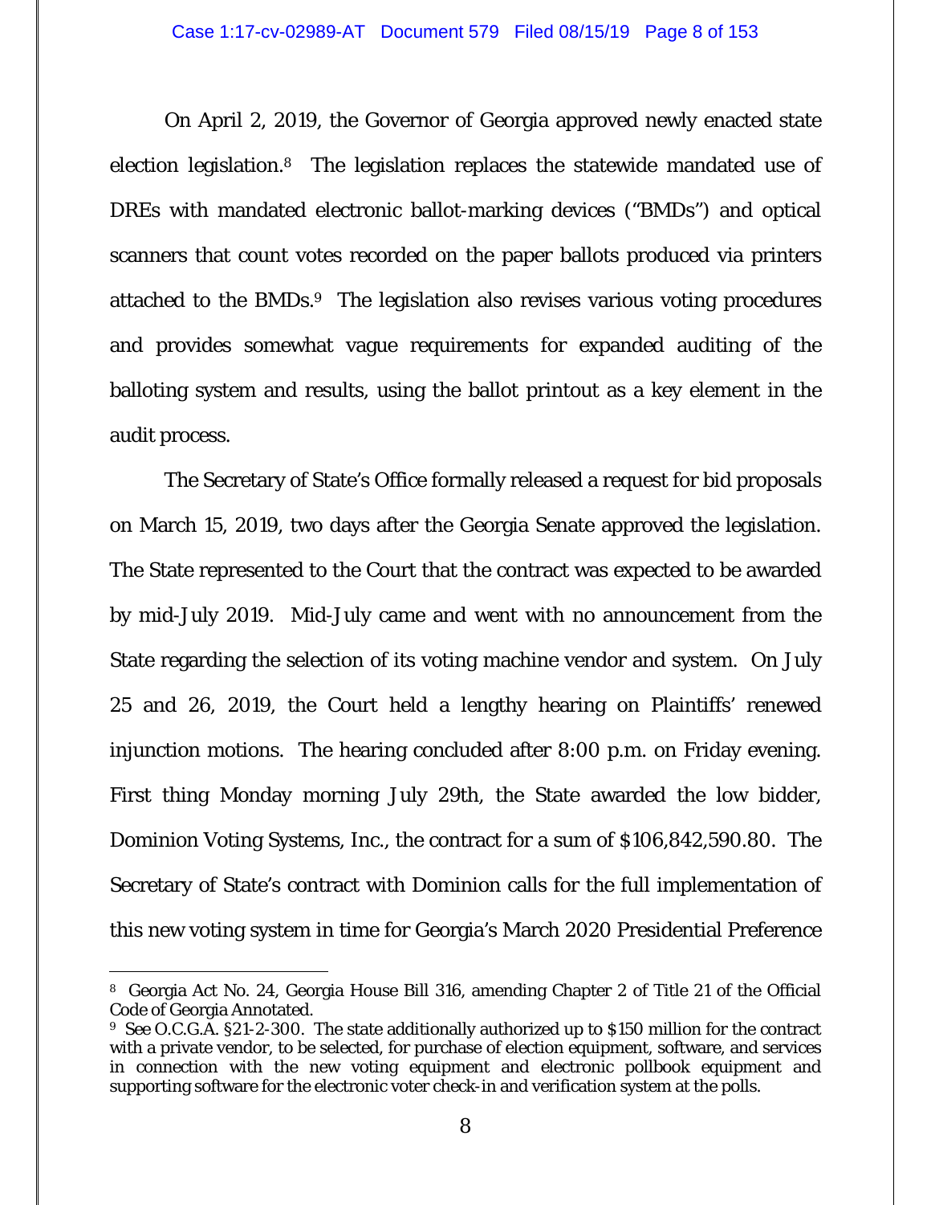On April 2, 2019, the Governor of Georgia approved newly enacted state election legislation.[8] The legislation replaces the statewide mandated use of DREs with mandated electronic ballot-marking devices ("BMDs") and optical scanners that count votes recorded on the paper ballots produced via printers attached to the BMDs.[9] The legislation also revises various voting procedures and provides somewhat vague requirements for expanded auditing of the balloting system and results, using the ballot printout as a key element in the audit process.

The Secretary of State's Office formally released a request for bid proposals on March 15, 2019, two days after the Georgia Senate approved the legislation. The State represented to the Court that the contract was expected to be awarded by mid-July 2019. Mid-July came and went with no announcement from the State regarding the selection of its voting machine vendor and system. On July 25 and 26, 2019, the Court held a lengthy hearing on Plaintiffs' renewed injunction motions. The hearing concluded after 8:00 p.m. on Friday evening. First thing Monday morning July 29th, the State awarded the low bidder, Dominion Voting Systems, Inc., the contract for a sum of $106,842,590.80. The Secretary of State's contract with Dominion calls for the full implementation of this new voting system in time for Georgia's March 2020 Presidential Preference

---

[8] Georgia Act No. 24, Georgia House Bill 316, amending Chapter 2 of Title 21 of the Official Code of Georgia Annotated.

[9] *See* O.C.G.A. §21-2-300. The state additionally authorized up to $150 million for the contract with a private vendor, to be selected, for purchase of election equipment, software, and services in connection with the new voting equipment and electronic pollbook equipment and supporting software for the electronic voter check-in and verification system at the polls.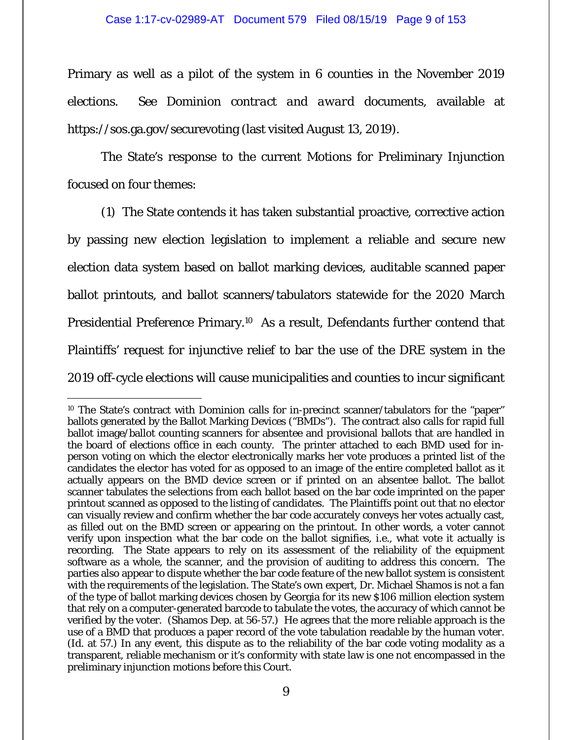Primary as well as a pilot of the system in 6 counties in the November 2019 elections. *See* Dominion *contract and award* documents, available at https://sos.ga.gov/securevoting (last visited August 13, 2019).

The State's response to the current Motions for Preliminary Injunction focused on four themes:

(1) The State contends it has taken substantial proactive, corrective action by passing new election legislation to implement a reliable and secure new election data system based on ballot marking devices, auditable scanned paper ballot printouts, and ballot scanners/tabulators statewide for the 2020 March Presidential Preference Primary.[10] As a result, Defendants further contend that Plaintiffs' request for injunctive relief to bar the use of the DRE system in the 2019 off-cycle elections will cause municipalities and counties to incur significant

---

[10] The State's contract with Dominion calls for in-precinct scanner/tabulators for the "paper" ballots generated by the Ballot Marking Devices ("BMDs"). The contract also calls for rapid full ballot image/ballot counting scanners for absentee and provisional ballots that are handled in the board of elections office in each county. The printer attached to each BMD used for in-person voting on which the elector electronically marks her vote produces a printed list of the candidates the elector has voted for as opposed to an image of the entire completed ballot as it actually appears on the BMD device screen or if printed on an absentee ballot. The ballot scanner tabulates the selections from each ballot based on the bar code imprinted on the paper printout scanned as opposed to the listing of candidates. The Plaintiffs point out that no elector can visually review and confirm whether the bar code accurately conveys her votes actually cast, as filled out on the BMD screen or appearing on the printout. In other words, a voter cannot verify upon inspection what the bar code on the ballot signifies, i.e., what vote it actually is recording. The State appears to rely on its assessment of the reliability of the equipment software as a whole, the scanner, and the provision of auditing to address this concern. The parties also appear to dispute whether the bar code feature of the new ballot system is consistent with the requirements of the legislation. The State's own expert, Dr. Michael Shamos is not a fan of the type of ballot marking devices chosen by Georgia for its new $106 million election system that rely on a computer-generated barcode to tabulate the votes, the accuracy of which cannot be verified by the voter. (Shamos Dep. at 56-57.) He agrees that the more reliable approach is the use of a BMD that produces a paper record of the vote tabulation readable by the human voter. (Id. at 57.) In any event, this dispute as to the reliability of the bar code voting modality as a transparent, reliable mechanism or it's conformity with state law is one not encompassed in the preliminary injunction motions before this Court.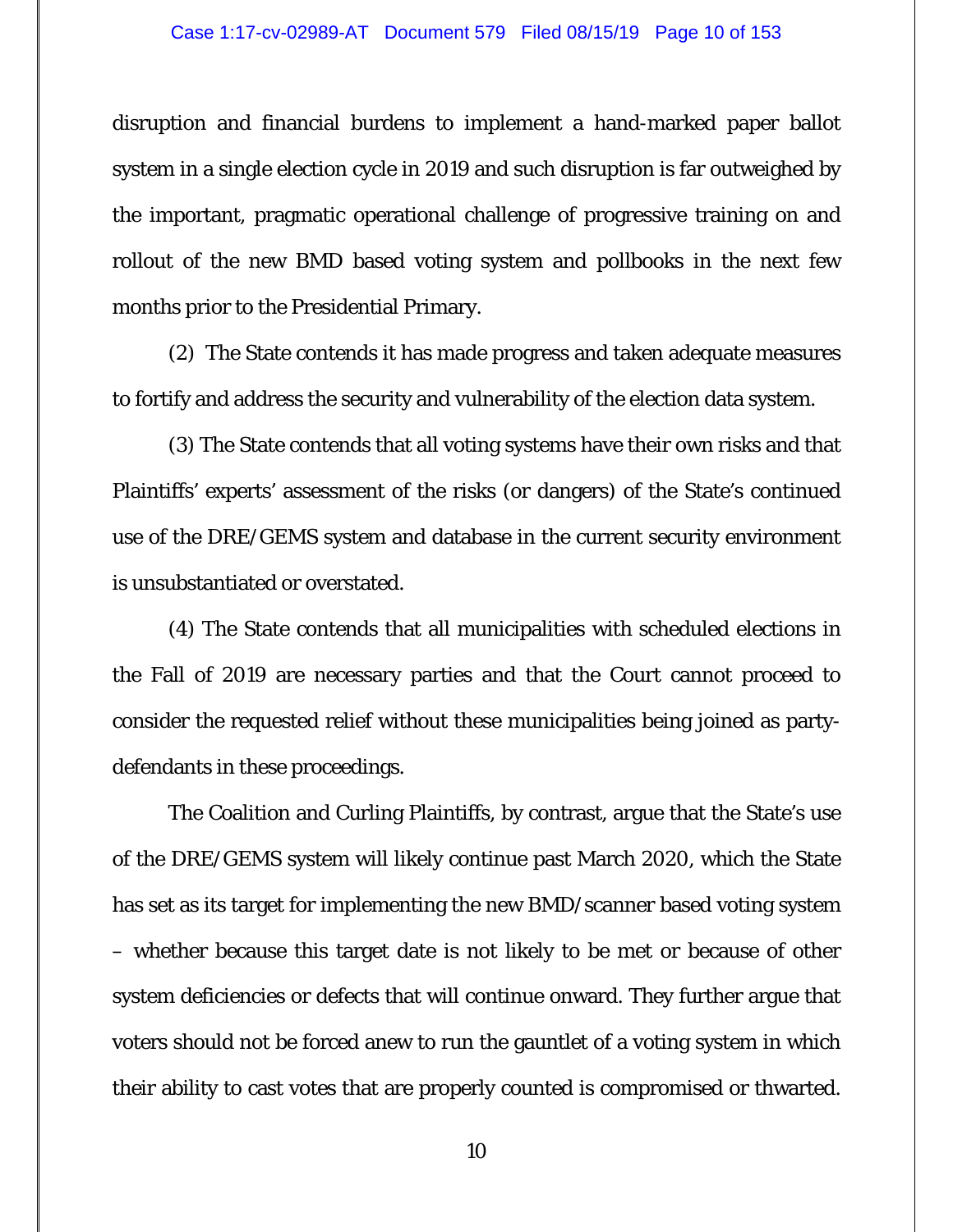disruption and financial burdens to implement a hand-marked paper ballot system in a single election cycle in 2019 and such disruption is far outweighed by the important, pragmatic operational challenge of progressive training on and rollout of the new BMD based voting system and pollbooks in the next few months prior to the Presidential Primary.

(2) The State contends it has made progress and taken adequate measures to fortify and address the security and vulnerability of the election data system.

(3) The State contends that all voting systems have their own risks and that Plaintiffs' experts' assessment of the risks (or dangers) of the State's continued use of the DRE/GEMS system and database in the current security environment is unsubstantiated or overstated.

(4) The State contends that all municipalities with scheduled elections in the Fall of 2019 are necessary parties and that the Court cannot proceed to consider the requested relief without these municipalities being joined as party-defendants in these proceedings.

The Coalition and Curling Plaintiffs, by contrast, argue that the State's use of the DRE/GEMS system will likely continue past March 2020, which the State has set as its target for implementing the new BMD/scanner based voting system – whether because this target date is not likely to be met or because of other system deficiencies or defects that will continue onward. They further argue that voters should not be forced anew to run the gauntlet of a voting system in which their ability to cast votes that are properly counted is compromised or thwarted.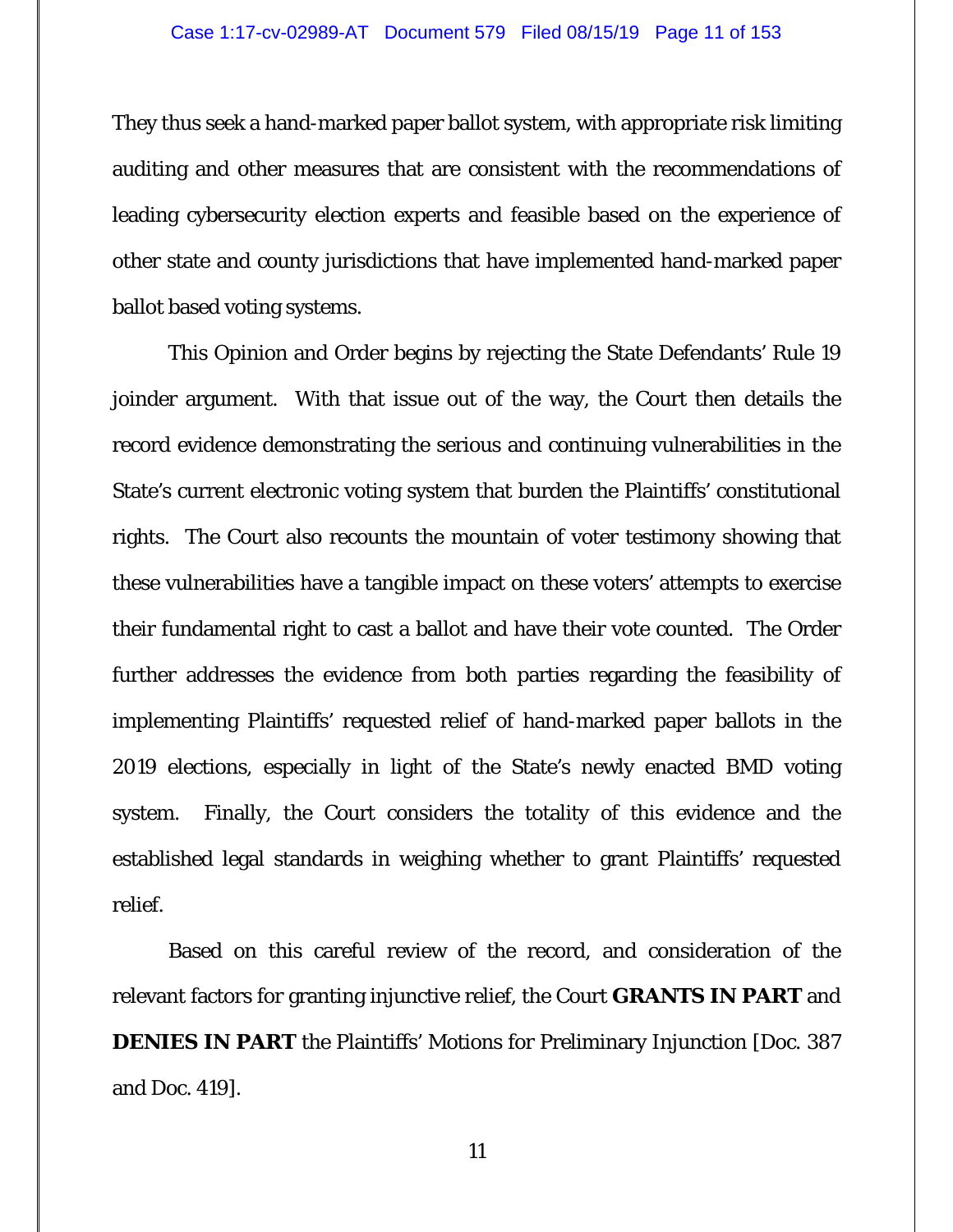They thus seek a hand-marked paper ballot system, with appropriate risk limiting auditing and other measures that are consistent with the recommendations of leading cybersecurity election experts and feasible based on the experience of other state and county jurisdictions that have implemented hand-marked paper ballot based voting systems.

This Opinion and Order begins by rejecting the State Defendants' Rule 19 joinder argument. With that issue out of the way, the Court then details the record evidence demonstrating the serious and continuing vulnerabilities in the State's current electronic voting system that burden the Plaintiffs' constitutional rights. The Court also recounts the mountain of voter testimony showing that these vulnerabilities have a tangible impact on these voters' attempts to exercise their fundamental right to cast a ballot and have their vote counted. The Order further addresses the evidence from both parties regarding the feasibility of implementing Plaintiffs' requested relief of hand-marked paper ballots in the 2019 elections, especially in light of the State's newly enacted BMD voting system. Finally, the Court considers the totality of this evidence and the established legal standards in weighing whether to grant Plaintiffs' requested relief.

Based on this careful review of the record, and consideration of the relevant factors for granting injunctive relief, the Court **GRANTS IN PART** and **DENIES IN PART** the Plaintiffs' Motions for Preliminary Injunction [Doc. 387 and Doc. 419].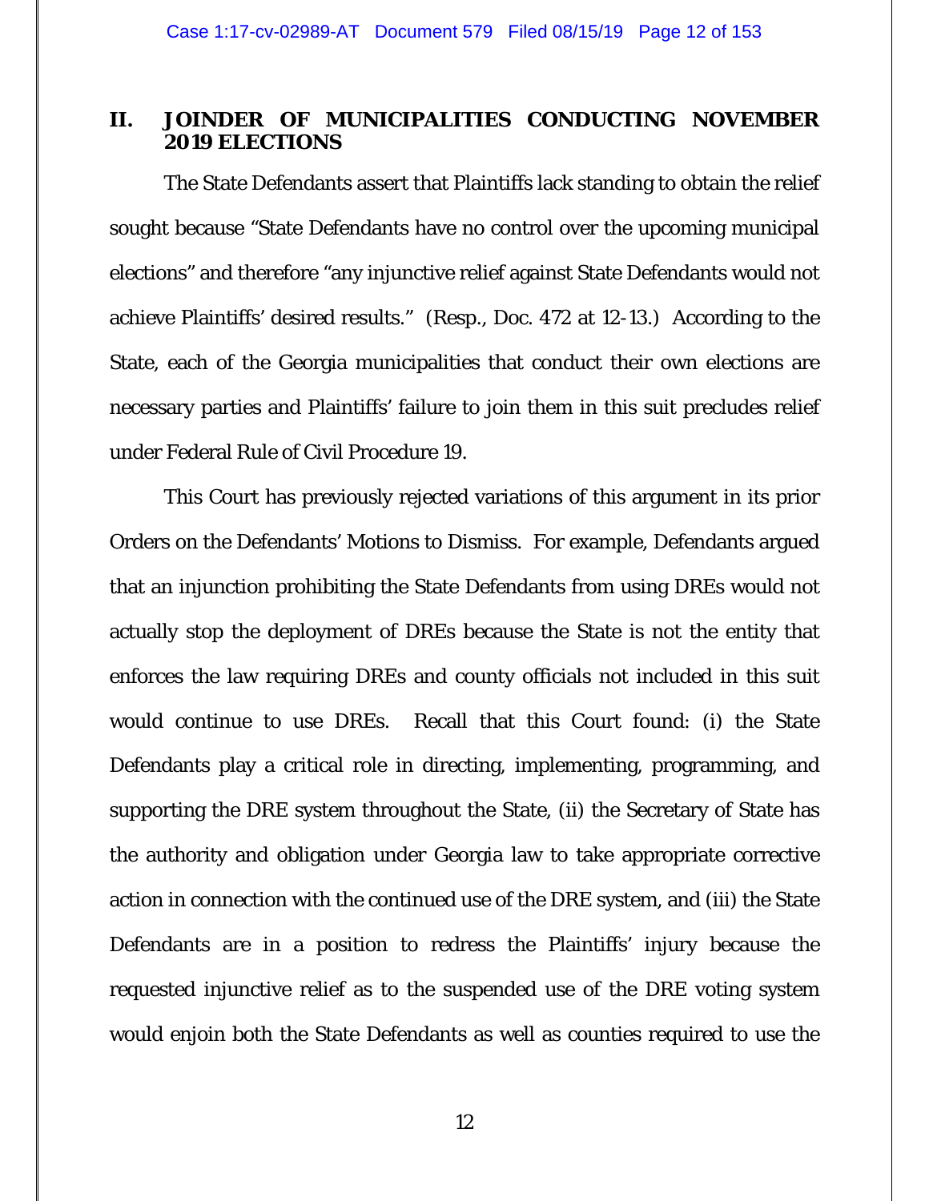## II. JOINDER OF MUNICIPALITIES CONDUCTING NOVEMBER 2019 ELECTIONS

The State Defendants assert that Plaintiffs lack standing to obtain the relief sought because "State Defendants have no control over the upcoming municipal elections" and therefore "any injunctive relief against State Defendants would not achieve Plaintiffs' desired results." (Resp., Doc. 472 at 12-13.) According to the State, each of the Georgia municipalities that conduct their own elections are necessary parties and Plaintiffs' failure to join them in this suit precludes relief under Federal Rule of Civil Procedure 19.

This Court has previously rejected variations of this argument in its prior Orders on the Defendants' Motions to Dismiss. For example, Defendants argued that an injunction prohibiting the State Defendants from using DREs would not actually stop the deployment of DREs because the State is not the entity that enforces the law requiring DREs and county officials not included in this suit would continue to use DREs. Recall that this Court found: (i) the State Defendants play a critical role in directing, implementing, programming, and supporting the DRE system throughout the State, (ii) the Secretary of State has the authority and obligation under Georgia law to take appropriate corrective action in connection with the continued use of the DRE system, and (iii) the State Defendants are in a position to redress the Plaintiffs' injury because the requested injunctive relief as to the suspended use of the DRE voting system would enjoin both the State Defendants as well as counties required to use the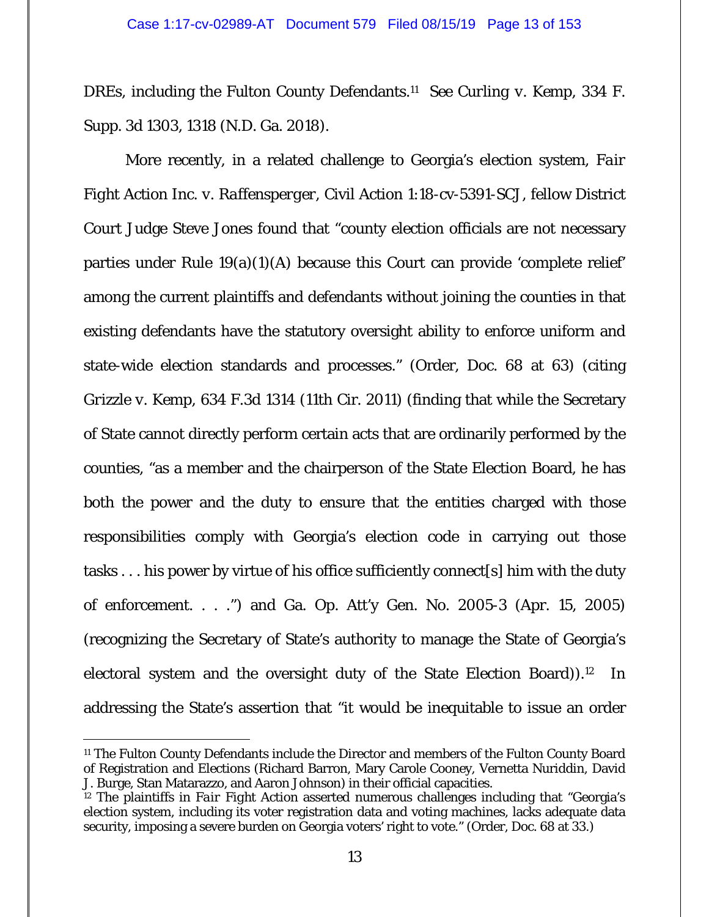DREs, including the Fulton County Defendants.[11] *See Curling v. Kemp*, 334 F. Supp. 3d 1303, 1318 (N.D. Ga. 2018).

More recently, in a related challenge to Georgia's election system, *Fair Fight Action Inc. v. Raffensperger*, Civil Action 1:18-cv-5391-SCJ, fellow District Court Judge Steve Jones found that "county election officials are not necessary parties under Rule 19(a)(1)(A) because this Court can provide 'complete relief' among the current plaintiffs and defendants without joining the counties in that existing defendants have the statutory oversight ability to enforce uniform and state-wide election standards and processes." (Order, Doc. 68 at 63) (citing *Grizzle v. Kemp*, 634 F.3d 1314 (11th Cir. 2011) (finding that while the Secretary of State cannot directly perform certain acts that are ordinarily performed by the counties, "as a member and the chairperson of the State Election Board, he has both the power and the duty to ensure that the entities charged with those responsibilities comply with Georgia's election code in carrying out those tasks . . . his power by virtue of his office sufficiently connect[s] him with the duty of enforcement. . . .") and Ga. Op. Att'y Gen. No. 2005-3 (Apr. 15, 2005) (recognizing the Secretary of State's authority to manage the State of Georgia's electoral system and the oversight duty of the State Election Board)).[12] In addressing the State's assertion that "it would be inequitable to issue an order

[11] The Fulton County Defendants include the Director and members of the Fulton County Board of Registration and Elections (Richard Barron, Mary Carole Cooney, Vernetta Nuriddin, David J. Burge, Stan Matarazzo, and Aaron Johnson) in their official capacities.

[12] The plaintiffs in *Fair Fight Action* asserted numerous challenges including that "Georgia's election system, including its voter registration data and voting machines, lacks adequate data security, imposing a severe burden on Georgia voters' right to vote." (Order, Doc. 68 at 33.)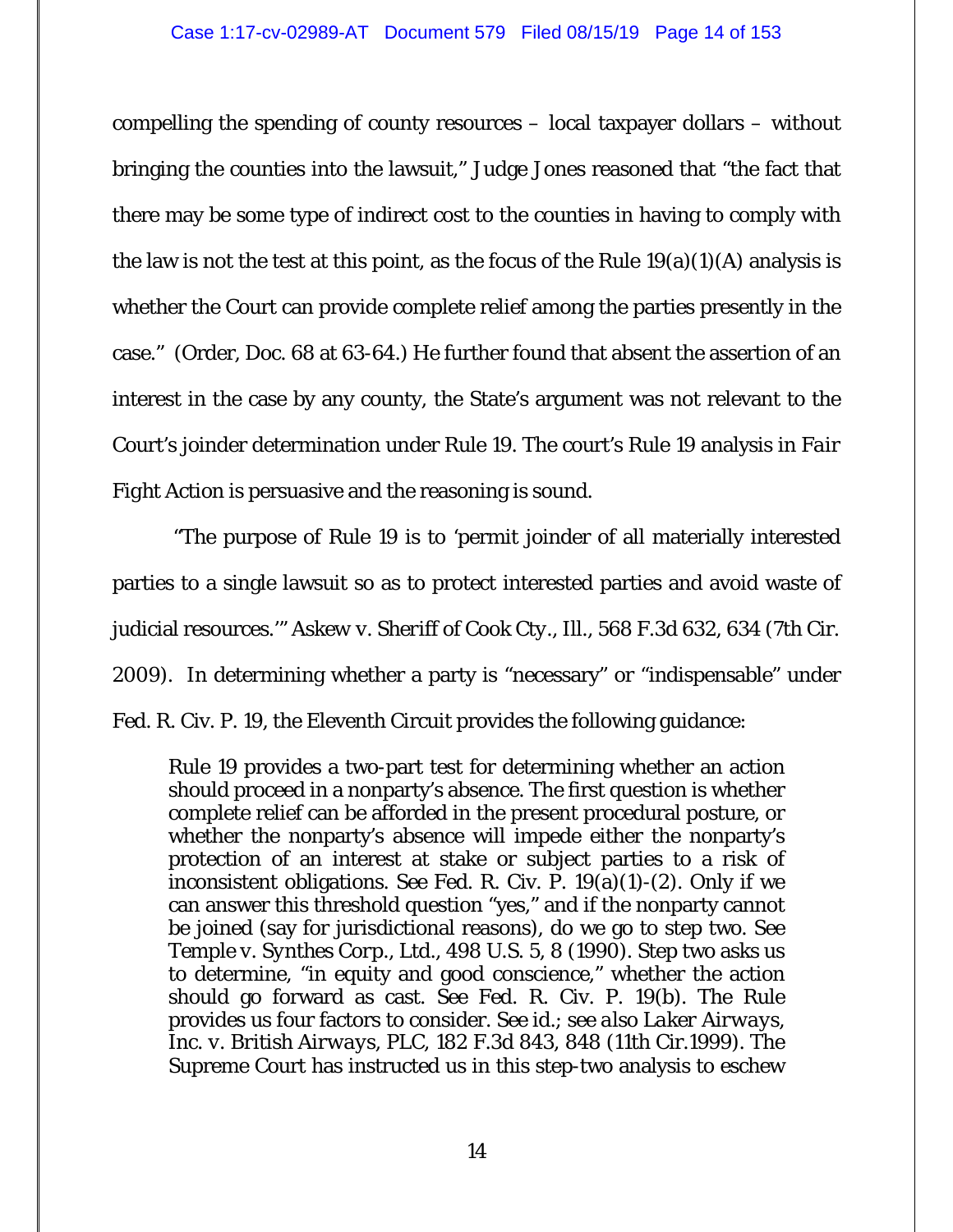compelling the spending of county resources – local taxpayer dollars – without bringing the counties into the lawsuit," Judge Jones reasoned that "the fact that there may be some type of indirect cost to the counties in having to comply with the law is not the test at this point, as the focus of the Rule 19(a)(1)(A) analysis is whether the Court can provide complete relief among the parties presently in the case." (Order, Doc. 68 at 63-64.) He further found that absent the assertion of an interest in the case by any county, the State's argument was not relevant to the Court's joinder determination under Rule 19. The court's Rule 19 analysis in *Fair Fight Action* is persuasive and the reasoning is sound.

"The purpose of Rule 19 is to 'permit joinder of all materially interested parties to a single lawsuit so as to protect interested parties and avoid waste of judicial resources.'" *Askew v. Sheriff of Cook Cty., Ill.*, 568 F.3d 632, 634 (7th Cir. 2009). In determining whether a party is "necessary" or "indispensable" under Fed. R. Civ. P. 19, the Eleventh Circuit provides the following guidance:

> Rule 19 provides a two-part test for determining whether an action should proceed in a nonparty's absence. The first question is whether complete relief can be afforded in the present procedural posture, or whether the nonparty's absence will impede either the nonparty's protection of an interest at stake or subject parties to a risk of inconsistent obligations. See Fed. R. Civ. P. 19(a)(1)-(2). Only if we can answer this threshold question "yes," and if the nonparty cannot be joined (say for jurisdictional reasons), do we go to step two. See *Temple v. Synthes Corp., Ltd.*, 498 U.S. 5, 8 (1990). Step two asks us to determine, "in equity and good conscience," whether the action should go forward as cast. See Fed. R. Civ. P. 19(b). The Rule provides us four factors to consider. See *id.*; *see also Laker Airways, Inc. v. British Airways, PLC*, 182 F.3d 843, 848 (11th Cir.1999). The Supreme Court has instructed us in this step-two analysis to eschew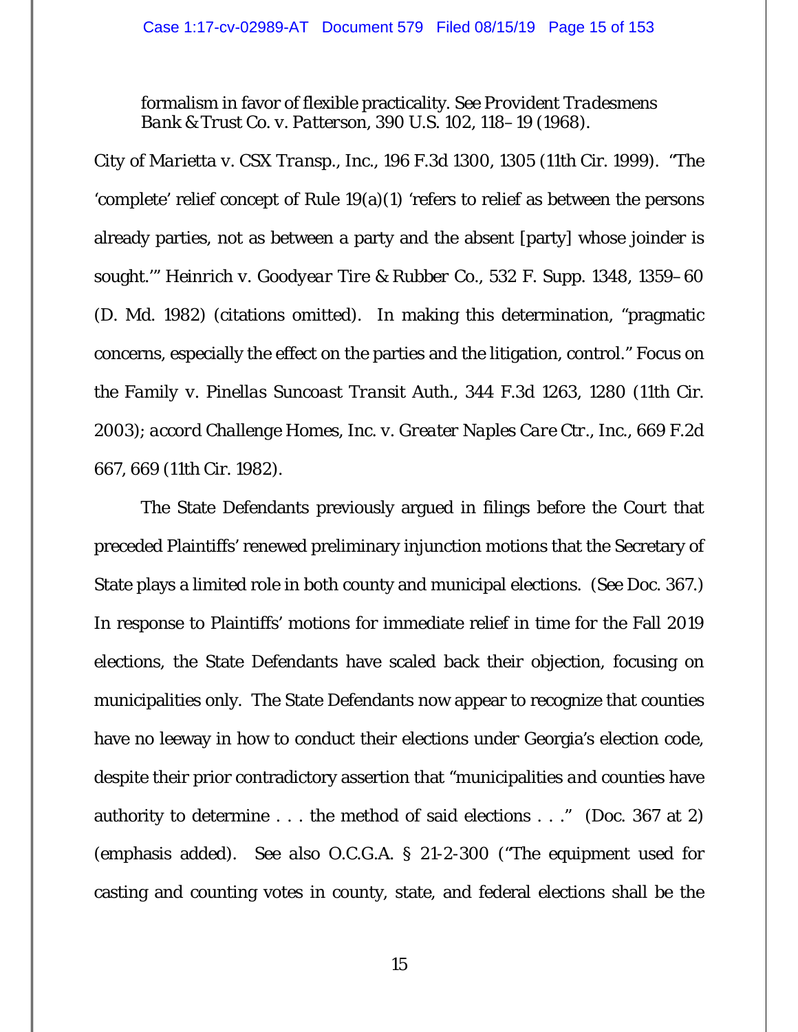> formalism in favor of flexible practicality. See *Provident Tradesmens Bank & Trust Co. v. Patterson*, 390 U.S. 102, 118–19 (1968).

*City of Marietta v. CSX Transp., Inc.*, 196 F.3d 1300, 1305 (11th Cir. 1999). "The 'complete' relief concept of Rule 19(a)(1) 'refers to relief as between the persons already parties, not as between a party and the absent [party] whose joinder is sought.'" *Heinrich v. Goodyear Tire & Rubber Co.*, 532 F. Supp. 1348, 1359–60 (D. Md. 1982) (citations omitted). In making this determination, "pragmatic concerns, especially the effect on the parties and the litigation, control." *Focus on the Family v. Pinellas Suncoast Transit Auth.*, 344 F.3d 1263, 1280 (11th Cir. 2003); *accord Challenge Homes, Inc. v. Greater Naples Care Ctr., Inc.*, 669 F.2d 667, 669 (11th Cir. 1982).

The State Defendants previously argued in filings before the Court that preceded Plaintiffs' renewed preliminary injunction motions that the Secretary of State plays a limited role in both county and municipal elections. (See Doc. 367.) In response to Plaintiffs' motions for immediate relief in time for the Fall 2019 elections, the State Defendants have scaled back their objection, focusing on municipalities only. The State Defendants now appear to recognize that counties have no leeway in how to conduct their elections under Georgia's election code, despite their prior contradictory assertion that "municipalities *and counties* have authority to determine . . . the method of said elections . . ." (Doc. 367 at 2) (emphasis added). *See also* O.C.G.A. § 21-2-300 ("The equipment used for casting and counting votes in county, state, and federal elections shall be the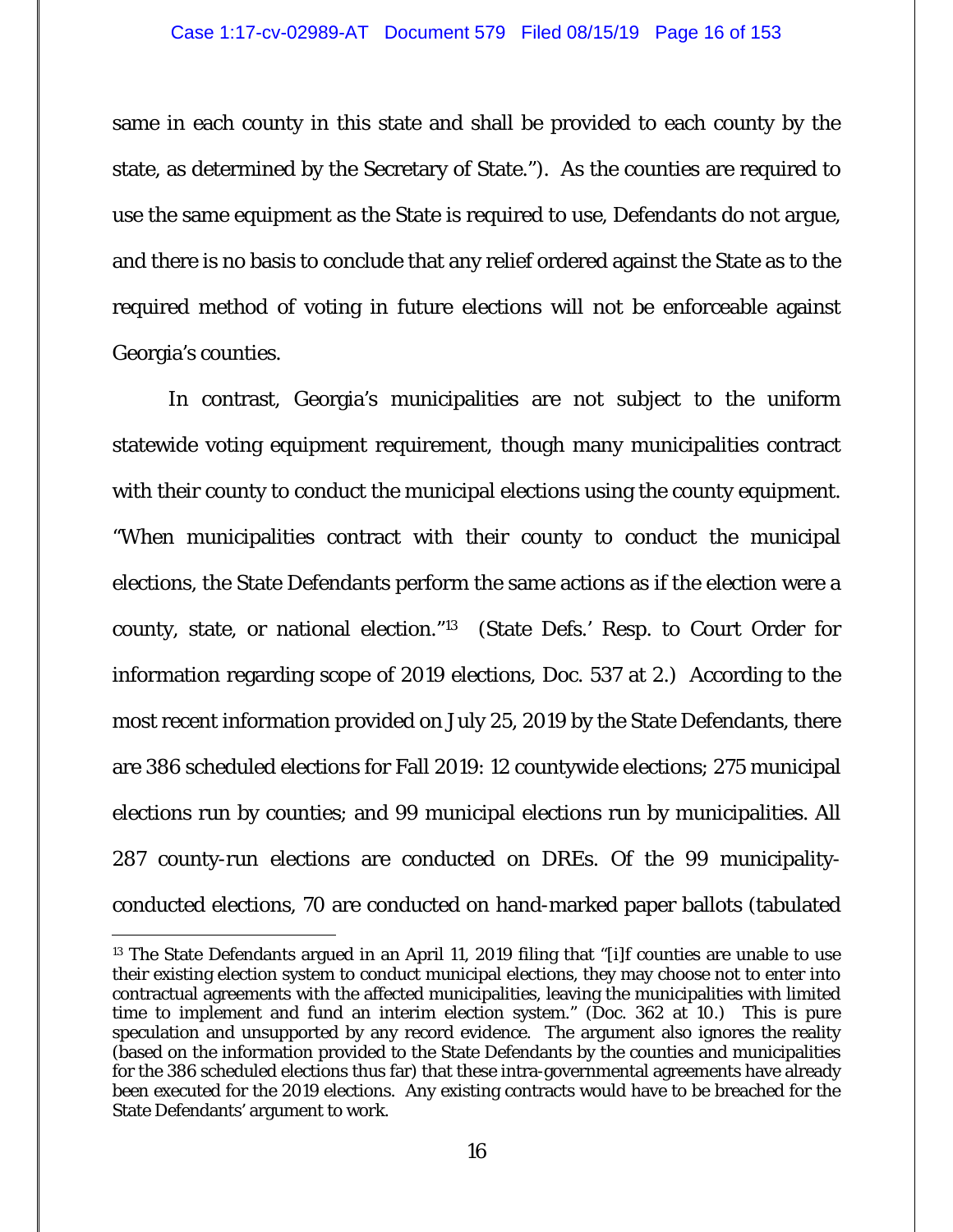same in each county in this state and shall be provided to each county by the state, as determined by the Secretary of State."). As the counties are required to use the same equipment as the State is required to use, Defendants do not argue, and there is no basis to conclude that any relief ordered against the State as to the required method of voting in future elections will not be enforceable against Georgia's counties.

In contrast, Georgia's municipalities are not subject to the uniform statewide voting equipment requirement, though many municipalities contract with their county to conduct the municipal elections using the county equipment. "When municipalities contract with their county to conduct the municipal elections, the State Defendants perform the same actions as if the election were a county, state, or national election."[13] (State Defs.' Resp. to Court Order for information regarding scope of 2019 elections, Doc. 537 at 2.) According to the most recent information provided on July 25, 2019 by the State Defendants, there are 386 scheduled elections for Fall 2019: 12 countywide elections; 275 municipal elections run by counties; and 99 municipal elections run by municipalities. All 287 county-run elections are conducted on DREs. Of the 99 municipality-conducted elections, 70 are conducted on hand-marked paper ballots (tabulated

---

[13] The State Defendants argued in an April 11, 2019 filing that "[i]f counties are unable to use their existing election system to conduct municipal elections, they may choose not to enter into contractual agreements with the affected municipalities, leaving the municipalities with limited time to implement and fund an interim election system." (Doc. 362 at 10.) This is pure speculation and unsupported by any record evidence. The argument also ignores the reality (based on the information provided to the State Defendants by the counties and municipalities for the 386 scheduled elections thus far) that these intra-governmental agreements have already been executed for the 2019 elections. Any existing contracts would have to be breached for the State Defendants' argument to work.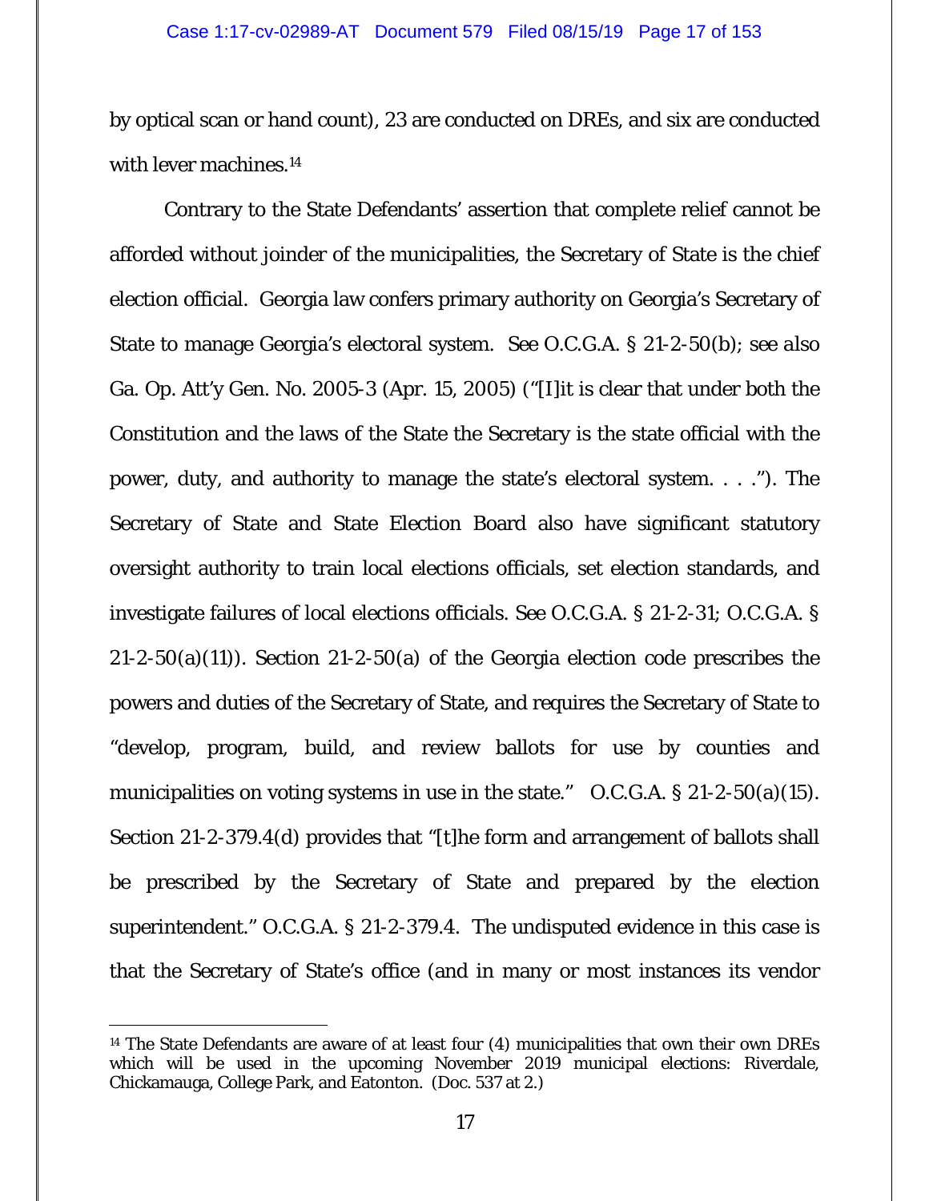by optical scan or hand count), 23 are conducted on DREs, and six are conducted with lever machines.[14]

Contrary to the State Defendants' assertion that complete relief cannot be afforded without joinder of the municipalities, the Secretary of State is the chief election official. Georgia law confers primary authority on Georgia's Secretary of State to manage Georgia's electoral system. See O.C.G.A. § 21-2-50(b); see also Ga. Op. Att'y Gen. No. 2005-3 (Apr. 15, 2005) ("[I]it is clear that under both the Constitution and the laws of the State the Secretary is the state official with the power, duty, and authority to manage the state's electoral system. . . ."). The Secretary of State and State Election Board also have significant statutory oversight authority to train local elections officials, set election standards, and investigate failures of local elections officials. See O.C.G.A. § 21-2-31; O.C.G.A. § 21-2-50(a)(11)). Section 21-2-50(a) of the Georgia election code prescribes the powers and duties of the Secretary of State, and requires the Secretary of State to "develop, program, build, and review ballots for use by counties and municipalities on voting systems in use in the state." O.C.G.A. § 21-2-50(a)(15). Section 21-2-379.4(d) provides that "[t]he form and arrangement of ballots shall be prescribed by the Secretary of State and prepared by the election superintendent." O.C.G.A. § 21-2-379.4. The undisputed evidence in this case is that the Secretary of State's office (and in many or most instances its vendor

---

[14] The State Defendants are aware of at least four (4) municipalities that own their own DREs which will be used in the upcoming November 2019 municipal elections: Riverdale, Chickamauga, College Park, and Eatonton. (Doc. 537 at 2.)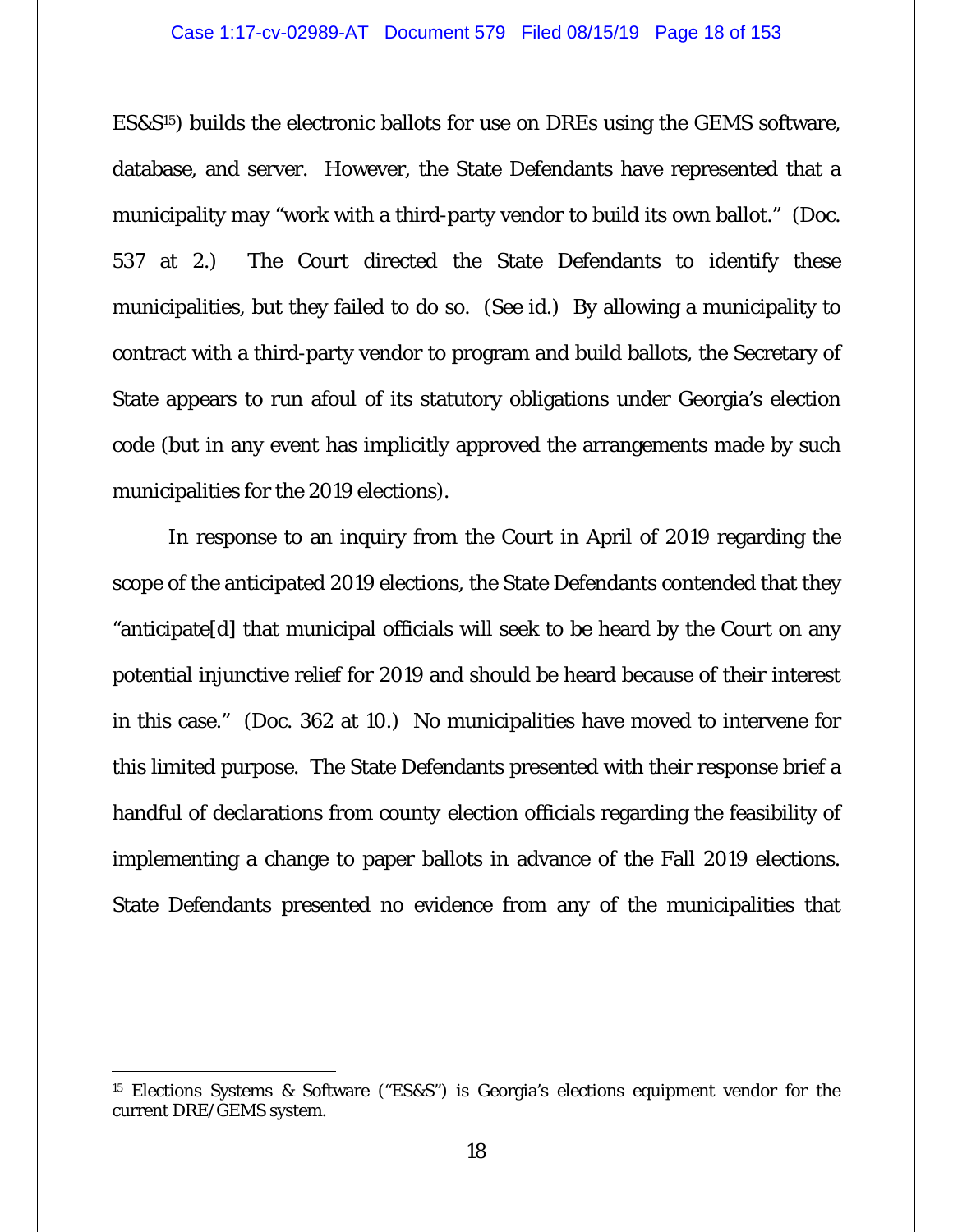ES&S[15]) builds the electronic ballots for use on DREs using the GEMS software, database, and server. However, the State Defendants have represented that a municipality may "work with a third-party vendor to build its own ballot." (Doc. 537 at 2.) The Court directed the State Defendants to identify these municipalities, but they failed to do so. (See id.) By allowing a municipality to contract with a third-party vendor to program and build ballots, the Secretary of State appears to run afoul of its statutory obligations under Georgia's election code (but in any event has implicitly approved the arrangements made by such municipalities for the 2019 elections).

In response to an inquiry from the Court in April of 2019 regarding the scope of the anticipated 2019 elections, the State Defendants contended that they "anticipate[d] that municipal officials will seek to be heard by the Court on any potential injunctive relief for 2019 and should be heard because of their interest in this case." (Doc. 362 at 10.) No municipalities have moved to intervene for this limited purpose. The State Defendants presented with their response brief a handful of declarations from county election officials regarding the feasibility of implementing a change to paper ballots in advance of the Fall 2019 elections. State Defendants presented no evidence from any of the municipalities that

[15] Elections Systems & Software ("ES&S") is Georgia's elections equipment vendor for the current DRE/GEMS system.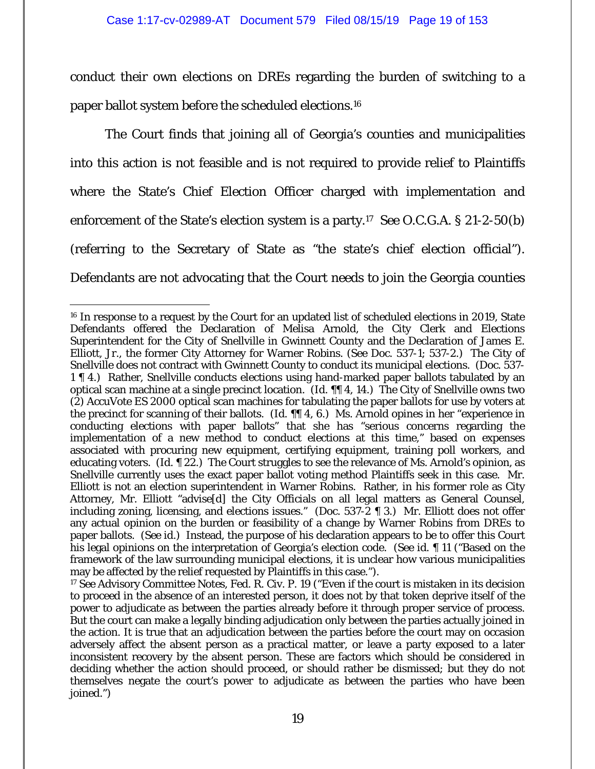conduct their own elections on DREs regarding the burden of switching to a paper ballot system before the scheduled elections.[16]

The Court finds that joining all of Georgia's counties and municipalities into this action is not feasible and is not required to provide relief to Plaintiffs where the State's Chief Election Officer charged with implementation and enforcement of the State's election system is a party.[17] See O.C.G.A. § 21-2-50(b) (referring to the Secretary of State as "the state's chief election official"). Defendants are not advocating that the Court needs to join the Georgia counties

---

[16] In response to a request by the Court for an updated list of scheduled elections in 2019, State Defendants offered the Declaration of Melisa Arnold, the City Clerk and Elections Superintendent for the City of Snellville in Gwinnett County and the Declaration of James E. Elliott, Jr., the former City Attorney for Warner Robins. (See Doc. 537-1; 537-2.) The City of Snellville does not contract with Gwinnett County to conduct its municipal elections. (Doc. 537-1 ¶ 4.) Rather, Snellville conducts elections using hand-marked paper ballots tabulated by an optical scan machine at a single precinct location. (Id. ¶¶ 4, 14.) The City of Snellville owns two (2) AccuVote ES 2000 optical scan machines for tabulating the paper ballots for use by voters at the precinct for scanning of their ballots. (Id. ¶¶ 4, 6.) Ms. Arnold opines in her "experience in conducting elections with paper ballots" that she has "serious concerns regarding the implementation of a new method to conduct elections at this time," based on expenses associated with procuring new equipment, certifying equipment, training poll workers, and educating voters. (Id. ¶ 22.) The Court struggles to see the relevance of Ms. Arnold's opinion, as Snellville currently uses the exact paper ballot voting method Plaintiffs seek in this case. Mr. Elliott is not an election superintendent in Warner Robins. Rather, in his former role as City Attorney, Mr. Elliott "advise[d] the City Officials on all legal matters as General Counsel, including zoning, licensing, and elections issues." (Doc. 537-2 ¶ 3.) Mr. Elliott does not offer any actual opinion on the burden or feasibility of a change by Warner Robins from DREs to paper ballots. (See id.) Instead, the purpose of his declaration appears to be to offer this Court his legal opinions on the interpretation of Georgia's election code. (See id. ¶ 11 ("Based on the framework of the law surrounding municipal elections, it is unclear how various municipalities may be affected by the relief requested by Plaintiffs in this case.").

[17] See Advisory Committee Notes, Fed. R. Civ. P. 19 ("Even if the court is mistaken in its decision to proceed in the absence of an interested person, it does not by that token deprive itself of the power to adjudicate as between the parties already before it through proper service of process. But the court can make a legally binding adjudication only between the parties actually joined in the action. It is true that an adjudication between the parties before the court may on occasion adversely affect the absent person as a practical matter, or leave a party exposed to a later inconsistent recovery by the absent person. These are factors which should be considered in deciding whether the action should proceed, or should rather be dismissed; but they do not themselves negate the court's power to adjudicate as between the parties who have been joined.")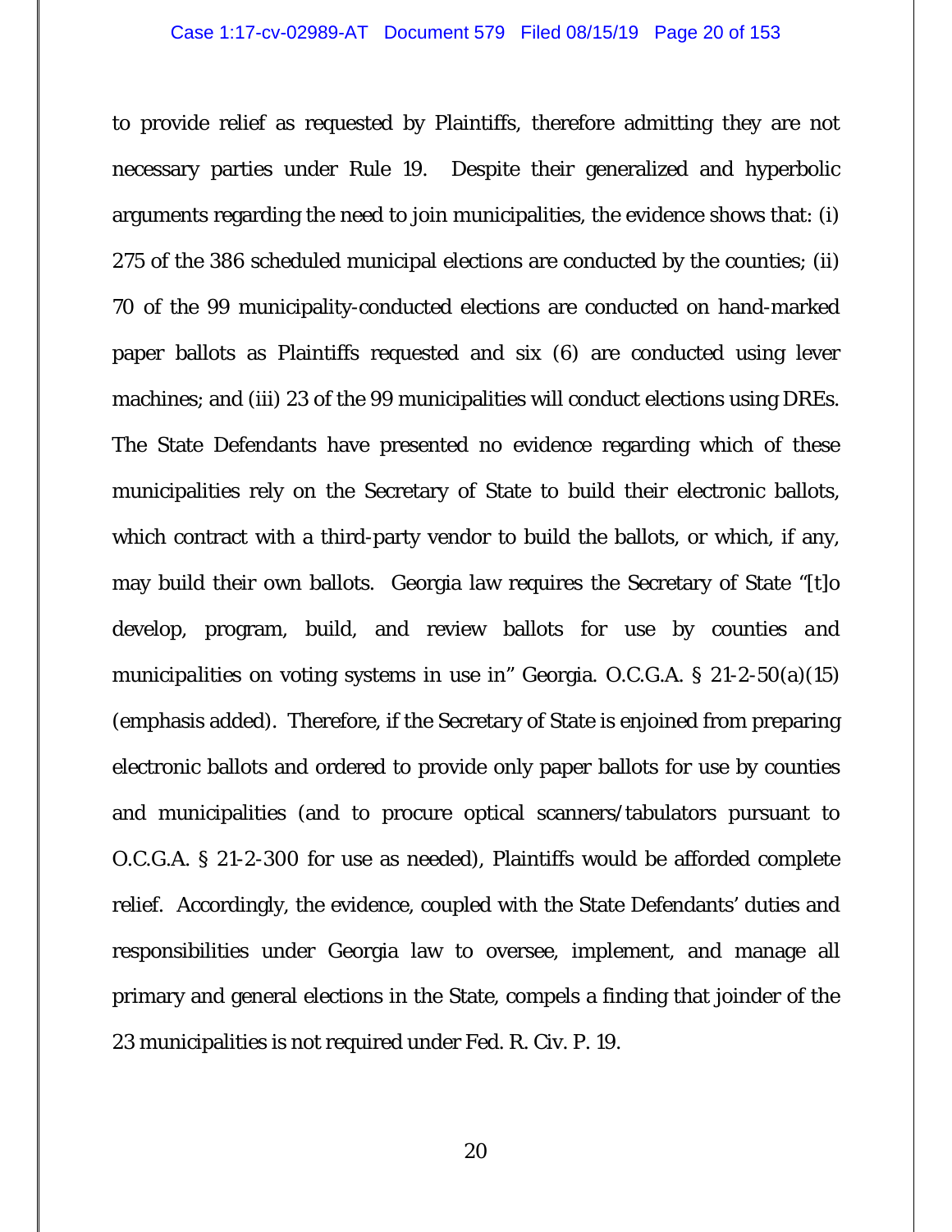to provide relief as requested by Plaintiffs, therefore admitting they are not necessary parties under Rule 19. Despite their generalized and hyperbolic arguments regarding the need to join municipalities, the evidence shows that: (i) 275 of the 386 scheduled municipal elections are conducted by the counties; (ii) 70 of the 99 municipality-conducted elections are conducted on hand-marked paper ballots as Plaintiffs requested and six (6) are conducted using lever machines; and (iii) 23 of the 99 municipalities will conduct elections using DREs. The State Defendants have presented no evidence regarding which of these municipalities rely on the Secretary of State to build their electronic ballots, which contract with a third-party vendor to build the ballots, or which, if any, may build their own ballots. Georgia law requires the Secretary of State "[t]o develop, program, build, and review ballots for use by counties *and municipalities* on voting systems in use in" Georgia. O.C.G.A. § 21-2-50(a)(15) (emphasis added). Therefore, if the Secretary of State is enjoined from preparing electronic ballots and ordered to provide only paper ballots for use by counties and municipalities (and to procure optical scanners/tabulators pursuant to O.C.G.A. § 21-2-300 for use as needed), Plaintiffs would be afforded complete relief. Accordingly, the evidence, coupled with the State Defendants' duties and responsibilities under Georgia law to oversee, implement, and manage all primary and general elections in the State, compels a finding that joinder of the 23 municipalities is not required under Fed. R. Civ. P. 19.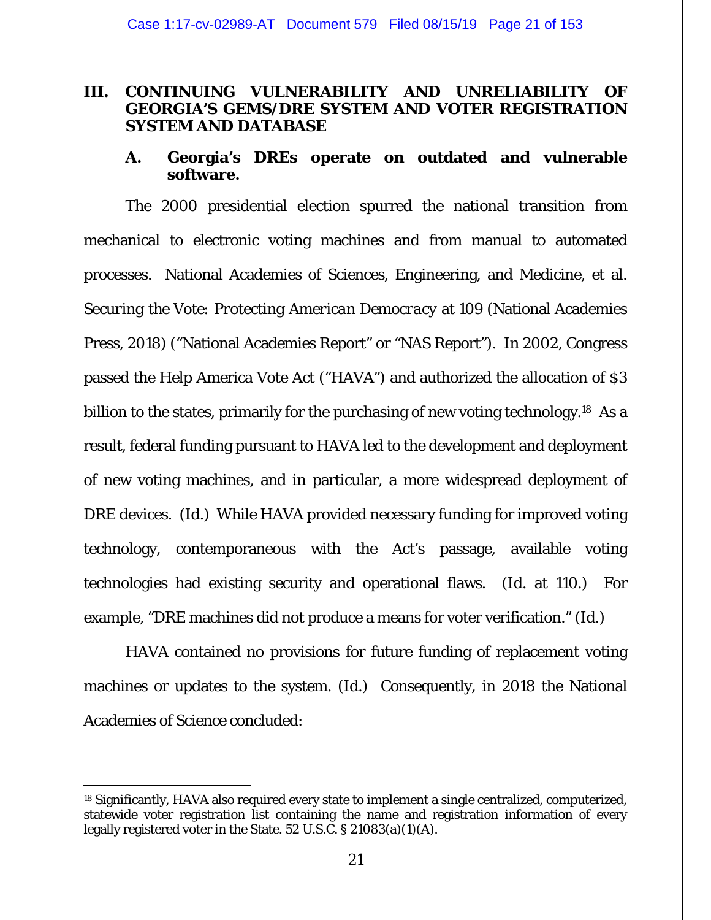## III. CONTINUING VULNERABILITY AND UNRELIABILITY OF GEORGIA'S GEMS/DRE SYSTEM AND VOTER REGISTRATION SYSTEM AND DATABASE

### A. Georgia's DREs operate on outdated and vulnerable software.

The 2000 presidential election spurred the national transition from mechanical to electronic voting machines and from manual to automated processes. National Academies of Sciences, Engineering, and Medicine, et al. *Securing the Vote: Protecting American Democracy* at 109 (National Academies Press, 2018) ("National Academies Report" or "NAS Report"). In 2002, Congress passed the Help America Vote Act ("HAVA") and authorized the allocation of $3 billion to the states, primarily for the purchasing of new voting technology.[18] As a result, federal funding pursuant to HAVA led to the development and deployment of new voting machines, and in particular, a more widespread deployment of DRE devices. (*Id.*) While HAVA provided necessary funding for improved voting technology, contemporaneous with the Act's passage, available voting technologies had existing security and operational flaws. (*Id.* at 110.) For example, "DRE machines did not produce a means for voter verification." (*Id.*)

HAVA contained no provisions for future funding of replacement voting machines or updates to the system. (*Id.*) Consequently, in 2018 the National Academies of Science concluded:

---

[18] Significantly, HAVA also required every state to implement a single centralized, computerized, statewide voter registration list containing the name and registration information of every legally registered voter in the State. 52 U.S.C. § 21083(a)(1)(A).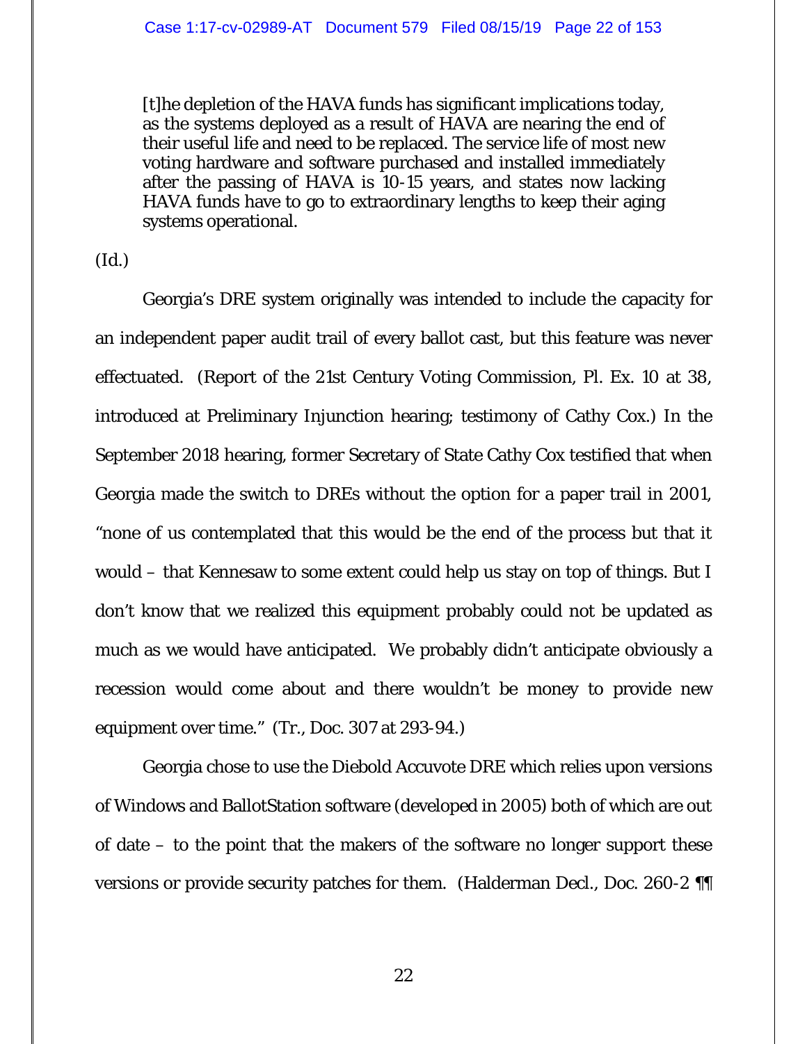> [t]he depletion of the HAVA funds has significant implications today, as the systems deployed as a result of HAVA are nearing the end of their useful life and need to be replaced. The service life of most new voting hardware and software purchased and installed immediately after the passing of HAVA is 10-15 years, and states now lacking HAVA funds have to go to extraordinary lengths to keep their aging systems operational.

(Id.)

Georgia's DRE system originally was intended to include the capacity for an independent paper audit trail of every ballot cast, but this feature was never effectuated. (Report of the 21st Century Voting Commission, Pl. Ex. 10 at 38, introduced at Preliminary Injunction hearing; testimony of Cathy Cox.) In the September 2018 hearing, former Secretary of State Cathy Cox testified that when Georgia made the switch to DREs without the option for a paper trail in 2001, "none of us contemplated that this would be the end of the process but that it would – that Kennesaw to some extent could help us stay on top of things. But I don't know that we realized this equipment probably could not be updated as much as we would have anticipated. We probably didn't anticipate obviously a recession would come about and there wouldn't be money to provide new equipment over time." (Tr., Doc. 307 at 293-94.)

Georgia chose to use the Diebold Accuvote DRE which relies upon versions of Windows and BallotStation software (developed in 2005) both of which are out of date – to the point that the makers of the software no longer support these versions or provide security patches for them. (Halderman Decl., Doc. 260-2 ¶¶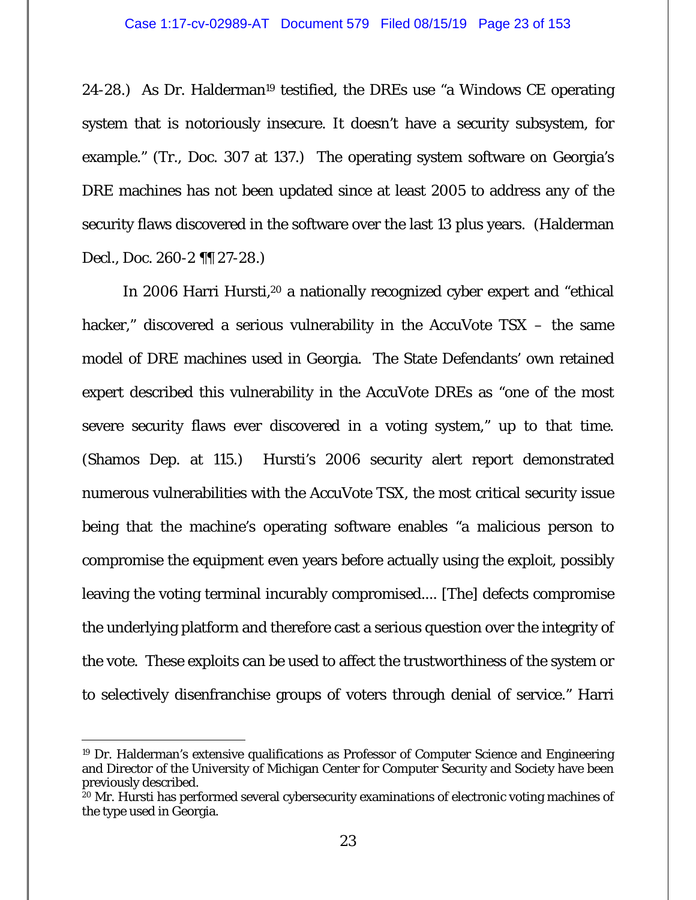24-28.) As Dr. Halderman[19] testified, the DREs use "a Windows CE operating system that is notoriously insecure. It doesn't have a security subsystem, for example." (Tr., Doc. 307 at 137.) The operating system software on Georgia's DRE machines has not been updated since at least 2005 to address any of the security flaws discovered in the software over the last 13 plus years. (Halderman Decl., Doc. 260-2 ¶¶ 27-28.)

In 2006 Harri Hursti,[20] a nationally recognized cyber expert and "ethical hacker," discovered a serious vulnerability in the AccuVote TSX – the same model of DRE machines used in Georgia. The State Defendants' own retained expert described this vulnerability in the AccuVote DREs as "one of the most severe security flaws ever discovered in a voting system," up to that time. (Shamos Dep. at 115.) Hursti's 2006 security alert report demonstrated numerous vulnerabilities with the AccuVote TSX, the most critical security issue being that the machine's operating software enables "a malicious person to compromise the equipment even years before actually using the exploit, possibly leaving the voting terminal incurably compromised.... [The] defects compromise the underlying platform and therefore cast a serious question over the integrity of the vote. These exploits can be used to affect the trustworthiness of the system or to selectively disenfranchise groups of voters through denial of service." Harri

---

[19] Dr. Halderman's extensive qualifications as Professor of Computer Science and Engineering and Director of the University of Michigan Center for Computer Security and Society have been previously described.

[20] Mr. Hursti has performed several cybersecurity examinations of electronic voting machines of the type used in Georgia.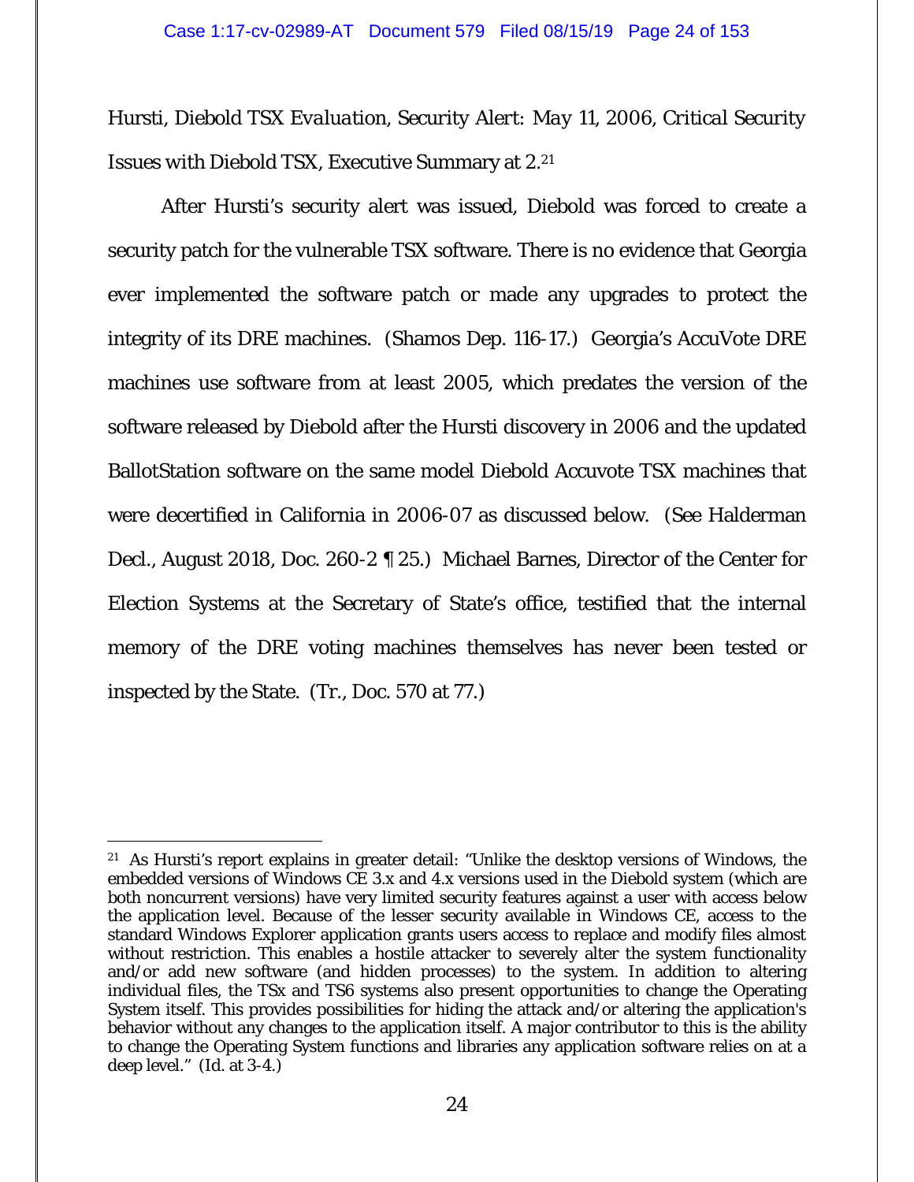Hursti, *Diebold TSX Evaluation*, Security Alert: *May 11, 2006*, Critical Security Issues with Diebold TSX, Executive Summary at 2.[21]

After Hursti's security alert was issued, Diebold was forced to create a security patch for the vulnerable TSX software. There is no evidence that Georgia ever implemented the software patch or made any upgrades to protect the integrity of its DRE machines. (Shamos Dep. 116-17.) Georgia's AccuVote DRE machines use software from at least 2005, which predates the version of the software released by Diebold after the Hursti discovery in 2006 and the updated BallotStation software on the same model Diebold Accuvote TSX machines that were decertified in California in 2006-07 as discussed below. (See Halderman Decl., August 2018, Doc. 260-2 ¶ 25.) Michael Barnes, Director of the Center for Election Systems at the Secretary of State's office, testified that the internal memory of the DRE voting machines themselves has never been tested or inspected by the State. (Tr., Doc. 570 at 77.)

---

[21] As Hursti's report explains in greater detail: "Unlike the desktop versions of Windows, the embedded versions of Windows CE 3.x and 4.x versions used in the Diebold system (which are both noncurrent versions) have very limited security features against a user with access below the application level. Because of the lesser security available in Windows CE, access to the standard Windows Explorer application grants users access to replace and modify files almost without restriction. This enables a hostile attacker to severely alter the system functionality and/or add new software (and hidden processes) to the system. In addition to altering individual files, the TSx and TS6 systems also present opportunities to change the Operating System itself. This provides possibilities for hiding the attack and/or altering the application's behavior without any changes to the application itself. A major contributor to this is the ability to change the Operating System functions and libraries any application software relies on at a deep level." (Id. at 3-4.)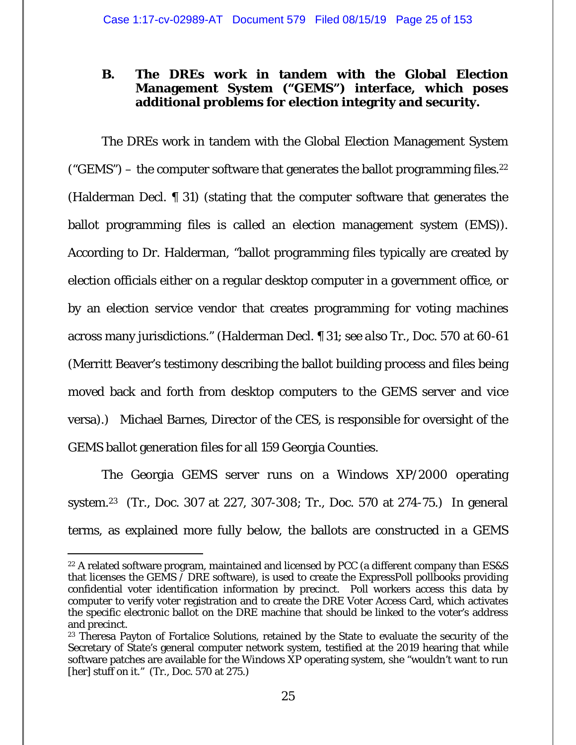### B. The DREs work in tandem with the Global Election Management System ("GEMS") interface, which poses additional problems for election integrity and security.

The DREs work in tandem with the Global Election Management System ("GEMS") – the computer software that generates the ballot programming files.[22] (Halderman Decl. ¶ 31) (stating that the computer software that generates the ballot programming files is called an election management system (EMS)). According to Dr. Halderman, "ballot programming files typically are created by election officials either on a regular desktop computer in a government office, or by an election service vendor that creates programming for voting machines across many jurisdictions." (Halderman Decl. ¶ 31; *see also* Tr., Doc. 570 at 60-61 (Merritt Beaver's testimony describing the ballot building process and files being moved back and forth from desktop computers to the GEMS server and vice versa).) Michael Barnes, Director of the CES, is responsible for oversight of the GEMS ballot generation files for all 159 Georgia Counties.

The Georgia GEMS server runs on a Windows XP/2000 operating system.[23] (Tr., Doc. 307 at 227, 307-308; Tr., Doc. 570 at 274-75.) In general terms, as explained more fully below, the ballots are constructed in a GEMS

---

[22] A related software program, maintained and licensed by PCC (a different company than ES&S that licenses the GEMS / DRE software), is used to create the ExpressPoll pollbooks providing confidential voter identification information by precinct. Poll workers access this data by computer to verify voter registration and to create the DRE Voter Access Card, which activates the specific electronic ballot on the DRE machine that should be linked to the voter's address and precinct.

[23] Theresa Payton of Fortalice Solutions, retained by the State to evaluate the security of the Secretary of State's general computer network system, testified at the 2019 hearing that while software patches are available for the Windows XP operating system, she "wouldn't want to run [her] stuff on it." (Tr., Doc. 570 at 275.)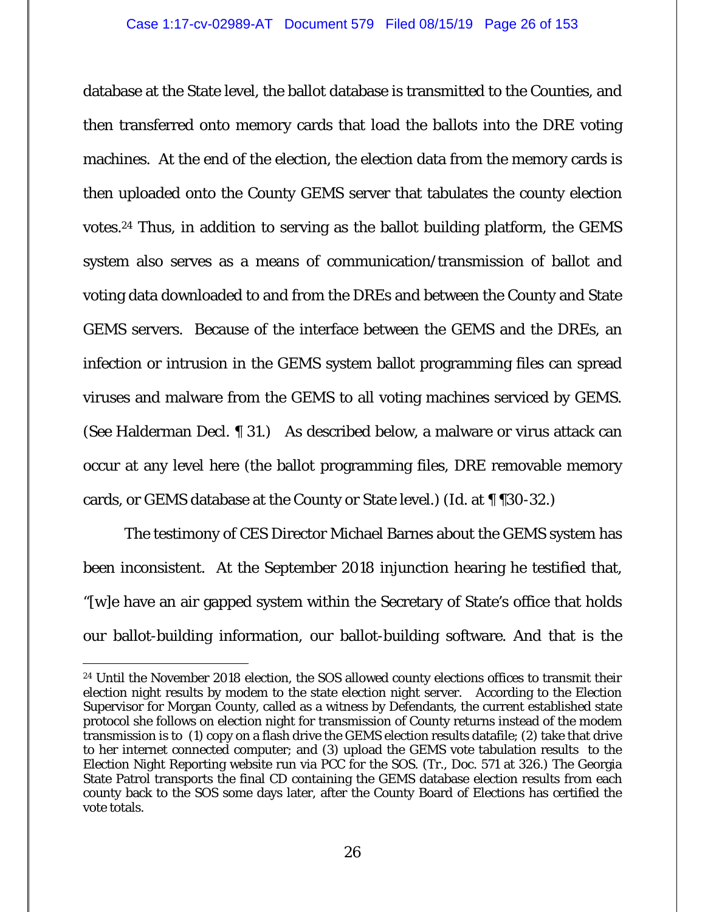database at the State level, the ballot database is transmitted to the Counties, and then transferred onto memory cards that load the ballots into the DRE voting machines. At the end of the election, the election data from the memory cards is then uploaded onto the County GEMS server that tabulates the county election votes.[24] Thus, in addition to serving as the ballot building platform, the GEMS system also serves as a means of communication/transmission of ballot and voting data downloaded to and from the DREs and between the County and State GEMS servers. Because of the interface between the GEMS and the DREs, an infection or intrusion in the GEMS system ballot programming files can spread viruses and malware from the GEMS to all voting machines serviced by GEMS. (See Halderman Decl. ¶ 31.) As described below, a malware or virus attack can occur at any level here (the ballot programming files, DRE removable memory cards, or GEMS database at the County or State level.) (*Id.* at ¶ ¶30-32.)

The testimony of CES Director Michael Barnes about the GEMS system has been inconsistent. At the September 2018 injunction hearing he testified that, "[w]e have an air gapped system within the Secretary of State's office that holds our ballot-building information, our ballot-building software. And that is the

---

[24] Until the November 2018 election, the SOS allowed county elections offices to transmit their election night results by modem to the state election night server. According to the Election Supervisor for Morgan County, called as a witness by Defendants, the current established state protocol she follows on election night for transmission of County returns instead of the modem transmission is to (1) copy on a flash drive the GEMS election results datafile; (2) take that drive to her internet connected computer; and (3) upload the GEMS vote tabulation results to the Election Night Reporting website run via PCC for the SOS. (Tr., Doc. 571 at 326.) The Georgia State Patrol transports the final CD containing the GEMS database election results from each county back to the SOS some days later, after the County Board of Elections has certified the vote totals.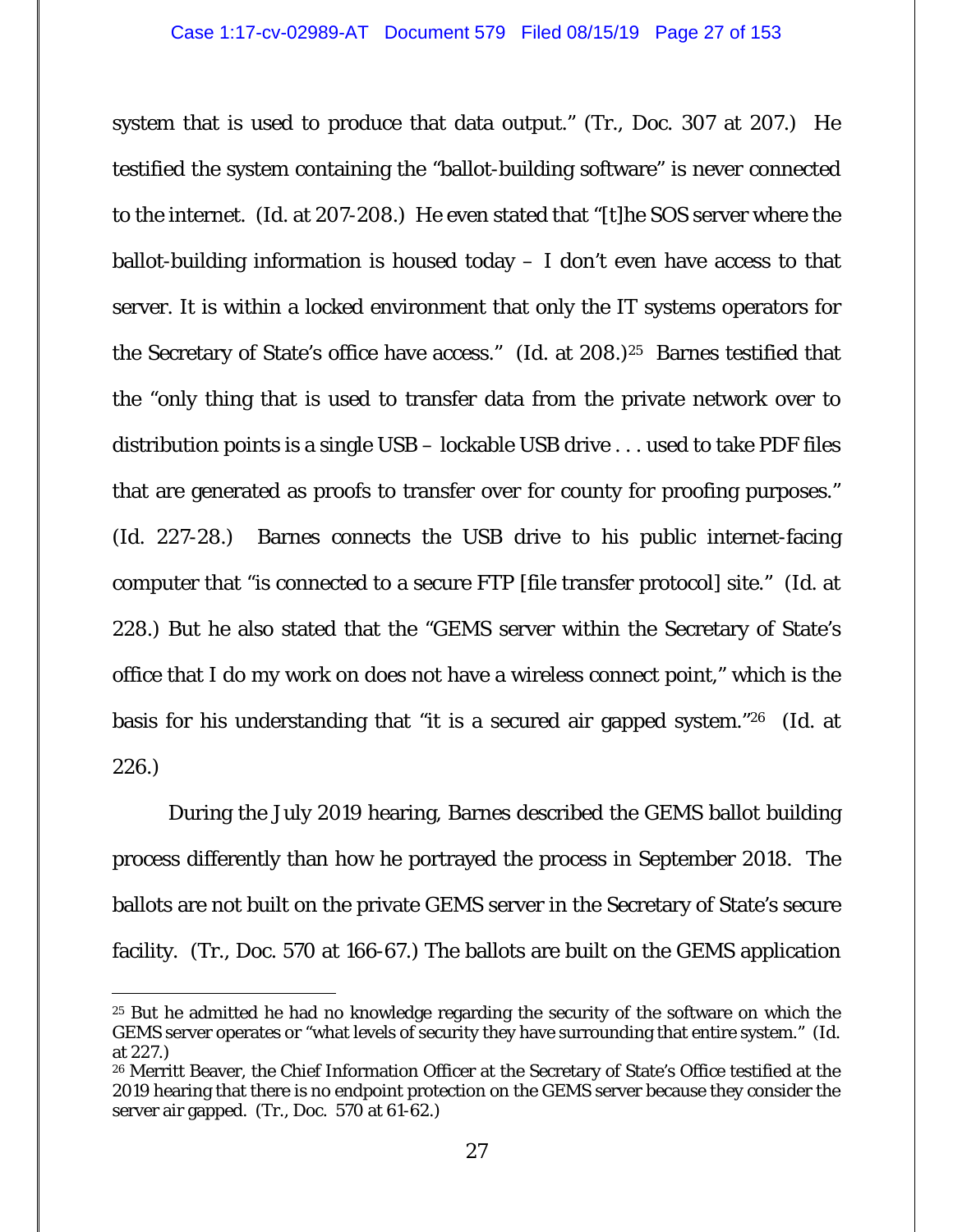system that is used to produce that data output." (Tr., Doc. 307 at 207.) He testified the system containing the "ballot-building software" is never connected to the internet. (Id. at 207-208.) He even stated that "[t]he SOS server where the ballot-building information is housed today – I don't even have access to that server. It is within a locked environment that only the IT systems operators for the Secretary of State's office have access." (Id. at 208.)[25] Barnes testified that the "only thing that is used to transfer data from the private network over to distribution points is a single USB – lockable USB drive . . . used to take PDF files that are generated as proofs to transfer over for county for proofing purposes." (Id. 227-28.) Barnes connects the USB drive to his public internet-facing computer that "is connected to a secure FTP [file transfer protocol] site." (Id. at 228.) But he also stated that the "GEMS server within the Secretary of State's office that I do my work on does not have a wireless connect point," which is the basis for his understanding that "it is a secured air gapped system."[26] (Id. at 226.)

During the July 2019 hearing, Barnes described the GEMS ballot building process differently than how he portrayed the process in September 2018. The ballots are not built on the private GEMS server in the Secretary of State's secure facility. (Tr., Doc. 570 at 166-67.) The ballots are built on the GEMS application

---

[25] But he admitted he had no knowledge regarding the security of the software on which the GEMS server operates or "what levels of security they have surrounding that entire system." (Id. at 227.)

[26] Merritt Beaver, the Chief Information Officer at the Secretary of State's Office testified at the 2019 hearing that there is no endpoint protection on the GEMS server because they consider the server air gapped. (Tr., Doc. 570 at 61-62.)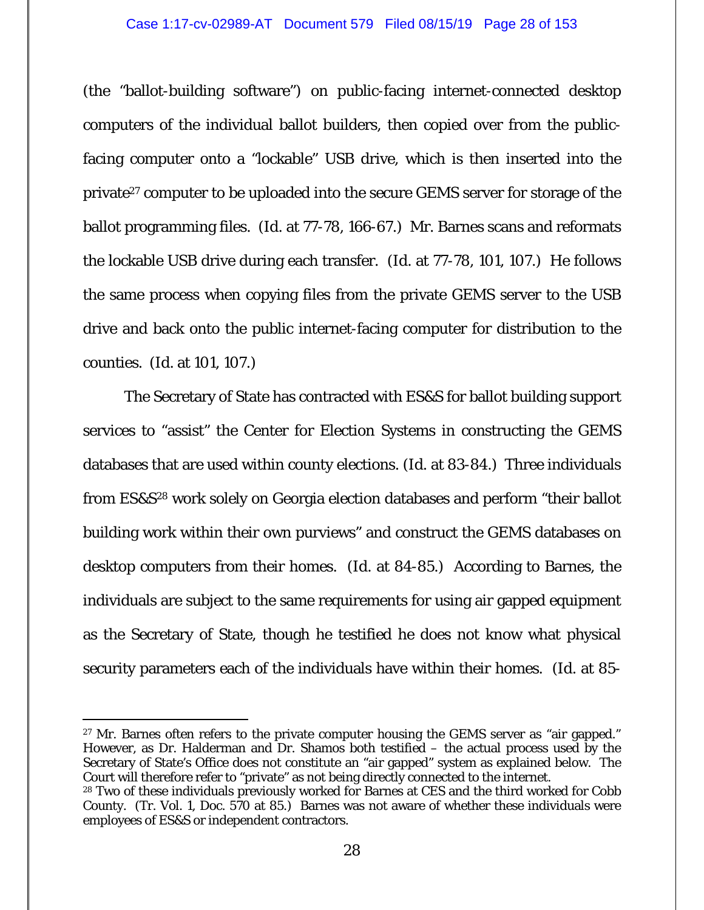(the "ballot-building software") on public-facing internet-connected desktop computers of the individual ballot builders, then copied over from the public-facing computer onto a "lockable" USB drive, which is then inserted into the private[27] computer to be uploaded into the secure GEMS server for storage of the ballot programming files. (Id. at 77-78, 166-67.) Mr. Barnes scans and reformats the lockable USB drive during each transfer. (Id. at 77-78, 101, 107.) He follows the same process when copying files from the private GEMS server to the USB drive and back onto the public internet-facing computer for distribution to the counties. (Id. at 101, 107.)

The Secretary of State has contracted with ES&S for ballot building support services to "assist" the Center for Election Systems in constructing the GEMS databases that are used within county elections. (Id. at 83-84.) Three individuals from ES&S[28] work solely on Georgia election databases and perform "their ballot building work within their own purviews" and construct the GEMS databases on desktop computers from their homes. (Id. at 84-85.) According to Barnes, the individuals are subject to the same requirements for using air gapped equipment as the Secretary of State, though he testified he does not know what physical security parameters each of the individuals have within their homes. (Id. at 85-

---

[27] Mr. Barnes often refers to the private computer housing the GEMS server as "air gapped." However, as Dr. Halderman and Dr. Shamos both testified – the actual process used by the Secretary of State's Office does not constitute an "air gapped" system as explained below. The Court will therefore refer to "private" as not being directly connected to the internet.

[28] Two of these individuals previously worked for Barnes at CES and the third worked for Cobb County. (Tr. Vol. 1, Doc. 570 at 85.) Barnes was not aware of whether these individuals were employees of ES&S or independent contractors.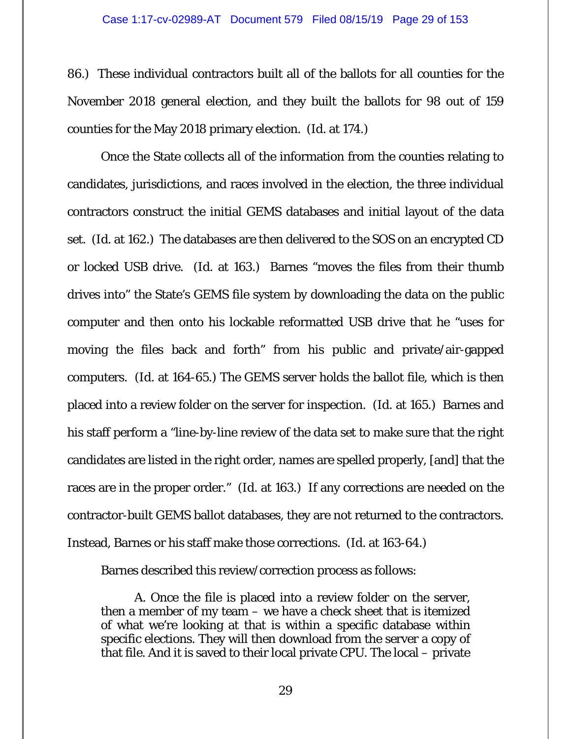86.) These individual contractors built all of the ballots for all counties for the November 2018 general election, and they built the ballots for 98 out of 159 counties for the May 2018 primary election. (Id. at 174.)

Once the State collects all of the information from the counties relating to candidates, jurisdictions, and races involved in the election, the three individual contractors construct the initial GEMS databases and initial layout of the data set. (Id. at 162.) The databases are then delivered to the SOS on an encrypted CD or locked USB drive. (Id. at 163.) Barnes "moves the files from their thumb drives into" the State's GEMS file system by downloading the data on the public computer and then onto his lockable reformatted USB drive that he "uses for moving the files back and forth" from his public and private/air-gapped computers. (Id. at 164-65.) The GEMS server holds the ballot file, which is then placed into a review folder on the server for inspection. (Id. at 165.) Barnes and his staff perform a "line-by-line review of the data set to make sure that the right candidates are listed in the right order, names are spelled properly, [and] that the races are in the proper order." (Id. at 163.) If any corrections are needed on the contractor-built GEMS ballot databases, they are not returned to the contractors. Instead, Barnes or his staff make those corrections. (Id. at 163-64.)

Barnes described this review/correction process as follows:

> A. Once the file is placed into a review folder on the server, then a member of my team – we have a check sheet that is itemized of what we're looking at that is within a specific database within specific elections. They will then download from the server a copy of that file. And it is saved to their local private CPU. The local – private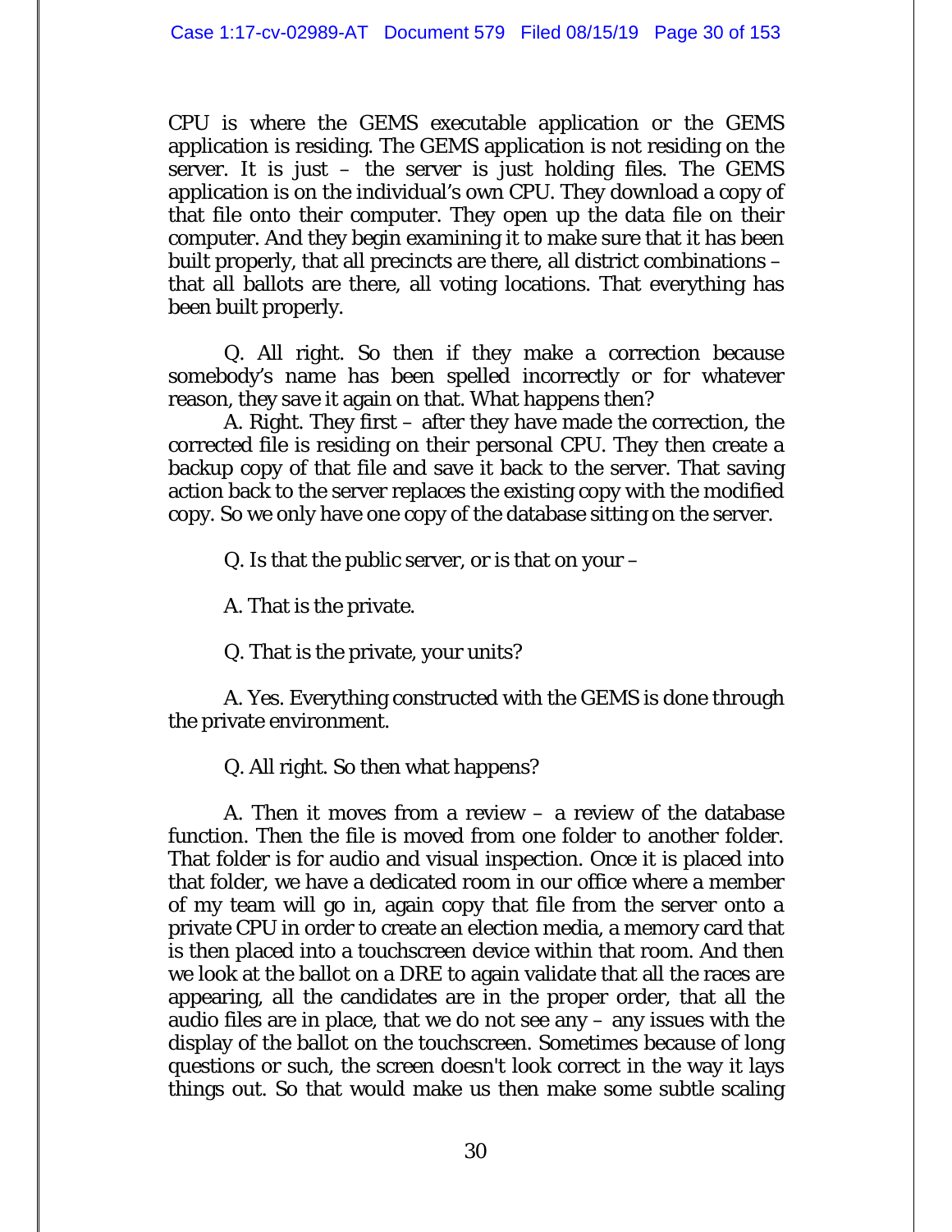CPU is where the GEMS executable application or the GEMS application is residing. The GEMS application is not residing on the server. It is just – the server is just holding files. The GEMS application is on the individual's own CPU. They download a copy of that file onto their computer. They open up the data file on their computer. And they begin examining it to make sure that it has been built properly, that all precincts are there, all district combinations – that all ballots are there, all voting locations. That everything has been built properly.

Q. All right. So then if they make a correction because somebody's name has been spelled incorrectly or for whatever reason, they save it again on that. What happens then?

A. Right. They first – after they have made the correction, the corrected file is residing on their personal CPU. They then create a backup copy of that file and save it back to the server. That saving action back to the server replaces the existing copy with the modified copy. So we only have one copy of the database sitting on the server.

Q. Is that the public server, or is that on your –

A. That is the private.

Q. That is the private, your units?

A. Yes. Everything constructed with the GEMS is done through the private environment.

Q. All right. So then what happens?

A. Then it moves from a review – a review of the database function. Then the file is moved from one folder to another folder. That folder is for audio and visual inspection. Once it is placed into that folder, we have a dedicated room in our office where a member of my team will go in, again copy that file from the server onto a private CPU in order to create an election media, a memory card that is then placed into a touchscreen device within that room. And then we look at the ballot on a DRE to again validate that all the races are appearing, all the candidates are in the proper order, that all the audio files are in place, that we do not see any – any issues with the display of the ballot on the touchscreen. Sometimes because of long questions or such, the screen doesn't look correct in the way it lays things out. So that would make us then make some subtle scaling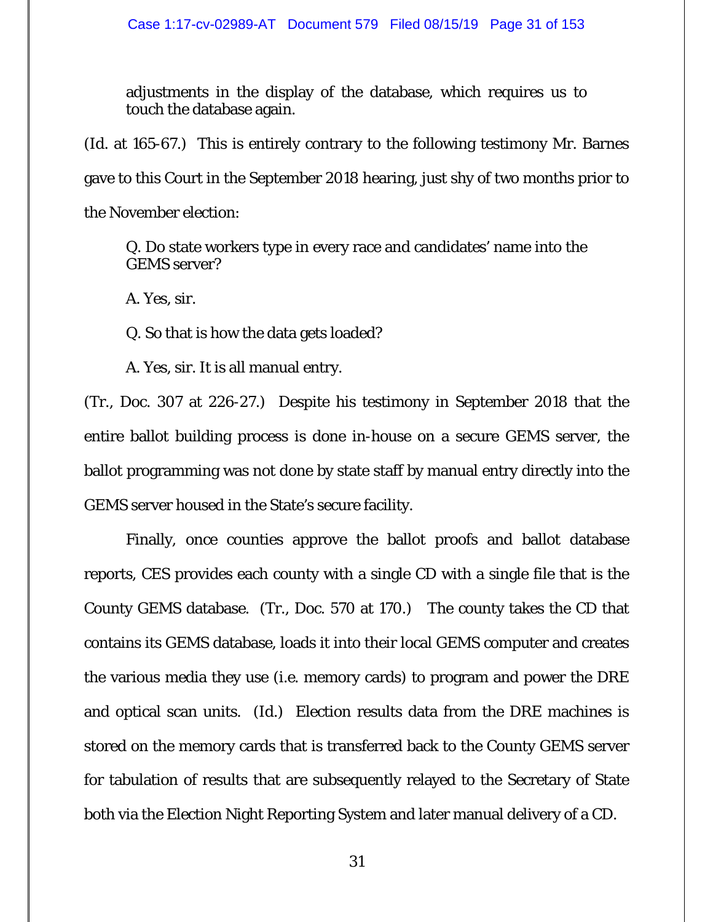> adjustments in the display of the database, which requires us to touch the database again.

(Id. at 165-67.) This is entirely contrary to the following testimony Mr. Barnes gave to this Court in the September 2018 hearing, just shy of two months prior to the November election:

> Q. Do state workers type in every race and candidates' name into the GEMS server?
>
> A. Yes, sir.
>
> Q. So that is how the data gets loaded?
>
> A. Yes, sir. It is all manual entry.

(Tr., Doc. 307 at 226-27.) Despite his testimony in September 2018 that the entire ballot building process is done in-house on a secure GEMS server, the ballot programming was not done by state staff by manual entry directly into the GEMS server housed in the State's secure facility.

Finally, once counties approve the ballot proofs and ballot database reports, CES provides each county with a single CD with a single file that is the County GEMS database. (Tr., Doc. 570 at 170.) The county takes the CD that contains its GEMS database, loads it into their local GEMS computer and creates the various media they use (i.e. memory cards) to program and power the DRE and optical scan units. (Id.) Election results data from the DRE machines is stored on the memory cards that is transferred back to the County GEMS server for tabulation of results that are subsequently relayed to the Secretary of State both via the Election Night Reporting System and later manual delivery of a CD.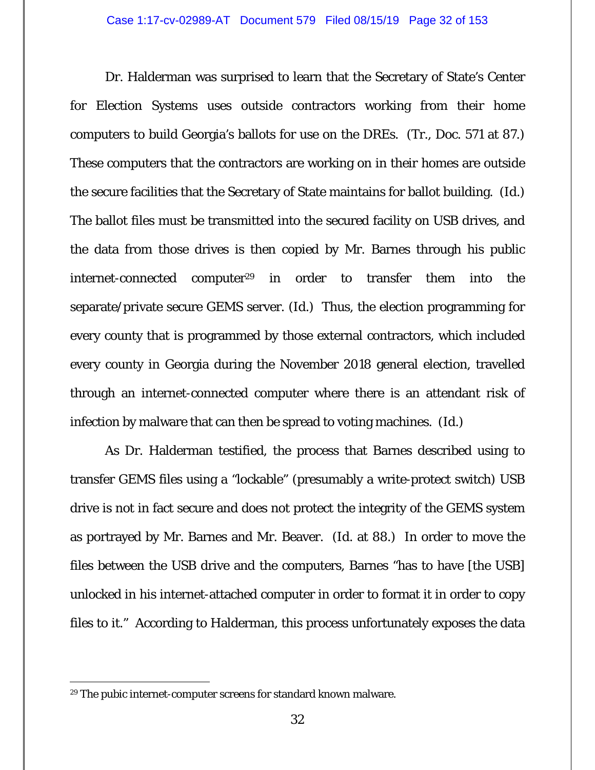Dr. Halderman was surprised to learn that the Secretary of State's Center for Election Systems uses outside contractors working from their home computers to build Georgia's ballots for use on the DREs. (Tr., Doc. 571 at 87.) These computers that the contractors are working on in their homes are outside the secure facilities that the Secretary of State maintains for ballot building. (Id.) The ballot files must be transmitted into the secured facility on USB drives, and the data from those drives is then copied by Mr. Barnes through his public internet-connected computer[29] in order to transfer them into the separate/private secure GEMS server. (Id.) Thus, the election programming for every county that is programmed by those external contractors, which included every county in Georgia during the November 2018 general election, travelled through an internet-connected computer where there is an attendant risk of infection by malware that can then be spread to voting machines. (Id.)

As Dr. Halderman testified, the process that Barnes described using to transfer GEMS files using a "lockable" (presumably a write-protect switch) USB drive is not in fact secure and does not protect the integrity of the GEMS system as portrayed by Mr. Barnes and Mr. Beaver. (Id. at 88.) In order to move the files between the USB drive and the computers, Barnes "has to have [the USB] unlocked in his internet-attached computer in order to format it in order to copy files to it." According to Halderman, this process unfortunately exposes the data

---

[29] The pubic internet-computer screens for standard known malware.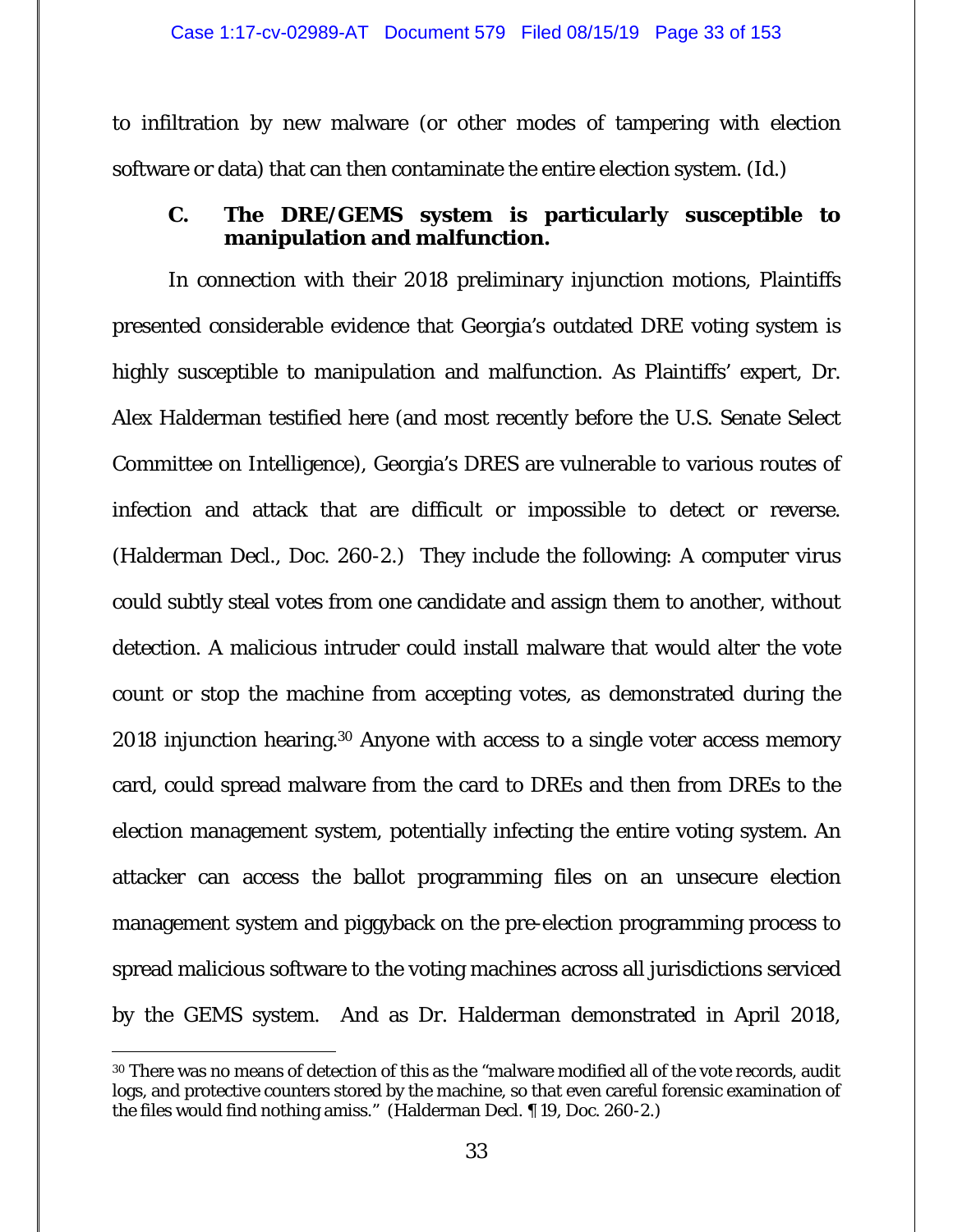to infiltration by new malware (or other modes of tampering with election software or data) that can then contaminate the entire election system. (Id.)

### C. The DRE/GEMS system is particularly susceptible to manipulation and malfunction.

In connection with their 2018 preliminary injunction motions, Plaintiffs presented considerable evidence that Georgia's outdated DRE voting system is highly susceptible to manipulation and malfunction. As Plaintiffs' expert, Dr. Alex Halderman testified here (and most recently before the U.S. Senate Select Committee on Intelligence), Georgia's DRES are vulnerable to various routes of infection and attack that are difficult or impossible to detect or reverse. (Halderman Decl., Doc. 260-2.) They include the following: A computer virus could subtly steal votes from one candidate and assign them to another, without detection. A malicious intruder could install malware that would alter the vote count or stop the machine from accepting votes, as demonstrated during the 2018 injunction hearing.[30] Anyone with access to a single voter access memory card, could spread malware from the card to DREs and then from DREs to the election management system, potentially infecting the entire voting system. An attacker can access the ballot programming files on an unsecure election management system and piggyback on the pre-election programming process to spread malicious software to the voting machines across all jurisdictions serviced by the GEMS system. And as Dr. Halderman demonstrated in April 2018,

[30] There was no means of detection of this as the "malware modified all of the vote records, audit logs, and protective counters stored by the machine, so that even careful forensic examination of the files would find nothing amiss." (Halderman Decl. ¶ 19, Doc. 260-2.)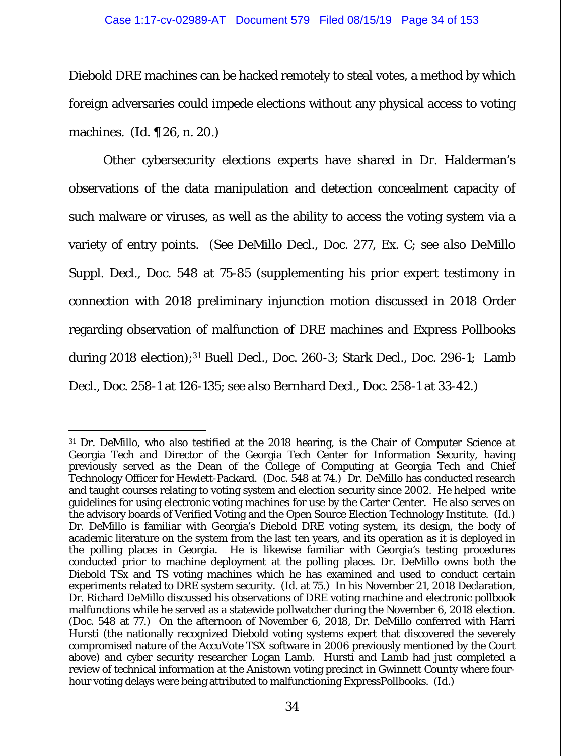Diebold DRE machines can be hacked remotely to steal votes, a method by which foreign adversaries could impede elections without any physical access to voting machines. (Id. ¶ 26, n. 20.)

Other cybersecurity elections experts have shared in Dr. Halderman's observations of the data manipulation and detection concealment capacity of such malware or viruses, as well as the ability to access the voting system via a variety of entry points. (*See* DeMillo Decl., Doc. 277, Ex. C; *see also* DeMillo Suppl. Decl., Doc. 548 at 75-85 (supplementing his prior expert testimony in connection with 2018 preliminary injunction motion discussed in 2018 Order regarding observation of malfunction of DRE machines and Express Pollbooks during 2018 election);[31] Buell Decl., Doc. 260-3; Stark Decl., Doc. 296-1; Lamb Decl., Doc. 258-1 at 126-135; *see also* Bernhard Decl., Doc. 258-1 at 33-42.)

---

[31] Dr. DeMillo, who also testified at the 2018 hearing, is the Chair of Computer Science at Georgia Tech and Director of the Georgia Tech Center for Information Security, having previously served as the Dean of the College of Computing at Georgia Tech and Chief Technology Officer for Hewlett-Packard. (Doc. 548 at 74.) Dr. DeMillo has conducted research and taught courses relating to voting system and election security since 2002. He helped write guidelines for using electronic voting machines for use by the Carter Center. He also serves on the advisory boards of Verified Voting and the Open Source Election Technology Institute. (Id.) Dr. DeMillo is familiar with Georgia's Diebold DRE voting system, its design, the body of academic literature on the system from the last ten years, and its operation as it is deployed in the polling places in Georgia. He is likewise familiar with Georgia's testing procedures conducted prior to machine deployment at the polling places. Dr. DeMillo owns both the Diebold TSx and TS voting machines which he has examined and used to conduct certain experiments related to DRE system security. (Id. at 75.) In his November 21, 2018 Declaration, Dr. Richard DeMillo discussed his observations of DRE voting machine and electronic pollbook malfunctions while he served as a statewide pollwatcher during the November 6, 2018 election. (Doc. 548 at 77.) On the afternoon of November 6, 2018, Dr. DeMillo conferred with Harri Hursti (the nationally recognized Diebold voting systems expert that discovered the severely compromised nature of the AccuVote TSX software in 2006 previously mentioned by the Court above) and cyber security researcher Logan Lamb. Hursti and Lamb had just completed a review of technical information at the Anistown voting precinct in Gwinnett County where four-hour voting delays were being attributed to malfunctioning ExpressPollbooks. (Id.)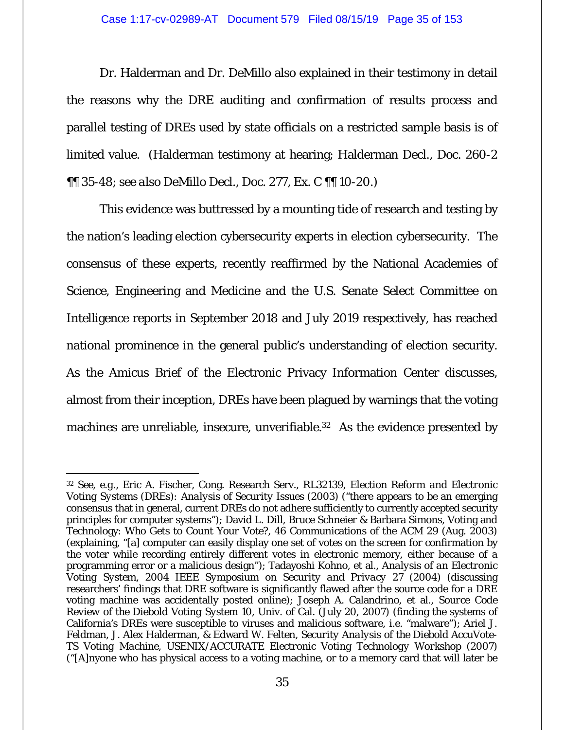Dr. Halderman and Dr. DeMillo also explained in their testimony in detail the reasons why the DRE auditing and confirmation of results process and parallel testing of DREs used by state officials on a restricted sample basis is of limited value. (Halderman testimony at hearing; Halderman Decl., Doc. 260-2 ¶¶ 35-48; *see also* DeMillo Decl., Doc. 277, Ex. C ¶¶ 10-20.)

This evidence was buttressed by a mounting tide of research and testing by the nation's leading election cybersecurity experts in election cybersecurity. The consensus of these experts, recently reaffirmed by the National Academies of Science, Engineering and Medicine and the U.S. Senate Select Committee on Intelligence reports in September 2018 and July 2019 respectively, has reached national prominence in the general public's understanding of election security. As the Amicus Brief of the Electronic Privacy Information Center discusses, almost from their inception, DREs have been plagued by warnings that the voting machines are unreliable, insecure, unverifiable.[32] As the evidence presented by

---

[32] *See, e.g.*, Eric A. Fischer, Cong. Research Serv., RL32139, *Election Reform and Electronic Voting Systems (DREs): Analysis of Security Issues* (2003) ("there appears to be an emerging consensus that in general, current DREs do not adhere sufficiently to currently accepted security principles for computer systems"); David L. Dill, Bruce Schneier & Barbara Simons, Voting and Technology: Who Gets to Count Your Vote?, 46 Communications of the ACM 29 (Aug. 2003) (explaining, "[a] computer can easily display one set of votes on the screen for confirmation by the voter while recording entirely different votes in electronic memory, either because of a programming error or a malicious design"); Tadayoshi Kohno, et al., *Analysis of an Electronic Voting System*, *2004 IEEE Symposium on Security and Privacy* 27 (2004) (discussing researchers' findings that DRE software is significantly flawed after the source code for a DRE voting machine was accidentally posted online); Joseph A. Calandrino, et al., *Source Code Review of the Diebold Voting System* 10, Univ. of Cal. (July 20, 2007) (finding the systems of California's DREs were susceptible to viruses and malicious software, i.e. "malware"); Ariel J. Feldman, J. Alex Halderman, & Edward W. Felten, *Security Analysis of the Diebold AccuVote-TS Voting Machine*, *USENIX/ACCURATE Electronic Voting Technology Workshop* (2007) ("[A]nyone who has physical access to a voting machine, or to a memory card that will later be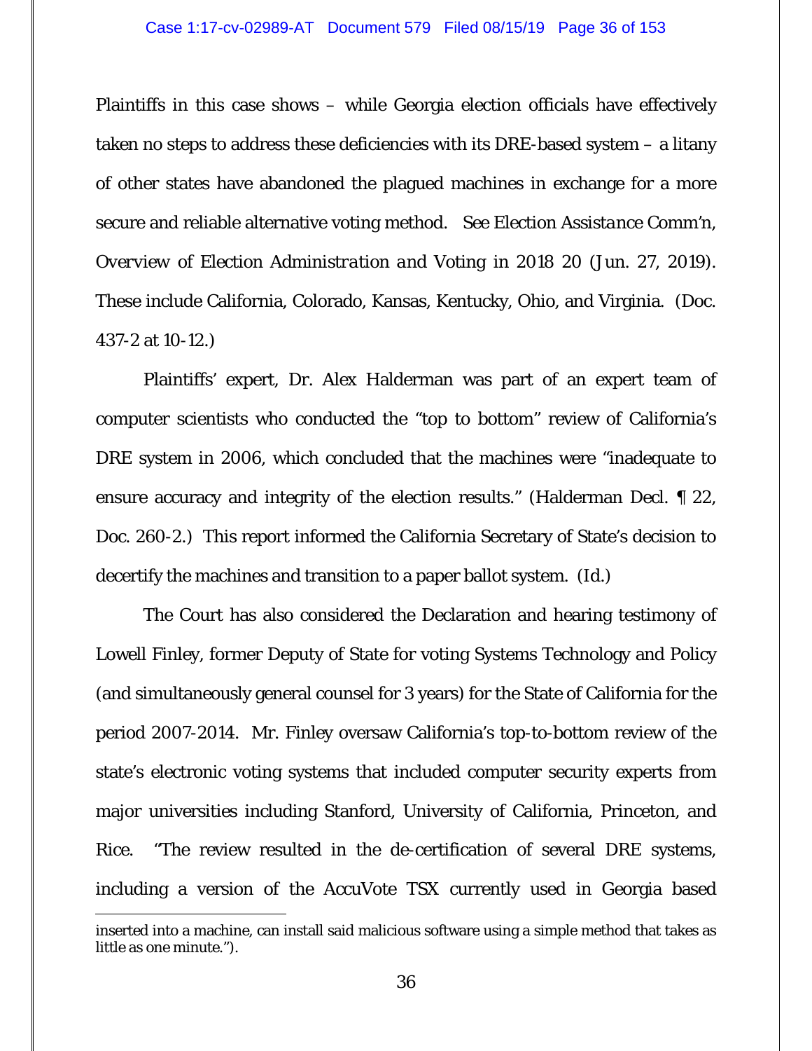Plaintiffs in this case shows – while Georgia election officials have effectively taken no steps to address these deficiencies with its DRE-based system – a litany of other states have abandoned the plagued machines in exchange for a more secure and reliable alternative voting method. *See* Election Assistance Comm'n, *Overview of Election Administration and Voting in 2018* 20 (Jun. 27, 2019). These include California, Colorado, Kansas, Kentucky, Ohio, and Virginia. (Doc. 437-2 at 10-12.)

Plaintiffs' expert, Dr. Alex Halderman was part of an expert team of computer scientists who conducted the "top to bottom" review of California's DRE system in 2006, which concluded that the machines were "inadequate to ensure accuracy and integrity of the election results." (Halderman Decl. ¶ 22, Doc. 260-2.) This report informed the California Secretary of State's decision to decertify the machines and transition to a paper ballot system. (*Id.*)

The Court has also considered the Declaration and hearing testimony of Lowell Finley, former Deputy of State for voting Systems Technology and Policy (and simultaneously general counsel for 3 years) for the State of California for the period 2007-2014. Mr. Finley oversaw California's top-to-bottom review of the state's electronic voting systems that included computer security experts from major universities including Stanford, University of California, Princeton, and Rice. "The review resulted in the de-certification of several DRE systems, including a version of the AccuVote TSX currently used in Georgia based

---

inserted into a machine, can install said malicious software using a simple method that takes as little as one minute.").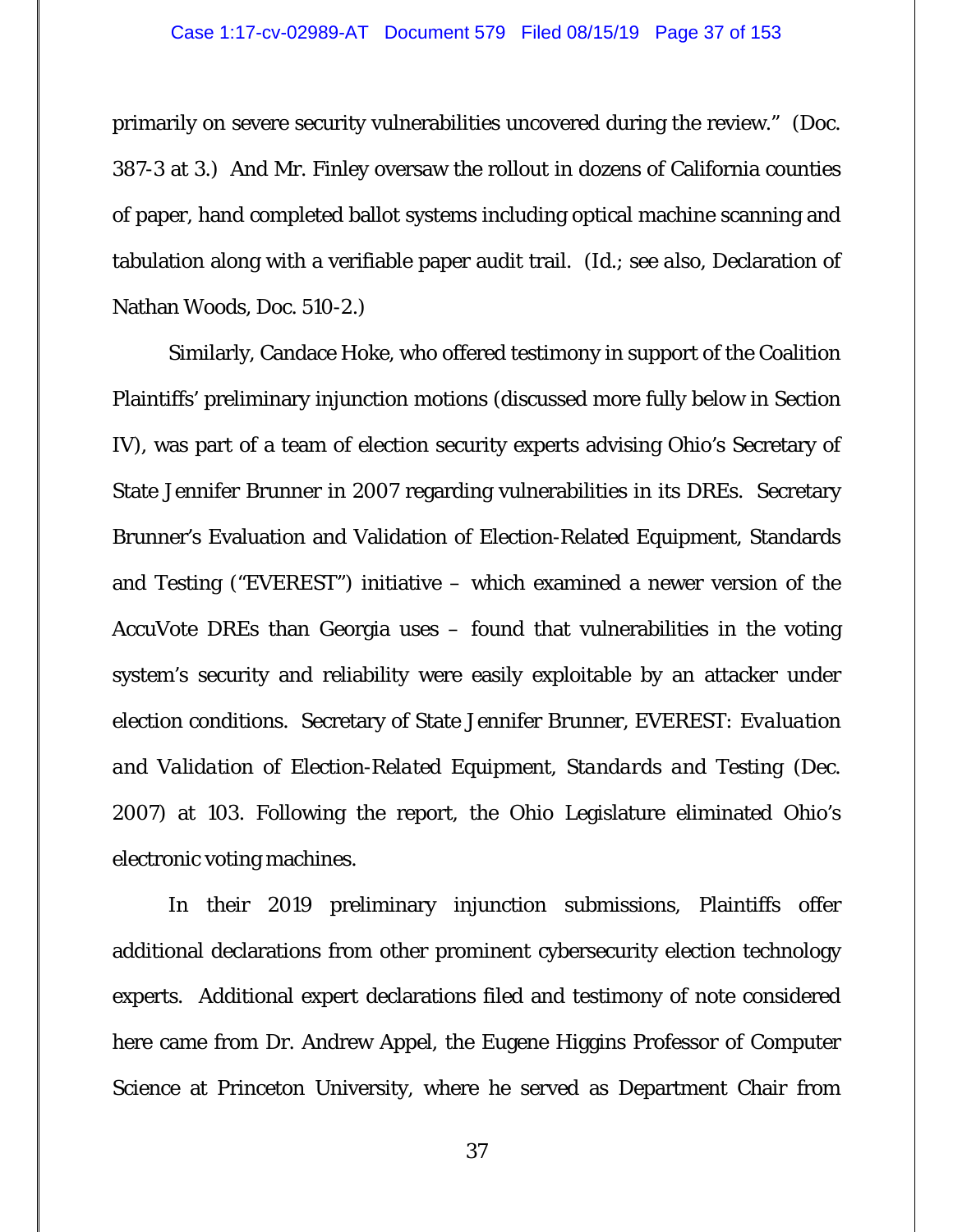primarily on severe security vulnerabilities uncovered during the review." (Doc. 387-3 at 3.) And Mr. Finley oversaw the rollout in dozens of California counties of paper, hand completed ballot systems including optical machine scanning and tabulation along with a verifiable paper audit trail. (*Id.*; *see also*, Declaration of Nathan Woods, Doc. 510-2.)

Similarly, Candace Hoke, who offered testimony in support of the Coalition Plaintiffs' preliminary injunction motions (discussed more fully below in Section IV), was part of a team of election security experts advising Ohio's Secretary of State Jennifer Brunner in 2007 regarding vulnerabilities in its DREs. Secretary Brunner's Evaluation and Validation of Election-Related Equipment, Standards and Testing ("EVEREST") initiative – which examined a newer version of the AccuVote DREs than Georgia uses – found that vulnerabilities in the voting system's security and reliability were easily exploitable by an attacker under election conditions. Secretary of State Jennifer Brunner, *EVEREST: Evaluation and Validation of Election-Related Equipment, Standards and Testing* (Dec. 2007) at 103. Following the report, the Ohio Legislature eliminated Ohio's electronic voting machines.

In their 2019 preliminary injunction submissions, Plaintiffs offer additional declarations from other prominent cybersecurity election technology experts. Additional expert declarations filed and testimony of note considered here came from Dr. Andrew Appel, the Eugene Higgins Professor of Computer Science at Princeton University, where he served as Department Chair from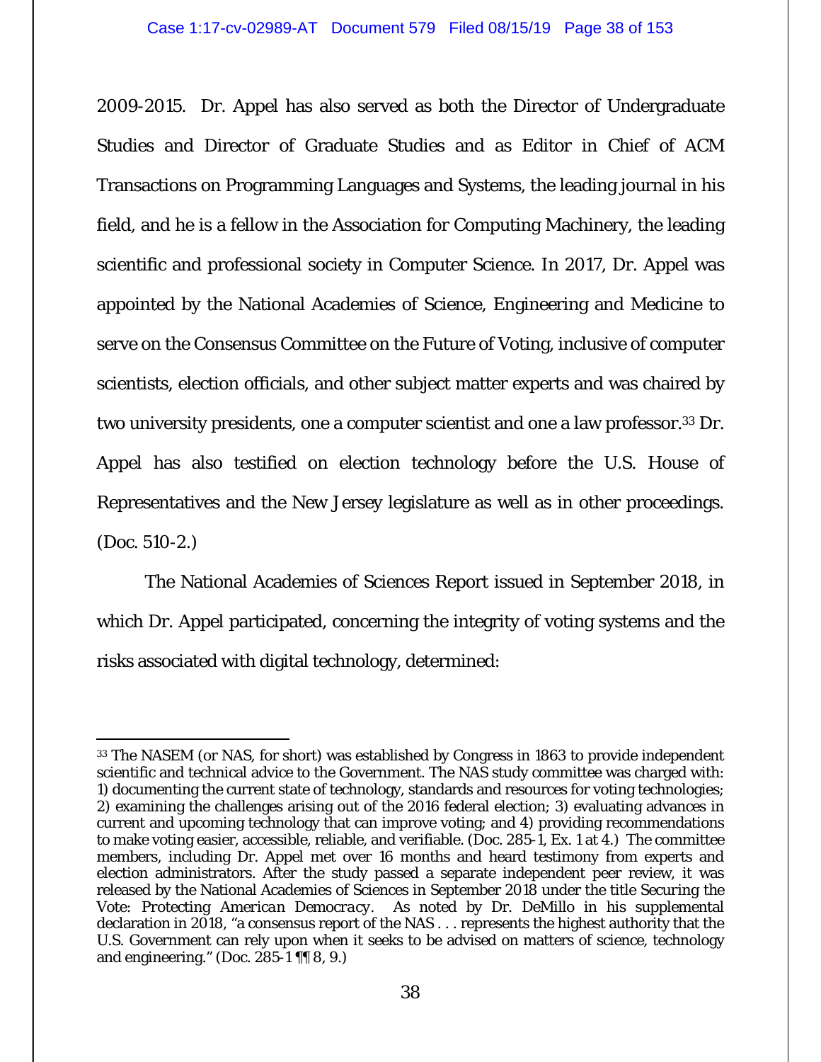2009-2015. Dr. Appel has also served as both the Director of Undergraduate Studies and Director of Graduate Studies and as Editor in Chief of ACM Transactions on Programming Languages and Systems, the leading journal in his field, and he is a fellow in the Association for Computing Machinery, the leading scientific and professional society in Computer Science. In 2017, Dr. Appel was appointed by the National Academies of Science, Engineering and Medicine to serve on the Consensus Committee on the Future of Voting, inclusive of computer scientists, election officials, and other subject matter experts and was chaired by two university presidents, one a computer scientist and one a law professor.[33] Dr. Appel has also testified on election technology before the U.S. House of Representatives and the New Jersey legislature as well as in other proceedings. (Doc. 510-2.)

The National Academies of Sciences Report issued in September 2018, in which Dr. Appel participated, concerning the integrity of voting systems and the risks associated with digital technology, determined:

---

[33] The NASEM (or NAS, for short) was established by Congress in 1863 to provide independent scientific and technical advice to the Government. The NAS study committee was charged with: 1) documenting the current state of technology, standards and resources for voting technologies; 2) examining the challenges arising out of the 2016 federal election; 3) evaluating advances in current and upcoming technology that can improve voting; and 4) providing recommendations to make voting easier, accessible, reliable, and verifiable. (Doc. 285-1, Ex. 1 at 4.) The committee members, including Dr. Appel met over 16 months and heard testimony from experts and election administrators. After the study passed a separate independent peer review, it was released by the National Academies of Sciences in September 2018 under the title Securing the Vote: *Protecting American Democracy*. As noted by Dr. DeMillo in his supplemental declaration in 2018, "a consensus report of the NAS . . . represents the highest authority that the U.S. Government can rely upon when it seeks to be advised on matters of science, technology and engineering." (Doc. 285-1 ¶¶ 8, 9.)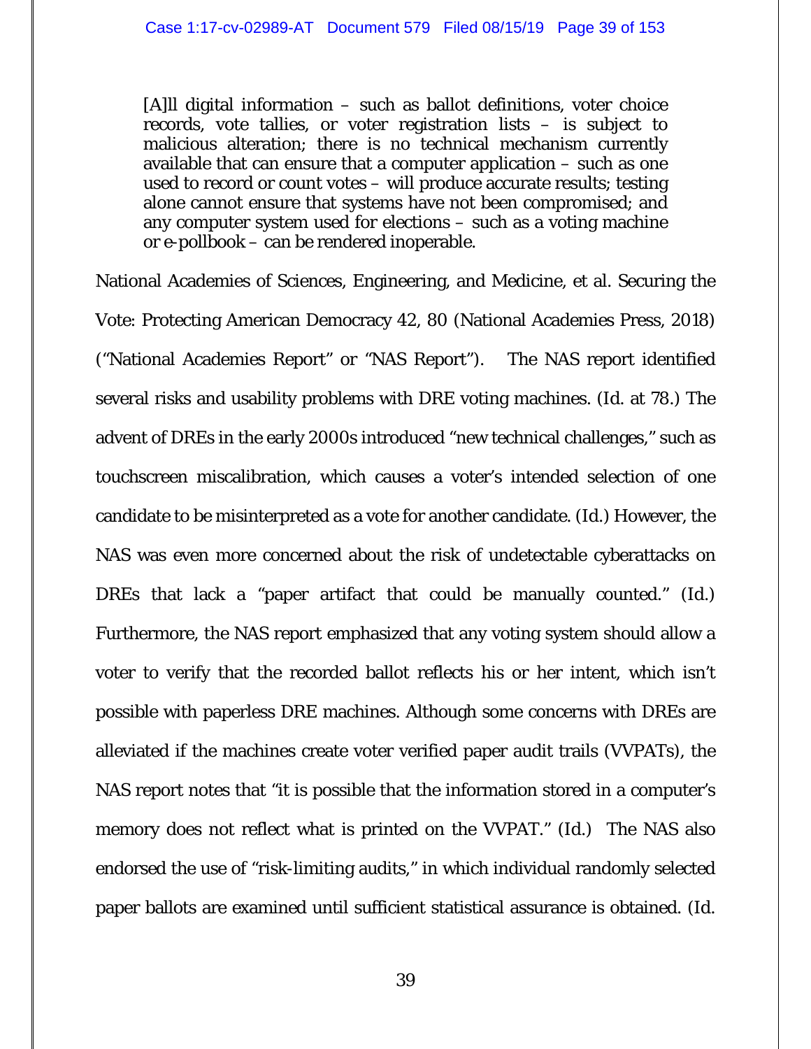> [A]ll digital information – such as ballot definitions, voter choice records, vote tallies, or voter registration lists – is subject to malicious alteration; there is no technical mechanism currently available that can ensure that a computer application – such as one used to record or count votes – will produce accurate results; testing alone cannot ensure that systems have not been compromised; and any computer system used for elections – such as a voting machine or e-pollbook – can be rendered inoperable.

National Academies of Sciences, Engineering, and Medicine, et al. Securing the Vote: Protecting American Democracy 42, 80 (National Academies Press, 2018) ("National Academies Report" or "NAS Report"). The NAS report identified several risks and usability problems with DRE voting machines. (Id. at 78.) The advent of DREs in the early 2000s introduced "new technical challenges," such as touchscreen miscalibration, which causes a voter's intended selection of one candidate to be misinterpreted as a vote for another candidate. (Id.) However, the NAS was even more concerned about the risk of undetectable cyberattacks on DREs that lack a "paper artifact that could be manually counted." (Id.) Furthermore, the NAS report emphasized that any voting system should allow a voter to verify that the recorded ballot reflects his or her intent, which isn't possible with paperless DRE machines. Although some concerns with DREs are alleviated if the machines create voter verified paper audit trails (VVPATs), the NAS report notes that "it is possible that the information stored in a computer's memory does not reflect what is printed on the VVPAT." (Id.) The NAS also endorsed the use of "risk-limiting audits," in which individual randomly selected paper ballots are examined until sufficient statistical assurance is obtained. (Id.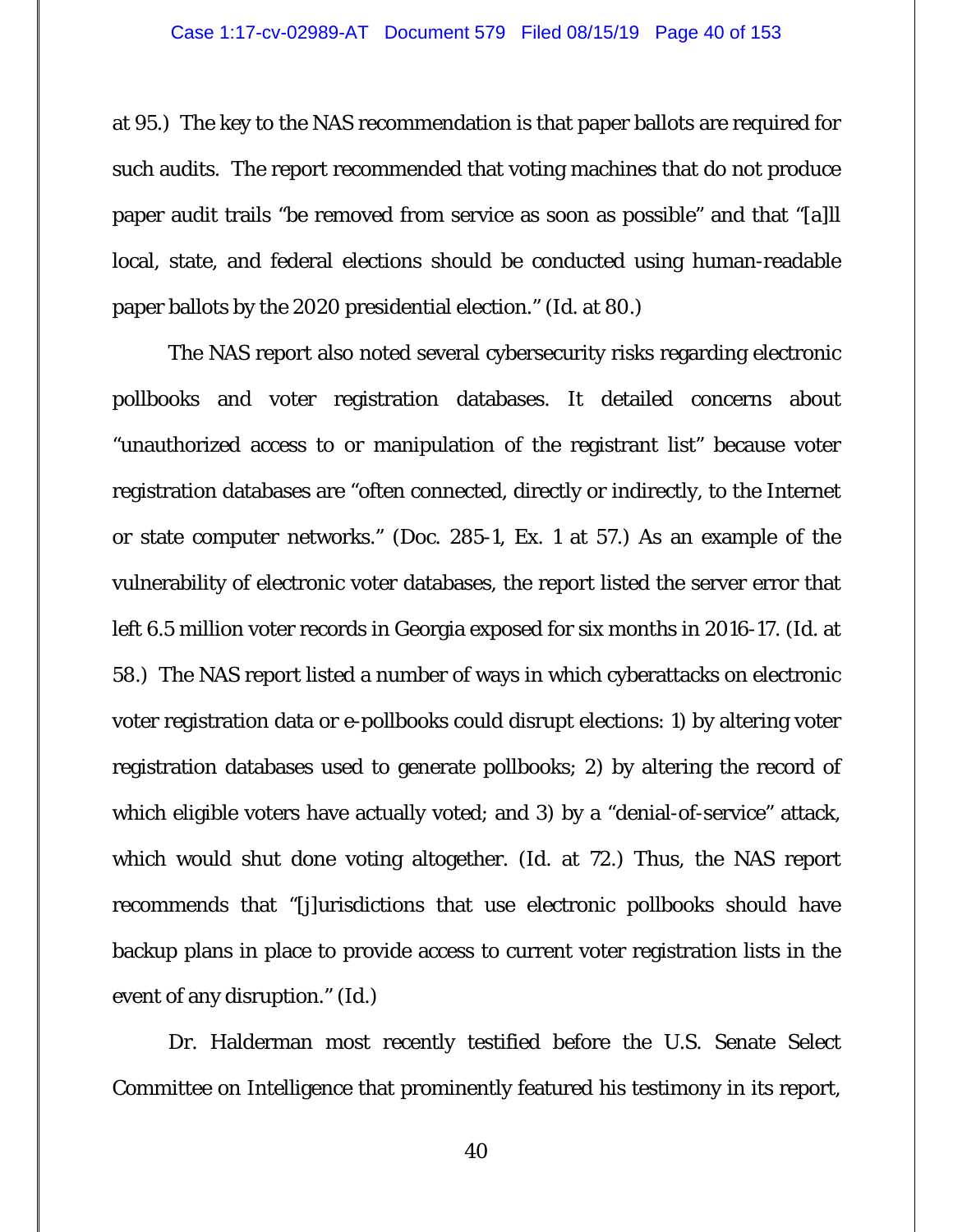at 95.) The key to the NAS recommendation is that paper ballots are required for such audits. The report recommended that voting machines that do not produce paper audit trails "be removed from service as soon as possible" and that "[a]ll local, state, and federal elections should be conducted using human-readable paper ballots by the 2020 presidential election." (Id. at 80.)

The NAS report also noted several cybersecurity risks regarding electronic pollbooks and voter registration databases. It detailed concerns about "unauthorized access to or manipulation of the registrant list" because voter registration databases are "often connected, directly or indirectly, to the Internet or state computer networks." (Doc. 285-1, Ex. 1 at 57.) As an example of the vulnerability of electronic voter databases, the report listed the server error that left 6.5 million voter records in Georgia exposed for six months in 2016-17. (Id. at 58.) The NAS report listed a number of ways in which cyberattacks on electronic voter registration data or e-pollbooks could disrupt elections: 1) by altering voter registration databases used to generate pollbooks; 2) by altering the record of which eligible voters have actually voted; and 3) by a "denial-of-service" attack, which would shut done voting altogether. (Id. at 72.) Thus, the NAS report recommends that "[j]urisdictions that use electronic pollbooks should have backup plans in place to provide access to current voter registration lists in the event of any disruption." (Id.)

Dr. Halderman most recently testified before the U.S. Senate Select Committee on Intelligence that prominently featured his testimony in its report,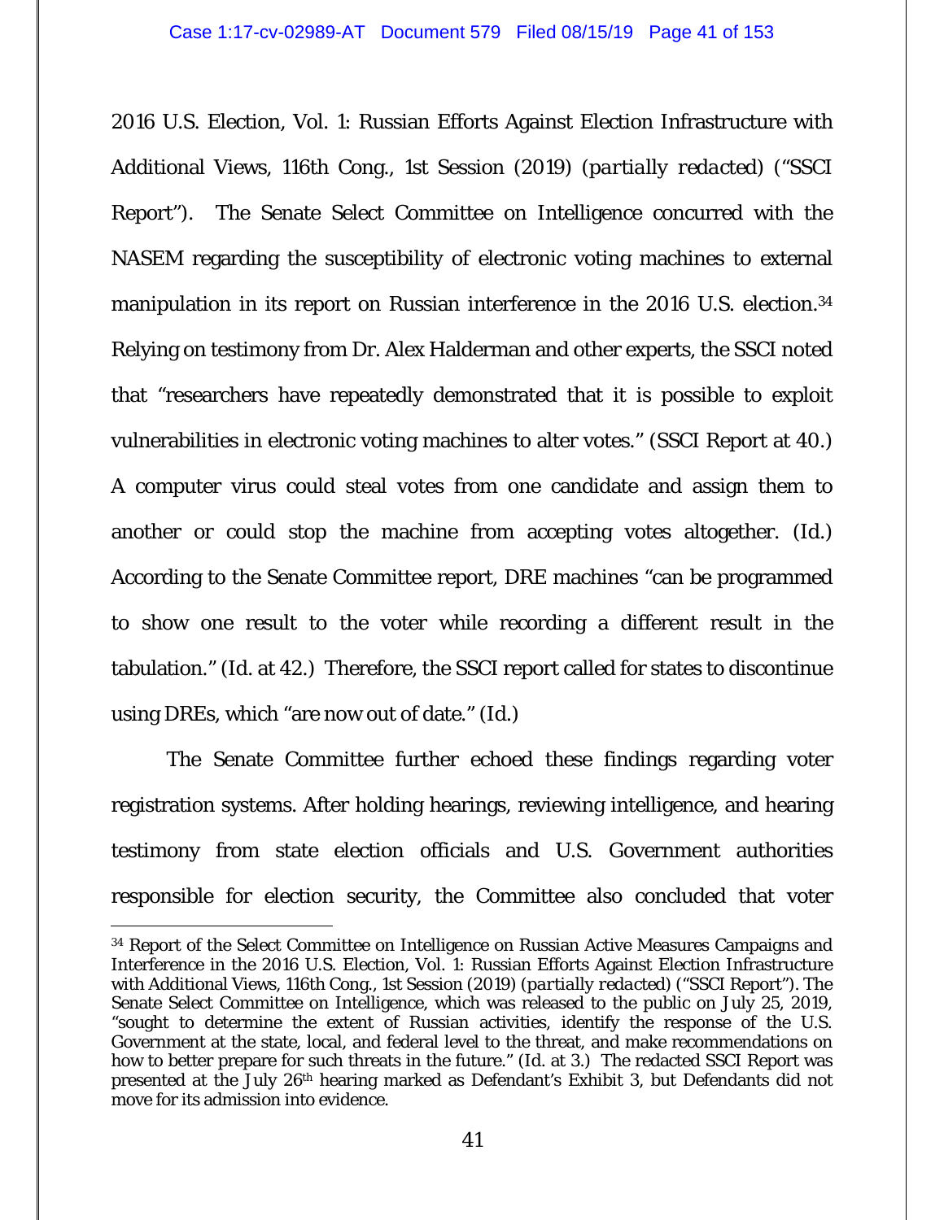2016 U.S. Election, Vol. 1: Russian Efforts Against Election Infrastructure with Additional Views, 116th Cong., 1st Session (2019) (*partially redacted*) ("SSCI Report"). The Senate Select Committee on Intelligence concurred with the NASEM regarding the susceptibility of electronic voting machines to external manipulation in its report on Russian interference in the 2016 U.S. election.[34] Relying on testimony from Dr. Alex Halderman and other experts, the SSCI noted that "researchers have repeatedly demonstrated that it is possible to exploit vulnerabilities in electronic voting machines to alter votes." (SSCI Report at 40.) A computer virus could steal votes from one candidate and assign them to another or could stop the machine from accepting votes altogether. (*Id.*) According to the Senate Committee report, DRE machines "can be programmed to show one result to the voter while recording a different result in the tabulation." (*Id.* at 42.) Therefore, the SSCI report called for states to discontinue using DREs, which "are now out of date." (*Id.*)

The Senate Committee further echoed these findings regarding voter registration systems. After holding hearings, reviewing intelligence, and hearing testimony from state election officials and U.S. Government authorities responsible for election security, the Committee also concluded that voter

---

[34] Report of the Select Committee on Intelligence on Russian Active Measures Campaigns and Interference in the 2016 U.S. Election, Vol. 1: Russian Efforts Against Election Infrastructure with Additional Views, 116th Cong., 1st Session (2019) (*partially redacted*) ("SSCI Report"). The Senate Select Committee on Intelligence, which was released to the public on July 25, 2019, "sought to determine the extent of Russian activities, identify the response of the U.S. Government at the state, local, and federal level to the threat, and make recommendations on how to better prepare for such threats in the future." (*Id.* at 3.) The redacted SSCI Report was presented at the July 26th hearing marked as Defendant's Exhibit 3, but Defendants did not move for its admission into evidence.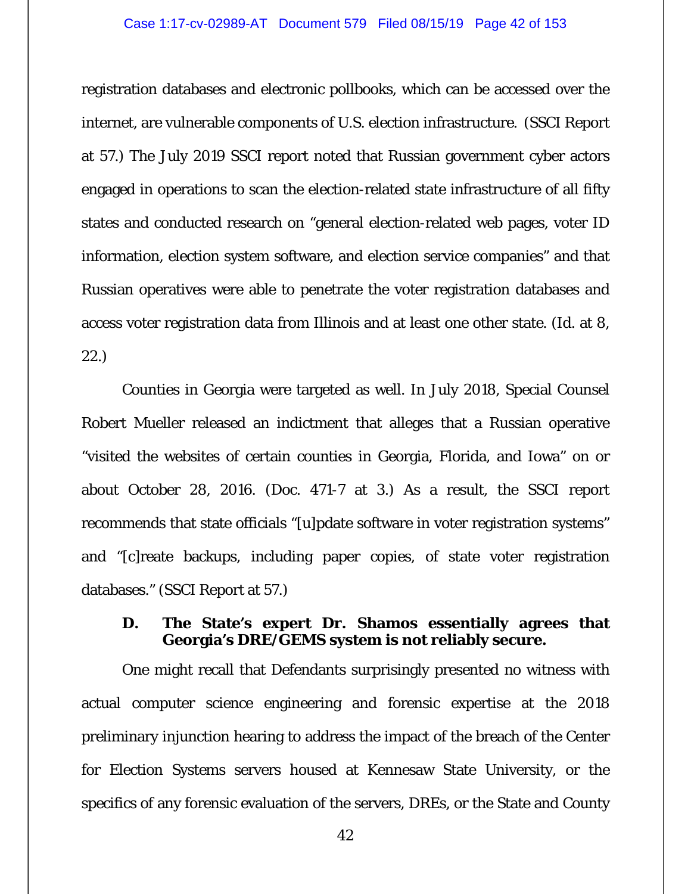registration databases and electronic pollbooks, which can be accessed over the internet, are vulnerable components of U.S. election infrastructure. (SSCI Report at 57.) The July 2019 SSCI report noted that Russian government cyber actors engaged in operations to scan the election-related state infrastructure of all fifty states and conducted research on "general election-related web pages, voter ID information, election system software, and election service companies" and that Russian operatives were able to penetrate the voter registration databases and access voter registration data from Illinois and at least one other state. (Id. at 8, 22.)

Counties in Georgia were targeted as well. In July 2018, Special Counsel Robert Mueller released an indictment that alleges that a Russian operative "visited the websites of certain counties in Georgia, Florida, and Iowa" on or about October 28, 2016. (Doc. 471-7 at 3.) As a result, the SSCI report recommends that state officials "[u]pdate software in voter registration systems" and "[c]reate backups, including paper copies, of state voter registration databases." (SSCI Report at 57.)

### D. The State's expert Dr. Shamos essentially agrees that Georgia's DRE/GEMS system is not reliably secure.

One might recall that Defendants surprisingly presented no witness with actual computer science engineering and forensic expertise at the 2018 preliminary injunction hearing to address the impact of the breach of the Center for Election Systems servers housed at Kennesaw State University, or the specifics of any forensic evaluation of the servers, DREs, or the State and County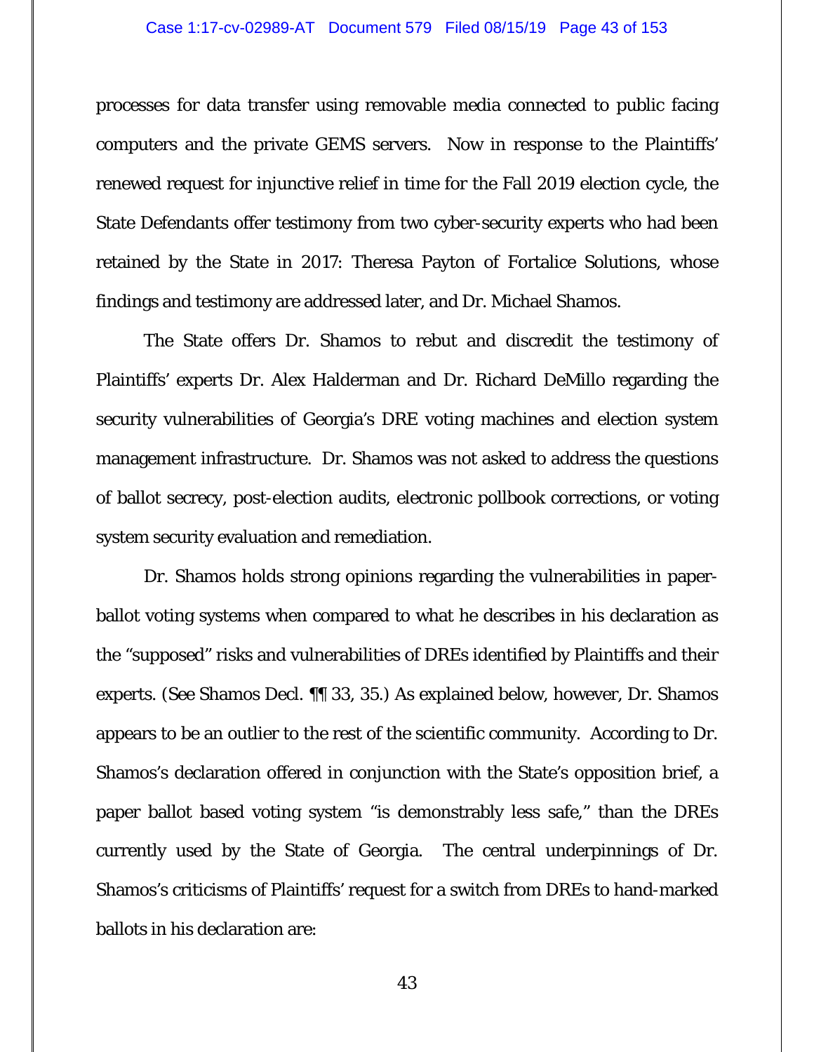processes for data transfer using removable media connected to public facing computers and the private GEMS servers. Now in response to the Plaintiffs' renewed request for injunctive relief in time for the Fall 2019 election cycle, the State Defendants offer testimony from two cyber-security experts who had been retained by the State in 2017: Theresa Payton of Fortalice Solutions, whose findings and testimony are addressed later, and Dr. Michael Shamos.

The State offers Dr. Shamos to rebut and discredit the testimony of Plaintiffs' experts Dr. Alex Halderman and Dr. Richard DeMillo regarding the security vulnerabilities of Georgia's DRE voting machines and election system management infrastructure. Dr. Shamos was not asked to address the questions of ballot secrecy, post-election audits, electronic pollbook corrections, or voting system security evaluation and remediation.

Dr. Shamos holds strong opinions regarding the vulnerabilities in paper-ballot voting systems when compared to what he describes in his declaration as the "supposed" risks and vulnerabilities of DREs identified by Plaintiffs and their experts. (See Shamos Decl. ¶¶ 33, 35.) As explained below, however, Dr. Shamos appears to be an outlier to the rest of the scientific community. According to Dr. Shamos's declaration offered in conjunction with the State's opposition brief, a paper ballot based voting system "is demonstrably less safe," than the DREs currently used by the State of Georgia. The central underpinnings of Dr. Shamos's criticisms of Plaintiffs' request for a switch from DREs to hand-marked ballots in his declaration are: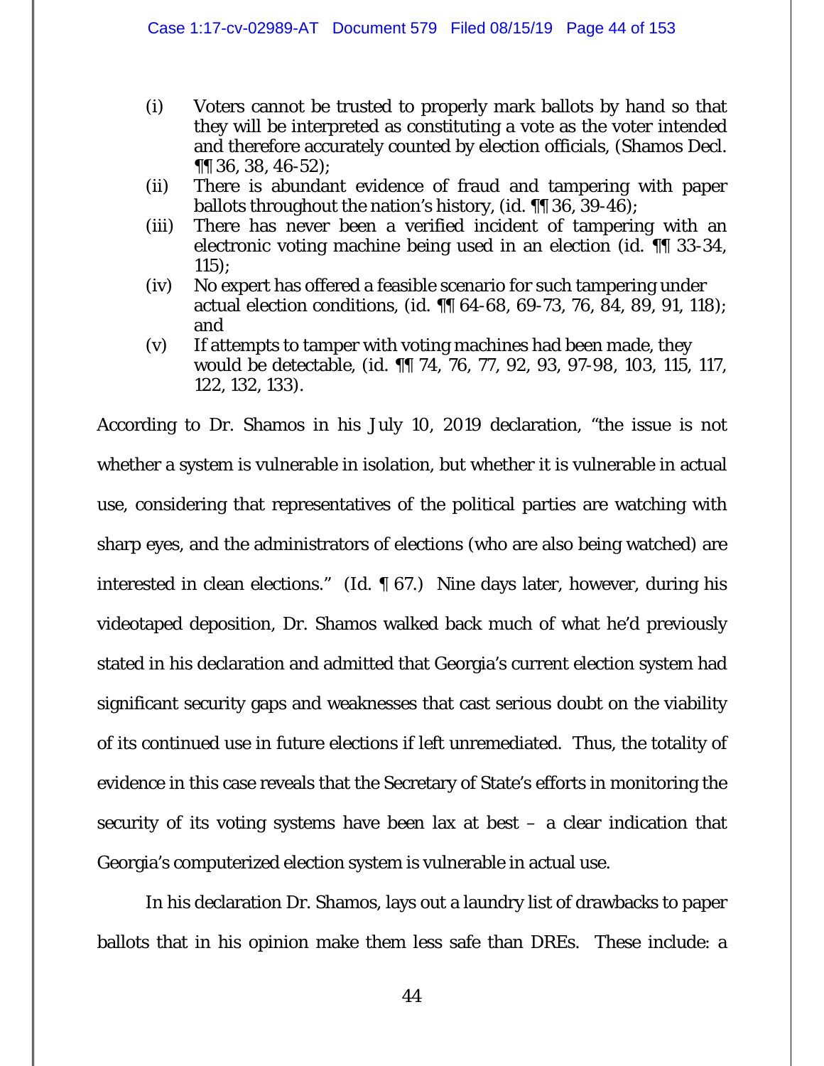(i) Voters cannot be trusted to properly mark ballots by hand so that they will be interpreted as constituting a vote as the voter intended and therefore accurately counted by election officials, (Shamos Decl. ¶¶ 36, 38, 46-52);

(ii) There is abundant evidence of fraud and tampering with paper ballots throughout the nation's history, (id. ¶¶ 36, 39-46);

(iii) There has never been a verified incident of tampering with an electronic voting machine being used in an election (id. ¶¶ 33-34, 115);

(iv) No expert has offered a feasible scenario for such tampering under actual election conditions, (id. ¶¶ 64-68, 69-73, 76, 84, 89, 91, 118); and

(v) If attempts to tamper with voting machines had been made, they would be detectable, (id. ¶¶ 74, 76, 77, 92, 93, 97-98, 103, 115, 117, 122, 132, 133).

According to Dr. Shamos in his July 10, 2019 declaration, "the issue is not whether a system is vulnerable in isolation, but whether it is vulnerable in actual use, considering that representatives of the political parties are watching with sharp eyes, and the administrators of elections (who are also being watched) are interested in clean elections." (Id. ¶ 67.) Nine days later, however, during his videotaped deposition, Dr. Shamos walked back much of what he'd previously stated in his declaration and admitted that Georgia's current election system had significant security gaps and weaknesses that cast serious doubt on the viability of its continued use in future elections if left unremediated. Thus, the totality of evidence in this case reveals that the Secretary of State's efforts in monitoring the security of its voting systems have been lax at best – a clear indication that Georgia's computerized election system is vulnerable in actual use.

In his declaration Dr. Shamos, lays out a laundry list of drawbacks to paper ballots that in his opinion make them less safe than DREs. These include: a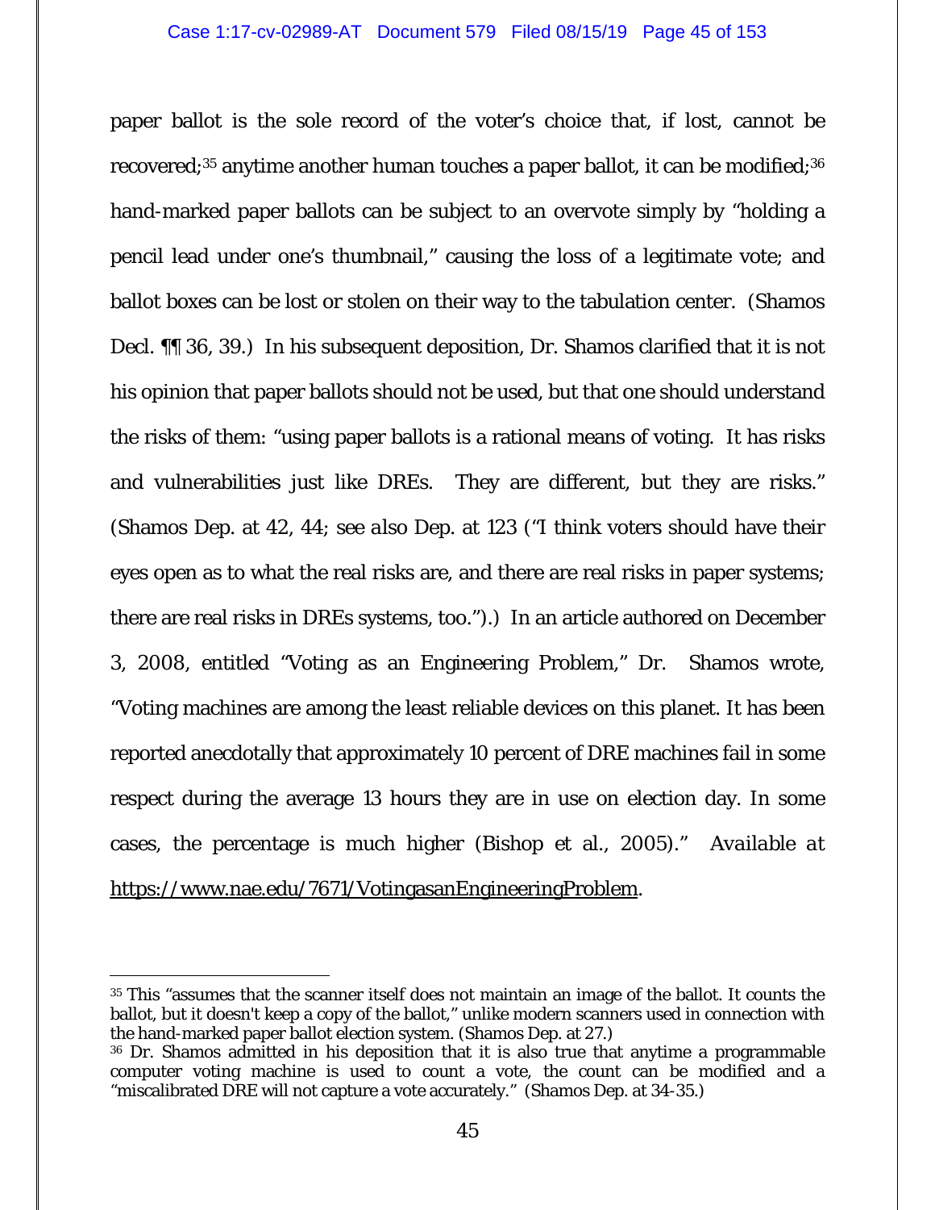paper ballot is the sole record of the voter's choice that, if lost, cannot be recovered;[35] anytime another human touches a paper ballot, it can be modified;[36] hand-marked paper ballots can be subject to an overvote simply by "holding a pencil lead under one's thumbnail," causing the loss of a legitimate vote; and ballot boxes can be lost or stolen on their way to the tabulation center. (Shamos Decl. ¶¶ 36, 39.) In his subsequent deposition, Dr. Shamos clarified that it is not his opinion that paper ballots should not be used, but that one should understand the risks of them: "using paper ballots is a rational means of voting. It has risks and vulnerabilities just like DREs. They are different, but they are risks." (Shamos Dep. at 42, 44; *see also* Dep. at 123 ("I think voters should have their eyes open as to what the real risks are, and there are real risks in paper systems; there are real risks in DREs systems, too.").) In an article authored on December 3, 2008, entitled "Voting as an Engineering Problem," Dr. Shamos wrote, "Voting machines are among the least reliable devices on this planet. It has been reported anecdotally that approximately 10 percent of DRE machines fail in some respect during the average 13 hours they are in use on election day. In some cases, the percentage is much higher (Bishop et al., 2005)." *Available at* https://www.nae.edu/7671/VotingasanEngineeringProblem.

---

[35] This "assumes that the scanner itself does not maintain an image of the ballot. It counts the ballot, but it doesn't keep a copy of the ballot," unlike modern scanners used in connection with the hand-marked paper ballot election system. (Shamos Dep. at 27.)

[36] Dr. Shamos admitted in his deposition that it is also true that anytime a programmable computer voting machine is used to count a vote, the count can be modified and a "miscalibrated DRE will not capture a vote accurately." (Shamos Dep. at 34-35.)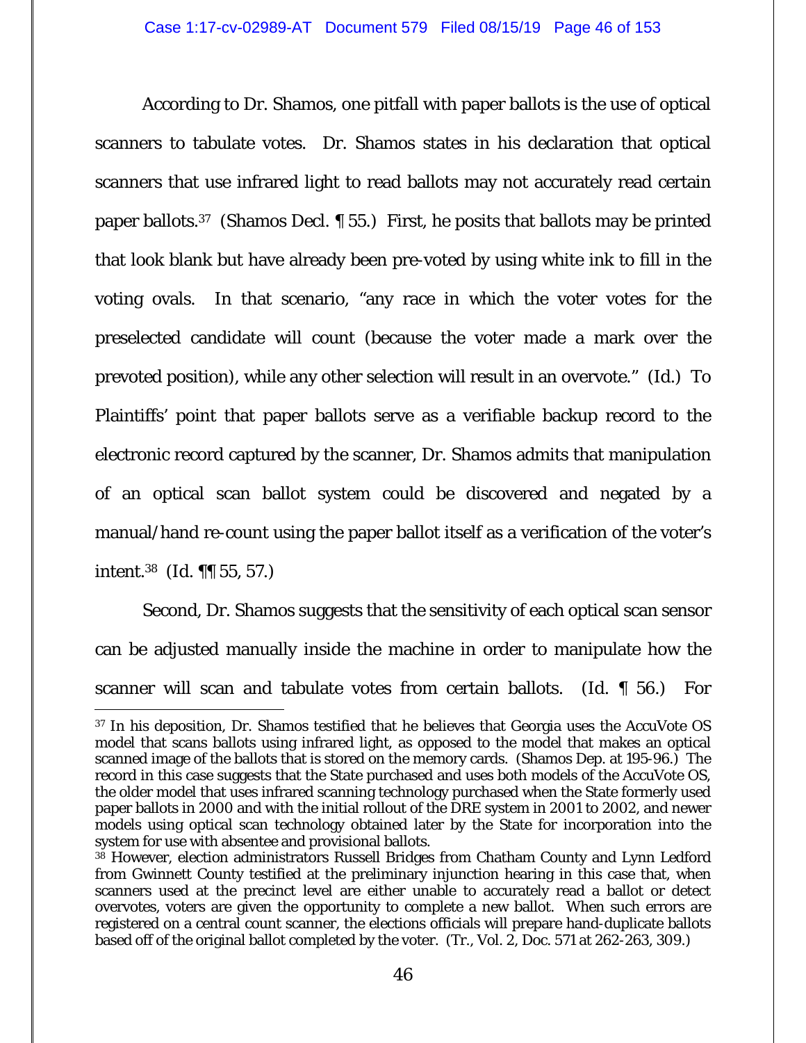According to Dr. Shamos, one pitfall with paper ballots is the use of optical scanners to tabulate votes. Dr. Shamos states in his declaration that optical scanners that use infrared light to read ballots may not accurately read certain paper ballots.[37] (Shamos Decl. ¶ 55.) First, he posits that ballots may be printed that look blank but have already been pre-voted by using white ink to fill in the voting ovals. In that scenario, "any race in which the voter votes for the preselected candidate will count (because the voter made a mark over the prevoted position), while any other selection will result in an overvote." (Id.) To Plaintiffs' point that paper ballots serve as a verifiable backup record to the electronic record captured by the scanner, Dr. Shamos admits that manipulation of an optical scan ballot system could be discovered and negated by a manual/hand re-count using the paper ballot itself as a verification of the voter's intent.[38] (Id. ¶¶ 55, 57.)

Second, Dr. Shamos suggests that the sensitivity of each optical scan sensor can be adjusted manually inside the machine in order to manipulate how the scanner will scan and tabulate votes from certain ballots. (Id. ¶ 56.) For

---

[37] In his deposition, Dr. Shamos testified that he believes that Georgia uses the AccuVote OS model that scans ballots using infrared light, as opposed to the model that makes an optical scanned image of the ballots that is stored on the memory cards. (Shamos Dep. at 195-96.) The record in this case suggests that the State purchased and uses both models of the AccuVote OS, the older model that uses infrared scanning technology purchased when the State formerly used paper ballots in 2000 and with the initial rollout of the DRE system in 2001 to 2002, and newer models using optical scan technology obtained later by the State for incorporation into the system for use with absentee and provisional ballots.

[38] However, election administrators Russell Bridges from Chatham County and Lynn Ledford from Gwinnett County testified at the preliminary injunction hearing in this case that, when scanners used at the precinct level are either unable to accurately read a ballot or detect overvotes, voters are given the opportunity to complete a new ballot. When such errors are registered on a central count scanner, the elections officials will prepare hand-duplicate ballots based off of the original ballot completed by the voter. (Tr., Vol. 2, Doc. 571 at 262-263, 309.)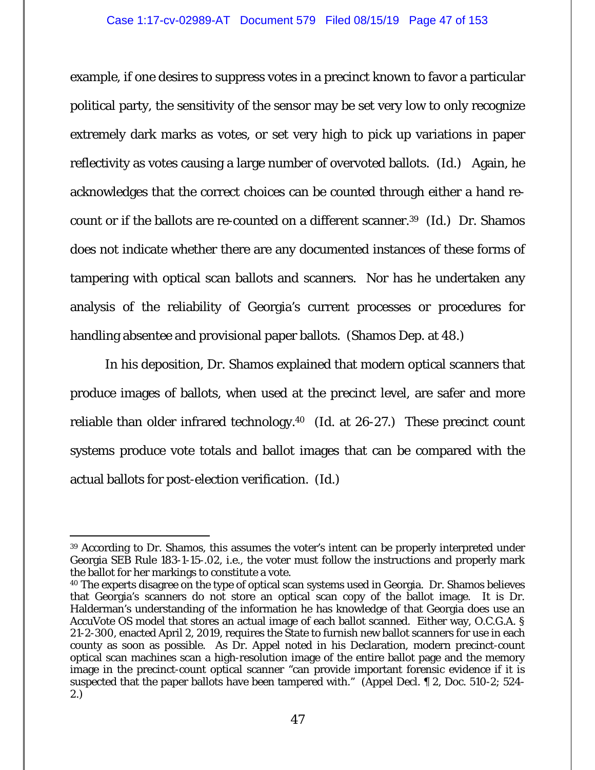example, if one desires to suppress votes in a precinct known to favor a particular political party, the sensitivity of the sensor may be set very low to only recognize extremely dark marks as votes, or set very high to pick up variations in paper reflectivity as votes causing a large number of overvoted ballots. (Id.) Again, he acknowledges that the correct choices can be counted through either a hand re-count or if the ballots are re-counted on a different scanner.[39] (Id.) Dr. Shamos does not indicate whether there are any documented instances of these forms of tampering with optical scan ballots and scanners. Nor has he undertaken any analysis of the reliability of Georgia's current processes or procedures for handling absentee and provisional paper ballots. (Shamos Dep. at 48.)

In his deposition, Dr. Shamos explained that modern optical scanners that produce images of ballots, when used at the precinct level, are safer and more reliable than older infrared technology.[40] (Id. at 26-27.) These precinct count systems produce vote totals and ballot images that can be compared with the actual ballots for post-election verification. (Id.)

---

[39] According to Dr. Shamos, this assumes the voter's intent can be properly interpreted under Georgia SEB Rule 183-1-15-.02, i.e., the voter must follow the instructions and properly mark the ballot for her markings to constitute a vote.

[40] The experts disagree on the type of optical scan systems used in Georgia. Dr. Shamos believes that Georgia's scanners do not store an optical scan copy of the ballot image. It is Dr. Halderman's understanding of the information he has knowledge of that Georgia does use an AccuVote OS model that stores an actual image of each ballot scanned. Either way, O.C.G.A. § 21-2-300, enacted April 2, 2019, requires the State to furnish new ballot scanners for use in each county as soon as possible. As Dr. Appel noted in his Declaration, modern precinct-count optical scan machines scan a high-resolution image of the entire ballot page and the memory image in the precinct-count optical scanner "can provide important forensic evidence if it is suspected that the paper ballots have been tampered with." (Appel Decl. ¶ 2, Doc. 510-2; 524-2.)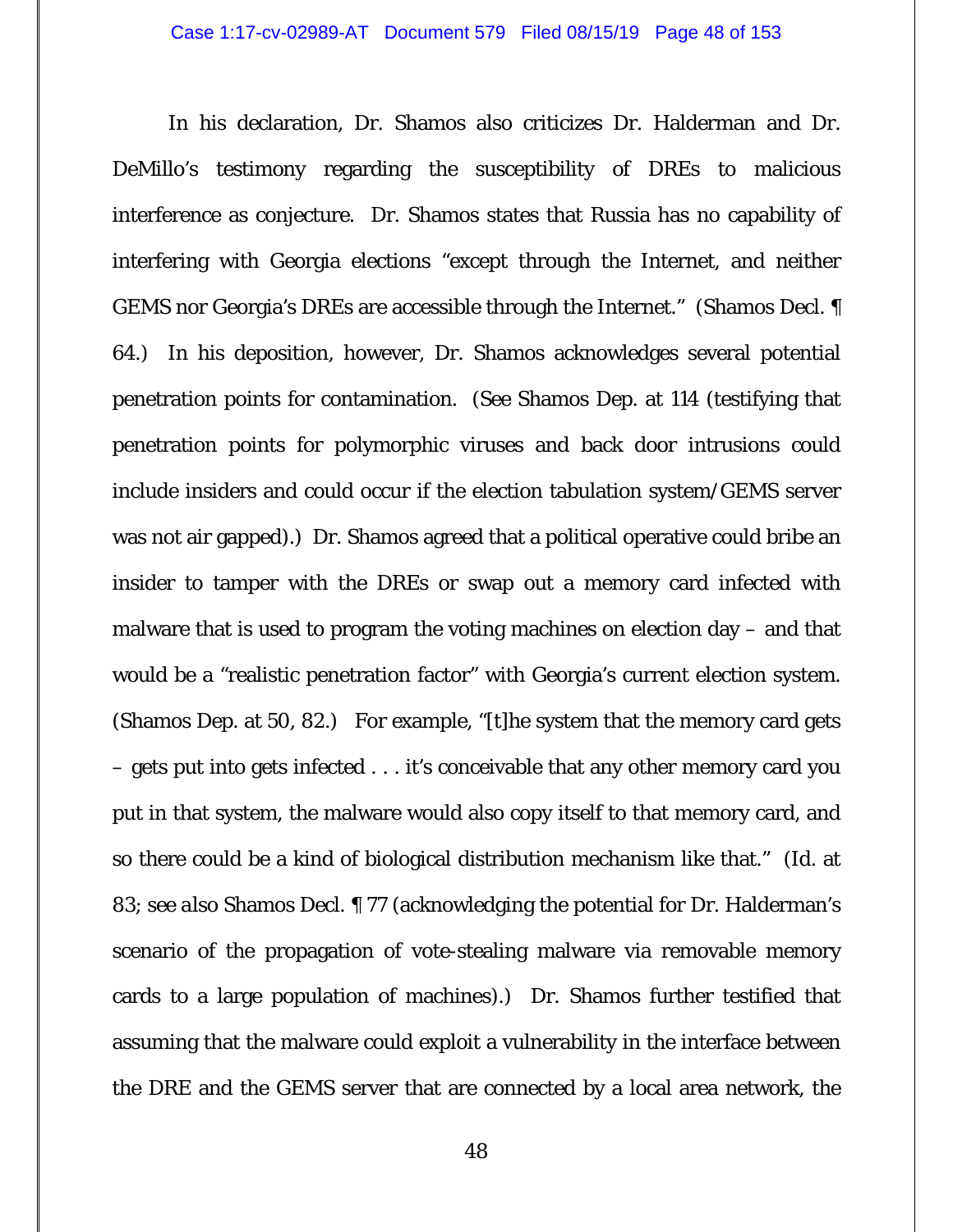In his declaration, Dr. Shamos also criticizes Dr. Halderman and Dr. DeMillo's testimony regarding the susceptibility of DREs to malicious interference as conjecture. Dr. Shamos states that Russia has no capability of interfering with Georgia elections "except through the Internet, and neither GEMS nor Georgia's DREs are accessible through the Internet." (Shamos Decl. ¶ 64.) In his deposition, however, Dr. Shamos acknowledges several potential penetration points for contamination. (See Shamos Dep. at 114 (testifying that penetration points for polymorphic viruses and back door intrusions could include insiders and could occur if the election tabulation system/GEMS server was not air gapped).) Dr. Shamos agreed that a political operative could bribe an insider to tamper with the DREs or swap out a memory card infected with malware that is used to program the voting machines on election day – and that would be a "realistic penetration factor" with Georgia's current election system. (Shamos Dep. at 50, 82.) For example, "[t]he system that the memory card gets – gets put into gets infected . . . it's conceivable that any other memory card you put in that system, the malware would also copy itself to that memory card, and so there could be a kind of biological distribution mechanism like that." (*Id.* at 83; *see also* Shamos Decl. ¶ 77 (acknowledging the potential for Dr. Halderman's scenario of the propagation of vote-stealing malware via removable memory cards to a large population of machines).) Dr. Shamos further testified that assuming that the malware could exploit a vulnerability in the interface between the DRE and the GEMS server that are connected by a local area network, the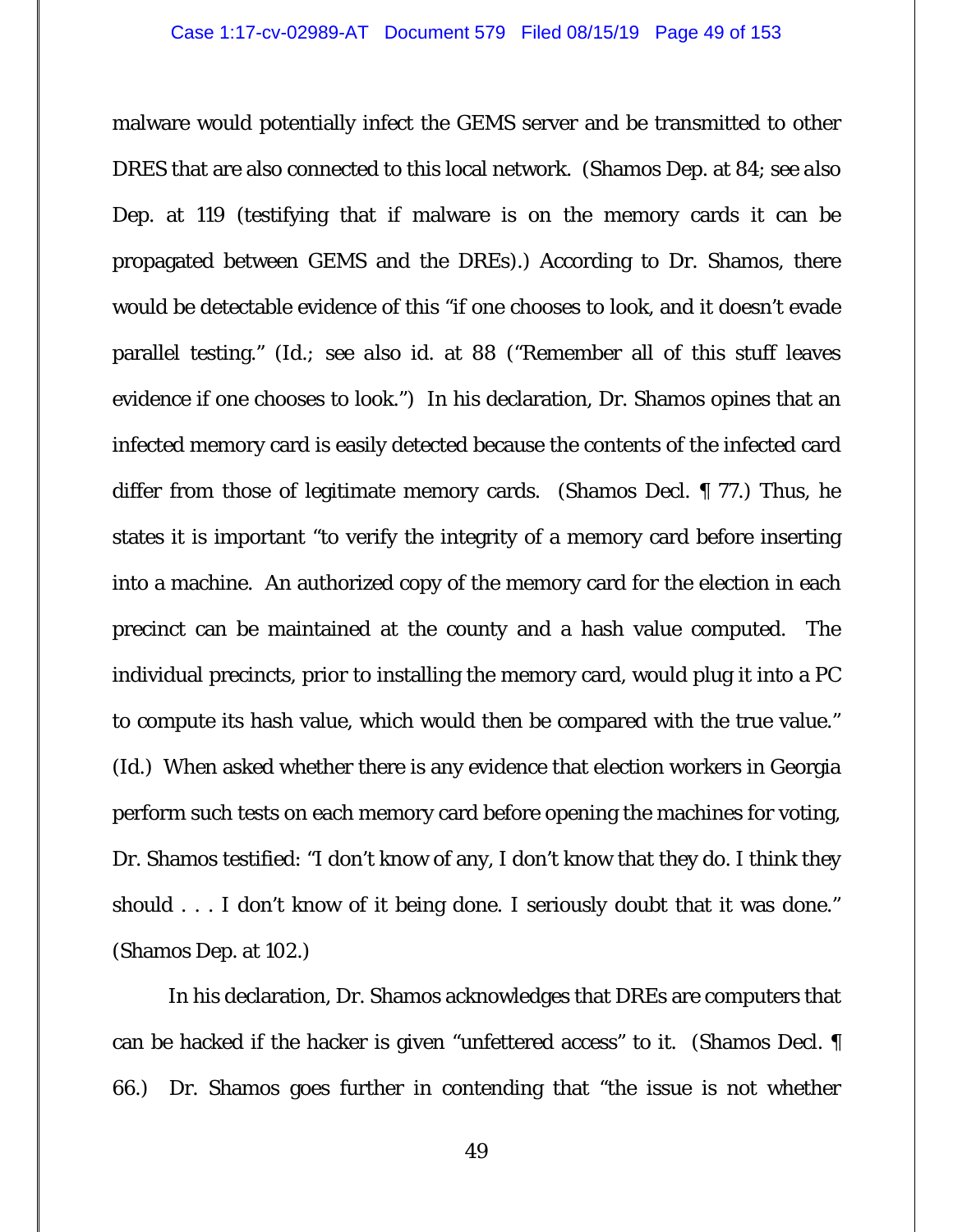malware would potentially infect the GEMS server and be transmitted to other DRES that are also connected to this local network. (Shamos Dep. at 84; *see also* Dep. at 119 (testifying that if malware is on the memory cards it can be propagated between GEMS and the DREs).) According to Dr. Shamos, there would be detectable evidence of this "if one chooses to look, and it doesn't evade parallel testing." (*Id.*; *see also id.* at 88 ("Remember all of this stuff leaves evidence if one chooses to look.") In his declaration, Dr. Shamos opines that an infected memory card is easily detected because the contents of the infected card differ from those of legitimate memory cards. (Shamos Decl. ¶ 77.) Thus, he states it is important "to verify the integrity of a memory card before inserting into a machine. An authorized copy of the memory card for the election in each precinct can be maintained at the county and a hash value computed. The individual precincts, prior to installing the memory card, would plug it into a PC to compute its hash value, which would then be compared with the true value." (*Id.*) When asked whether there is any evidence that election workers in Georgia perform such tests on each memory card before opening the machines for voting, Dr. Shamos testified: "I don't know of any, I don't know that they do. I think they should . . . I don't know of it being done. I seriously doubt that it was done." (Shamos Dep. at 102.)

In his declaration, Dr. Shamos acknowledges that DREs are computers that can be hacked if the hacker is given "unfettered access" to it. (Shamos Decl. ¶ 66.) Dr. Shamos goes further in contending that "the issue is not whether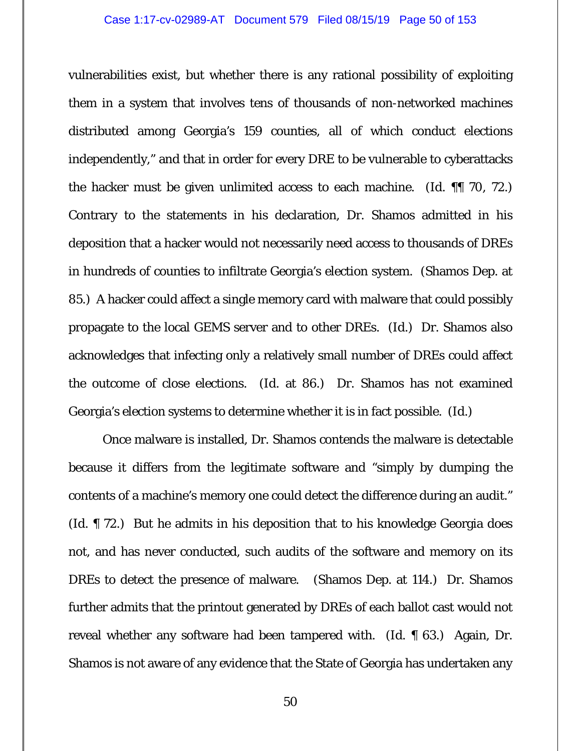vulnerabilities exist, but whether there is any rational possibility of exploiting them in a system that involves tens of thousands of non-networked machines distributed among Georgia's 159 counties, all of which conduct elections independently," and that in order for every DRE to be vulnerable to cyberattacks the hacker must be given unlimited access to each machine. (Id. ¶¶ 70, 72.) Contrary to the statements in his declaration, Dr. Shamos admitted in his deposition that a hacker would not necessarily need access to thousands of DREs in hundreds of counties to infiltrate Georgia's election system. (Shamos Dep. at 85.) A hacker could affect a single memory card with malware that could possibly propagate to the local GEMS server and to other DREs. (Id.) Dr. Shamos also acknowledges that infecting only a relatively small number of DREs could affect the outcome of close elections. (Id. at 86.) Dr. Shamos has not examined Georgia's election systems to determine whether it is in fact possible. (Id.)

Once malware is installed, Dr. Shamos contends the malware is detectable because it differs from the legitimate software and "simply by dumping the contents of a machine's memory one could detect the difference during an audit." (Id. ¶ 72.) But he admits in his deposition that to his knowledge Georgia does not, and has never conducted, such audits of the software and memory on its DREs to detect the presence of malware. (Shamos Dep. at 114.) Dr. Shamos further admits that the printout generated by DREs of each ballot cast would not reveal whether any software had been tampered with. (Id. ¶ 63.) Again, Dr. Shamos is not aware of any evidence that the State of Georgia has undertaken any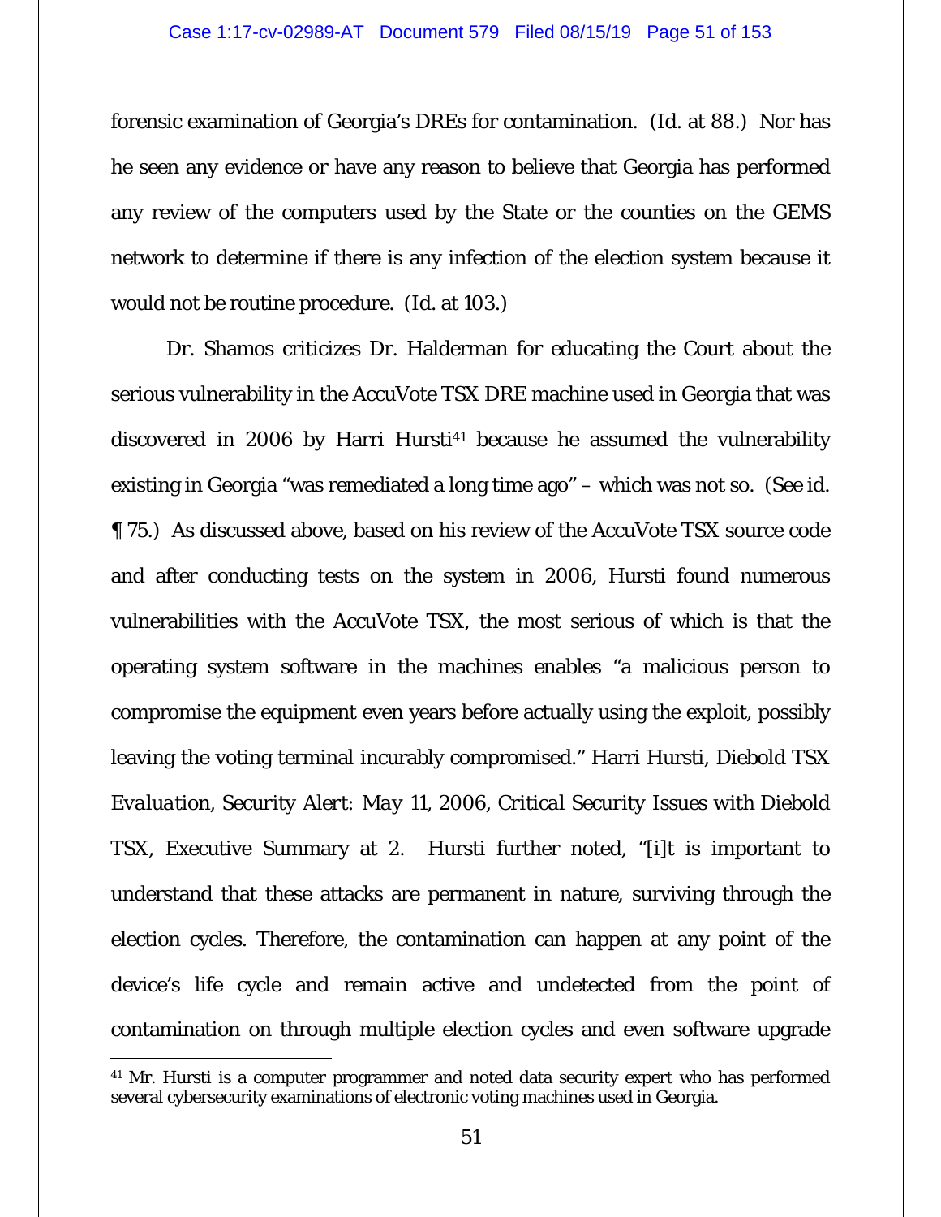forensic examination of Georgia's DREs for contamination. (Id. at 88.) Nor has he seen any evidence or have any reason to believe that Georgia has performed any review of the computers used by the State or the counties on the GEMS network to determine if there is any infection of the election system because it would not be routine procedure. (Id. at 103.)

Dr. Shamos criticizes Dr. Halderman for educating the Court about the serious vulnerability in the AccuVote TSX DRE machine used in Georgia that was discovered in 2006 by Harri Hursti[41] because he assumed the vulnerability existing in Georgia "was remediated a long time ago" – which was not so. (See id. ¶ 75.) As discussed above, based on his review of the AccuVote TSX source code and after conducting tests on the system in 2006, Hursti found numerous vulnerabilities with the AccuVote TSX, the most serious of which is that the operating system software in the machines enables "a malicious person to compromise the equipment even years before actually using the exploit, possibly leaving the voting terminal incurably compromised." Harri Hursti, Diebold TSX *Evaluation*, Security Alert: *May 11, 2006*, Critical Security Issues with Diebold TSX, Executive Summary at 2. Hursti further noted, "[i]t is important to understand that these attacks are permanent in nature, surviving through the election cycles. Therefore, the contamination can happen at any point of the device's life cycle and remain active and undetected from the point of contamination on through multiple election cycles and even software upgrade

---

[41] Mr. Hursti is a computer programmer and noted data security expert who has performed several cybersecurity examinations of electronic voting machines used in Georgia.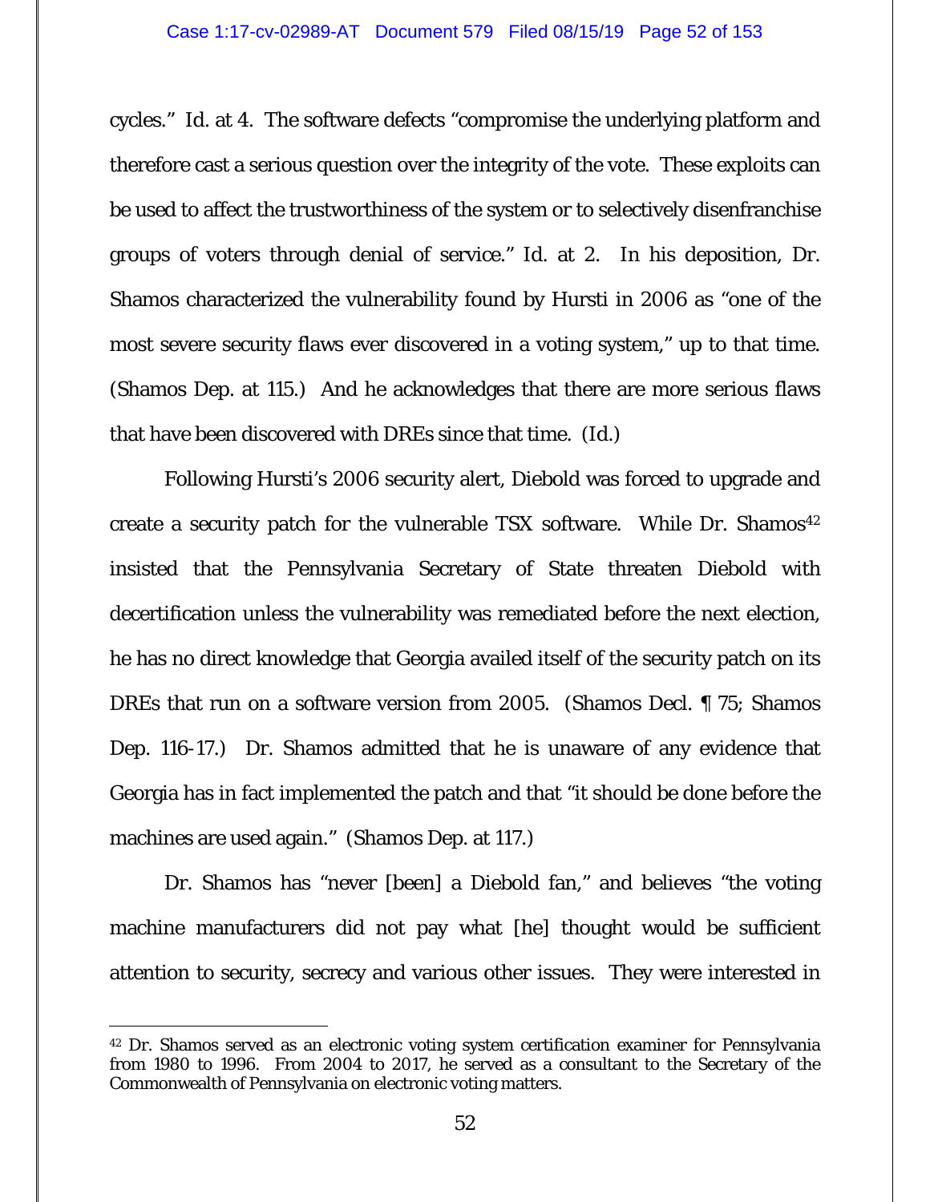cycles." Id. at 4. The software defects "compromise the underlying platform and therefore cast a serious question over the integrity of the vote. These exploits can be used to affect the trustworthiness of the system or to selectively disenfranchise groups of voters through denial of service." Id. at 2. In his deposition, Dr. Shamos characterized the vulnerability found by Hursti in 2006 as "one of the most severe security flaws ever discovered in a voting system," up to that time. (Shamos Dep. at 115.) And he acknowledges that there are more serious flaws that have been discovered with DREs since that time. (Id.)

Following Hursti's 2006 security alert, Diebold was forced to upgrade and create a security patch for the vulnerable TSX software. While Dr. Shamos[42] insisted that the Pennsylvania Secretary of State threaten Diebold with decertification unless the vulnerability was remediated before the next election, he has no direct knowledge that Georgia availed itself of the security patch on its DREs that run on a software version from 2005. (Shamos Decl. ¶ 75; Shamos Dep. 116-17.) Dr. Shamos admitted that he is unaware of any evidence that Georgia has in fact implemented the patch and that "it should be done before the machines are used again." (Shamos Dep. at 117.)

Dr. Shamos has "never [been] a Diebold fan," and believes "the voting machine manufacturers did not pay what [he] thought would be sufficient attention to security, secrecy and various other issues. They were interested in

---

[42] Dr. Shamos served as an electronic voting system certification examiner for Pennsylvania from 1980 to 1996. From 2004 to 2017, he served as a consultant to the Secretary of the Commonwealth of Pennsylvania on electronic voting matters.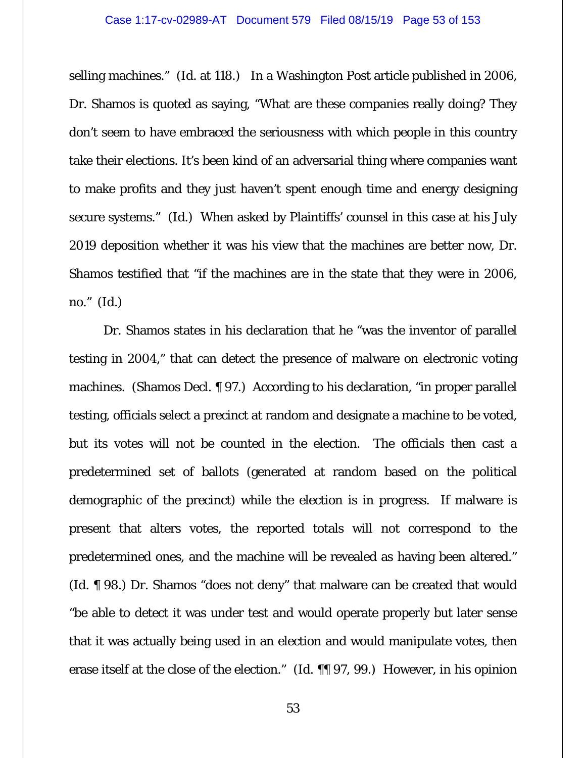selling machines." (Id. at 118.) In a Washington Post article published in 2006, Dr. Shamos is quoted as saying, "What are these companies really doing? They don't seem to have embraced the seriousness with which people in this country take their elections. It's been kind of an adversarial thing where companies want to make profits and they just haven't spent enough time and energy designing secure systems." (Id.) When asked by Plaintiffs' counsel in this case at his July 2019 deposition whether it was his view that the machines are better now, Dr. Shamos testified that "if the machines are in the state that they were in 2006, no." (Id.)

Dr. Shamos states in his declaration that he "was the inventor of parallel testing in 2004," that can detect the presence of malware on electronic voting machines. (Shamos Decl. ¶ 97.) According to his declaration, "in proper parallel testing, officials select a precinct at random and designate a machine to be voted, but its votes will not be counted in the election. The officials then cast a predetermined set of ballots (generated at random based on the political demographic of the precinct) while the election is in progress. If malware is present that alters votes, the reported totals will not correspond to the predetermined ones, and the machine will be revealed as having been altered." (Id. ¶ 98.) Dr. Shamos "does not deny" that malware can be created that would "be able to detect it was under test and would operate properly but later sense that it was actually being used in an election and would manipulate votes, then erase itself at the close of the election." (Id. ¶¶ 97, 99.) However, in his opinion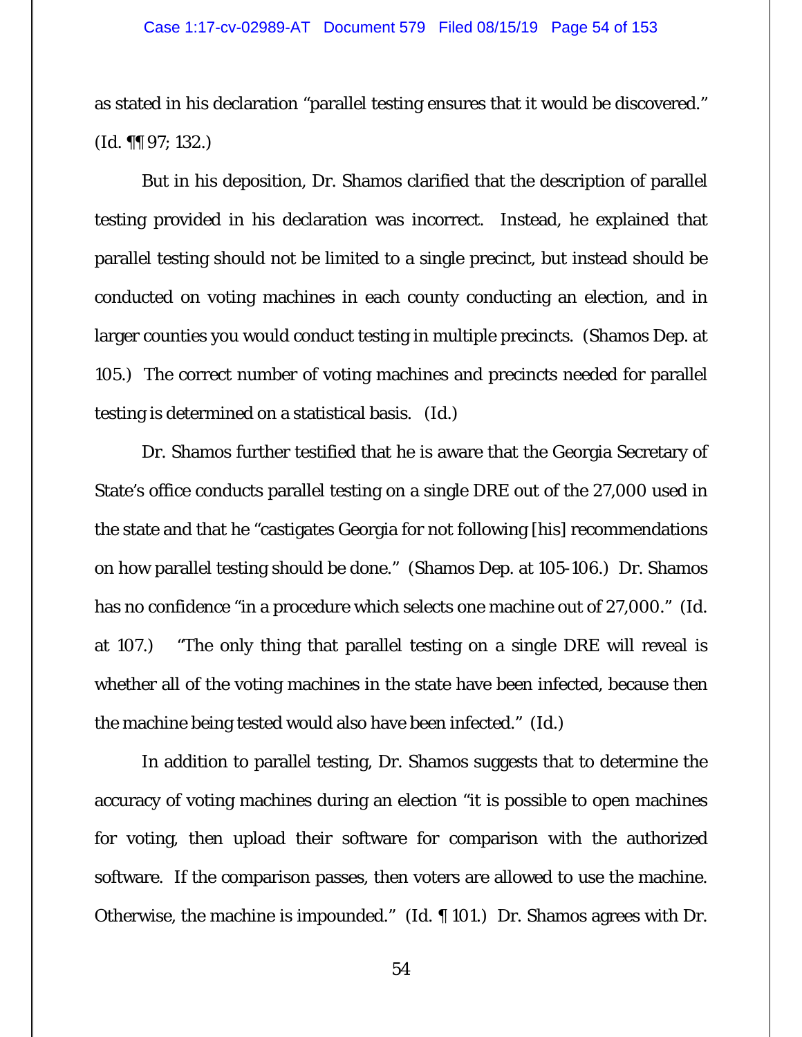as stated in his declaration "parallel testing ensures that it would be discovered." (Id. ¶¶ 97; 132.)

But in his deposition, Dr. Shamos clarified that the description of parallel testing provided in his declaration was incorrect. Instead, he explained that parallel testing should not be limited to a single precinct, but instead should be conducted on voting machines in each county conducting an election, and in larger counties you would conduct testing in multiple precincts. (Shamos Dep. at 105.) The correct number of voting machines and precincts needed for parallel testing is determined on a statistical basis. (Id.)

Dr. Shamos further testified that he is aware that the Georgia Secretary of State's office conducts parallel testing on a single DRE out of the 27,000 used in the state and that he "castigates Georgia for not following [his] recommendations on how parallel testing should be done." (Shamos Dep. at 105-106.) Dr. Shamos has no confidence "in a procedure which selects one machine out of 27,000." (Id. at 107.) "The only thing that parallel testing on a single DRE will reveal is whether all of the voting machines in the state have been infected, because then the machine being tested would also have been infected." (Id.)

In addition to parallel testing, Dr. Shamos suggests that to determine the accuracy of voting machines during an election "it is possible to open machines for voting, then upload their software for comparison with the authorized software. If the comparison passes, then voters are allowed to use the machine. Otherwise, the machine is impounded." (Id. ¶ 101.) Dr. Shamos agrees with Dr.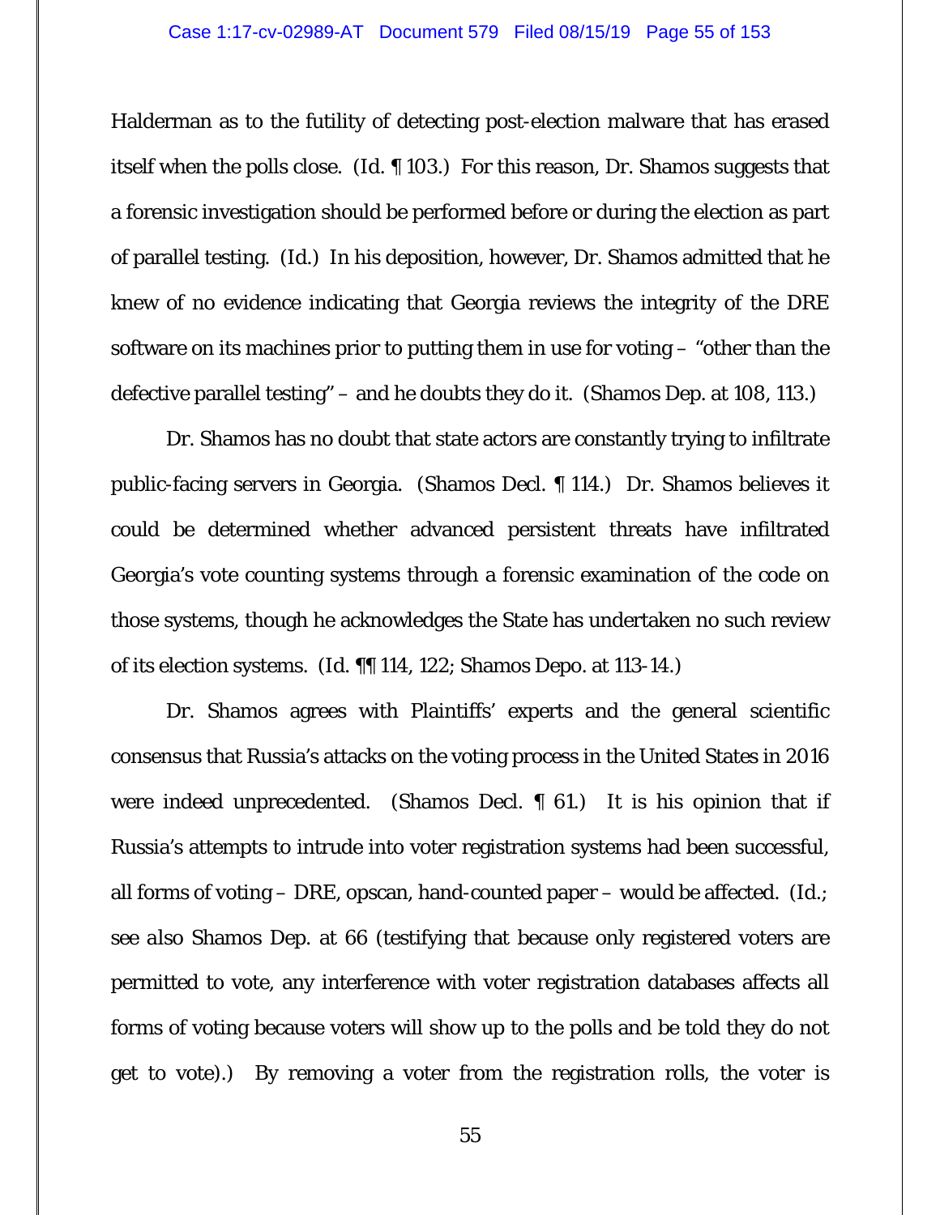Halderman as to the futility of detecting post-election malware that has erased itself when the polls close. (Id. ¶ 103.) For this reason, Dr. Shamos suggests that a forensic investigation should be performed before or during the election as part of parallel testing. (Id.) In his deposition, however, Dr. Shamos admitted that he knew of no evidence indicating that Georgia reviews the integrity of the DRE software on its machines prior to putting them in use for voting – "other than the defective parallel testing" – and he doubts they do it. (Shamos Dep. at 108, 113.)

Dr. Shamos has no doubt that state actors are constantly trying to infiltrate public-facing servers in Georgia. (Shamos Decl. ¶ 114.) Dr. Shamos believes it could be determined whether advanced persistent threats have infiltrated Georgia's vote counting systems through a forensic examination of the code on those systems, though he acknowledges the State has undertaken no such review of its election systems. (Id. ¶¶ 114, 122; Shamos Depo. at 113-14.)

Dr. Shamos agrees with Plaintiffs' experts and the general scientific consensus that Russia's attacks on the voting process in the United States in 2016 were indeed unprecedented. (Shamos Decl. ¶ 61.) It is his opinion that if Russia's attempts to intrude into voter registration systems had been successful, all forms of voting – DRE, opscan, hand-counted paper – would be affected. (Id.; *see also* Shamos Dep. at 66 (testifying that because only registered voters are permitted to vote, any interference with voter registration databases affects all forms of voting because voters will show up to the polls and be told they do not get to vote).) By removing a voter from the registration rolls, the voter is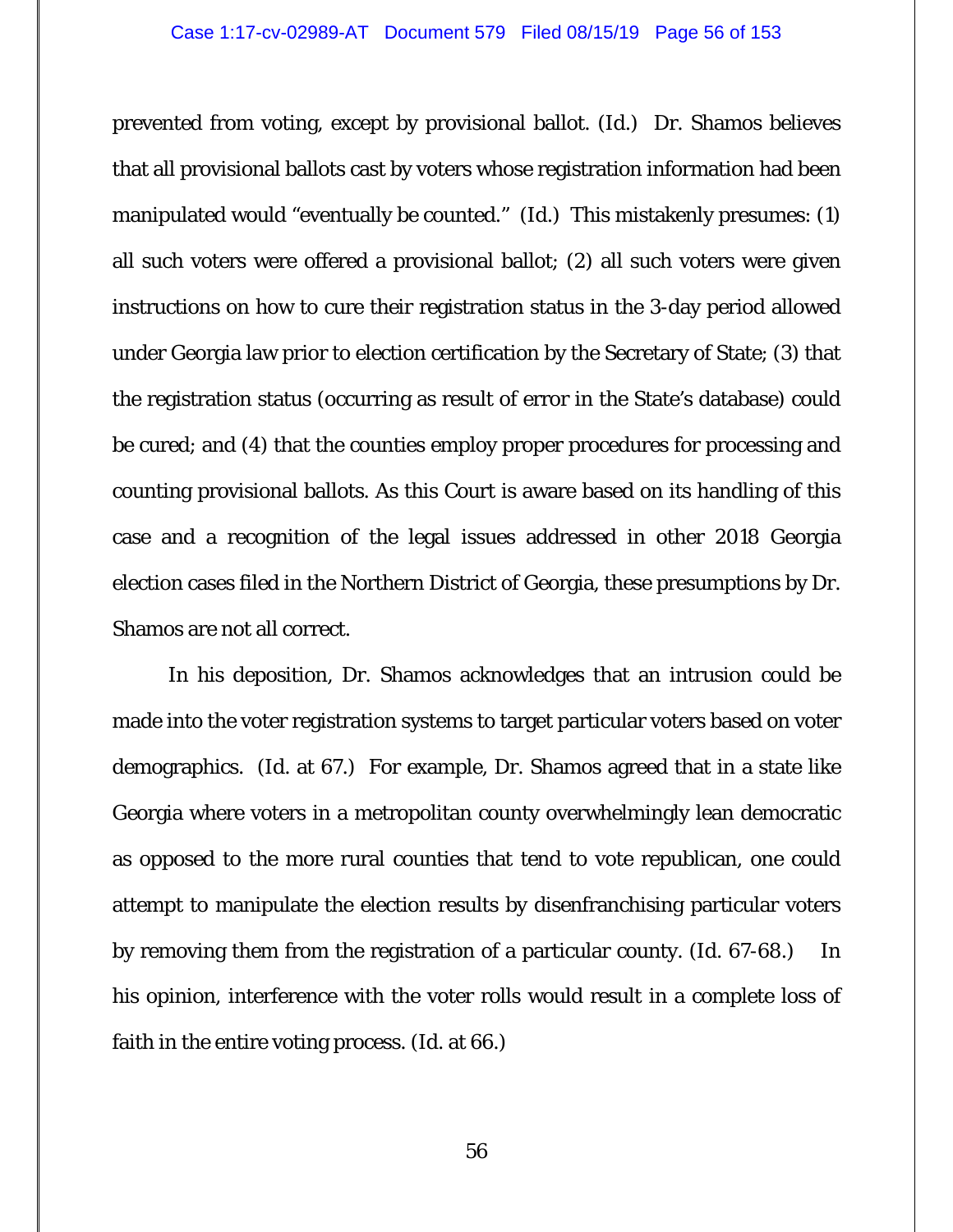prevented from voting, except by provisional ballot. (Id.) Dr. Shamos believes that all provisional ballots cast by voters whose registration information had been manipulated would "eventually be counted." (Id.) This mistakenly presumes: (1) all such voters were offered a provisional ballot; (2) all such voters were given instructions on how to cure their registration status in the 3-day period allowed under Georgia law prior to election certification by the Secretary of State; (3) that the registration status (occurring as result of error in the State's database) could be cured; and (4) that the counties employ proper procedures for processing and counting provisional ballots. As this Court is aware based on its handling of this case and a recognition of the legal issues addressed in other 2018 Georgia election cases filed in the Northern District of Georgia, these presumptions by Dr. Shamos are not all correct.

In his deposition, Dr. Shamos acknowledges that an intrusion could be made into the voter registration systems to target particular voters based on voter demographics. (Id. at 67.) For example, Dr. Shamos agreed that in a state like Georgia where voters in a metropolitan county overwhelmingly lean democratic as opposed to the more rural counties that tend to vote republican, one could attempt to manipulate the election results by disenfranchising particular voters by removing them from the registration of a particular county. (Id. 67-68.) In his opinion, interference with the voter rolls would result in a complete loss of faith in the entire voting process. (Id. at 66.)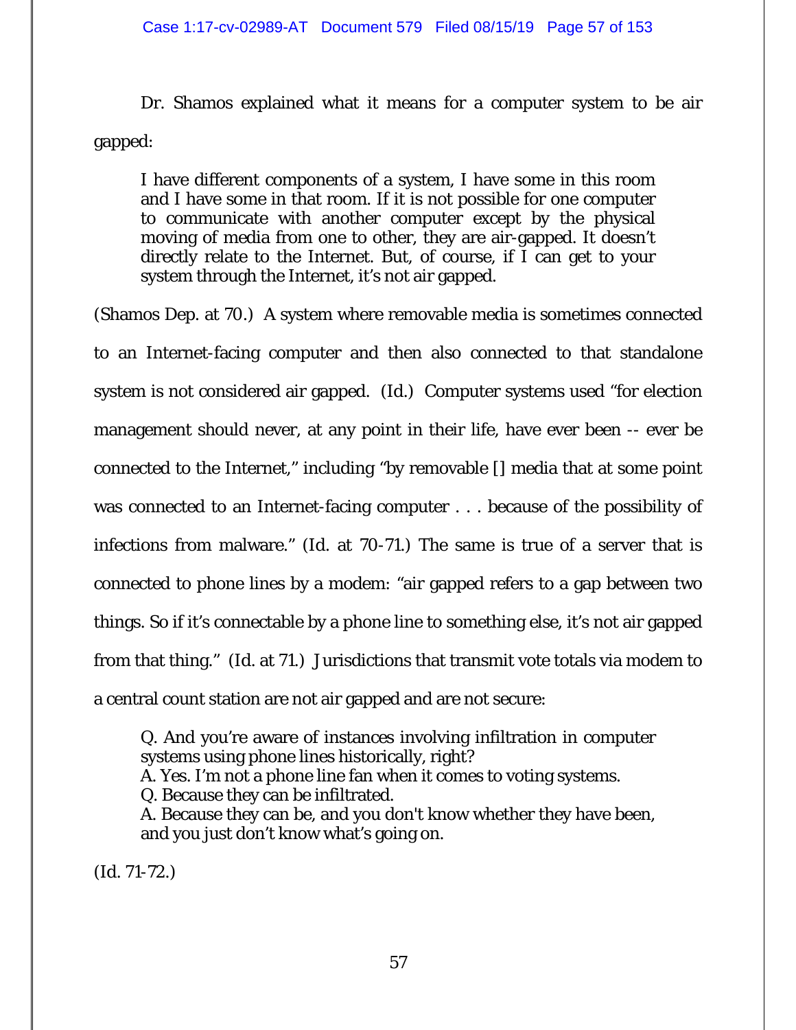Dr. Shamos explained what it means for a computer system to be air gapped:

> I have different components of a system, I have some in this room and I have some in that room. If it is not possible for one computer to communicate with another computer except by the physical moving of media from one to other, they are air-gapped. It doesn't directly relate to the Internet. But, of course, if I can get to your system through the Internet, it's not air gapped.

(Shamos Dep. at 70.) A system where removable media is sometimes connected to an Internet-facing computer and then also connected to that standalone system is not considered air gapped. (Id.) Computer systems used "for election management should never, at any point in their life, have ever been -- ever be connected to the Internet," including "by removable [] media that at some point was connected to an Internet-facing computer . . . because of the possibility of infections from malware." (Id. at 70-71.) The same is true of a server that is connected to phone lines by a modem: "air gapped refers to a gap between two things. So if it's connectable by a phone line to something else, it's not air gapped from that thing." (Id. at 71.) Jurisdictions that transmit vote totals via modem to a central count station are not air gapped and are not secure:

> Q. And you're aware of instances involving infiltration in computer systems using phone lines historically, right?
> A. Yes. I'm not a phone line fan when it comes to voting systems.
> Q. Because they can be infiltrated.
> A. Because they can be, and you don't know whether they have been, and you just don't know what's going on.

(Id. 71-72.)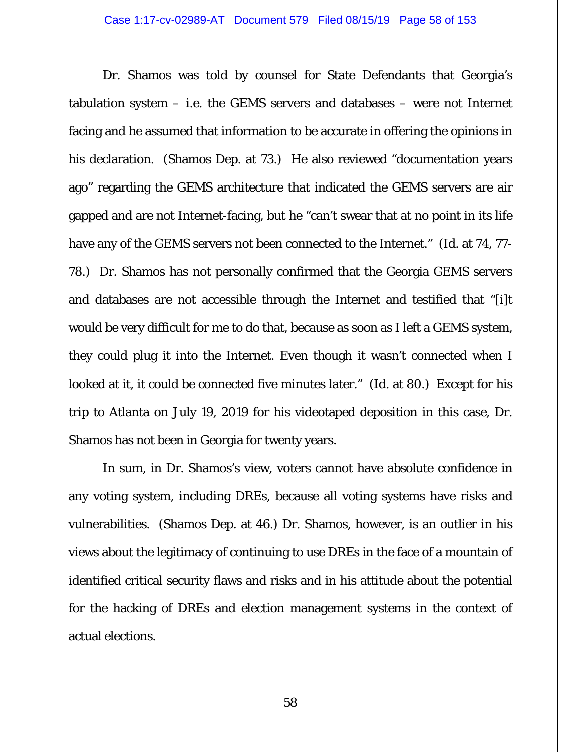Dr. Shamos was told by counsel for State Defendants that Georgia's tabulation system – i.e. the GEMS servers and databases – were not Internet facing and he assumed that information to be accurate in offering the opinions in his declaration. (Shamos Dep. at 73.) He also reviewed "documentation years ago" regarding the GEMS architecture that indicated the GEMS servers are air gapped and are not Internet-facing, but he "can't swear that at no point in its life have any of the GEMS servers not been connected to the Internet." (Id. at 74, 77-78.) Dr. Shamos has not personally confirmed that the Georgia GEMS servers and databases are not accessible through the Internet and testified that "[i]t would be very difficult for me to do that, because as soon as I left a GEMS system, they could plug it into the Internet. Even though it wasn't connected when I looked at it, it could be connected five minutes later." (Id. at 80.) Except for his trip to Atlanta on July 19, 2019 for his videotaped deposition in this case, Dr. Shamos has not been in Georgia for twenty years.

In sum, in Dr. Shamos's view, voters cannot have absolute confidence in any voting system, including DREs, because all voting systems have risks and vulnerabilities. (Shamos Dep. at 46.) Dr. Shamos, however, is an outlier in his views about the legitimacy of continuing to use DREs in the face of a mountain of identified critical security flaws and risks and in his attitude about the potential for the hacking of DREs and election management systems in the context of actual elections.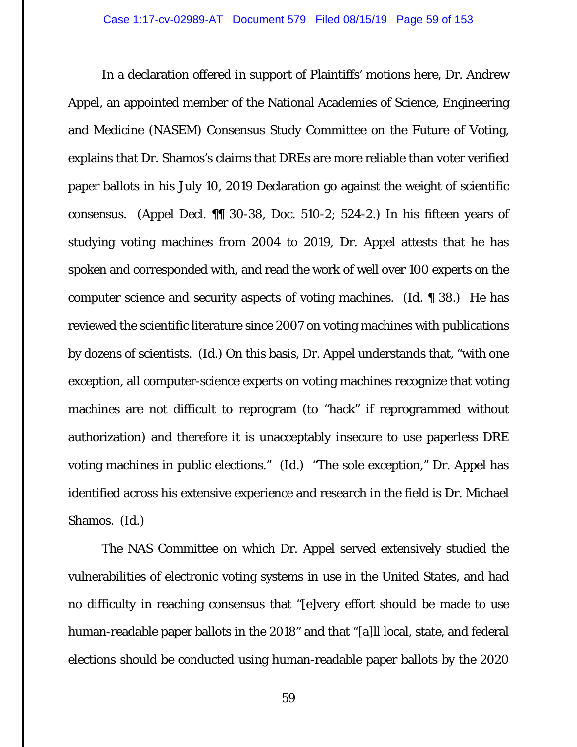In a declaration offered in support of Plaintiffs' motions here, Dr. Andrew Appel, an appointed member of the National Academies of Science, Engineering and Medicine (NASEM) Consensus Study Committee on the Future of Voting, explains that Dr. Shamos's claims that DREs are more reliable than voter verified paper ballots in his July 10, 2019 Declaration go against the weight of scientific consensus. (Appel Decl. ¶¶ 30-38, Doc. 510-2; 524-2.) In his fifteen years of studying voting machines from 2004 to 2019, Dr. Appel attests that he has spoken and corresponded with, and read the work of well over 100 experts on the computer science and security aspects of voting machines. (Id. ¶ 38.) He has reviewed the scientific literature since 2007 on voting machines with publications by dozens of scientists. (Id.) On this basis, Dr. Appel understands that, "with one exception, all computer-science experts on voting machines recognize that voting machines are not difficult to reprogram (to "hack" if reprogrammed without authorization) and therefore it is unacceptably insecure to use paperless DRE voting machines in public elections." (Id.) "The sole exception," Dr. Appel has identified across his extensive experience and research in the field is Dr. Michael Shamos. (Id.)

The NAS Committee on which Dr. Appel served extensively studied the vulnerabilities of electronic voting systems in use in the United States, and had no difficulty in reaching consensus that "[e]very effort should be made to use human-readable paper ballots in the 2018" and that "[a]ll local, state, and federal elections should be conducted using human-readable paper ballots by the 2020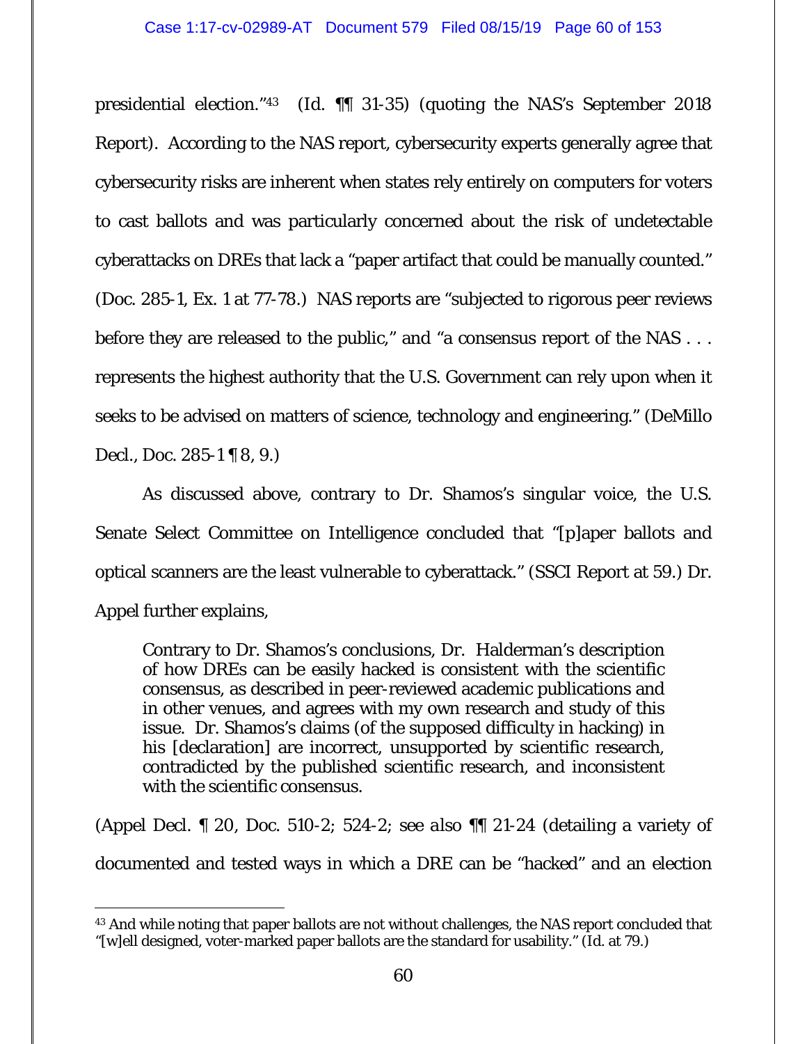presidential election."[43] (Id. ¶¶ 31-35) (quoting the NAS's September 2018 Report). According to the NAS report, cybersecurity experts generally agree that cybersecurity risks are inherent when states rely entirely on computers for voters to cast ballots and was particularly concerned about the risk of undetectable cyberattacks on DREs that lack a "paper artifact that could be manually counted." (Doc. 285-1, Ex. 1 at 77-78.) NAS reports are "subjected to rigorous peer reviews before they are released to the public," and "a consensus report of the NAS . . . represents the highest authority that the U.S. Government can rely upon when it seeks to be advised on matters of science, technology and engineering." (DeMillo Decl., Doc. 285-1 ¶ 8, 9.)

As discussed above, contrary to Dr. Shamos's singular voice, the U.S. Senate Select Committee on Intelligence concluded that "[p]aper ballots and optical scanners are the least vulnerable to cyberattack." (SSCI Report at 59.) Dr. Appel further explains,

> Contrary to Dr. Shamos's conclusions, Dr. Halderman's description of how DREs can be easily hacked is consistent with the scientific consensus, as described in peer-reviewed academic publications and in other venues, and agrees with my own research and study of this issue. Dr. Shamos's claims (of the supposed difficulty in hacking) in his [declaration] are incorrect, unsupported by scientific research, contradicted by the published scientific research, and inconsistent with the scientific consensus.

(Appel Decl. ¶ 20, Doc. 510-2; 524-2; *see also* ¶¶ 21-24 (detailing a variety of documented and tested ways in which a DRE can be "hacked" and an election

---

[43] And while noting that paper ballots are not without challenges, the NAS report concluded that "[w]ell designed, voter-marked paper ballots are the standard for usability." (Id. at 79.)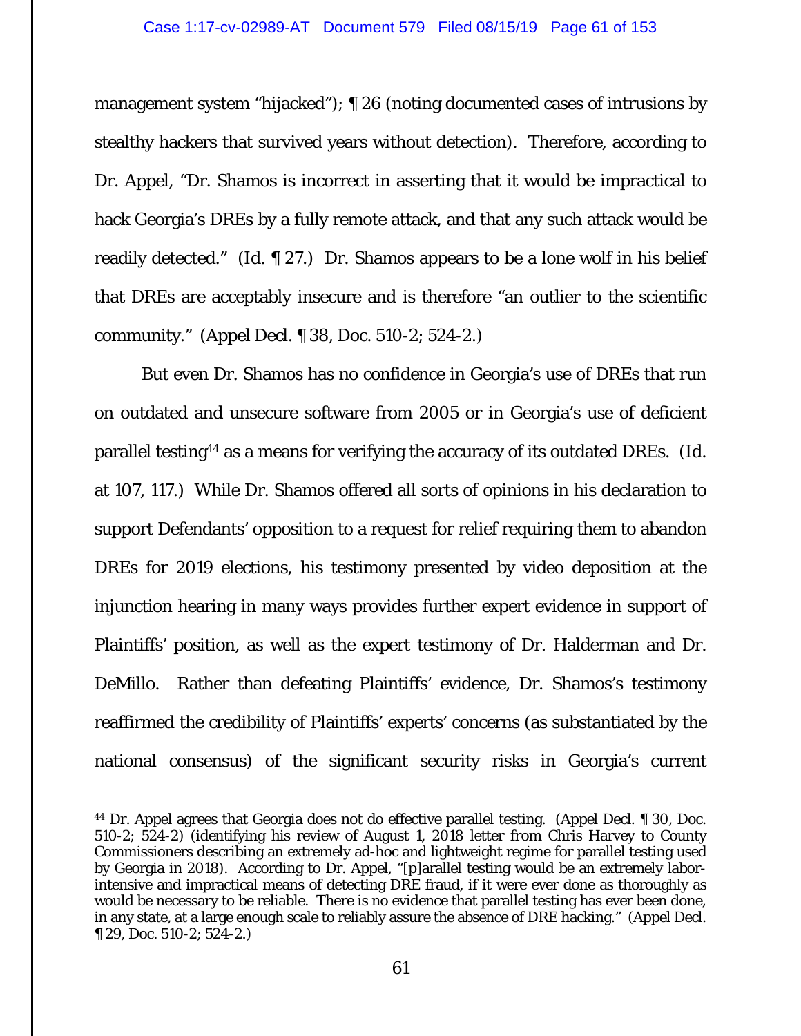management system "hijacked"); ¶ 26 (noting documented cases of intrusions by stealthy hackers that survived years without detection). Therefore, according to Dr. Appel, "Dr. Shamos is incorrect in asserting that it would be impractical to hack Georgia's DREs by a fully remote attack, and that any such attack would be readily detected." (Id. ¶ 27.) Dr. Shamos appears to be a lone wolf in his belief that DREs are acceptably insecure and is therefore "an outlier to the scientific community." (Appel Decl. ¶ 38, Doc. 510-2; 524-2.)

But even Dr. Shamos has no confidence in Georgia's use of DREs that run on outdated and unsecure software from 2005 or in Georgia's use of deficient parallel testing[44] as a means for verifying the accuracy of its outdated DREs. (Id. at 107, 117.) While Dr. Shamos offered all sorts of opinions in his declaration to support Defendants' opposition to a request for relief requiring them to abandon DREs for 2019 elections, his testimony presented by video deposition at the injunction hearing in many ways provides further expert evidence in support of Plaintiffs' position, as well as the expert testimony of Dr. Halderman and Dr. DeMillo. Rather than defeating Plaintiffs' evidence, Dr. Shamos's testimony reaffirmed the credibility of Plaintiffs' experts' concerns (as substantiated by the national consensus) of the significant security risks in Georgia's current

---

[44] Dr. Appel agrees that Georgia does not do effective parallel testing. (Appel Decl. ¶ 30, Doc. 510-2; 524-2) (identifying his review of August 1, 2018 letter from Chris Harvey to County Commissioners describing an extremely ad-hoc and lightweight regime for parallel testing used by Georgia in 2018). According to Dr. Appel, "[p]arallel testing would be an extremely labor-intensive and impractical means of detecting DRE fraud, if it were ever done as thoroughly as would be necessary to be reliable. There is no evidence that parallel testing has ever been done, in any state, at a large enough scale to reliably assure the absence of DRE hacking." (Appel Decl. ¶ 29, Doc. 510-2; 524-2.)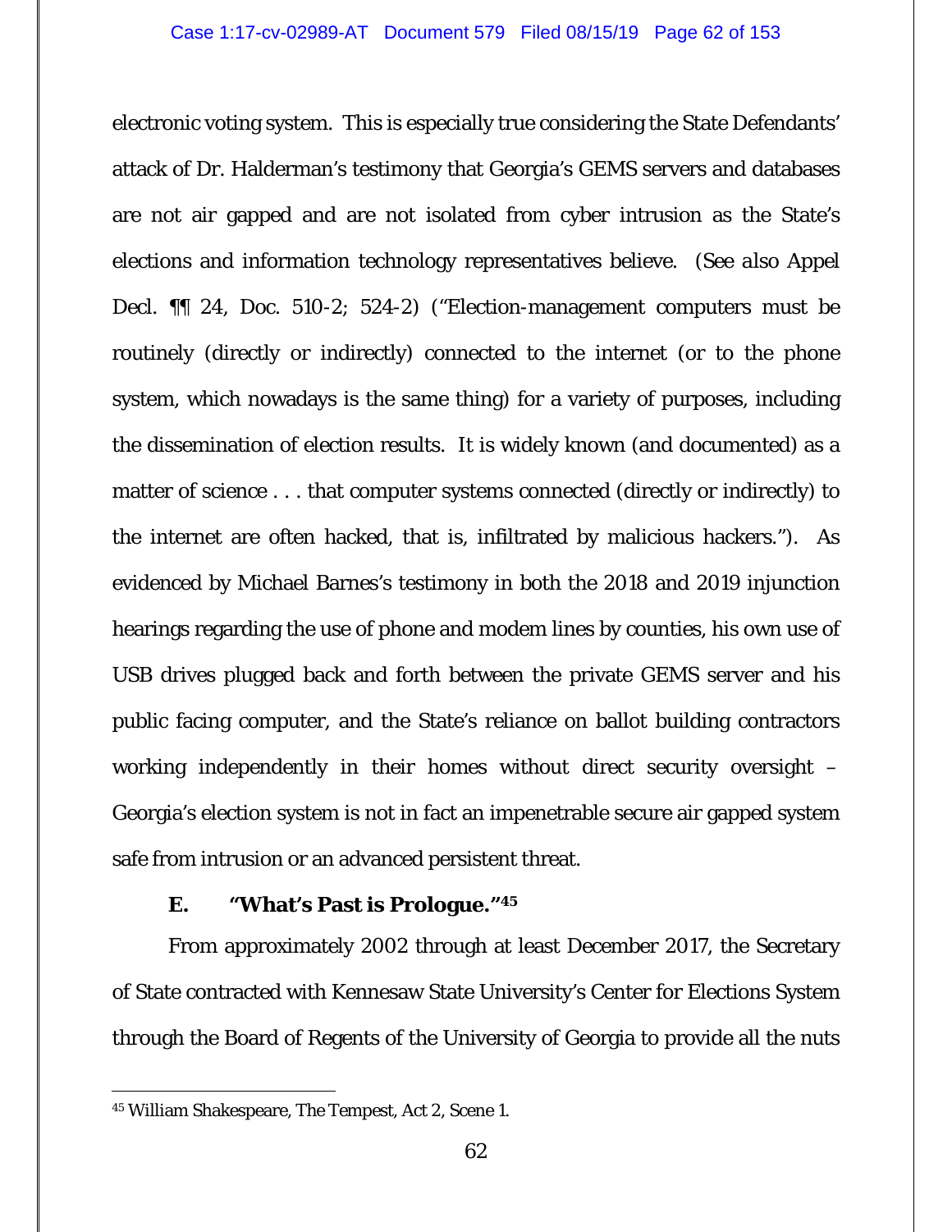electronic voting system. This is especially true considering the State Defendants' attack of Dr. Halderman's testimony that Georgia's GEMS servers and databases are not air gapped and are not isolated from cyber intrusion as the State's elections and information technology representatives believe. (*See also* Appel Decl. ¶¶ 24, Doc. 510-2; 524-2) ("Election-management computers must be routinely (directly or indirectly) connected to the internet (or to the phone system, which nowadays is the same thing) for a variety of purposes, including the dissemination of election results. It is widely known (and documented) as a matter of science . . . that computer systems connected (directly or indirectly) to the internet are often hacked, that is, infiltrated by malicious hackers."). As evidenced by Michael Barnes's testimony in both the 2018 and 2019 injunction hearings regarding the use of phone and modem lines by counties, his own use of USB drives plugged back and forth between the private GEMS server and his public facing computer, and the State's reliance on ballot building contractors working independently in their homes without direct security oversight – Georgia's election system is not in fact an impenetrable secure air gapped system safe from intrusion or an advanced persistent threat.

### E. "What's Past is Prologue."[45]

From approximately 2002 through at least December 2017, the Secretary of State contracted with Kennesaw State University's Center for Elections System through the Board of Regents of the University of Georgia to provide all the nuts

---

[45] William Shakespeare, The Tempest, Act 2, Scene 1.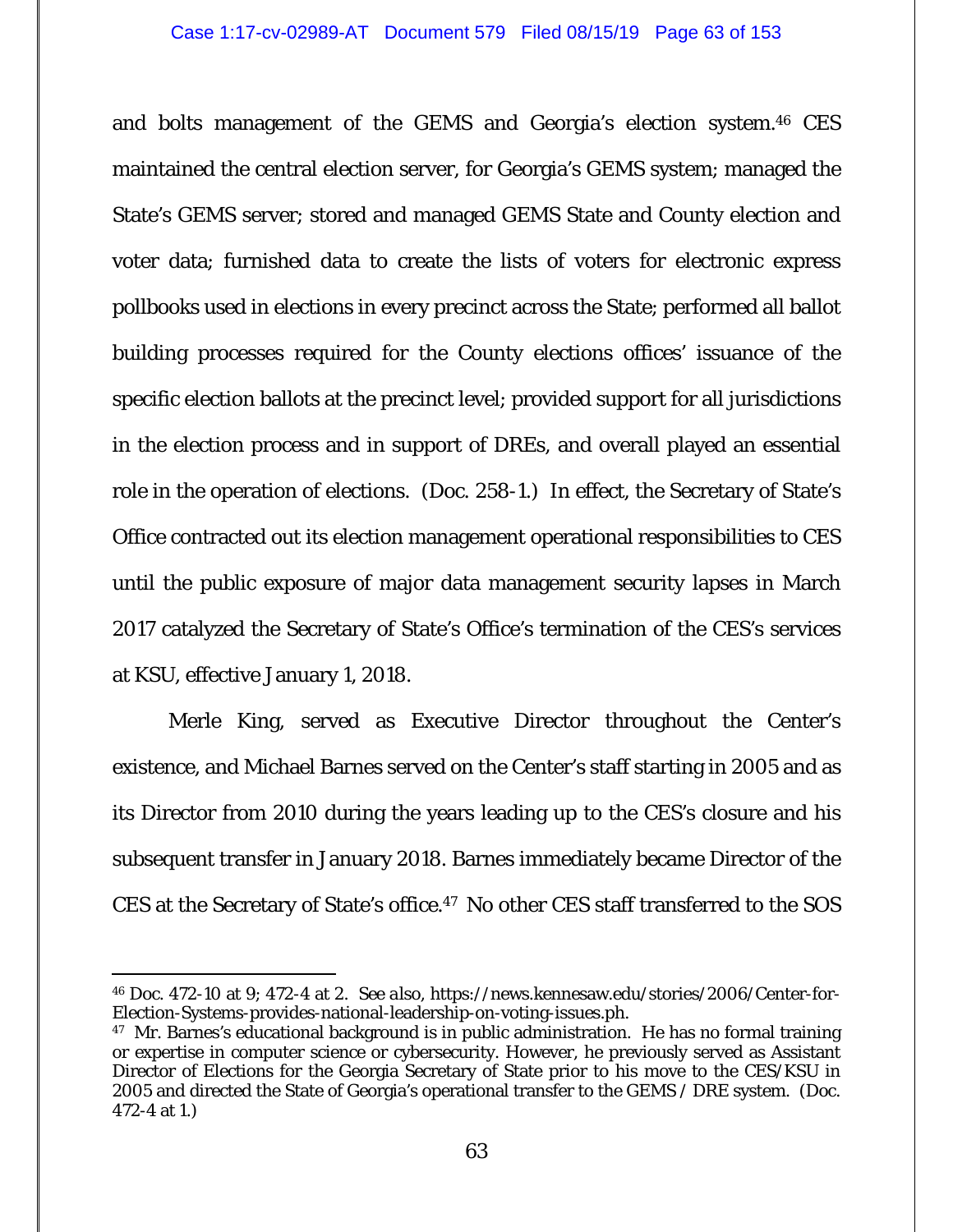and bolts management of the GEMS and Georgia's election system.[46] CES maintained the central election server, for Georgia's GEMS system; managed the State's GEMS server; stored and managed GEMS State and County election and voter data; furnished data to create the lists of voters for electronic express pollbooks used in elections in every precinct across the State; performed all ballot building processes required for the County elections offices' issuance of the specific election ballots at the precinct level; provided support for all jurisdictions in the election process and in support of DREs, and overall played an essential role in the operation of elections. (Doc. 258-1.) In effect, the Secretary of State's Office contracted out its election management operational responsibilities to CES until the public exposure of major data management security lapses in March 2017 catalyzed the Secretary of State's Office's termination of the CES's services at KSU, effective January 1, 2018.

Merle King, served as Executive Director throughout the Center's existence, and Michael Barnes served on the Center's staff starting in 2005 and as its Director from 2010 during the years leading up to the CES's closure and his subsequent transfer in January 2018. Barnes immediately became Director of the CES at the Secretary of State's office.[47] No other CES staff transferred to the SOS

---

[46] Doc. 472-10 at 9; 472-4 at 2. *See also*, https://news.kennesaw.edu/stories/2006/Center-for-Election-Systems-provides-national-leadership-on-voting-issues.ph.

[47] Mr. Barnes's educational background is in public administration. He has no formal training or expertise in computer science or cybersecurity. However, he previously served as Assistant Director of Elections for the Georgia Secretary of State prior to his move to the CES/KSU in 2005 and directed the State of Georgia's operational transfer to the GEMS / DRE system. (Doc. 472-4 at 1.)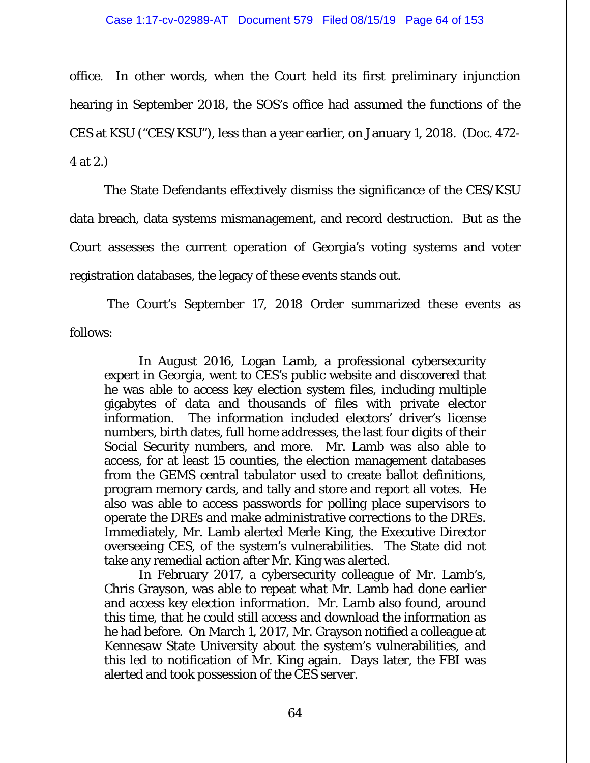office. In other words, when the Court held its first preliminary injunction hearing in September 2018, the SOS's office had assumed the functions of the CES at KSU ("CES/KSU"), less than a year earlier, on January 1, 2018. (Doc. 472-4 at 2.)

The State Defendants effectively dismiss the significance of the CES/KSU data breach, data systems mismanagement, and record destruction. But as the Court assesses the current operation of Georgia's voting systems and voter registration databases, the legacy of these events stands out.

The Court's September 17, 2018 Order summarized these events as follows:

> In August 2016, Logan Lamb, a professional cybersecurity expert in Georgia, went to CES's public website and discovered that he was able to access key election system files, including multiple gigabytes of data and thousands of files with private elector information. The information included electors' driver's license numbers, birth dates, full home addresses, the last four digits of their Social Security numbers, and more. Mr. Lamb was also able to access, for at least 15 counties, the election management databases from the GEMS central tabulator used to create ballot definitions, program memory cards, and tally and store and report all votes. He also was able to access passwords for polling place supervisors to operate the DREs and make administrative corrections to the DREs. Immediately, Mr. Lamb alerted Merle King, the Executive Director overseeing CES, of the system's vulnerabilities. The State did not take any remedial action after Mr. King was alerted.
>
> In February 2017, a cybersecurity colleague of Mr. Lamb's, Chris Grayson, was able to repeat what Mr. Lamb had done earlier and access key election information. Mr. Lamb also found, around this time, that he could still access and download the information as he had before. On March 1, 2017, Mr. Grayson notified a colleague at Kennesaw State University about the system's vulnerabilities, and this led to notification of Mr. King again. Days later, the FBI was alerted and took possession of the CES server.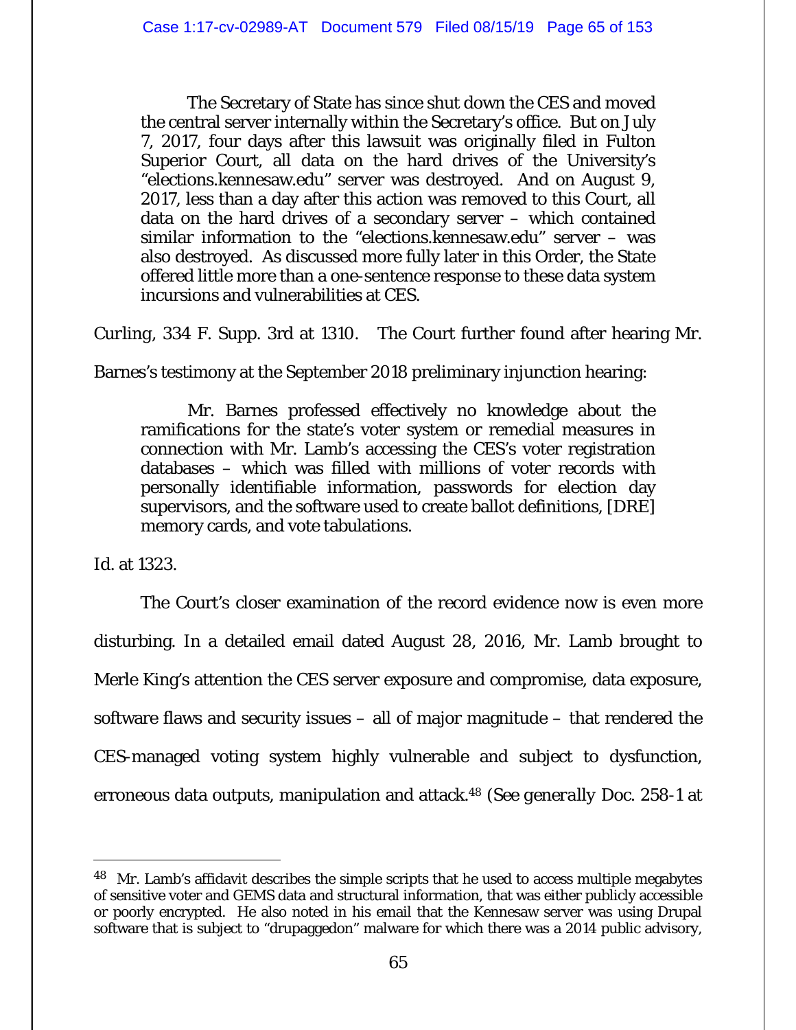> The Secretary of State has since shut down the CES and moved the central server internally within the Secretary's office. But on July 7, 2017, four days after this lawsuit was originally filed in Fulton Superior Court, all data on the hard drives of the University's "elections.kennesaw.edu" server was destroyed. And on August 9, 2017, less than a day after this action was removed to this Court, all data on the hard drives of a secondary server – which contained similar information to the "elections.kennesaw.edu" server – was also destroyed. As discussed more fully later in this Order, the State offered little more than a one-sentence response to these data system incursions and vulnerabilities at CES.

*Curling*, 334 F. Supp. 3rd at 1310. The Court further found after hearing Mr. Barnes's testimony at the September 2018 preliminary injunction hearing:

> Mr. Barnes professed effectively no knowledge about the ramifications for the state's voter system or remedial measures in connection with Mr. Lamb's accessing the CES's voter registration databases – which was filled with millions of voter records with personally identifiable information, passwords for election day supervisors, and the software used to create ballot definitions, [DRE] memory cards, and vote tabulations.

*Id.* at 1323.

The Court's closer examination of the record evidence now is even more disturbing. In a detailed email dated August 28, 2016, Mr. Lamb brought to Merle King's attention the CES server exposure and compromise, data exposure, software flaws and security issues – all of major magnitude – that rendered the CES-managed voting system highly vulnerable and subject to dysfunction, erroneous data outputs, manipulation and attack.[48] (*See generally* Doc. 258-1 at

---

[48] Mr. Lamb's affidavit describes the simple scripts that he used to access multiple megabytes of sensitive voter and GEMS data and structural information, that was either publicly accessible or poorly encrypted. He also noted in his email that the Kennesaw server was using Drupal software that is subject to "drupaggedon" malware for which there was a 2014 public advisory,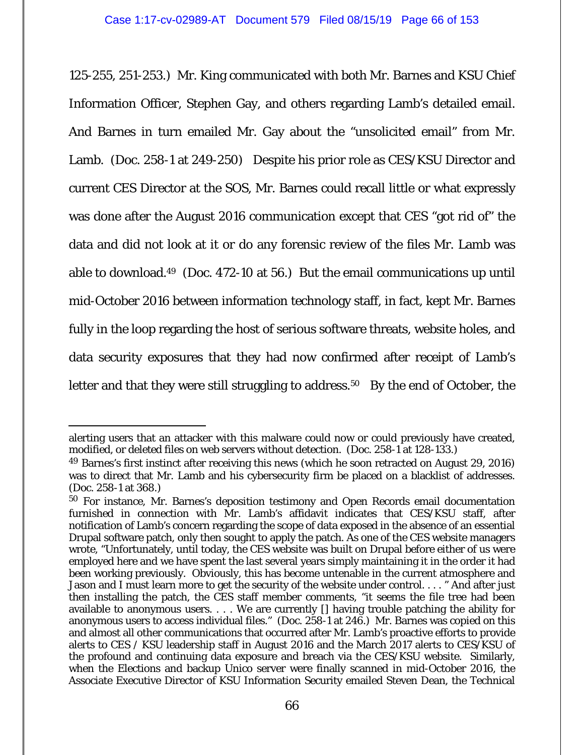125-255, 251-253.) Mr. King communicated with both Mr. Barnes and KSU Chief Information Officer, Stephen Gay, and others regarding Lamb's detailed email. And Barnes in turn emailed Mr. Gay about the "unsolicited email" from Mr. Lamb. (Doc. 258-1 at 249-250) Despite his prior role as CES/KSU Director and current CES Director at the SOS, Mr. Barnes could recall little or what expressly was done after the August 2016 communication except that CES "got rid of" the data and did not look at it or do any forensic review of the files Mr. Lamb was able to download.[49] (Doc. 472-10 at 56.) But the email communications up until mid-October 2016 between information technology staff, in fact, kept Mr. Barnes fully in the loop regarding the host of serious software threats, website holes, and data security exposures that they had now confirmed after receipt of Lamb's letter and that they were still struggling to address.[50] By the end of October, the

---

alerting users that an attacker with this malware could now or could previously have created, modified, or deleted files on web servers without detection. (Doc. 258-1 at 128-133.)

[49] Barnes's first instinct after receiving this news (which he soon retracted on August 29, 2016) was to direct that Mr. Lamb and his cybersecurity firm be placed on a blacklist of addresses. (Doc. 258-1 at 368.)

[50] For instance, Mr. Barnes's deposition testimony and Open Records email documentation furnished in connection with Mr. Lamb's affidavit indicates that CES/KSU staff, after notification of Lamb's concern regarding the scope of data exposed in the absence of an essential Drupal software patch, only then sought to apply the patch. As one of the CES website managers wrote, "Unfortunately, until today, the CES website was built on Drupal before either of us were employed here and we have spent the last several years simply maintaining it in the order it had been working previously. Obviously, this has become untenable in the current atmosphere and Jason and I must learn more to get the security of the website under control. . . . " And after just then installing the patch, the CES staff member comments, "it seems the file tree had been available to anonymous users. . . . We are currently [] having trouble patching the ability for anonymous users to access individual files." (Doc. 258-1 at 246.) Mr. Barnes was copied on this and almost all other communications that occurred after Mr. Lamb's proactive efforts to provide alerts to CES / KSU leadership staff in August 2016 and the March 2017 alerts to CES/KSU of the profound and continuing data exposure and breach via the CES/KSU website. Similarly, when the Elections and backup Unico server were finally scanned in mid-October 2016, the Associate Executive Director of KSU Information Security emailed Steven Dean, the Technical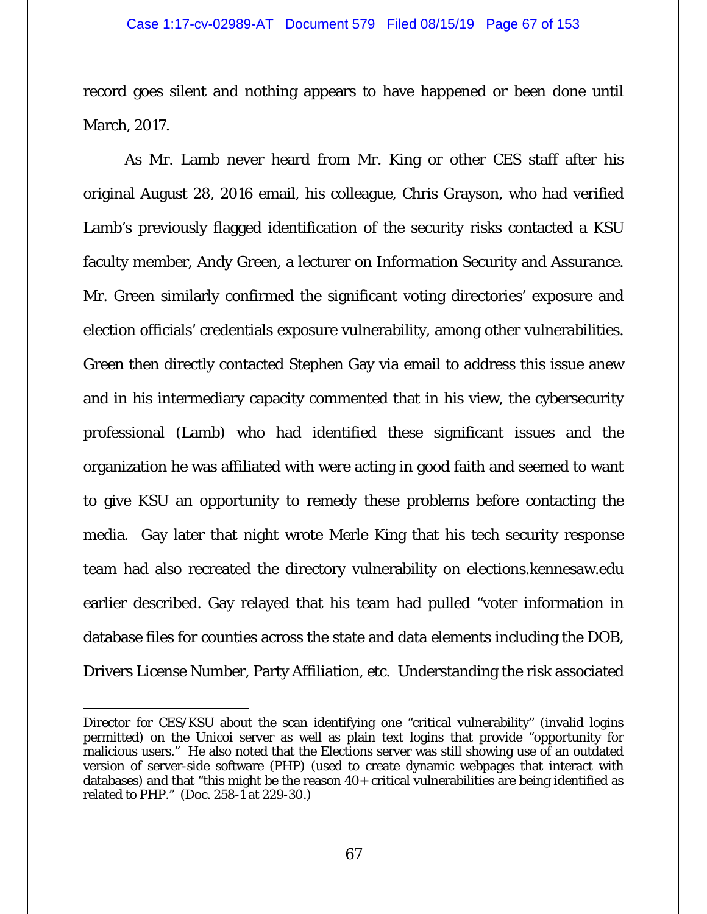record goes silent and nothing appears to have happened or been done until March, 2017.

As Mr. Lamb never heard from Mr. King or other CES staff after his original August 28, 2016 email, his colleague, Chris Grayson, who had verified Lamb's previously flagged identification of the security risks contacted a KSU faculty member, Andy Green, a lecturer on Information Security and Assurance. Mr. Green similarly confirmed the significant voting directories' exposure and election officials' credentials exposure vulnerability, among other vulnerabilities. Green then directly contacted Stephen Gay via email to address this issue anew and in his intermediary capacity commented that in his view, the cybersecurity professional (Lamb) who had identified these significant issues and the organization he was affiliated with were acting in good faith and seemed to want to give KSU an opportunity to remedy these problems before contacting the media. Gay later that night wrote Merle King that his tech security response team had also recreated the directory vulnerability on elections.kennesaw.edu earlier described. Gay relayed that his team had pulled "voter information in database files for counties across the state and data elements including the DOB, Drivers License Number, Party Affiliation, etc. Understanding the risk associated

---

Director for CES/KSU about the scan identifying one "critical vulnerability" (invalid logins permitted) on the Unicoi server as well as plain text logins that provide "opportunity for malicious users." He also noted that the Elections server was still showing use of an outdated version of server-side software (PHP) (used to create dynamic webpages that interact with databases) and that "this might be the reason 40+ critical vulnerabilities are being identified as related to PHP." (Doc. 258-1 at 229-30.)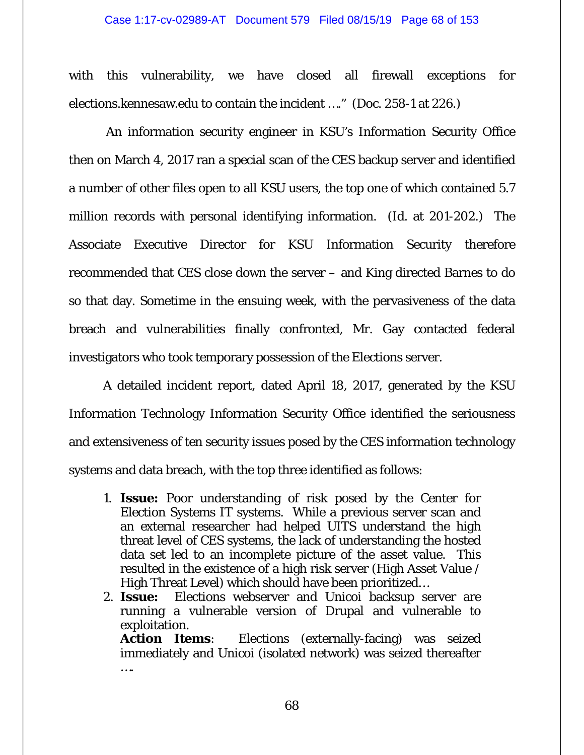with this vulnerability, we have closed all firewall exceptions for elections.kennesaw.edu to contain the incident …." (Doc. 258-1 at 226.)

An information security engineer in KSU's Information Security Office then on March 4, 2017 ran a special scan of the CES backup server and identified a number of other files open to all KSU users, the top one of which contained 5.7 million records with personal identifying information. (Id. at 201-202.) The Associate Executive Director for KSU Information Security therefore recommended that CES close down the server – and King directed Barnes to do so that day. Sometime in the ensuing week, with the pervasiveness of the data breach and vulnerabilities finally confronted, Mr. Gay contacted federal investigators who took temporary possession of the Elections server.

A detailed incident report, dated April 18, 2017, generated by the KSU Information Technology Information Security Office identified the seriousness and extensiveness of ten security issues posed by the CES information technology systems and data breach, with the top three identified as follows:

1. **Issue:** Poor understanding of risk posed by the Center for Election Systems IT systems. While a previous server scan and an external researcher had helped UITS understand the high threat level of CES systems, the lack of understanding the hosted data set led to an incomplete picture of the asset value. This resulted in the existence of a high risk server (High Asset Value / High Threat Level) which should have been prioritized…
2. **Issue:** Elections webserver and Unicoi backsup server are running a vulnerable version of Drupal and vulnerable to exploitation.
   **Action Items**: Elections (externally-facing) was seized immediately and Unicoi (isolated network) was seized thereafter ….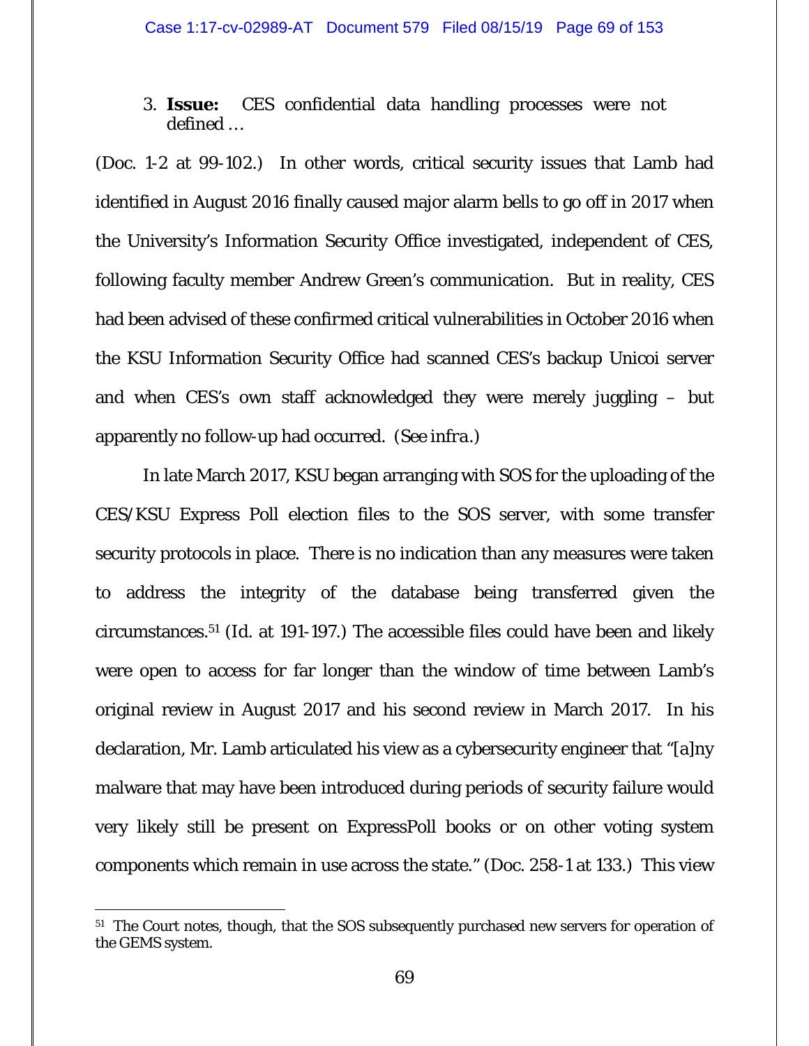3. **Issue:** CES confidential data handling processes were not defined …

(Doc. 1-2 at 99-102.) In other words, critical security issues that Lamb had identified in August 2016 finally caused major alarm bells to go off in 2017 when the University's Information Security Office investigated, independent of CES, following faculty member Andrew Green's communication. But in reality, CES had been advised of these *confirmed* critical vulnerabilities in October 2016 when the KSU Information Security Office had scanned CES's backup Unicoi server and when CES's own staff acknowledged they were merely juggling – but apparently no follow-up had occurred. (*See infra*.)

In late March 2017, KSU began arranging with SOS for the uploading of the CES/KSU Express Poll election files to the SOS server, with some transfer security protocols in place. There is no indication than any measures were taken to address the integrity of the database being transferred given the circumstances.[51] (*Id.* at 191-197.) The accessible files could have been and likely were open to access for far longer than the window of time between Lamb's original review in August 2017 and his second review in March 2017. In his declaration, Mr. Lamb articulated his view as a cybersecurity engineer that "[a]ny malware that may have been introduced during periods of security failure would very likely still be present on ExpressPoll books or on other voting system components which remain in use across the state." (Doc. 258-1 at 133.) This view

---

[51] The Court notes, though, that the SOS subsequently purchased new servers for operation of the GEMS system.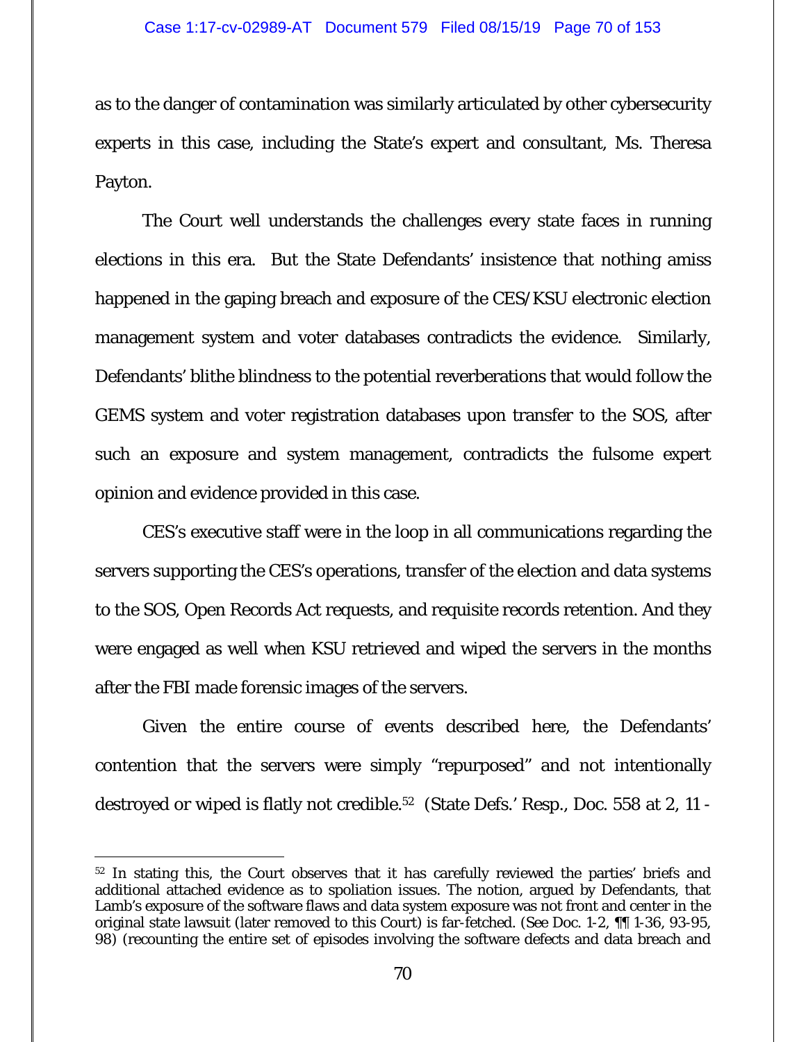as to the danger of contamination was similarly articulated by other cybersecurity experts in this case, including the State's expert and consultant, Ms. Theresa Payton.

The Court well understands the challenges every state faces in running elections in this era. But the State Defendants' insistence that nothing amiss happened in the gaping breach and exposure of the CES/KSU electronic election management system and voter databases contradicts the evidence. Similarly, Defendants' blithe blindness to the potential reverberations that would follow the GEMS system and voter registration databases upon transfer to the SOS, after such an exposure and system management, contradicts the fulsome expert opinion and evidence provided in this case.

CES's executive staff were in the loop in all communications regarding the servers supporting the CES's operations, transfer of the election and data systems to the SOS, Open Records Act requests, and requisite records retention. And they were engaged as well when KSU retrieved and wiped the servers in the months after the FBI made forensic images of the servers.

Given the entire course of events described here, the Defendants' contention that the servers were simply "repurposed" and not intentionally destroyed or wiped is flatly not credible.[52] (State Defs.' Resp., Doc. 558 at 2, 11 -

---

[52] In stating this, the Court observes that it has carefully reviewed the parties' briefs and additional attached evidence as to spoliation issues. The notion, argued by Defendants, that Lamb's exposure of the software flaws and data system exposure was not front and center in the original state lawsuit (later removed to this Court) is far-fetched. (See Doc. 1-2, ¶¶ 1-36, 93-95, 98) (recounting the entire set of episodes involving the software defects and data breach and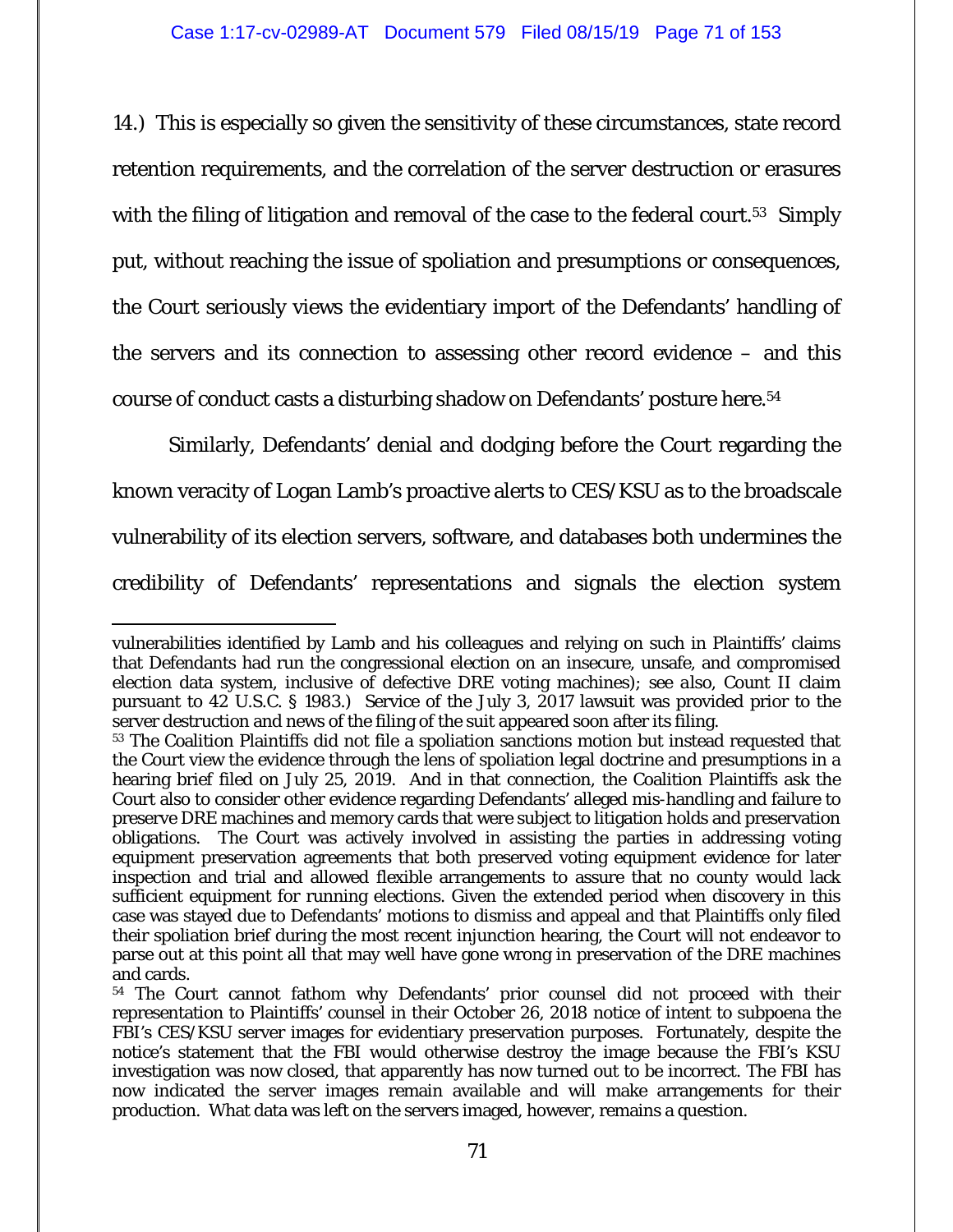14.) This is especially so given the sensitivity of these circumstances, state record retention requirements, and the correlation of the server destruction or erasures with the filing of litigation and removal of the case to the federal court.[53] Simply put, without reaching the issue of spoliation and presumptions or consequences, the Court seriously views the evidentiary import of the Defendants' handling of the servers and its connection to assessing other record evidence – and this course of conduct casts a disturbing shadow on Defendants' posture here.[54]

Similarly, Defendants' denial and dodging before the Court regarding the known veracity of Logan Lamb's proactive alerts to CES/KSU as to the broadscale vulnerability of its election servers, software, and databases both undermines the credibility of Defendants' representations and signals the election system

---

vulnerabilities identified by Lamb and his colleagues and relying on such in Plaintiffs' claims that Defendants had run the congressional election on an insecure, unsafe, and compromised election data system, inclusive of defective DRE voting machines); *see also*, Count II claim pursuant to 42 U.S.C. § 1983.) Service of the July 3, 2017 lawsuit was provided prior to the server destruction and news of the filing of the suit appeared soon after its filing.

[53] The Coalition Plaintiffs did not file a spoliation sanctions motion but instead requested that the Court view the evidence through the lens of spoliation legal doctrine and presumptions in a hearing brief filed on July 25, 2019. And in that connection, the Coalition Plaintiffs ask the Court also to consider other evidence regarding Defendants' alleged mis-handling and failure to preserve DRE machines and memory cards that were subject to litigation holds and preservation obligations. The Court was actively involved in assisting the parties in addressing voting equipment preservation agreements that both preserved voting equipment evidence for later inspection and trial and allowed flexible arrangements to assure that no county would lack sufficient equipment for running elections. Given the extended period when discovery in this case was stayed due to Defendants' motions to dismiss and appeal and that Plaintiffs only filed their spoliation brief during the most recent injunction hearing, the Court will not endeavor to parse out at this point all that may well have gone wrong in preservation of the DRE machines and cards.

[54] The Court cannot fathom why Defendants' prior counsel did not proceed with their representation to Plaintiffs' counsel in their October 26, 2018 notice of intent to subpoena the FBI's CES/KSU server images for evidentiary preservation purposes. Fortunately, despite the notice's statement that the FBI would otherwise destroy the image because the FBI's KSU investigation was now closed, that apparently has now turned out to be incorrect. The FBI has now indicated the server images remain available and will make arrangements for their production. What data was left on the servers imaged, however, remains a question.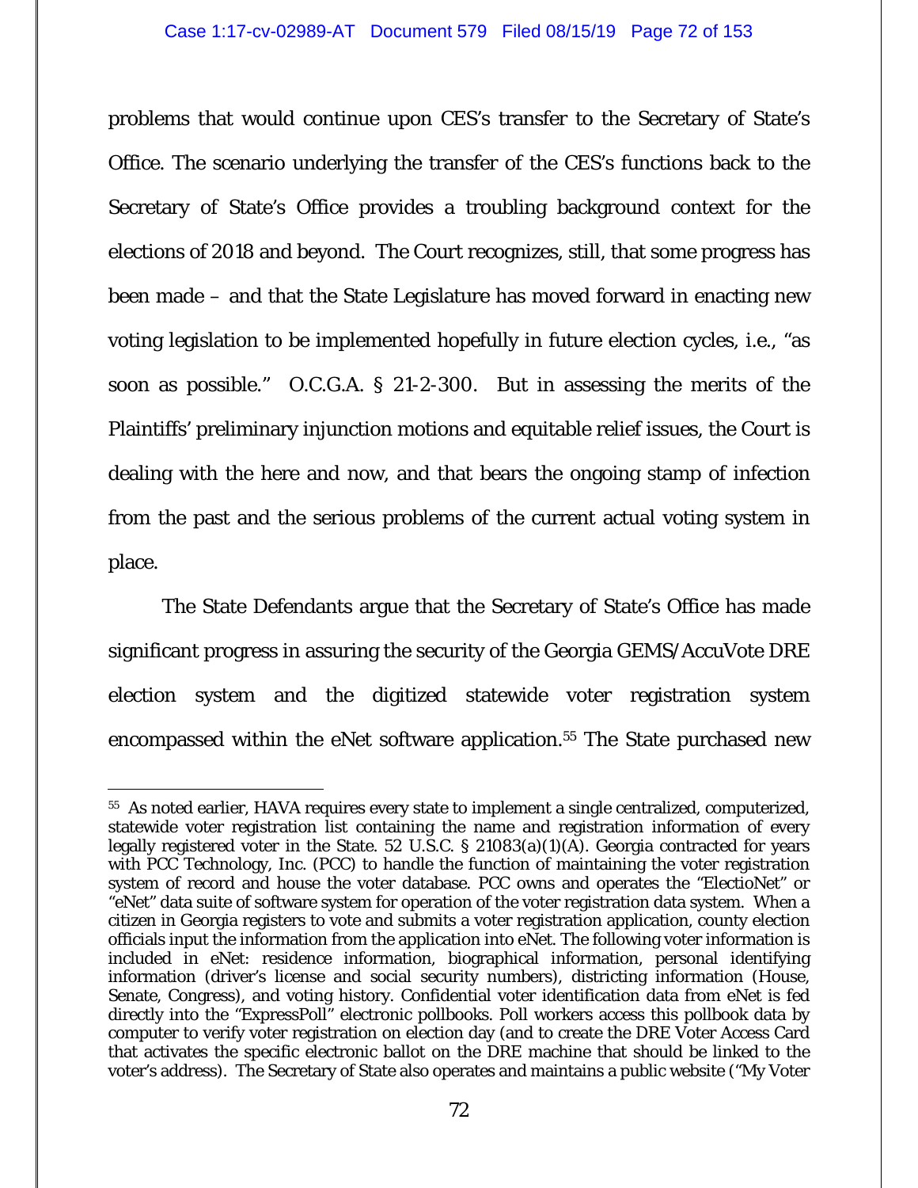problems that would continue upon CES's transfer to the Secretary of State's Office. The scenario underlying the transfer of the CES's functions back to the Secretary of State's Office provides a troubling background context for the elections of 2018 and beyond. The Court recognizes, still, that some progress has been made – and that the State Legislature has moved forward in enacting new voting legislation to be implemented hopefully in future election cycles, i.e., "as soon as possible." O.C.G.A. § 21-2-300. But in assessing the merits of the Plaintiffs' preliminary injunction motions and equitable relief issues, the Court is dealing with the here and now, and that bears the ongoing stamp of infection from the past and the serious problems of the current actual voting system in place.

The State Defendants argue that the Secretary of State's Office has made significant progress in assuring the security of the Georgia GEMS/AccuVote DRE election system and the digitized statewide voter registration system encompassed within the eNet software application.[55] The State purchased new

---

[55] As noted earlier, HAVA requires every state to implement a single centralized, computerized, statewide voter registration list containing the name and registration information of every legally registered voter in the State. 52 U.S.C. § 21083(a)(1)(A). Georgia contracted for years with PCC Technology, Inc. (PCC) to handle the function of maintaining the voter registration system of record and house the voter database. PCC owns and operates the "ElectioNet" or "eNet" data suite of software system for operation of the voter registration data system. When a citizen in Georgia registers to vote and submits a voter registration application, county election officials input the information from the application into eNet. The following voter information is included in eNet: residence information, biographical information, personal identifying information (driver's license and social security numbers), districting information (House, Senate, Congress), and voting history. Confidential voter identification data from eNet is fed directly into the "ExpressPoll" electronic pollbooks. Poll workers access this pollbook data by computer to verify voter registration on election day (and to create the DRE Voter Access Card that activates the specific electronic ballot on the DRE machine that should be linked to the voter's address). The Secretary of State also operates and maintains a public website ("My Voter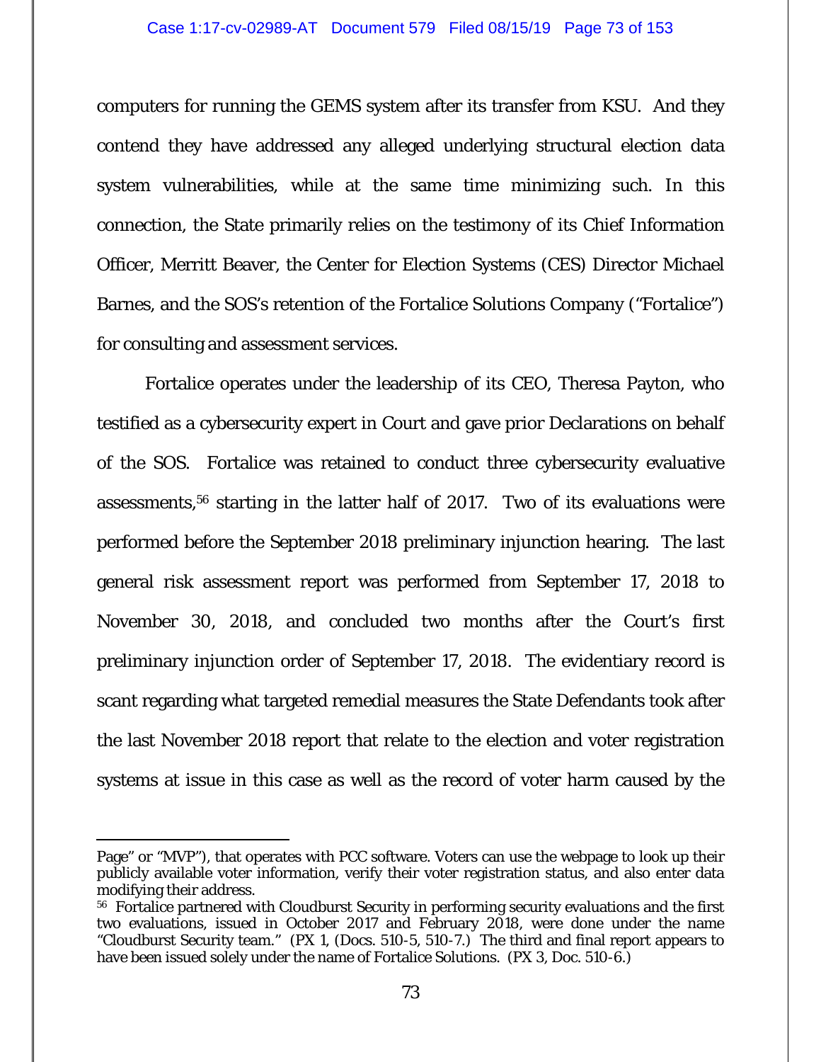computers for running the GEMS system after its transfer from KSU. And they contend they have addressed any alleged underlying structural election data system vulnerabilities, while at the same time minimizing such. In this connection, the State primarily relies on the testimony of its Chief Information Officer, Merritt Beaver, the Center for Election Systems (CES) Director Michael Barnes, and the SOS's retention of the Fortalice Solutions Company ("Fortalice") for consulting and assessment services.

Fortalice operates under the leadership of its CEO, Theresa Payton, who testified as a cybersecurity expert in Court and gave prior Declarations on behalf of the SOS. Fortalice was retained to conduct three cybersecurity evaluative assessments,[56] starting in the latter half of 2017. Two of its evaluations were performed before the September 2018 preliminary injunction hearing. The last general risk assessment report was performed from September 17, 2018 to November 30, 2018, and concluded two months after the Court's first preliminary injunction order of September 17, 2018. The evidentiary record is scant regarding what targeted remedial measures the State Defendants took after the last November 2018 report that relate to the election and voter registration systems at issue in this case as well as the record of voter harm caused by the

---

Page" or "MVP"), that operates with PCC software. Voters can use the webpage to look up their publicly available voter information, verify their voter registration status, and also enter data modifying their address.

[56] Fortalice partnered with Cloudburst Security in performing security evaluations and the first two evaluations, issued in October 2017 and February 2018, were done under the name "Cloudburst Security team." (PX 1, (Docs. 510-5, 510-7.) The third and final report appears to have been issued solely under the name of Fortalice Solutions. (PX 3, Doc. 510-6.)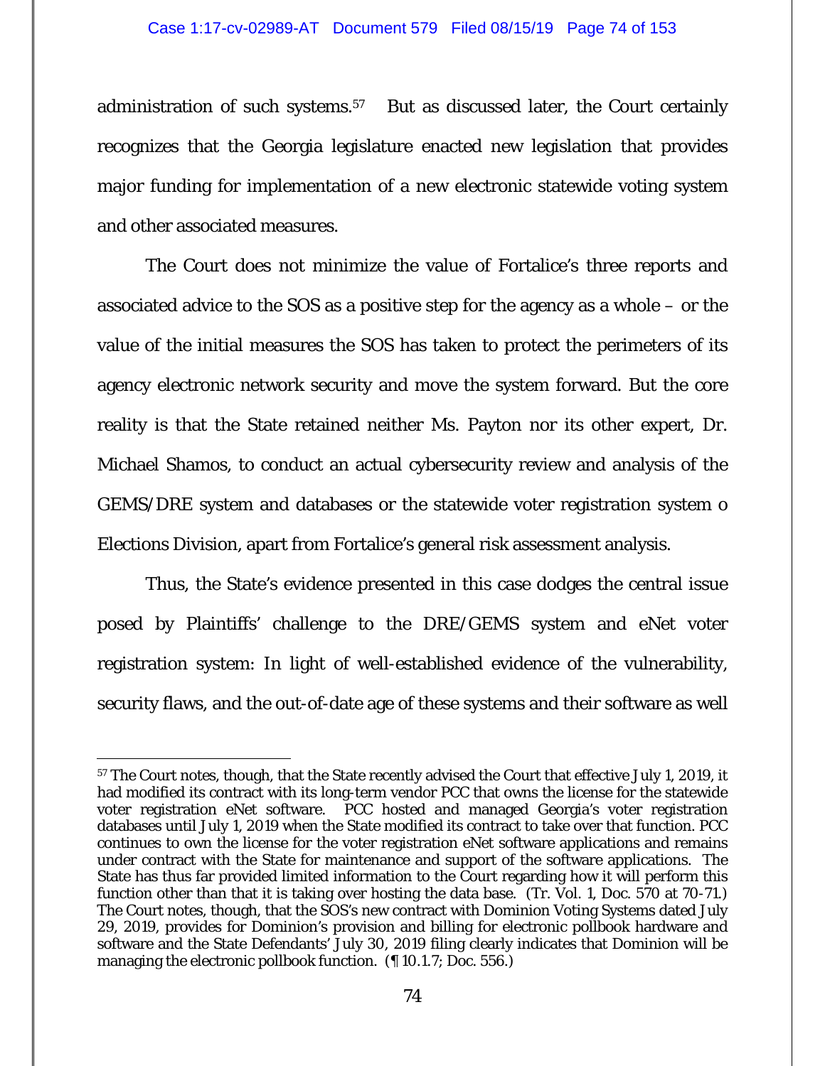administration of such systems.[57] But as discussed later, the Court certainly recognizes that the Georgia legislature enacted new legislation that provides major funding for implementation of a new electronic statewide voting system and other associated measures.

The Court does not minimize the value of Fortalice's three reports and associated advice to the SOS as a positive step for the agency as a whole – or the value of the initial measures the SOS has taken to protect the perimeters of its agency electronic network security and move the system forward. But the core reality is that the State retained neither Ms. Payton nor its other expert, Dr. Michael Shamos, to conduct an actual cybersecurity review and analysis of the GEMS/DRE system and databases or the statewide voter registration system o Elections Division, apart from Fortalice's general risk assessment analysis.

Thus, the State's evidence presented in this case dodges the central issue posed by Plaintiffs' challenge to the DRE/GEMS system and eNet voter registration system: In light of well-established evidence of the vulnerability, security flaws, and the out-of-date age of these systems and their software as well

---

[57] The Court notes, though, that the State recently advised the Court that effective July 1, 2019, it had modified its contract with its long-term vendor PCC that owns the license for the statewide voter registration eNet software. PCC hosted and managed Georgia's voter registration databases until July 1, 2019 when the State modified its contract to take over that function. PCC continues to own the license for the voter registration eNet software applications and remains under contract with the State for maintenance and support of the software applications. The State has thus far provided limited information to the Court regarding how it will perform this function other than that it is taking over hosting the data base. (Tr. Vol. 1, Doc. 570 at 70-71.) The Court notes, though, that the SOS's new contract with Dominion Voting Systems dated July 29, 2019, provides for Dominion's provision and billing for electronic pollbook hardware and software and the State Defendants' July 30, 2019 filing clearly indicates that Dominion will be managing the electronic pollbook function. (¶ 10.1.7; Doc. 556.)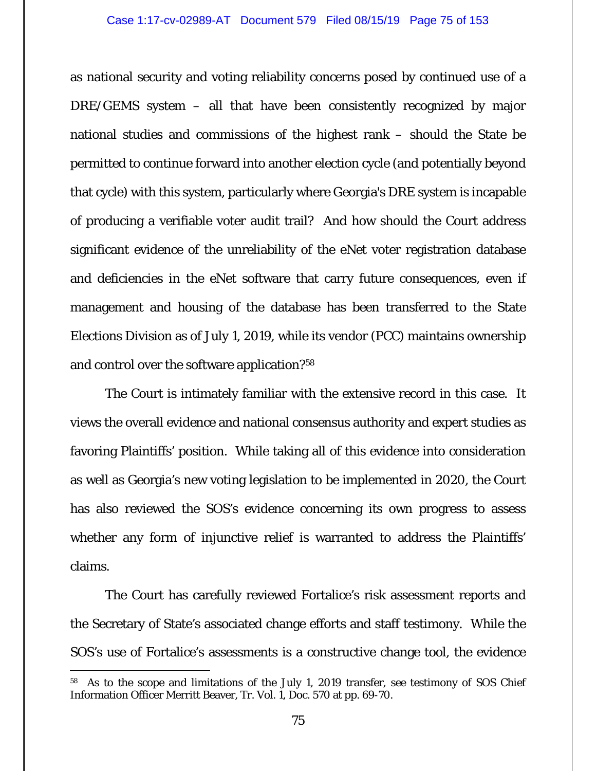as national security and voting reliability concerns posed by continued use of a DRE/GEMS system – all that have been consistently recognized by major national studies and commissions of the highest rank – should the State be permitted to continue forward into another election cycle (and potentially beyond that cycle) with this system, particularly where Georgia's DRE system is incapable of producing a verifiable voter audit trail? And how should the Court address significant evidence of the unreliability of the eNet voter registration database and deficiencies in the eNet software that carry future consequences, even if management and housing of the database has been transferred to the State Elections Division as of July 1, 2019, while its vendor (PCC) maintains ownership and control over the software application?[58]

The Court is intimately familiar with the extensive record in this case. It views the overall evidence and national consensus authority and expert studies as favoring Plaintiffs' position. While taking all of this evidence into consideration as well as Georgia's new voting legislation to be implemented in 2020, the Court has also reviewed the SOS's evidence concerning its own progress to assess whether any form of injunctive relief is warranted to address the Plaintiffs' claims.

The Court has carefully reviewed Fortalice's risk assessment reports and the Secretary of State's associated change efforts and staff testimony. While the SOS's use of Fortalice's assessments is a constructive change tool, the evidence

[58] As to the scope and limitations of the July 1, 2019 transfer, see testimony of SOS Chief Information Officer Merritt Beaver, Tr. Vol. 1, Doc. 570 at pp. 69-70.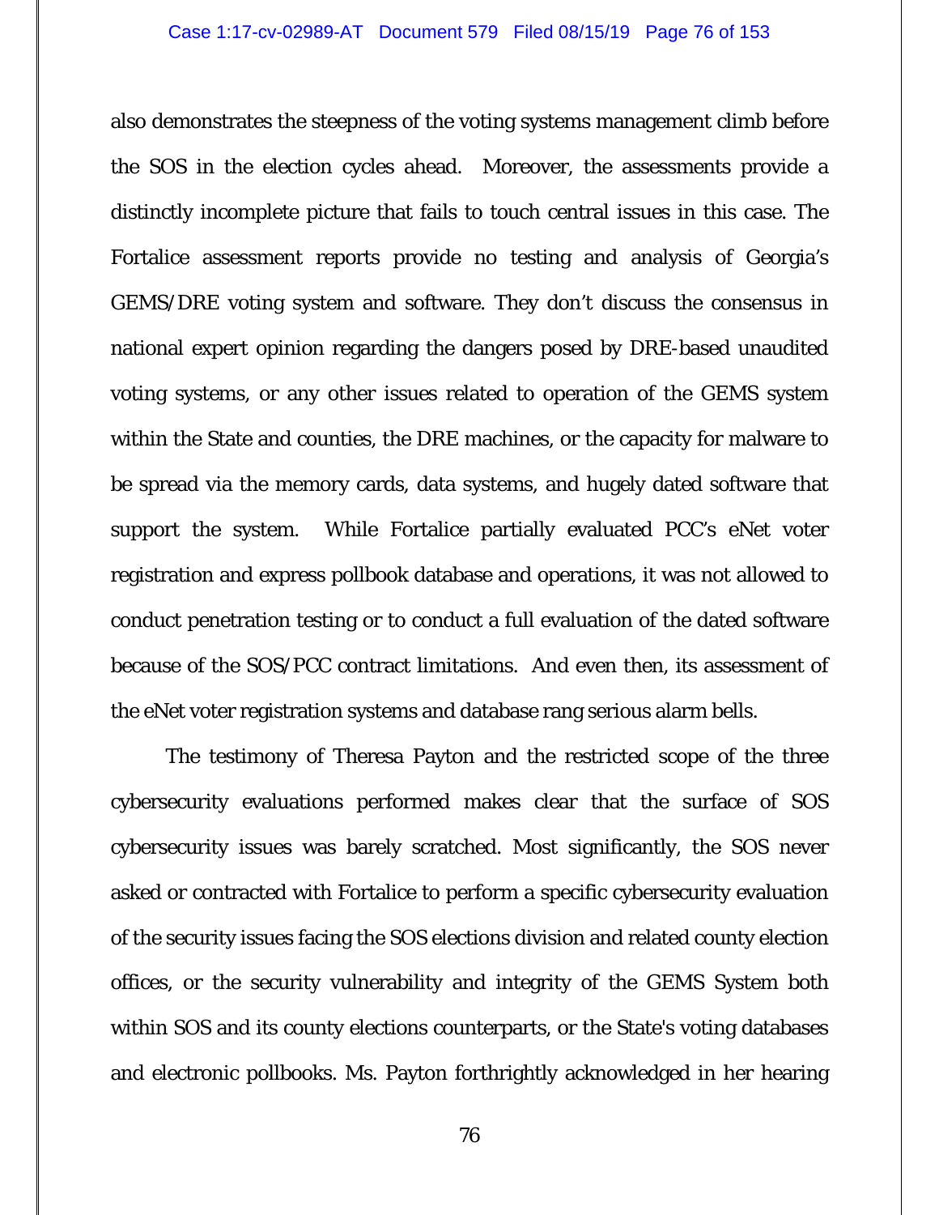also demonstrates the steepness of the voting systems management climb before the SOS in the election cycles ahead. Moreover, the assessments provide a distinctly incomplete picture that fails to touch central issues in this case. The Fortalice assessment reports provide no testing and analysis of Georgia's GEMS/DRE voting system and software. They don't discuss the consensus in national expert opinion regarding the dangers posed by DRE-based unaudited voting systems, or any other issues related to operation of the GEMS system within the State and counties, the DRE machines, or the capacity for malware to be spread via the memory cards, data systems, and hugely dated software that support the system. While Fortalice partially evaluated PCC's eNet voter registration and express pollbook database and operations, it was not allowed to conduct penetration testing or to conduct a full evaluation of the dated software because of the SOS/PCC contract limitations. And even then, its assessment of the eNet voter registration systems and database rang serious alarm bells.

The testimony of Theresa Payton and the restricted scope of the three cybersecurity evaluations performed makes clear that the surface of SOS cybersecurity issues was barely scratched. Most significantly, the SOS never asked or contracted with Fortalice to perform a specific cybersecurity evaluation of the security issues facing the SOS elections division and related county election offices, or the security vulnerability and integrity of the GEMS System both within SOS and its county elections counterparts, or the State's voting databases and electronic pollbooks. Ms. Payton forthrightly acknowledged in her hearing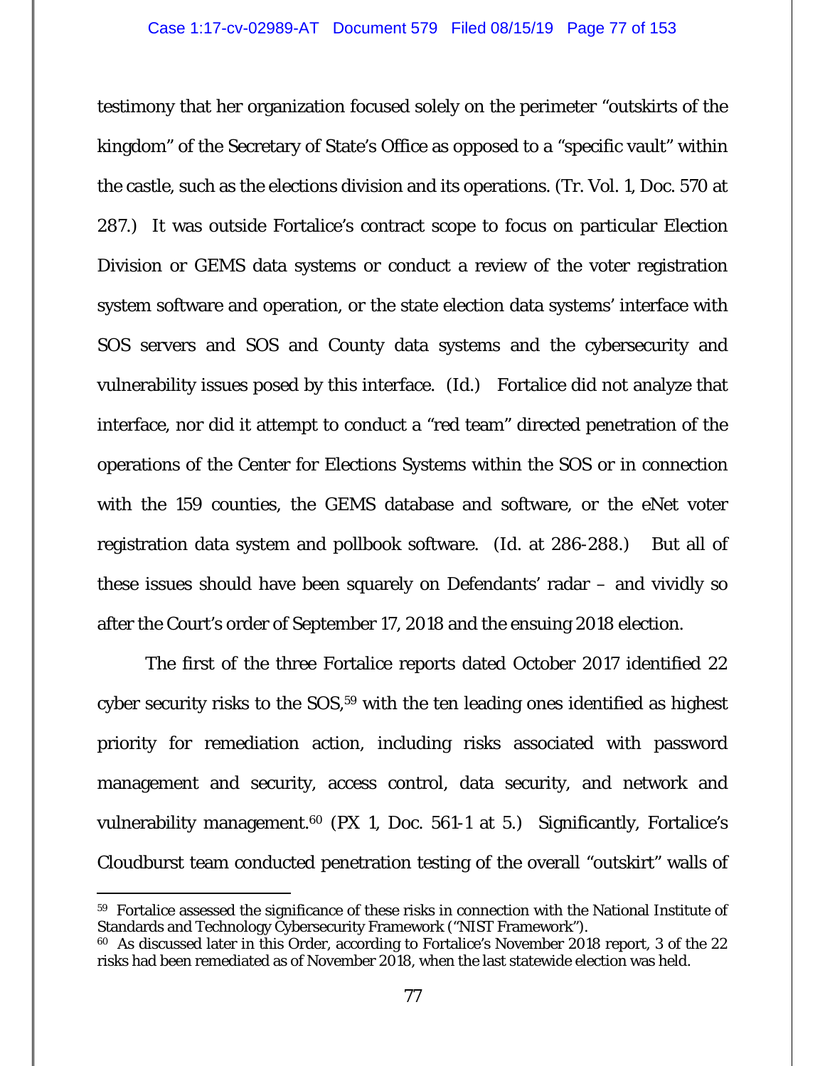testimony that her organization focused solely on the perimeter "outskirts of the kingdom" of the Secretary of State's Office as opposed to a "specific vault" within the castle, such as the elections division and its operations. (Tr. Vol. 1, Doc. 570 at 287.) It was outside Fortalice's contract scope to focus on particular Election Division or GEMS data systems or conduct a review of the voter registration system software and operation, or the state election data systems' interface with SOS servers and SOS and County data systems and the cybersecurity and vulnerability issues posed by this interface. (Id.) Fortalice did not analyze that interface, nor did it attempt to conduct a "red team" directed penetration of the operations of the Center for Elections Systems within the SOS or in connection with the 159 counties, the GEMS database and software, or the eNet voter registration data system and pollbook software. (Id. at 286-288.) But all of these issues should have been squarely on Defendants' radar – and vividly so after the Court's order of September 17, 2018 and the ensuing 2018 election.

The first of the three Fortalice reports dated October 2017 identified 22 cyber security risks to the SOS,[59] with the ten leading ones identified as highest priority for remediation action, including risks associated with password management and security, access control, data security, and network and vulnerability management.[60] (PX 1, Doc. 561-1 at 5.) Significantly, Fortalice's Cloudburst team conducted penetration testing of the overall "outskirt" walls of

---

[59] Fortalice assessed the significance of these risks in connection with the National Institute of Standards and Technology Cybersecurity Framework ("NIST Framework").

[60] As discussed later in this Order, according to Fortalice's November 2018 report, 3 of the 22 risks had been remediated as of November 2018, when the last statewide election was held.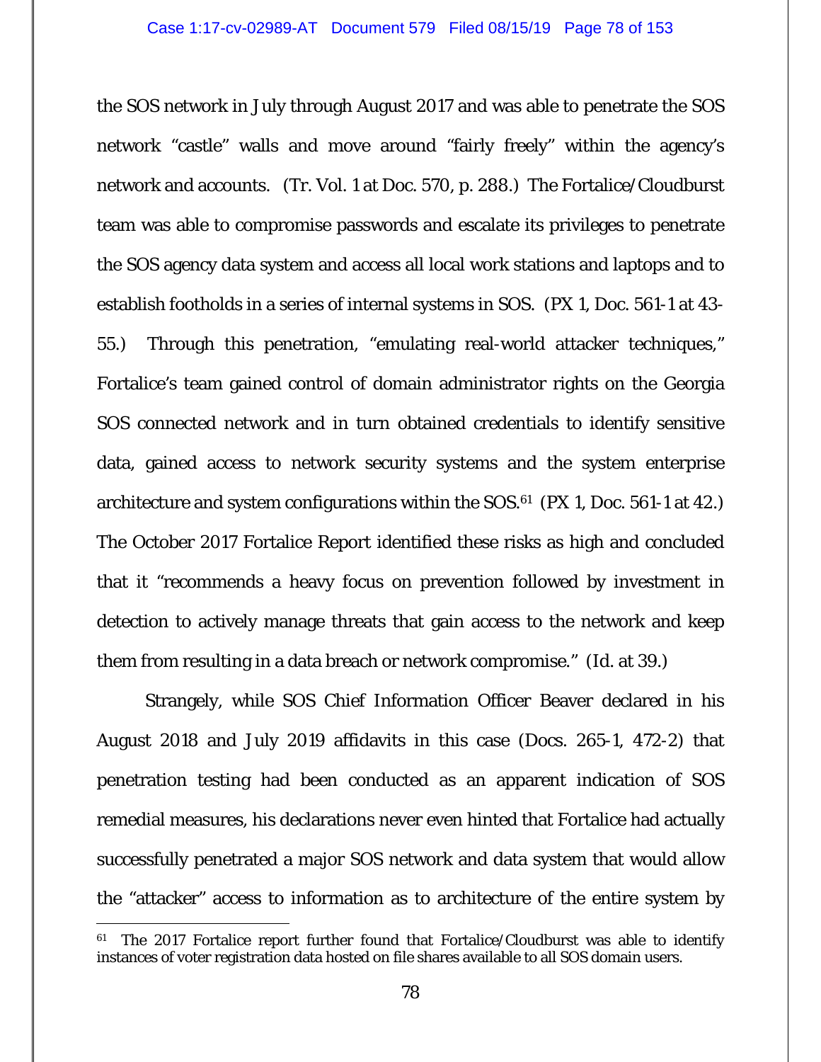the SOS network in July through August 2017 and was able to penetrate the SOS network "castle" walls and move around "fairly freely" within the agency's network and accounts. (Tr. Vol. 1 at Doc. 570, p. 288.) The Fortalice/Cloudburst team was able to compromise passwords and escalate its privileges to penetrate the SOS agency data system and access all local work stations and laptops and to establish footholds in a series of internal systems in SOS. (PX 1, Doc. 561-1 at 43-55.) Through this penetration, "emulating real-world attacker techniques," Fortalice's team gained control of domain administrator rights on the Georgia SOS connected network and in turn obtained credentials to identify sensitive data, gained access to network security systems and the system enterprise architecture and system configurations within the SOS.[61] (PX 1, Doc. 561-1 at 42.) The October 2017 Fortalice Report identified these risks as high and concluded that it "recommends a heavy focus on prevention followed by investment in detection to actively manage threats that gain access to the network and keep them from resulting in a data breach or network compromise." (*Id.* at 39.)

Strangely, while SOS Chief Information Officer Beaver declared in his August 2018 and July 2019 affidavits in this case (Docs. 265-1, 472-2) that penetration testing had been conducted as an apparent indication of SOS remedial measures, his declarations never even hinted that Fortalice had actually successfully penetrated a major SOS network and data system that would allow the "attacker" access to information as to architecture of the entire system by

[61] The 2017 Fortalice report further found that Fortalice/Cloudburst was able to identify instances of voter registration data hosted on file shares available to all SOS domain users.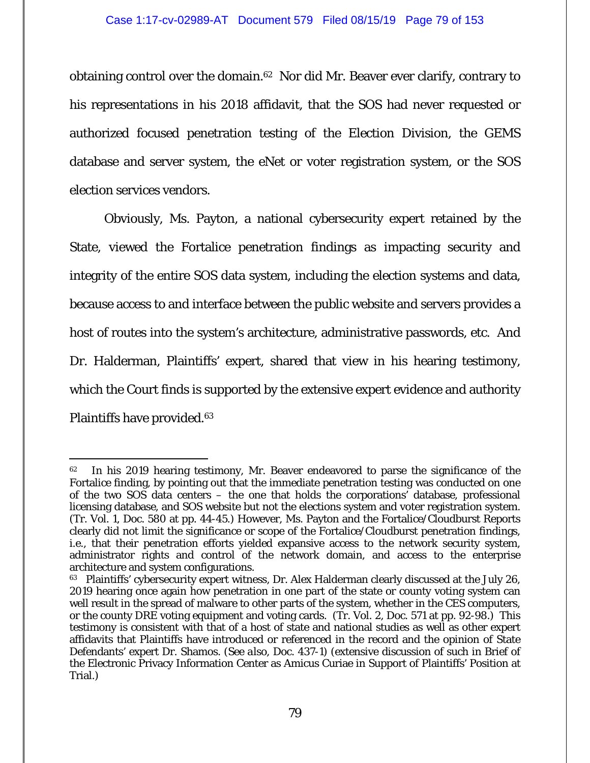obtaining control over the domain.[62] Nor did Mr. Beaver ever clarify, contrary to his representations in his 2018 affidavit, that the SOS had never requested or authorized focused penetration testing of the Election Division, the GEMS database and server system, the eNet or voter registration system, or the SOS election services vendors.

Obviously, Ms. Payton, a national cybersecurity expert retained by the State, viewed the Fortalice penetration findings as impacting security and integrity of the entire SOS data system, including the election systems and data, because access to and interface between the public website and servers provides a host of routes into the system's architecture, administrative passwords, etc. And Dr. Halderman, Plaintiffs' expert, shared that view in his hearing testimony, which the Court finds is supported by the extensive expert evidence and authority Plaintiffs have provided.[63]

---

[62] In his 2019 hearing testimony, Mr. Beaver endeavored to parse the significance of the Fortalice finding, by pointing out that the immediate penetration testing was conducted on one of the two SOS data centers – the one that holds the corporations' database, professional licensing database, and SOS website but not the elections system and voter registration system. (Tr. Vol. 1, Doc. 580 at pp. 44-45.) However, Ms. Payton and the Fortalice/Cloudburst Reports clearly did not limit the significance or scope of the Fortalice/Cloudburst penetration findings, i.e., that their penetration efforts yielded expansive access to the network security system, administrator rights and control of the network domain, and access to the enterprise architecture and system configurations.

[63] Plaintiffs' cybersecurity expert witness, Dr. Alex Halderman clearly discussed at the July 26, 2019 hearing once again how penetration in one part of the state or county voting system can well result in the spread of malware to other parts of the system, whether in the CES computers, or the county DRE voting equipment and voting cards. (Tr. Vol. 2, Doc. 571 at pp. 92-98.) This testimony is consistent with that of a host of state and national studies as well as other expert affidavits that Plaintiffs have introduced or referenced in the record and the opinion of State Defendants' expert Dr. Shamos. (*See also*, Doc. 437-1) (extensive discussion of such in Brief of the Electronic Privacy Information Center as Amicus Curiae in Support of Plaintiffs' Position at Trial.)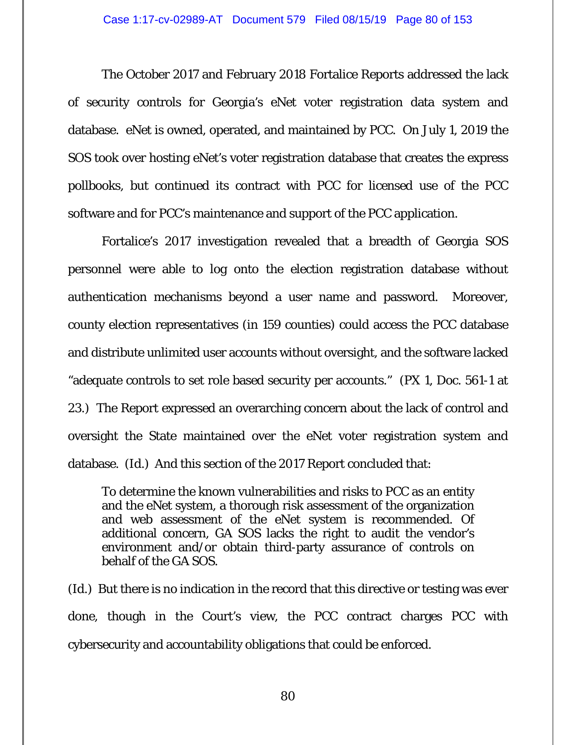The October 2017 and February 2018 Fortalice Reports addressed the lack of security controls for Georgia's eNet voter registration data system and database. eNet is owned, operated, and maintained by PCC. On July 1, 2019 the SOS took over hosting eNet's voter registration database that creates the express pollbooks, but continued its contract with PCC for licensed use of the PCC software and for PCC's maintenance and support of the PCC application.

Fortalice's 2017 investigation revealed that a breadth of Georgia SOS personnel were able to log onto the election registration database without authentication mechanisms beyond a user name and password. Moreover, county election representatives (in 159 counties) could access the PCC database and distribute unlimited user accounts without oversight, and the software lacked "adequate controls to set role based security per accounts." (PX 1, Doc. 561-1 at 23.) The Report expressed an overarching concern about the lack of control and oversight the State maintained over the eNet voter registration system and database. (Id.) And this section of the 2017 Report concluded that:

> To determine the known vulnerabilities and risks to PCC as an entity and the eNet system, a thorough risk assessment of the organization and web assessment of the eNet system is recommended. Of additional concern, GA SOS lacks the right to audit the vendor's environment and/or obtain third-party assurance of controls on behalf of the GA SOS.

(Id.) But there is no indication in the record that this directive or testing was ever done, though in the Court's view, the PCC contract charges PCC with cybersecurity and accountability obligations that could be enforced.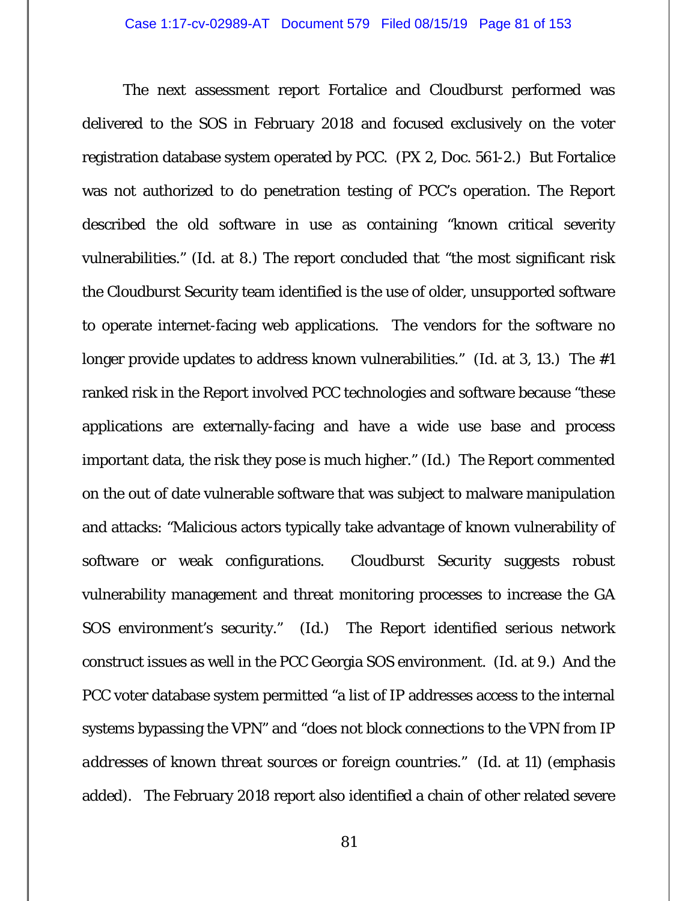The next assessment report Fortalice and Cloudburst performed was delivered to the SOS in February 2018 and focused exclusively on the voter registration database system operated by PCC. (PX 2, Doc. 561-2.) But Fortalice was not authorized to do penetration testing of PCC's operation. The Report described the old software in use as containing "known critical severity vulnerabilities." (Id. at 8.) The report concluded that "the most significant risk the Cloudburst Security team identified is the use of older, unsupported software to operate internet-facing web applications. The vendors for the software no longer provide updates to address known vulnerabilities." (Id. at 3, 13.) The #1 ranked risk in the Report involved PCC technologies and software because "these applications are externally-facing and have a wide use base and process important data, the risk they pose is much higher." (Id.) The Report commented on the out of date vulnerable software that was subject to malware manipulation and attacks: "Malicious actors typically take advantage of known vulnerability of software or weak configurations. Cloudburst Security suggests robust vulnerability management and threat monitoring processes to increase the GA SOS environment's security." (Id.) The Report identified serious network construct issues as well in the PCC Georgia SOS environment. (Id. at 9.) And the PCC voter database system permitted "a list of IP addresses access to the internal systems bypassing the VPN" and "does not block connections to the VPN *from IP addresses of known threat sources or foreign countries*." (Id. at 11) (emphasis added). The February 2018 report also identified a chain of other related severe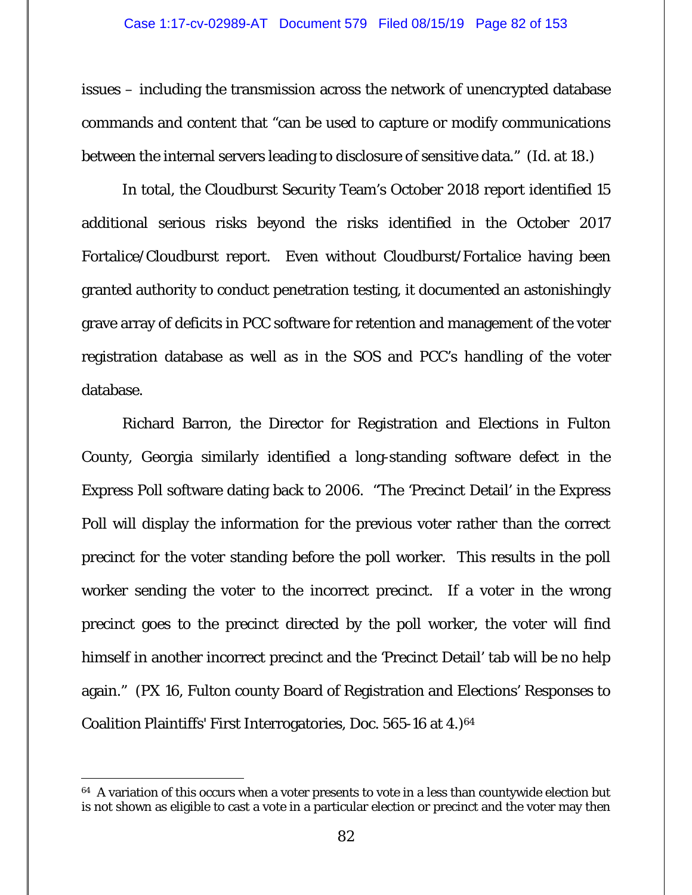issues – including the transmission across the network of unencrypted database commands and content that "can be used to capture or modify communications between the internal servers leading to disclosure of sensitive data." (Id. at 18.)

In total, the Cloudburst Security Team's October 2018 report identified 15 additional serious risks beyond the risks identified in the October 2017 Fortalice/Cloudburst report. Even without Cloudburst/Fortalice having been granted authority to conduct penetration testing, it documented an astonishingly grave array of deficits in PCC software for retention and management of the voter registration database as well as in the SOS and PCC's handling of the voter database.

Richard Barron, the Director for Registration and Elections in Fulton County, Georgia similarly identified a long-standing software defect in the Express Poll software dating back to 2006. "The 'Precinct Detail' in the Express Poll will display the information for the previous voter rather than the correct precinct for the voter standing before the poll worker. This results in the poll worker sending the voter to the incorrect precinct. If a voter in the wrong precinct goes to the precinct directed by the poll worker, the voter will find himself in another incorrect precinct and the 'Precinct Detail' tab will be no help again." (PX 16, Fulton county Board of Registration and Elections' Responses to Coalition Plaintiffs' First Interrogatories, Doc. 565-16 at 4.)[64]

---

[64] A variation of this occurs when a voter presents to vote in a less than countywide election but is not shown as eligible to cast a vote in a particular election or precinct and the voter may then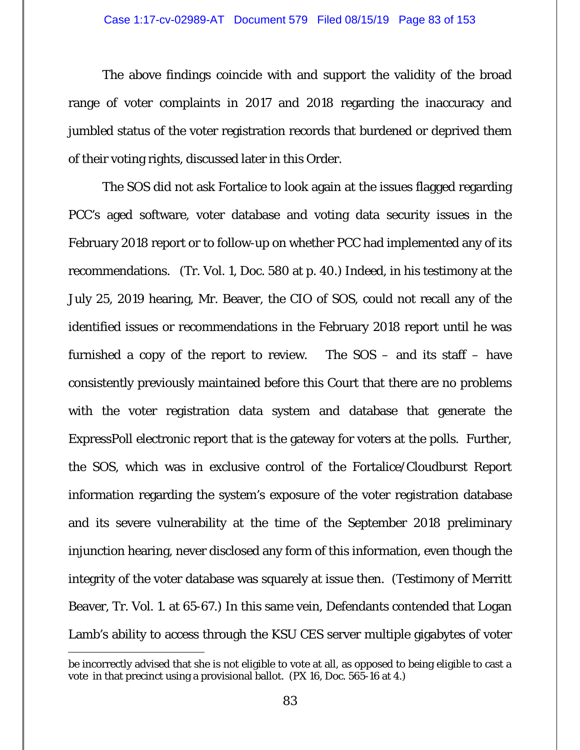The above findings coincide with and support the validity of the broad range of voter complaints in 2017 and 2018 regarding the inaccuracy and jumbled status of the voter registration records that burdened or deprived them of their voting rights, discussed later in this Order.

The SOS did not ask Fortalice to look again at the issues flagged regarding PCC's aged software, voter database and voting data security issues in the February 2018 report or to follow-up on whether PCC had implemented any of its recommendations. (Tr. Vol. 1, Doc. 580 at p. 40.) Indeed, in his testimony at the July 25, 2019 hearing, Mr. Beaver, the CIO of SOS, could not recall any of the identified issues or recommendations in the February 2018 report until he was furnished a copy of the report to review. The SOS – and its staff – have consistently previously maintained before this Court that there are no problems with the voter registration data system and database that generate the ExpressPoll electronic report that is the gateway for voters at the polls. Further, the SOS, which was in exclusive control of the Fortalice/Cloudburst Report information regarding the system's exposure of the voter registration database and its severe vulnerability at the time of the September 2018 preliminary injunction hearing, never disclosed any form of this information, even though the integrity of the voter database was squarely at issue then. (Testimony of Merritt Beaver, Tr. Vol. 1. at 65-67.) In this same vein, Defendants contended that Logan Lamb's ability to access through the KSU CES server multiple gigabytes of voter

---

be incorrectly advised that she is not eligible to vote at all, as opposed to being eligible to cast a vote in that precinct using a provisional ballot. (PX 16, Doc. 565-16 at 4.)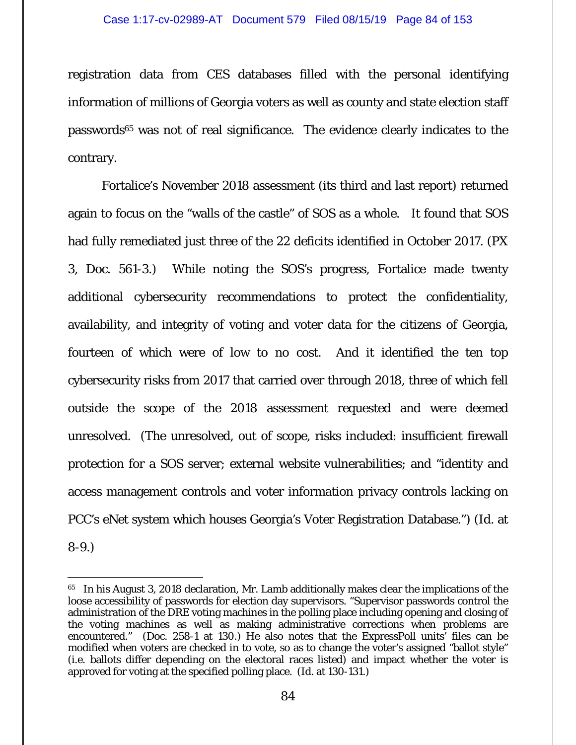registration data from CES databases filled with the personal identifying information of millions of Georgia voters as well as county and state election staff passwords[65] was not of real significance. The evidence clearly indicates to the contrary.

Fortalice's November 2018 assessment (its third and last report) returned again to focus on the "walls of the castle" of SOS as a whole. It found that SOS had fully remediated just three of the 22 deficits identified in October 2017. (PX 3, Doc. 561-3.) While noting the SOS's progress, Fortalice made twenty additional cybersecurity recommendations to protect the confidentiality, availability, and integrity of voting and voter data for the citizens of Georgia, fourteen of which were of low to no cost. And it identified the ten top cybersecurity risks from 2017 that carried over through 2018, three of which fell outside the scope of the 2018 assessment requested and were deemed unresolved. (The unresolved, out of scope, risks included: insufficient firewall protection for a SOS server; external website vulnerabilities; and "identity and access management controls and voter information privacy controls lacking on PCC's eNet system which houses Georgia's Voter Registration Database.") (Id. at 8-9.)

---

[65] In his August 3, 2018 declaration, Mr. Lamb additionally makes clear the implications of the loose accessibility of passwords for election day supervisors. "Supervisor passwords control the administration of the DRE voting machines in the polling place including opening and closing of the voting machines as well as making administrative corrections when problems are encountered." (Doc. 258-1 at 130.) He also notes that the ExpressPoll units' files can be modified when voters are checked in to vote, so as to change the voter's assigned "ballot style" (i.e. ballots differ depending on the electoral races listed) and impact whether the voter is approved for voting at the specified polling place. (Id. at 130-131.)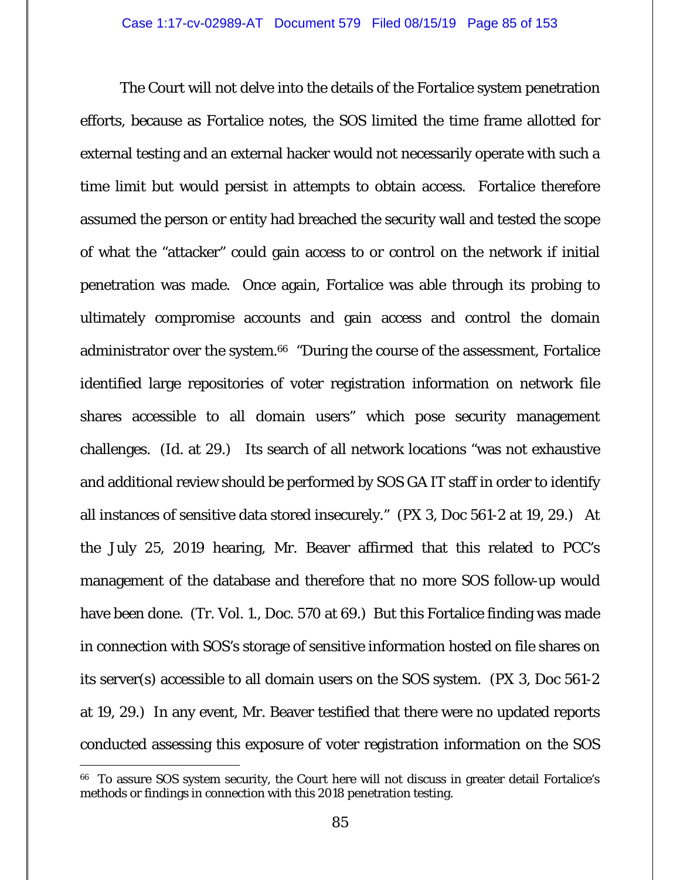The Court will not delve into the details of the Fortalice system penetration efforts, because as Fortalice notes, the SOS limited the time frame allotted for external testing and an external hacker would not necessarily operate with such a time limit but would persist in attempts to obtain access. Fortalice therefore assumed the person or entity had breached the security wall and tested the scope of what the "attacker" could gain access to or control on the network if initial penetration was made. Once again, Fortalice was able through its probing to ultimately compromise accounts and gain access and control the domain administrator over the system.[66] "During the course of the assessment, Fortalice identified large repositories of voter registration information on network file shares accessible to all domain users" which pose security management challenges. (Id. at 29.) Its search of all network locations "was not exhaustive and additional review should be performed by SOS GA IT staff in order to identify all instances of sensitive data stored insecurely." (PX 3, Doc 561-2 at 19, 29.) At the July 25, 2019 hearing, Mr. Beaver affirmed that this related to PCC's management of the database and therefore that no more SOS follow-up would have been done. (Tr. Vol. 1., Doc. 570 at 69.) But this Fortalice finding was made in connection with SOS's storage of sensitive information hosted on file shares on its server(s) accessible to all domain users on the SOS system. (PX 3, Doc 561-2 at 19, 29.) In any event, Mr. Beaver testified that there were no updated reports conducted assessing this exposure of voter registration information on the SOS

---

[66] To assure SOS system security, the Court here will not discuss in greater detail Fortalice's methods or findings in connection with this 2018 penetration testing.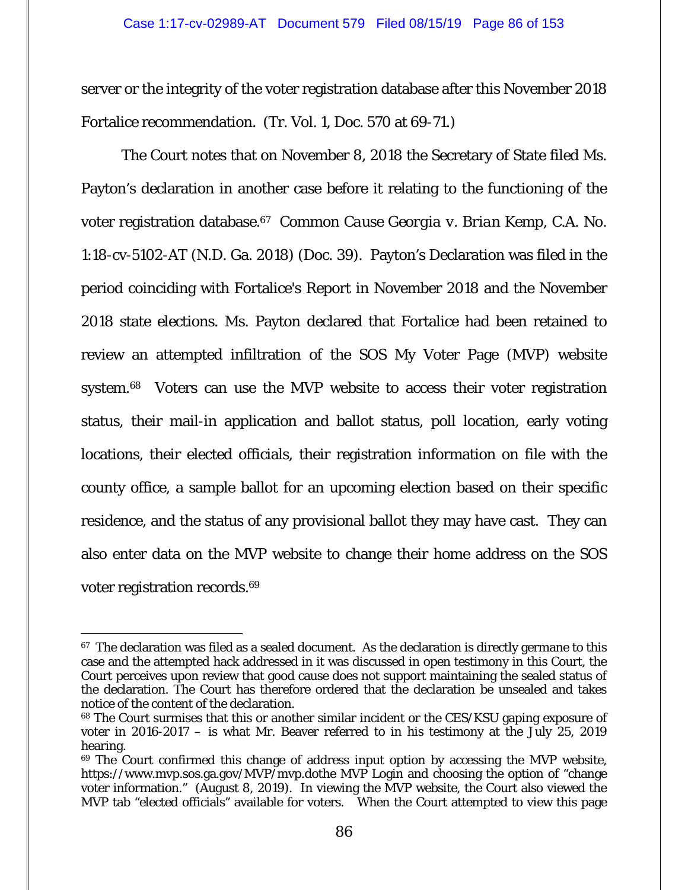server or the integrity of the voter registration database after this November 2018 Fortalice recommendation. (Tr. Vol. 1, Doc. 570 at 69-71.)

The Court notes that on November 8, 2018 the Secretary of State filed Ms. Payton's declaration in another case before it relating to the functioning of the voter registration database.[67] *Common Cause Georgia v. Brian Kemp*, C.A. No. 1:18-cv-5102-AT (N.D. Ga. 2018) (Doc. 39). Payton's Declaration was filed in the period coinciding with Fortalice's Report in November 2018 and the November 2018 state elections. Ms. Payton declared that Fortalice had been retained to review an attempted infiltration of the SOS My Voter Page (MVP) website system.[68] Voters can use the MVP website to access their voter registration status, their mail-in application and ballot status, poll location, early voting locations, their elected officials, their registration information on file with the county office, a sample ballot for an upcoming election based on their specific residence, and the status of any provisional ballot they may have cast. They can also enter data on the MVP website to change their home address on the SOS voter registration records.[69]

---

[67] The declaration was filed as a sealed document. As the declaration is directly germane to this case and the attempted hack addressed in it was discussed in open testimony in this Court, the Court perceives upon review that good cause does not support maintaining the sealed status of the declaration. The Court has therefore ordered that the declaration be unsealed and takes notice of the content of the declaration.

[68] The Court surmises that this or another similar incident or the CES/KSU gaping exposure of voter in 2016-2017 – is what Mr. Beaver referred to in his testimony at the July 25, 2019 hearing.

[69] The Court confirmed this change of address input option by accessing the MVP website, https://www.mvp.sos.ga.gov/MVP/mvp.dothe MVP Login and choosing the option of "change voter information." (August 8, 2019). In viewing the MVP website, the Court also viewed the MVP tab "elected officials" available for voters. When the Court attempted to view this page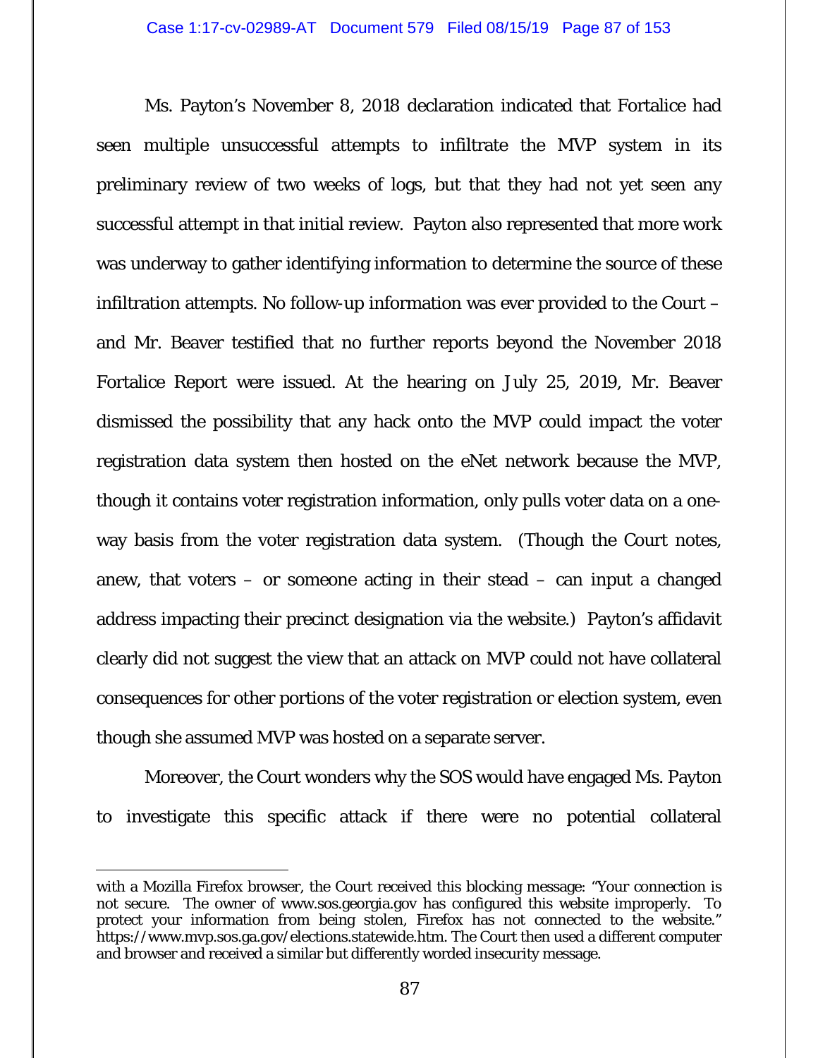Ms. Payton's November 8, 2018 declaration indicated that Fortalice had seen multiple unsuccessful attempts to infiltrate the MVP system in its preliminary review of two weeks of logs, but that they had not yet seen any successful attempt in that initial review. Payton also represented that more work was underway to gather identifying information to determine the source of these infiltration attempts. No follow-up information was ever provided to the Court – and Mr. Beaver testified that no further reports beyond the November 2018 Fortalice Report were issued. At the hearing on July 25, 2019, Mr. Beaver dismissed the possibility that any hack onto the MVP could impact the voter registration data system then hosted on the eNet network because the MVP, though it contains voter registration information, only pulls voter data on a one-way basis from the voter registration data system. (Though the Court notes, anew, that voters – or someone acting in their stead – can input a changed address impacting their precinct designation via the website.) Payton's affidavit clearly did not suggest the view that an attack on MVP could not have collateral consequences for other portions of the voter registration or election system, even though she assumed MVP was hosted on a separate server.

Moreover, the Court wonders why the SOS would have engaged Ms. Payton to investigate this specific attack if there were no potential collateral

---

with a Mozilla Firefox browser, the Court received this blocking message: "Your connection is not secure. The owner of www.sos.georgia.gov has configured this website improperly. To protect your information from being stolen, Firefox has not connected to the website." https://www.mvp.sos.ga.gov/elections.statewide.htm. The Court then used a different computer and browser and received a similar but differently worded insecurity message.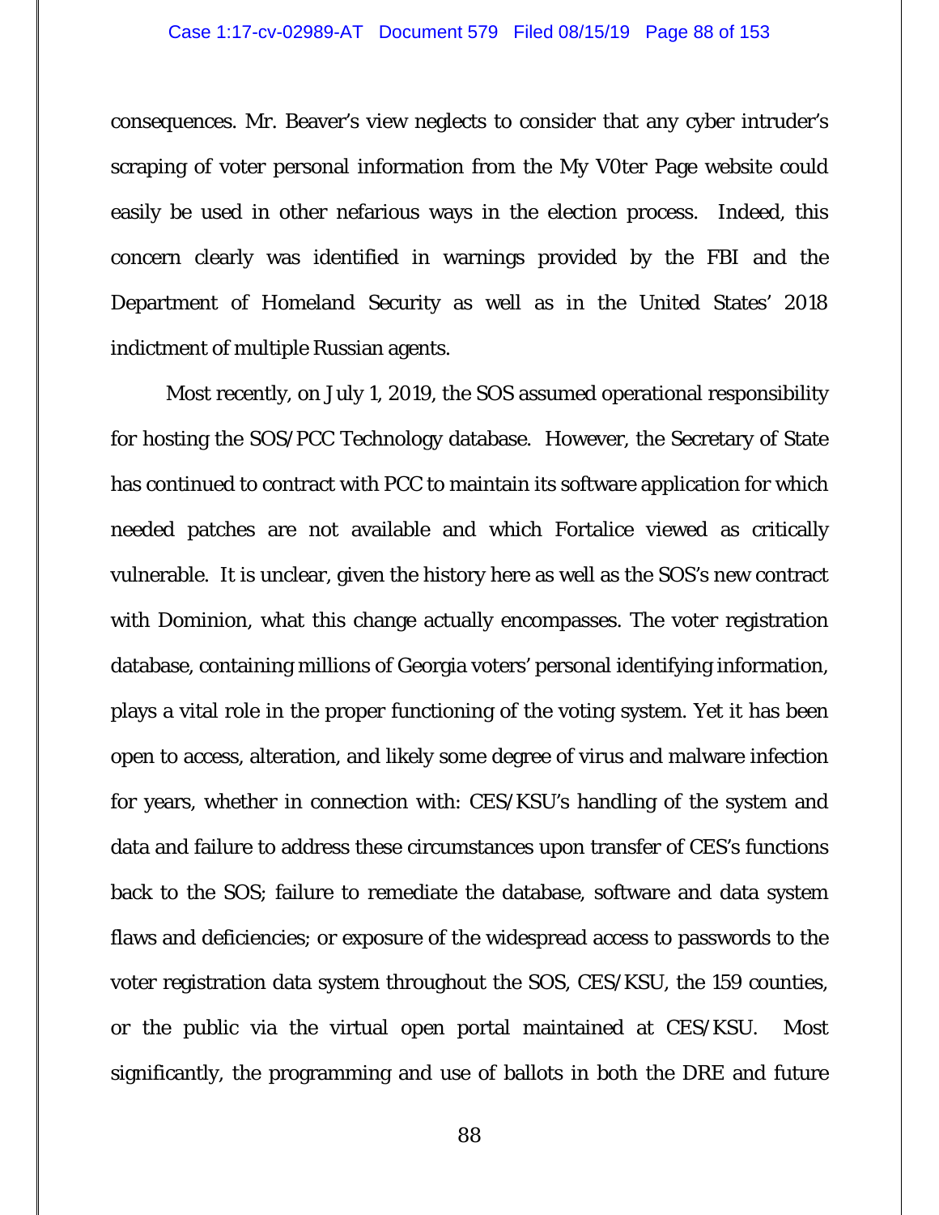consequences. Mr. Beaver's view neglects to consider that any cyber intruder's scraping of voter personal information from the My V0ter Page website could easily be used in other nefarious ways in the election process. Indeed, this concern clearly was identified in warnings provided by the FBI and the Department of Homeland Security as well as in the United States' 2018 indictment of multiple Russian agents.

Most recently, on July 1, 2019, the SOS assumed operational responsibility for hosting the SOS/PCC Technology database. However, the Secretary of State has continued to contract with PCC to maintain its software application for which needed patches are not available and which Fortalice viewed as critically vulnerable. It is unclear, given the history here as well as the SOS's new contract with Dominion, what this change actually encompasses. The voter registration database, containing millions of Georgia voters' personal identifying information, plays a vital role in the proper functioning of the voting system. Yet it has been open to access, alteration, and likely some degree of virus and malware infection for years, whether in connection with: CES/KSU's handling of the system and data and failure to address these circumstances upon transfer of CES's functions back to the SOS; failure to remediate the database, software and data system flaws and deficiencies; or exposure of the widespread access to passwords to the voter registration data system throughout the SOS, CES/KSU, the 159 counties, or the public via the virtual open portal maintained at CES/KSU. Most significantly, the programming and use of ballots in both the DRE and future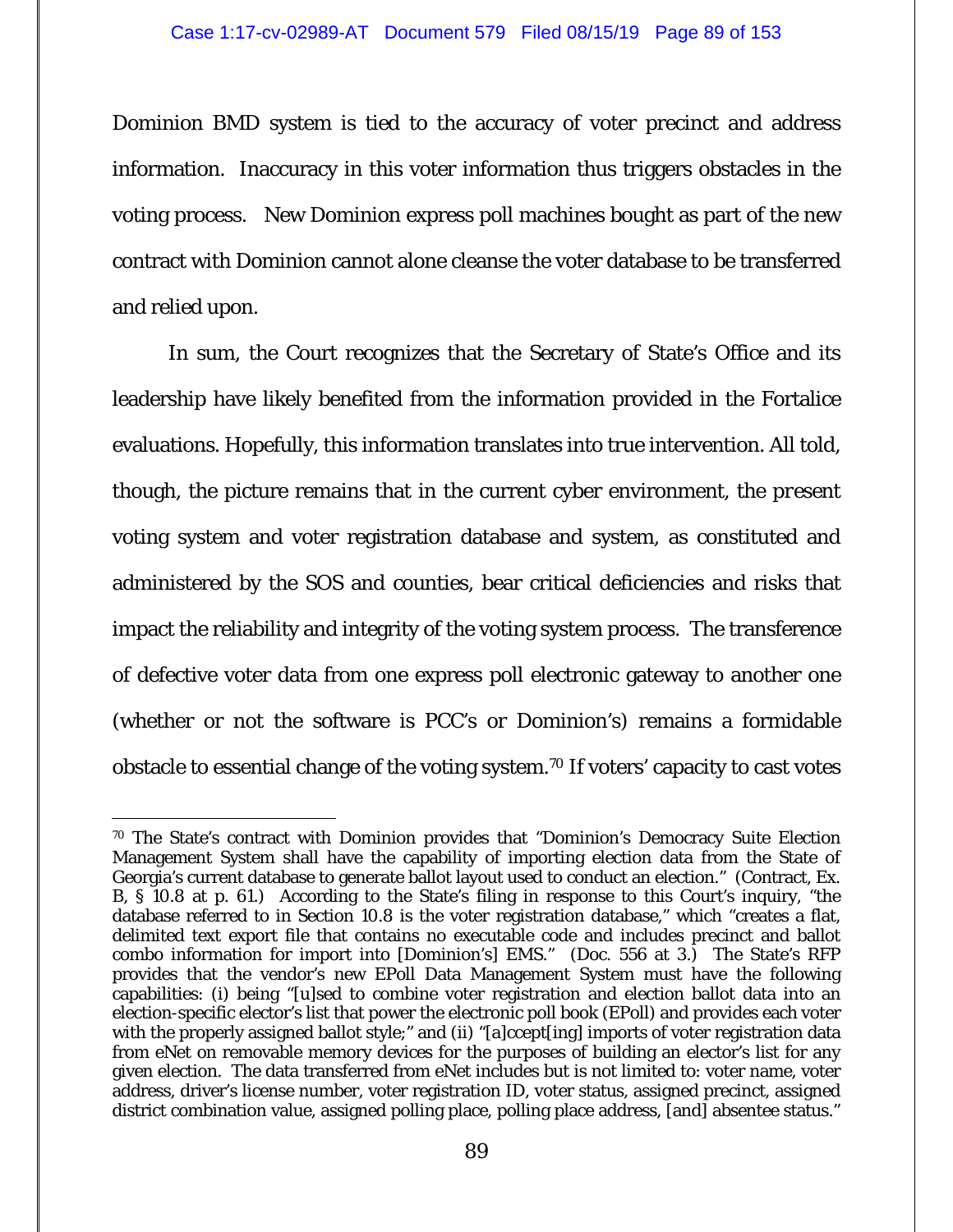Dominion BMD system is tied to the accuracy of voter precinct and address information. Inaccuracy in this voter information thus triggers obstacles in the voting process. New Dominion express poll machines bought as part of the new contract with Dominion cannot alone cleanse the voter database to be transferred and relied upon.

In sum, the Court recognizes that the Secretary of State's Office and its leadership have likely benefited from the information provided in the Fortalice evaluations. Hopefully, this information translates into true intervention. All told, though, the picture remains that in the current cyber environment, the present voting system and voter registration database and system, as constituted and administered by the SOS and counties, bear critical deficiencies and risks that impact the reliability and integrity of the voting system process. The transference of defective voter data from one express poll electronic gateway to another one (whether or not the software is PCC's or Dominion's) remains a formidable obstacle to essential change of the voting system.[70] If voters' capacity to cast votes

---

[70] The State's contract with Dominion provides that "Dominion's Democracy Suite Election Management System shall have the capability of importing election data from the State of Georgia's current database to generate ballot layout used to conduct an election." (Contract, Ex. B, § 10.8 at p. 61.) According to the State's filing in response to this Court's inquiry, "the database referred to in Section 10.8 is the voter registration database," which "creates a flat, delimited text export file that contains no executable code and includes precinct and ballot combo information for import into [Dominion's] EMS." (Doc. 556 at 3.) The State's RFP provides that the vendor's new EPoll Data Management System must have the following capabilities: (i) being "[u]sed to combine voter registration and election ballot data into an election-specific elector's list that power the electronic poll book (EPoll) and provides each voter with the properly assigned ballot style;" and (ii) "[a]ccept[ing] imports of voter registration data from eNet on removable memory devices for the purposes of building an elector's list for any given election. The data transferred from eNet includes but is not limited to: voter name, voter address, driver's license number, voter registration ID, voter status, assigned precinct, assigned district combination value, assigned polling place, polling place address, [and] absentee status."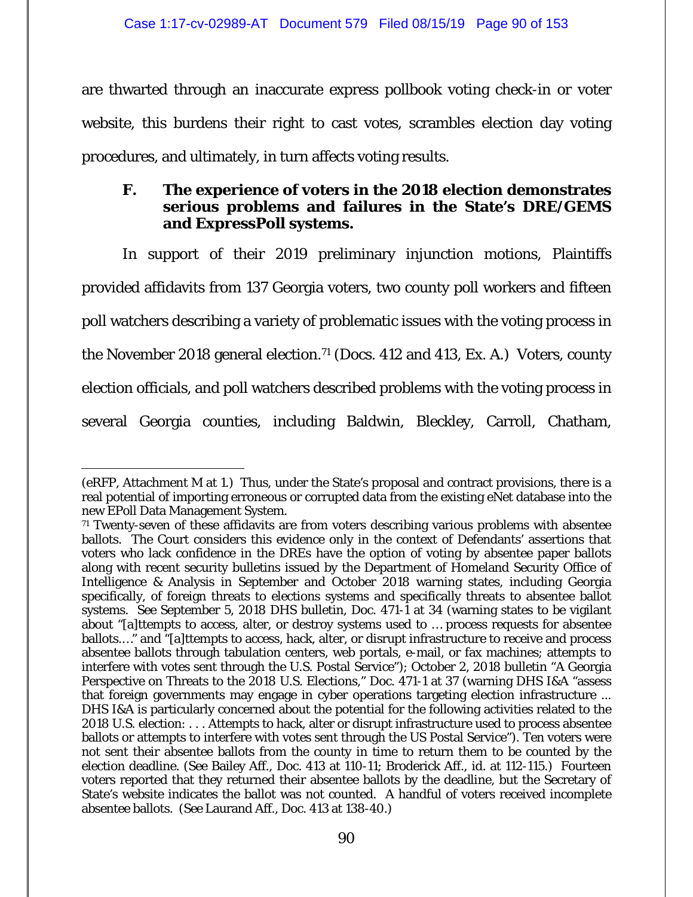are thwarted through an inaccurate express pollbook voting check-in or voter website, this burdens their right to cast votes, scrambles election day voting procedures, and ultimately, in turn affects voting results.

### F. The experience of voters in the 2018 election demonstrates serious problems and failures in the State's DRE/GEMS and ExpressPoll systems.

In support of their 2019 preliminary injunction motions, Plaintiffs provided affidavits from 137 Georgia voters, two county poll workers and fifteen poll watchers describing a variety of problematic issues with the voting process in the November 2018 general election.[71] (Docs. 412 and 413, Ex. A.) Voters, county election officials, and poll watchers described problems with the voting process in several Georgia counties, including Baldwin, Bleckley, Carroll, Chatham,

---

(eRFP, Attachment M at 1.) Thus, under the State's proposal and contract provisions, there is a real potential of importing erroneous or corrupted data from the existing eNet database into the new EPoll Data Management System.

[71] Twenty-seven of these affidavits are from voters describing various problems with absentee ballots. The Court considers this evidence only in the context of Defendants' assertions that voters who lack confidence in the DREs have the option of voting by absentee paper ballots along with recent security bulletins issued by the Department of Homeland Security Office of Intelligence & Analysis in September and October 2018 warning states, including Georgia specifically, of foreign threats to elections systems and specifically threats to absentee ballot systems. See September 5, 2018 DHS bulletin, Doc. 471-1 at 34 (warning states to be vigilant about "[a]ttempts to access, alter, or destroy systems used to … process requests for absentee ballots.…" and "[a]ttempts to access, hack, alter, or disrupt infrastructure to receive and process absentee ballots through tabulation centers, web portals, e-mail, or fax machines; attempts to interfere with votes sent through the U.S. Postal Service"); October 2, 2018 bulletin "A Georgia Perspective on Threats to the 2018 U.S. Elections," Doc. 471-1 at 37 (warning DHS I&A "assess that foreign governments may engage in cyber operations targeting election infrastructure ... DHS I&A is particularly concerned about the potential for the following activities related to the 2018 U.S. election: . . . Attempts to hack, alter or disrupt infrastructure used to process absentee ballots or attempts to interfere with votes sent through the US Postal Service"). Ten voters were not sent their absentee ballots from the county in time to return them to be counted by the election deadline. (See Bailey Aff., Doc. 413 at 110-11; Broderick Aff., id. at 112-115.) Fourteen voters reported that they returned their absentee ballots by the deadline, but the Secretary of State's website indicates the ballot was not counted. A handful of voters received incomplete absentee ballots. (See Laurand Aff., Doc. 413 at 138-40.)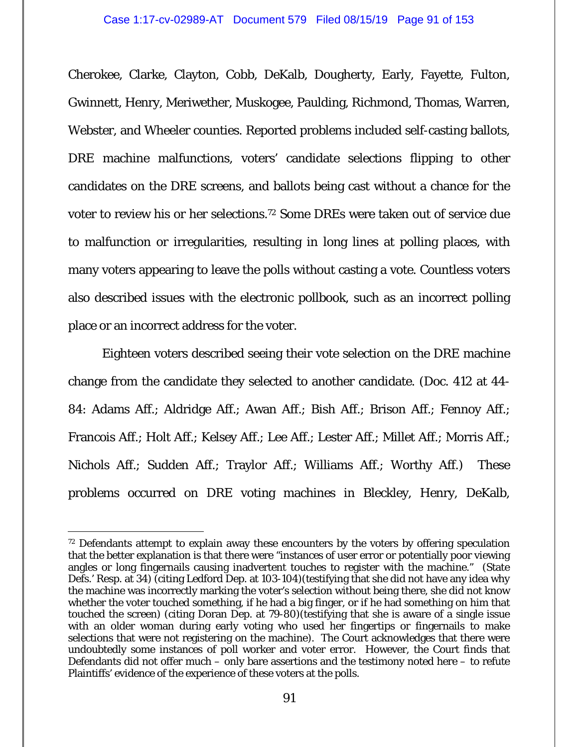Cherokee, Clarke, Clayton, Cobb, DeKalb, Dougherty, Early, Fayette, Fulton, Gwinnett, Henry, Meriwether, Muskogee, Paulding, Richmond, Thomas, Warren, Webster, and Wheeler counties. Reported problems included self-casting ballots, DRE machine malfunctions, voters' candidate selections flipping to other candidates on the DRE screens, and ballots being cast without a chance for the voter to review his or her selections.[72] Some DREs were taken out of service due to malfunction or irregularities, resulting in long lines at polling places, with many voters appearing to leave the polls without casting a vote. Countless voters also described issues with the electronic pollbook, such as an incorrect polling place or an incorrect address for the voter.

Eighteen voters described seeing their vote selection on the DRE machine change from the candidate they selected to another candidate. (Doc. 412 at 44-84: Adams Aff.; Aldridge Aff.; Awan Aff.; Bish Aff.; Brison Aff.; Fennoy Aff.; Francois Aff.; Holt Aff.; Kelsey Aff.; Lee Aff.; Lester Aff.; Millet Aff.; Morris Aff.; Nichols Aff.; Sudden Aff.; Traylor Aff.; Williams Aff.; Worthy Aff.) These problems occurred on DRE voting machines in Bleckley, Henry, DeKalb,

---

[72] Defendants attempt to explain away these encounters by the voters by offering speculation that the better explanation is that there were "instances of user error or potentially poor viewing angles or long fingernails causing inadvertent touches to register with the machine." (State Defs.' Resp. at 34) (citing Ledford Dep. at 103-104)(testifying that she did not have any idea why the machine was incorrectly marking the voter's selection without being there, she did not know whether the voter touched something, if he had a big finger, or if he had something on him that touched the screen) (citing Doran Dep. at 79-80)(testifying that she is aware of a single issue with an older woman during early voting who used her fingertips or fingernails to make selections that were not registering on the machine). The Court acknowledges that there were undoubtedly some instances of poll worker and voter error. However, the Court finds that Defendants did not offer much – only bare assertions and the testimony noted here – to refute Plaintiffs' evidence of the experience of these voters at the polls.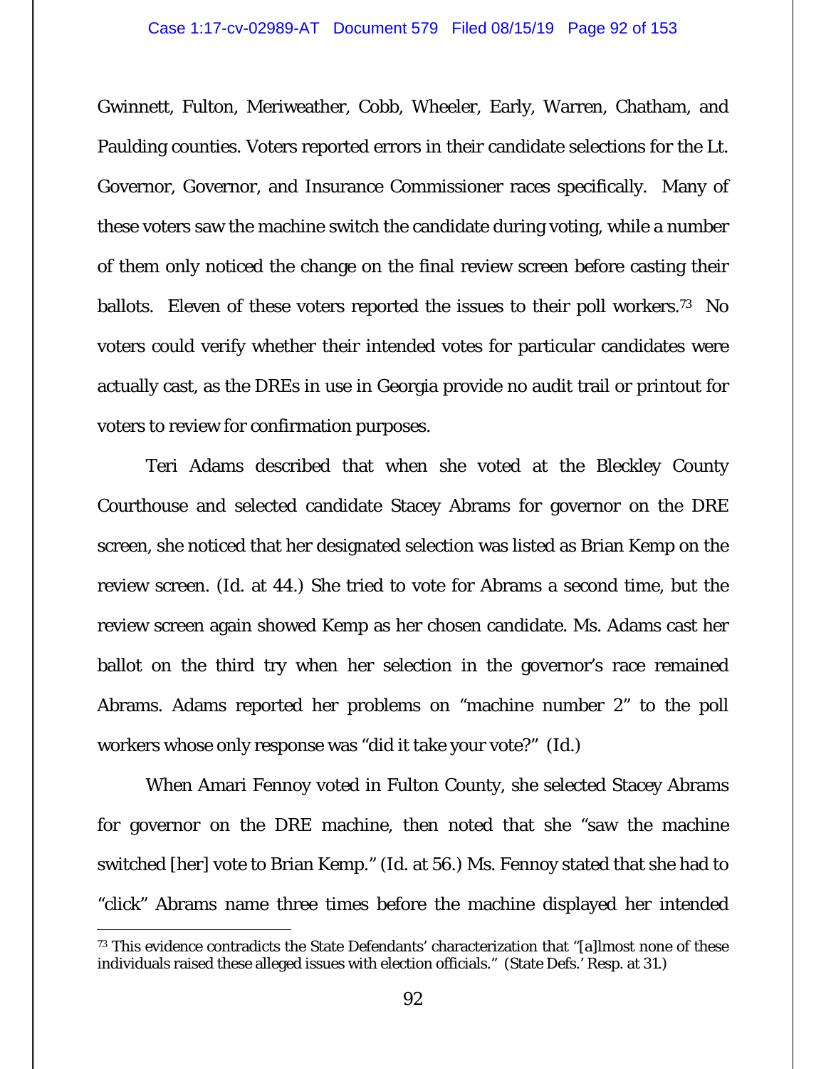Gwinnett, Fulton, Meriweather, Cobb, Wheeler, Early, Warren, Chatham, and Paulding counties. Voters reported errors in their candidate selections for the Lt. Governor, Governor, and Insurance Commissioner races specifically. Many of these voters saw the machine switch the candidate during voting, while a number of them only noticed the change on the final review screen before casting their ballots. Eleven of these voters reported the issues to their poll workers.[73] No voters could verify whether their intended votes for particular candidates were actually cast, as the DREs in use in Georgia provide no audit trail or printout for voters to review for confirmation purposes.

Teri Adams described that when she voted at the Bleckley County Courthouse and selected candidate Stacey Abrams for governor on the DRE screen, she noticed that her designated selection was listed as Brian Kemp on the review screen. (Id. at 44.) She tried to vote for Abrams a second time, but the review screen again showed Kemp as her chosen candidate. Ms. Adams cast her ballot on the third try when her selection in the governor's race remained Abrams. Adams reported her problems on "machine number 2" to the poll workers whose only response was "did it take your vote?" (Id.)

When Amari Fennoy voted in Fulton County, she selected Stacey Abrams for governor on the DRE machine, then noted that she "saw the machine switched [her] vote to Brian Kemp." (Id. at 56.) Ms. Fennoy stated that she had to "click" Abrams name three times before the machine displayed her intended

---

[73] This evidence contradicts the State Defendants' characterization that "[a]lmost none of these individuals raised these alleged issues with election officials." (State Defs.' Resp. at 31.)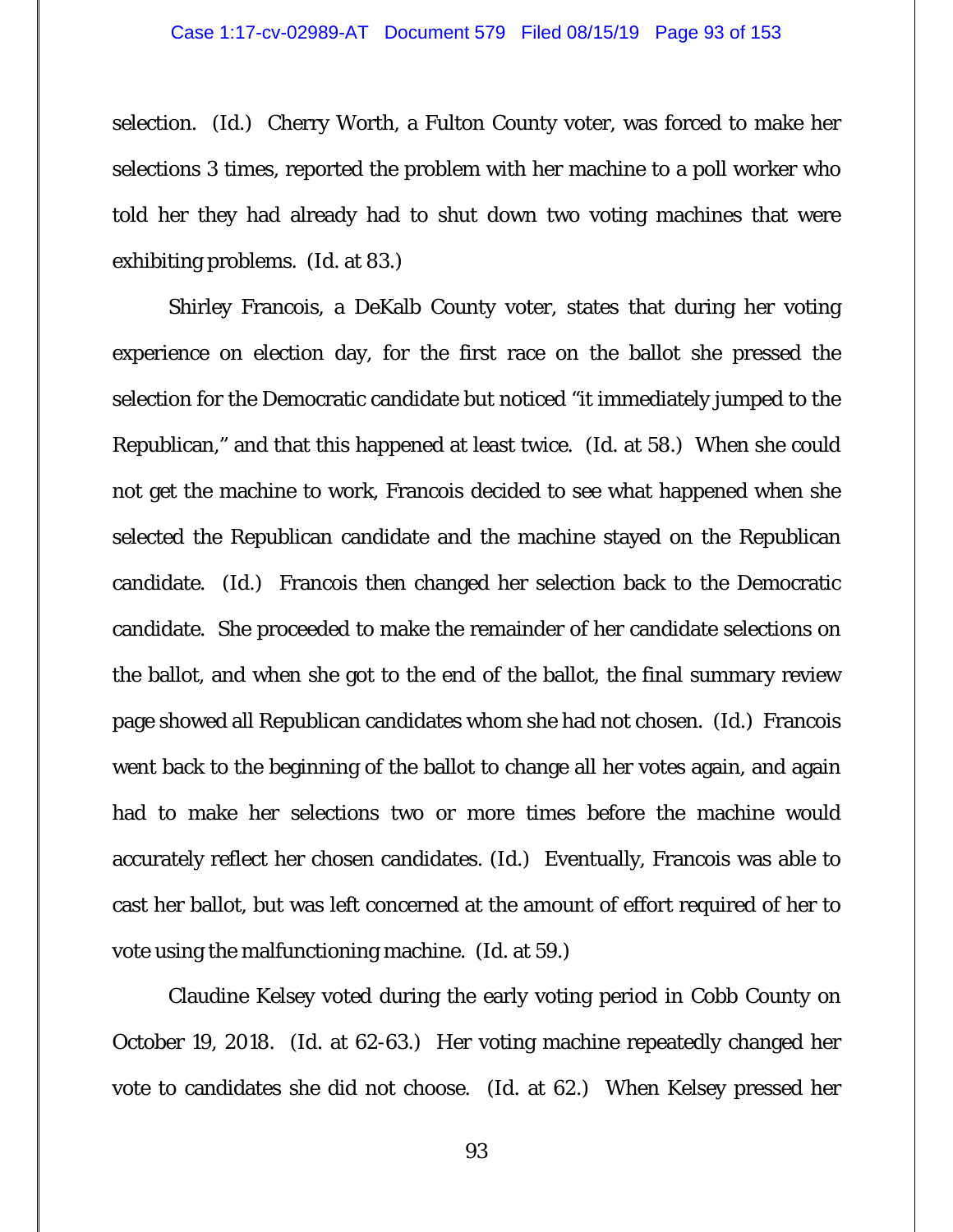selection. (Id.) Cherry Worth, a Fulton County voter, was forced to make her selections 3 times, reported the problem with her machine to a poll worker who told her they had already had to shut down two voting machines that were exhibiting problems. (Id. at 83.)

Shirley Francois, a DeKalb County voter, states that during her voting experience on election day, for the first race on the ballot she pressed the selection for the Democratic candidate but noticed "it immediately jumped to the Republican," and that this happened at least twice. (Id. at 58.) When she could not get the machine to work, Francois decided to see what happened when she selected the Republican candidate and the machine stayed on the Republican candidate. (Id.) Francois then changed her selection back to the Democratic candidate. She proceeded to make the remainder of her candidate selections on the ballot, and when she got to the end of the ballot, the final summary review page showed all Republican candidates whom she had not chosen. (Id.) Francois went back to the beginning of the ballot to change all her votes again, and again had to make her selections two or more times before the machine would accurately reflect her chosen candidates. (Id.) Eventually, Francois was able to cast her ballot, but was left concerned at the amount of effort required of her to vote using the malfunctioning machine. (Id. at 59.)

Claudine Kelsey voted during the early voting period in Cobb County on October 19, 2018. (Id. at 62-63.) Her voting machine repeatedly changed her vote to candidates she did not choose. (Id. at 62.) When Kelsey pressed her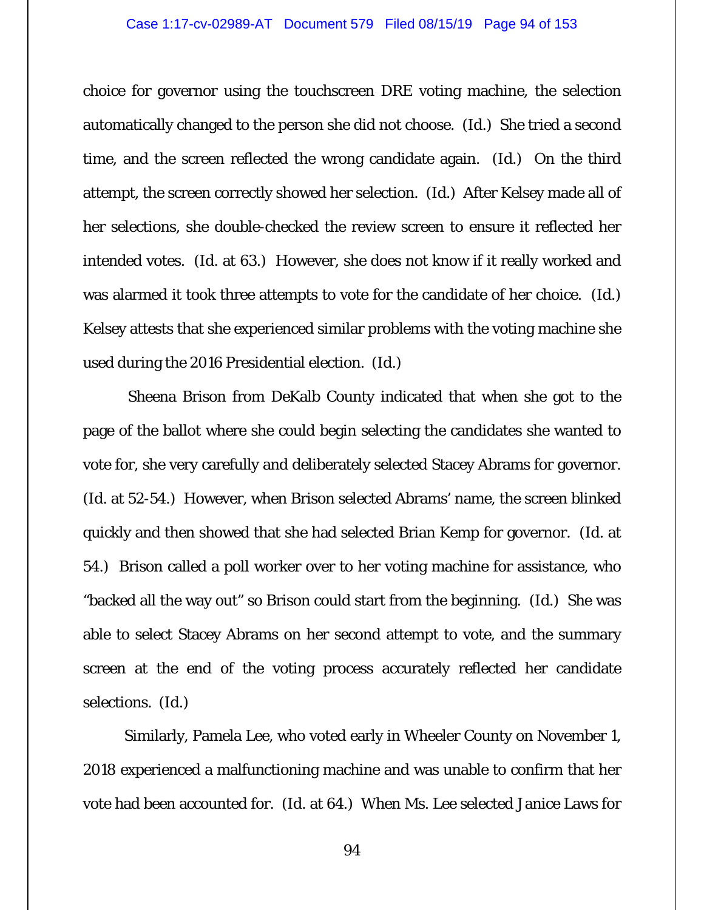choice for governor using the touchscreen DRE voting machine, the selection automatically changed to the person she did not choose. (Id.) She tried a second time, and the screen reflected the wrong candidate again. (Id.) On the third attempt, the screen correctly showed her selection. (Id.) After Kelsey made all of her selections, she double-checked the review screen to ensure it reflected her intended votes. (Id. at 63.) However, she does not know if it really worked and was alarmed it took three attempts to vote for the candidate of her choice. (Id.) Kelsey attests that she experienced similar problems with the voting machine she used during the 2016 Presidential election. (Id.)

Sheena Brison from DeKalb County indicated that when she got to the page of the ballot where she could begin selecting the candidates she wanted to vote for, she very carefully and deliberately selected Stacey Abrams for governor. (Id. at 52-54.) However, when Brison selected Abrams' name, the screen blinked quickly and then showed that she had selected Brian Kemp for governor. (Id. at 54.) Brison called a poll worker over to her voting machine for assistance, who "backed all the way out" so Brison could start from the beginning. (Id.) She was able to select Stacey Abrams on her second attempt to vote, and the summary screen at the end of the voting process accurately reflected her candidate selections. (Id.)

Similarly, Pamela Lee, who voted early in Wheeler County on November 1, 2018 experienced a malfunctioning machine and was unable to confirm that her vote had been accounted for. (Id. at 64.) When Ms. Lee selected Janice Laws for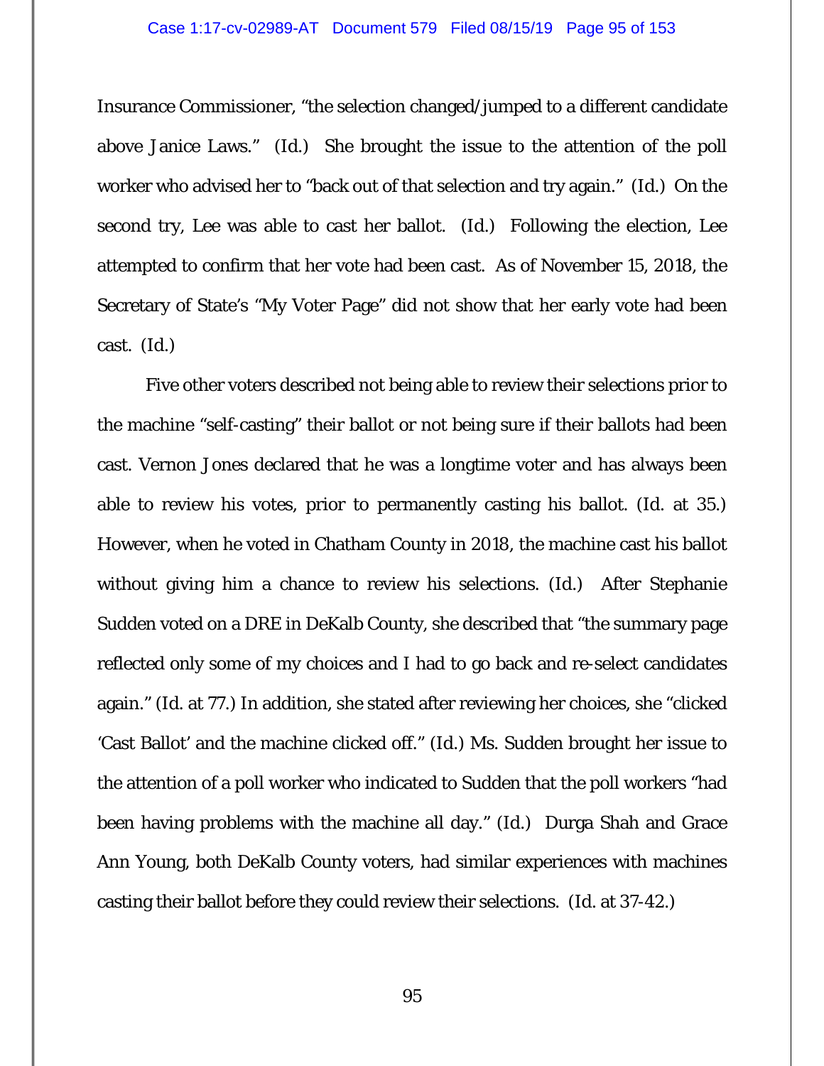Insurance Commissioner, "the selection changed/jumped to a different candidate above Janice Laws." (Id.) She brought the issue to the attention of the poll worker who advised her to "back out of that selection and try again." (Id.) On the second try, Lee was able to cast her ballot. (Id.) Following the election, Lee attempted to confirm that her vote had been cast. As of November 15, 2018, the Secretary of State's "My Voter Page" did not show that her early vote had been cast. (Id.)

Five other voters described not being able to review their selections prior to the machine "self-casting" their ballot or not being sure if their ballots had been cast. Vernon Jones declared that he was a longtime voter and has always been able to review his votes, prior to permanently casting his ballot. (Id. at 35.) However, when he voted in Chatham County in 2018, the machine cast his ballot without giving him a chance to review his selections. (Id.) After Stephanie Sudden voted on a DRE in DeKalb County, she described that "the summary page reflected only some of my choices and I had to go back and re-select candidates again." (Id. at 77.) In addition, she stated after reviewing her choices, she "clicked 'Cast Ballot' and the machine clicked off." (Id.) Ms. Sudden brought her issue to the attention of a poll worker who indicated to Sudden that the poll workers "had been having problems with the machine all day." (Id.) Durga Shah and Grace Ann Young, both DeKalb County voters, had similar experiences with machines casting their ballot before they could review their selections. (Id. at 37-42.)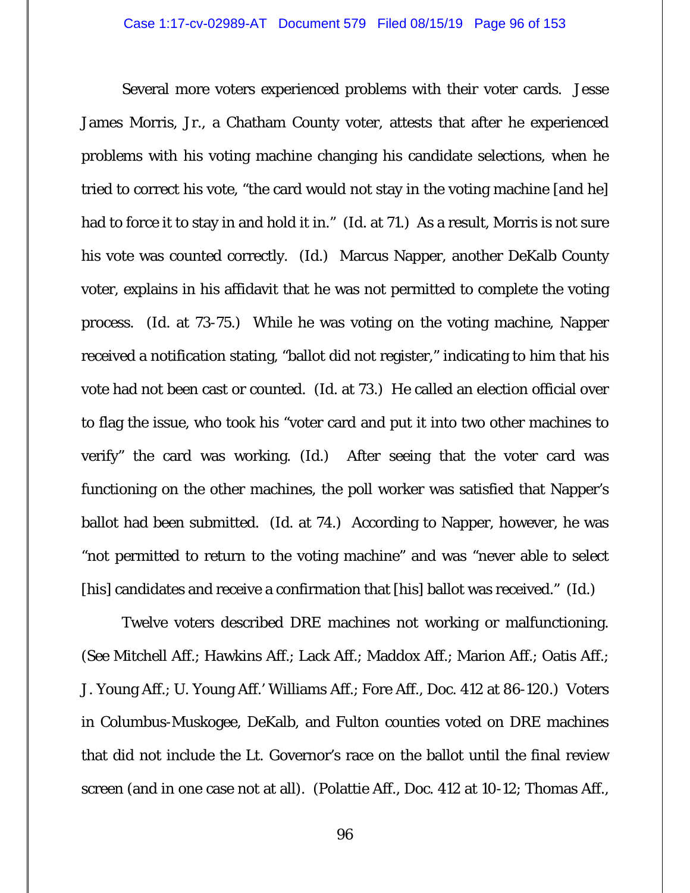Several more voters experienced problems with their voter cards. Jesse James Morris, Jr., a Chatham County voter, attests that after he experienced problems with his voting machine changing his candidate selections, when he tried to correct his vote, "the card would not stay in the voting machine [and he] had to force it to stay in and hold it in." (Id. at 71.) As a result, Morris is not sure his vote was counted correctly. (Id.) Marcus Napper, another DeKalb County voter, explains in his affidavit that he was not permitted to complete the voting process. (Id. at 73-75.) While he was voting on the voting machine, Napper received a notification stating, "ballot did not register," indicating to him that his vote had not been cast or counted. (Id. at 73.) He called an election official over to flag the issue, who took his "voter card and put it into two other machines to verify" the card was working. (Id.) After seeing that the voter card was functioning on the other machines, the poll worker was satisfied that Napper's ballot had been submitted. (Id. at 74.) According to Napper, however, he was "not permitted to return to the voting machine" and was "never able to select [his] candidates and receive a confirmation that [his] ballot was received." (Id.)

Twelve voters described DRE machines not working or malfunctioning. (See Mitchell Aff.; Hawkins Aff.; Lack Aff.; Maddox Aff.; Marion Aff.; Oatis Aff.; J. Young Aff.; U. Young Aff.' Williams Aff.; Fore Aff., Doc. 412 at 86-120.) Voters in Columbus-Muskogee, DeKalb, and Fulton counties voted on DRE machines that did not include the Lt. Governor's race on the ballot until the final review screen (and in one case not at all). (Polattie Aff., Doc. 412 at 10-12; Thomas Aff.,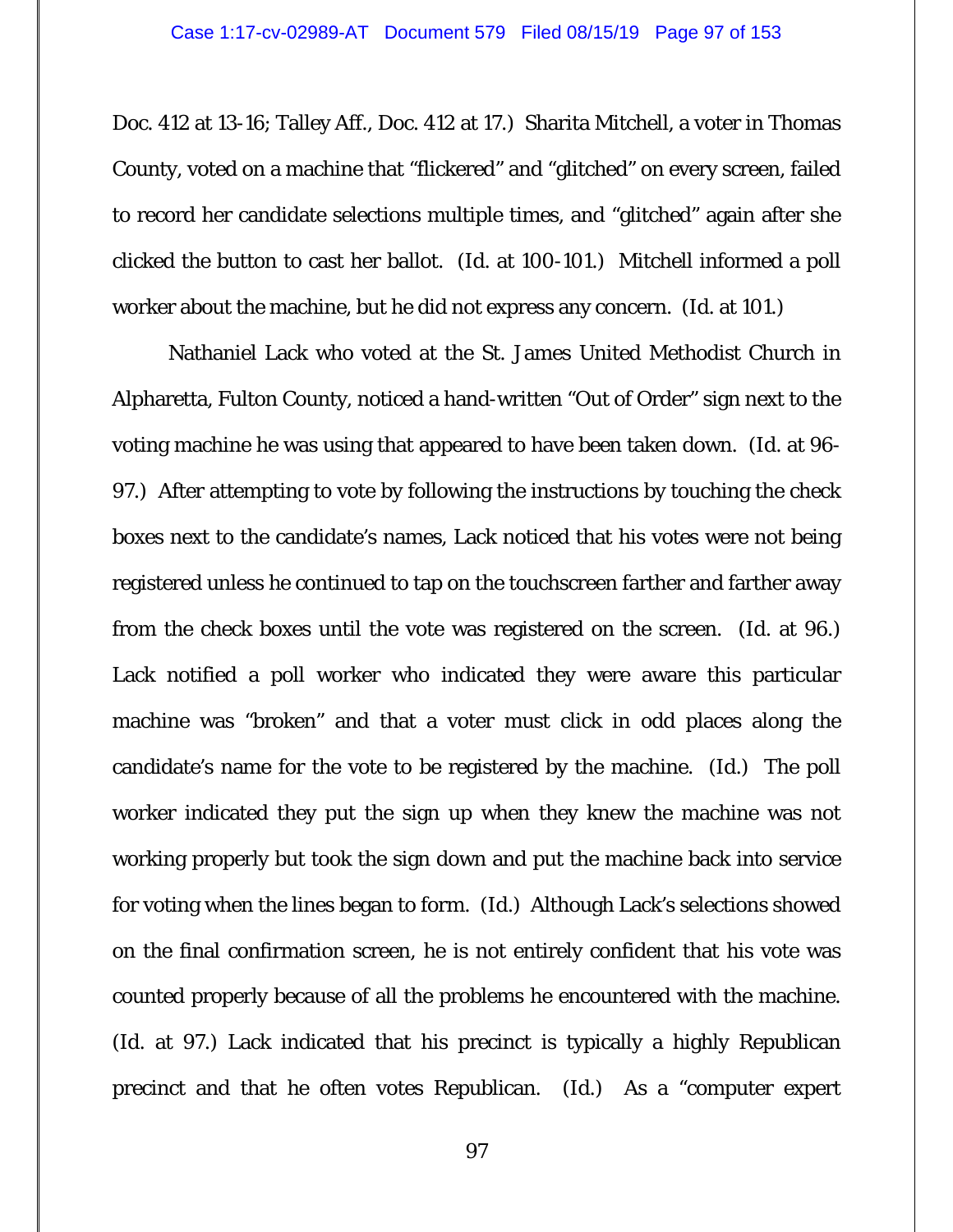Doc. 412 at 13-16; Talley Aff., Doc. 412 at 17.) Sharita Mitchell, a voter in Thomas County, voted on a machine that "flickered" and "glitched" on every screen, failed to record her candidate selections multiple times, and "glitched" again after she clicked the button to cast her ballot. (Id. at 100-101.) Mitchell informed a poll worker about the machine, but he did not express any concern. (Id. at 101.)

Nathaniel Lack who voted at the St. James United Methodist Church in Alpharetta, Fulton County, noticed a hand-written "Out of Order" sign next to the voting machine he was using that appeared to have been taken down. (Id. at 96-97.) After attempting to vote by following the instructions by touching the check boxes next to the candidate's names, Lack noticed that his votes were not being registered unless he continued to tap on the touchscreen farther and farther away from the check boxes until the vote was registered on the screen. (Id. at 96.) Lack notified a poll worker who indicated they were aware this particular machine was "broken" and that a voter must click in odd places along the candidate's name for the vote to be registered by the machine. (Id.) The poll worker indicated they put the sign up when they knew the machine was not working properly but took the sign down and put the machine back into service for voting when the lines began to form. (Id.) Although Lack's selections showed on the final confirmation screen, he is not entirely confident that his vote was counted properly because of all the problems he encountered with the machine. (Id. at 97.) Lack indicated that his precinct is typically a highly Republican precinct and that he often votes Republican. (Id.) As a "computer expert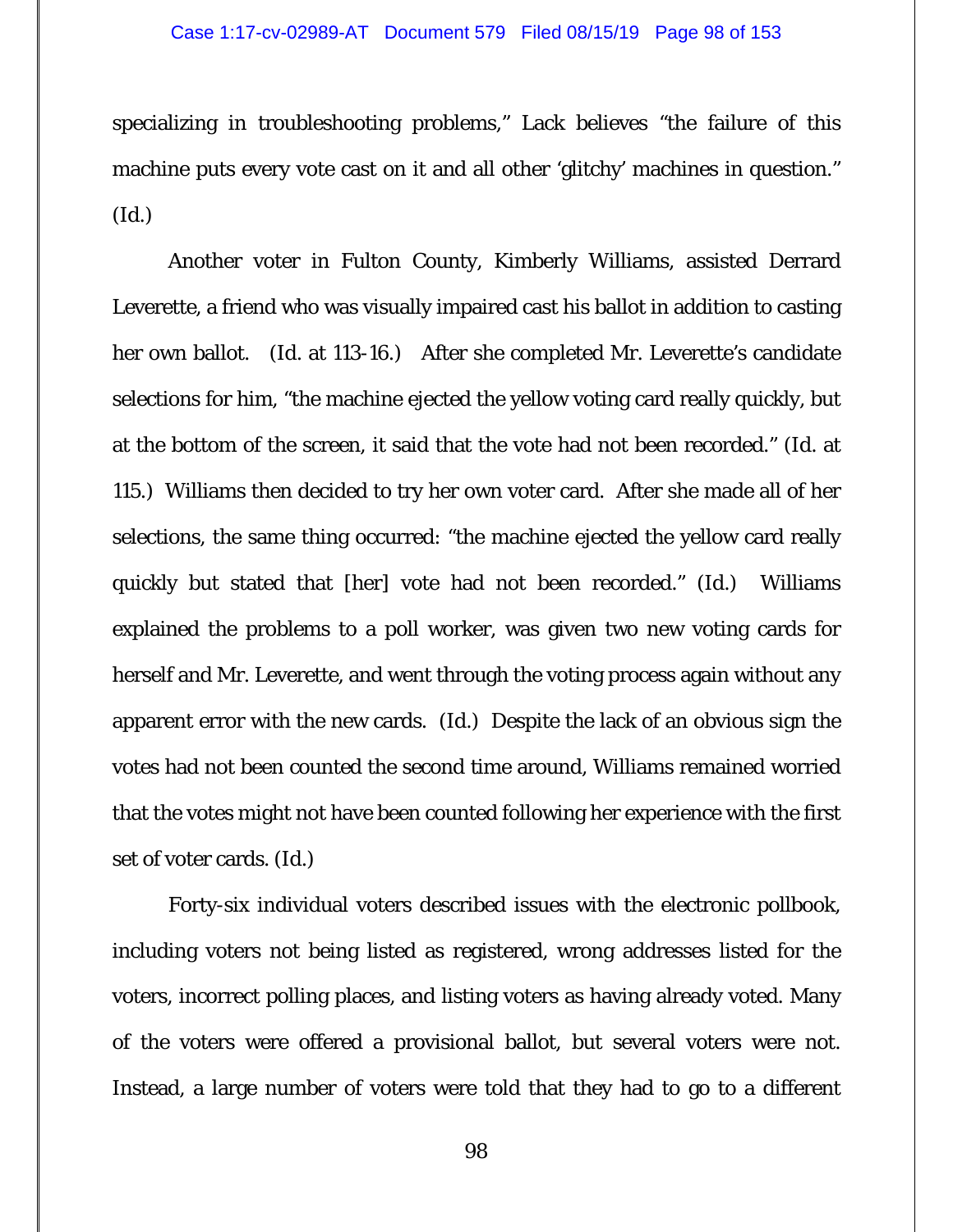specializing in troubleshooting problems," Lack believes "the failure of this machine puts every vote cast on it and all other 'glitchy' machines in question." (Id.)

Another voter in Fulton County, Kimberly Williams, assisted Derrard Leverette, a friend who was visually impaired cast his ballot in addition to casting her own ballot. (Id. at 113-16.) After she completed Mr. Leverette's candidate selections for him, "the machine ejected the yellow voting card really quickly, but at the bottom of the screen, it said that the vote had not been recorded." (Id. at 115.) Williams then decided to try her own voter card. After she made all of her selections, the same thing occurred: "the machine ejected the yellow card really quickly but stated that [her] vote had not been recorded." (Id.) Williams explained the problems to a poll worker, was given two new voting cards for herself and Mr. Leverette, and went through the voting process again without any apparent error with the new cards. (Id.) Despite the lack of an obvious sign the votes had not been counted the second time around, Williams remained worried that the votes might not have been counted following her experience with the first set of voter cards. (Id.)

Forty-six individual voters described issues with the electronic pollbook, including voters not being listed as registered, wrong addresses listed for the voters, incorrect polling places, and listing voters as having already voted. Many of the voters were offered a provisional ballot, but several voters were not. Instead, a large number of voters were told that they had to go to a different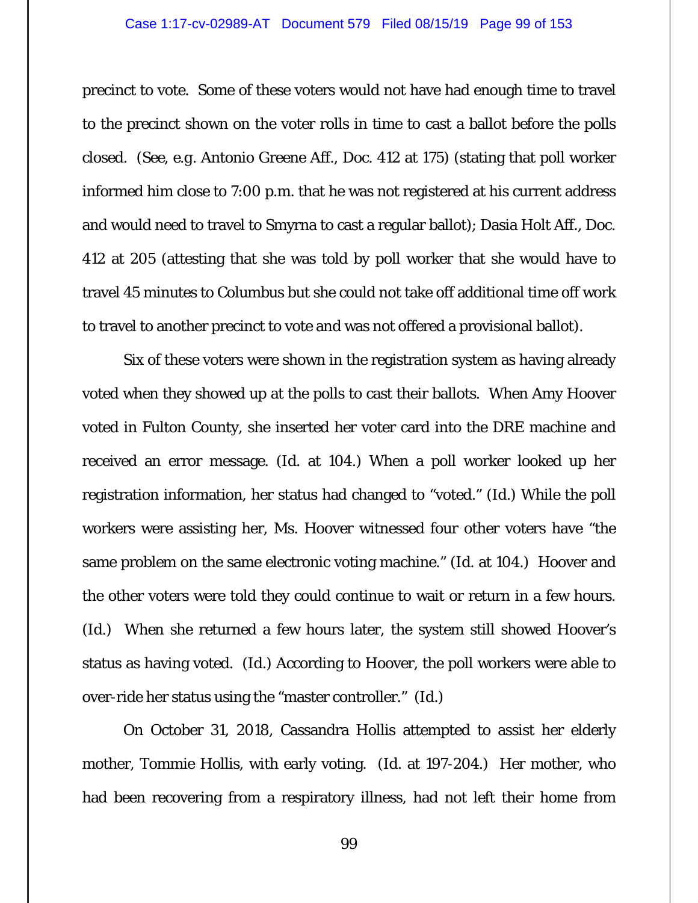precinct to vote. Some of these voters would not have had enough time to travel to the precinct shown on the voter rolls in time to cast a ballot before the polls closed. (See, e.g. Antonio Greene Aff., Doc. 412 at 175) (stating that poll worker informed him close to 7:00 p.m. that he was not registered at his current address and would need to travel to Smyrna to cast a regular ballot); Dasia Holt Aff., Doc. 412 at 205 (attesting that she was told by poll worker that she would have to travel 45 minutes to Columbus but she could not take off additional time off work to travel to another precinct to vote and was not offered a provisional ballot).

Six of these voters were shown in the registration system as having already voted when they showed up at the polls to cast their ballots. When Amy Hoover voted in Fulton County, she inserted her voter card into the DRE machine and received an error message. (Id. at 104.) When a poll worker looked up her registration information, her status had changed to "voted." (Id.) While the poll workers were assisting her, Ms. Hoover witnessed four other voters have "the same problem on the same electronic voting machine." (Id. at 104.) Hoover and the other voters were told they could continue to wait or return in a few hours. (Id.) When she returned a few hours later, the system still showed Hoover's status as having voted. (Id.) According to Hoover, the poll workers were able to over-ride her status using the "master controller." (Id.)

On October 31, 2018, Cassandra Hollis attempted to assist her elderly mother, Tommie Hollis, with early voting. (Id. at 197-204.) Her mother, who had been recovering from a respiratory illness, had not left their home from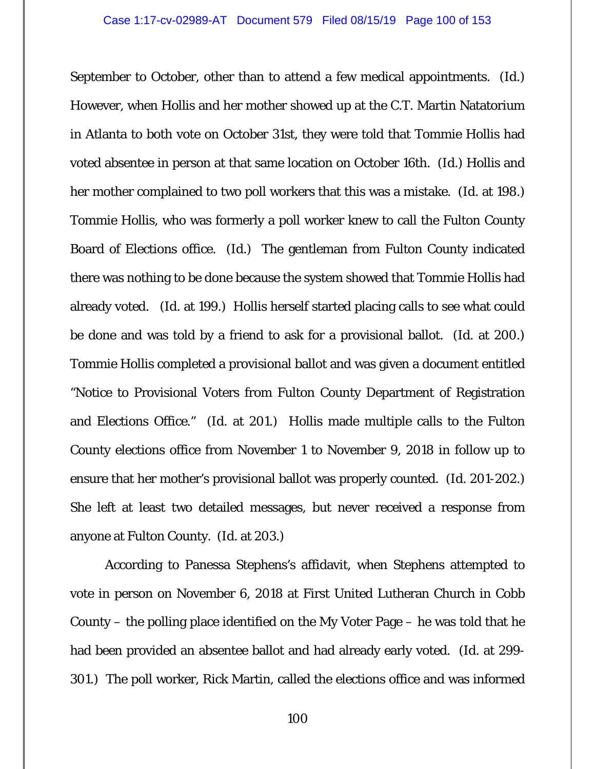September to October, other than to attend a few medical appointments. (Id.) However, when Hollis and her mother showed up at the C.T. Martin Natatorium in Atlanta to both vote on October 31st, they were told that Tommie Hollis had voted absentee in person at that same location on October 16th. (Id.) Hollis and her mother complained to two poll workers that this was a mistake. (Id. at 198.) Tommie Hollis, who was formerly a poll worker knew to call the Fulton County Board of Elections office. (Id.) The gentleman from Fulton County indicated there was nothing to be done because the system showed that Tommie Hollis had already voted. (Id. at 199.) Hollis herself started placing calls to see what could be done and was told by a friend to ask for a provisional ballot. (Id. at 200.) Tommie Hollis completed a provisional ballot and was given a document entitled "Notice to Provisional Voters from Fulton County Department of Registration and Elections Office." (Id. at 201.) Hollis made multiple calls to the Fulton County elections office from November 1 to November 9, 2018 in follow up to ensure that her mother's provisional ballot was properly counted. (Id. 201-202.) She left at least two detailed messages, but never received a response from anyone at Fulton County. (Id. at 203.)

According to Panessa Stephens's affidavit, when Stephens attempted to vote in person on November 6, 2018 at First United Lutheran Church in Cobb County – the polling place identified on the My Voter Page – he was told that he had been provided an absentee ballot and had already early voted. (Id. at 299-301.) The poll worker, Rick Martin, called the elections office and was informed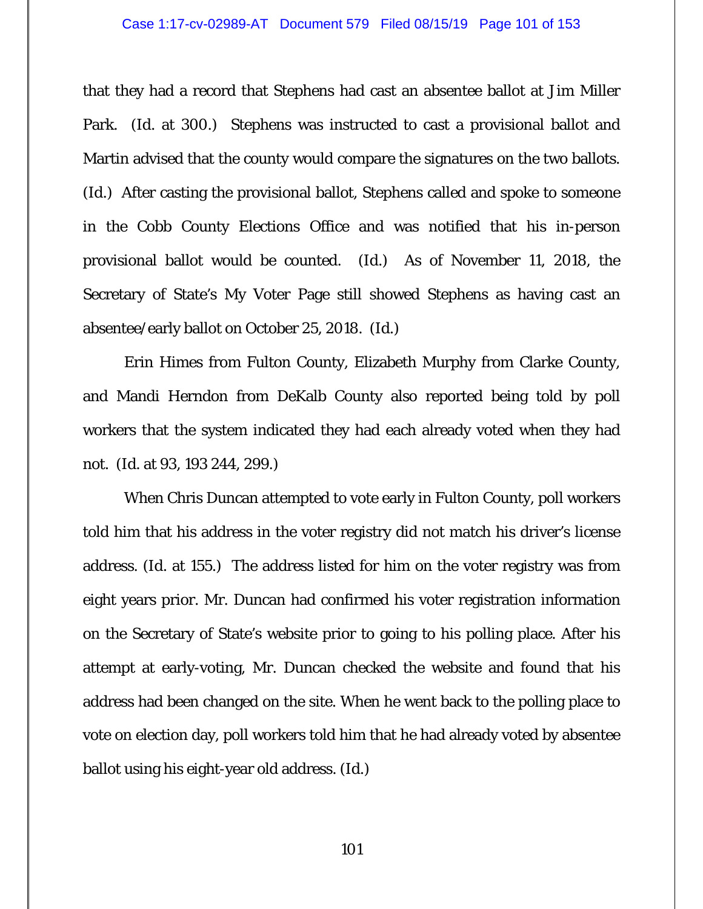that they had a record that Stephens had cast an absentee ballot at Jim Miller Park. (Id. at 300.) Stephens was instructed to cast a provisional ballot and Martin advised that the county would compare the signatures on the two ballots. (Id.) After casting the provisional ballot, Stephens called and spoke to someone in the Cobb County Elections Office and was notified that his in-person provisional ballot would be counted. (Id.) As of November 11, 2018, the Secretary of State's My Voter Page still showed Stephens as having cast an absentee/early ballot on October 25, 2018. (Id.)

Erin Himes from Fulton County, Elizabeth Murphy from Clarke County, and Mandi Herndon from DeKalb County also reported being told by poll workers that the system indicated they had each already voted when they had not. (Id. at 93, 193 244, 299.)

When Chris Duncan attempted to vote early in Fulton County, poll workers told him that his address in the voter registry did not match his driver's license address. (Id. at 155.) The address listed for him on the voter registry was from eight years prior. Mr. Duncan had confirmed his voter registration information on the Secretary of State's website prior to going to his polling place. After his attempt at early-voting, Mr. Duncan checked the website and found that his address had been changed on the site. When he went back to the polling place to vote on election day, poll workers told him that he had already voted by absentee ballot using his eight-year old address. (Id.)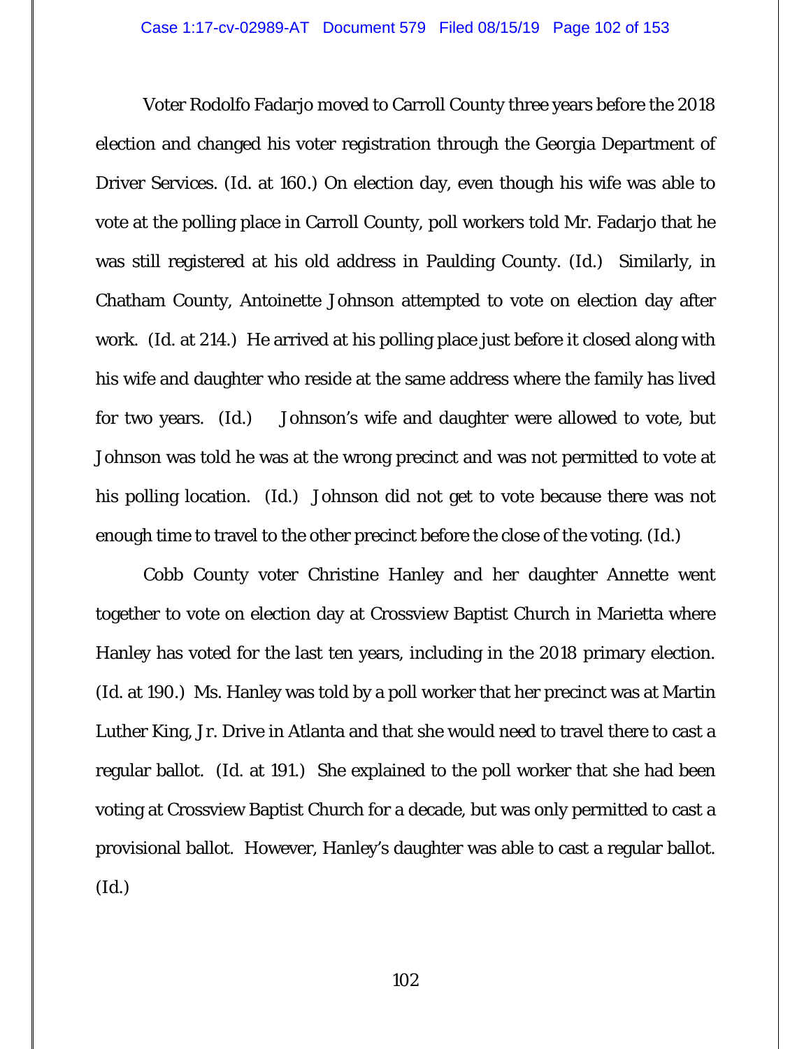Voter Rodolfo Fadarjo moved to Carroll County three years before the 2018 election and changed his voter registration through the Georgia Department of Driver Services. (Id. at 160.) On election day, even though his wife was able to vote at the polling place in Carroll County, poll workers told Mr. Fadarjo that he was still registered at his old address in Paulding County. (Id.) Similarly, in Chatham County, Antoinette Johnson attempted to vote on election day after work. (Id. at 214.) He arrived at his polling place just before it closed along with his wife and daughter who reside at the same address where the family has lived for two years. (Id.) Johnson's wife and daughter were allowed to vote, but Johnson was told he was at the wrong precinct and was not permitted to vote at his polling location. (Id.) Johnson did not get to vote because there was not enough time to travel to the other precinct before the close of the voting. (Id.)

Cobb County voter Christine Hanley and her daughter Annette went together to vote on election day at Crossview Baptist Church in Marietta where Hanley has voted for the last ten years, including in the 2018 primary election. (Id. at 190.) Ms. Hanley was told by a poll worker that her precinct was at Martin Luther King, Jr. Drive in Atlanta and that she would need to travel there to cast a regular ballot. (Id. at 191.) She explained to the poll worker that she had been voting at Crossview Baptist Church for a decade, but was only permitted to cast a provisional ballot. However, Hanley's daughter was able to cast a regular ballot. (Id.)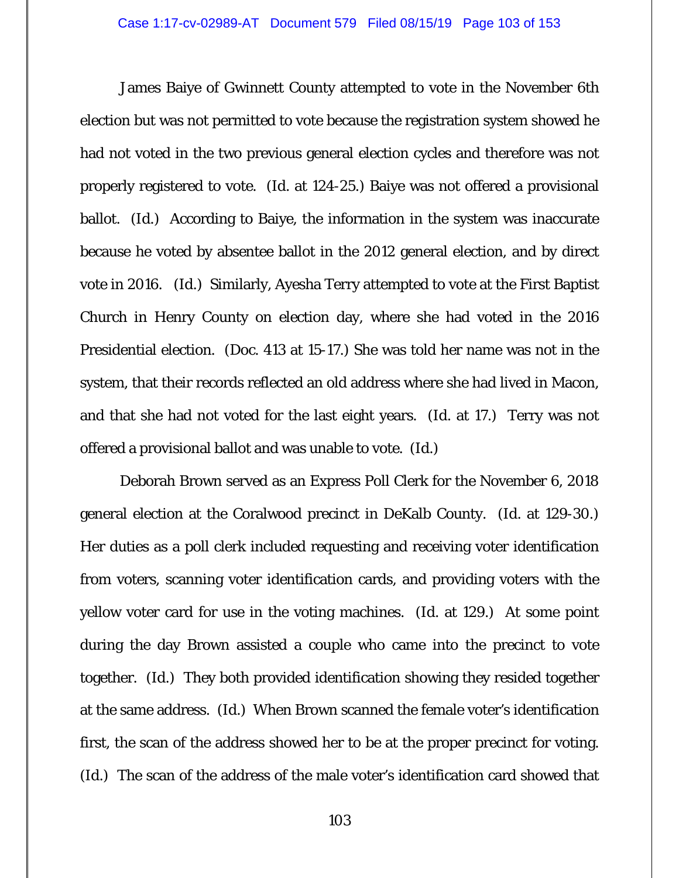James Baiye of Gwinnett County attempted to vote in the November 6th election but was not permitted to vote because the registration system showed he had not voted in the two previous general election cycles and therefore was not properly registered to vote. (Id. at 124-25.) Baiye was not offered a provisional ballot. (Id.) According to Baiye, the information in the system was inaccurate because he voted by absentee ballot in the 2012 general election, and by direct vote in 2016. (Id.) Similarly, Ayesha Terry attempted to vote at the First Baptist Church in Henry County on election day, where she had voted in the 2016 Presidential election. (Doc. 413 at 15-17.) She was told her name was not in the system, that their records reflected an old address where she had lived in Macon, and that she had not voted for the last eight years. (Id. at 17.) Terry was not offered a provisional ballot and was unable to vote. (Id.)

Deborah Brown served as an Express Poll Clerk for the November 6, 2018 general election at the Coralwood precinct in DeKalb County. (Id. at 129-30.) Her duties as a poll clerk included requesting and receiving voter identification from voters, scanning voter identification cards, and providing voters with the yellow voter card for use in the voting machines. (Id. at 129.) At some point during the day Brown assisted a couple who came into the precinct to vote together. (Id.) They both provided identification showing they resided together at the same address. (Id.) When Brown scanned the female voter's identification first, the scan of the address showed her to be at the proper precinct for voting. (Id.) The scan of the address of the male voter's identification card showed that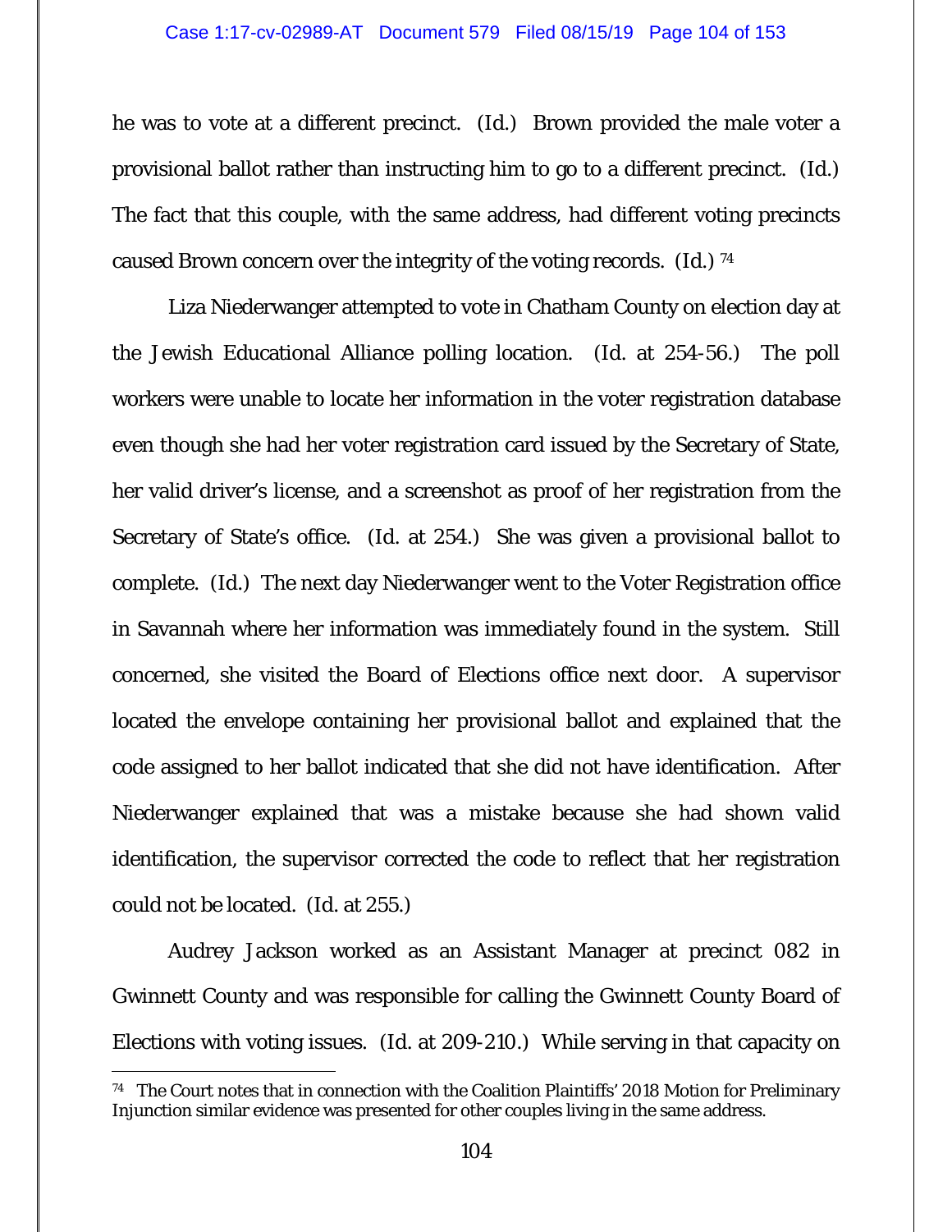he was to vote at a different precinct. (Id.) Brown provided the male voter a provisional ballot rather than instructing him to go to a different precinct. (Id.) The fact that this couple, with the same address, had different voting precincts caused Brown concern over the integrity of the voting records. (Id.) [74]

Liza Niederwanger attempted to vote in Chatham County on election day at the Jewish Educational Alliance polling location. (Id. at 254-56.) The poll workers were unable to locate her information in the voter registration database even though she had her voter registration card issued by the Secretary of State, her valid driver's license, and a screenshot as proof of her registration from the Secretary of State's office. (Id. at 254.) She was given a provisional ballot to complete. (Id.) The next day Niederwanger went to the Voter Registration office in Savannah where her information was immediately found in the system. Still concerned, she visited the Board of Elections office next door. A supervisor located the envelope containing her provisional ballot and explained that the code assigned to her ballot indicated that she did not have identification. After Niederwanger explained that was a mistake because she had shown valid identification, the supervisor corrected the code to reflect that her registration could not be located. (Id. at 255.)

Audrey Jackson worked as an Assistant Manager at precinct 082 in Gwinnett County and was responsible for calling the Gwinnett County Board of Elections with voting issues. (Id. at 209-210.) While serving in that capacity on

---

[74] The Court notes that in connection with the Coalition Plaintiffs' 2018 Motion for Preliminary Injunction similar evidence was presented for other couples living in the same address.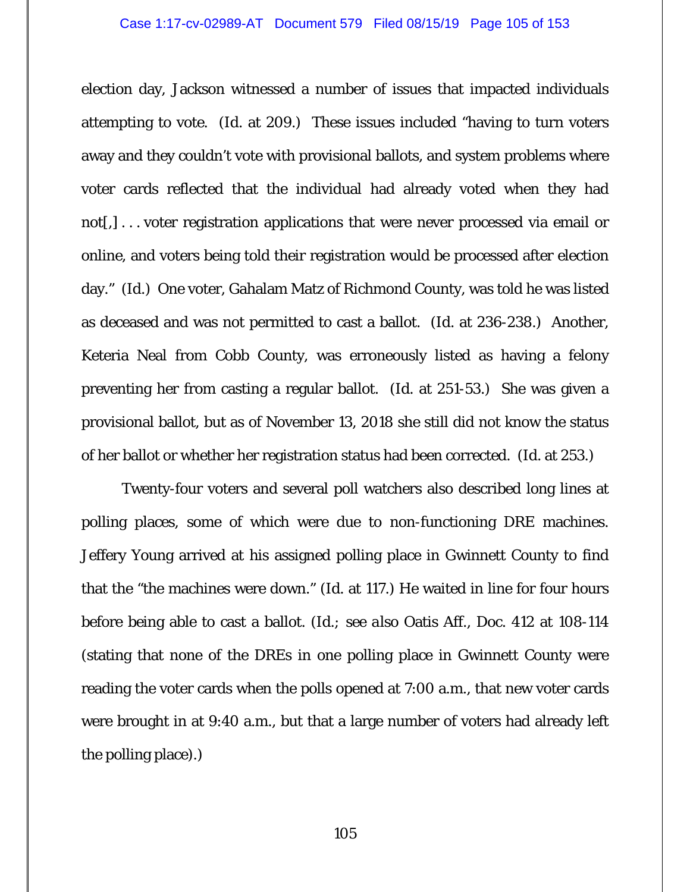election day, Jackson witnessed a number of issues that impacted individuals attempting to vote. (Id. at 209.) These issues included "having to turn voters away and they couldn't vote with provisional ballots, and system problems where voter cards reflected that the individual had already voted when they had not[,] . . . voter registration applications that were never processed via email or online, and voters being told their registration would be processed after election day." (Id.) One voter, Gahalam Matz of Richmond County, was told he was listed as deceased and was not permitted to cast a ballot. (Id. at 236-238.) Another, Keteria Neal from Cobb County, was erroneously listed as having a felony preventing her from casting a regular ballot. (Id. at 251-53.) She was given a provisional ballot, but as of November 13, 2018 she still did not know the status of her ballot or whether her registration status had been corrected. (Id. at 253.)

Twenty-four voters and several poll watchers also described long lines at polling places, some of which were due to non-functioning DRE machines. Jeffery Young arrived at his assigned polling place in Gwinnett County to find that the "the machines were down." (Id. at 117.) He waited in line for four hours before being able to cast a ballot. (Id.; *see also* Oatis Aff., Doc. 412 at 108-114 (stating that none of the DREs in one polling place in Gwinnett County were reading the voter cards when the polls opened at 7:00 a.m., that new voter cards were brought in at 9:40 a.m., but that a large number of voters had already left the polling place).)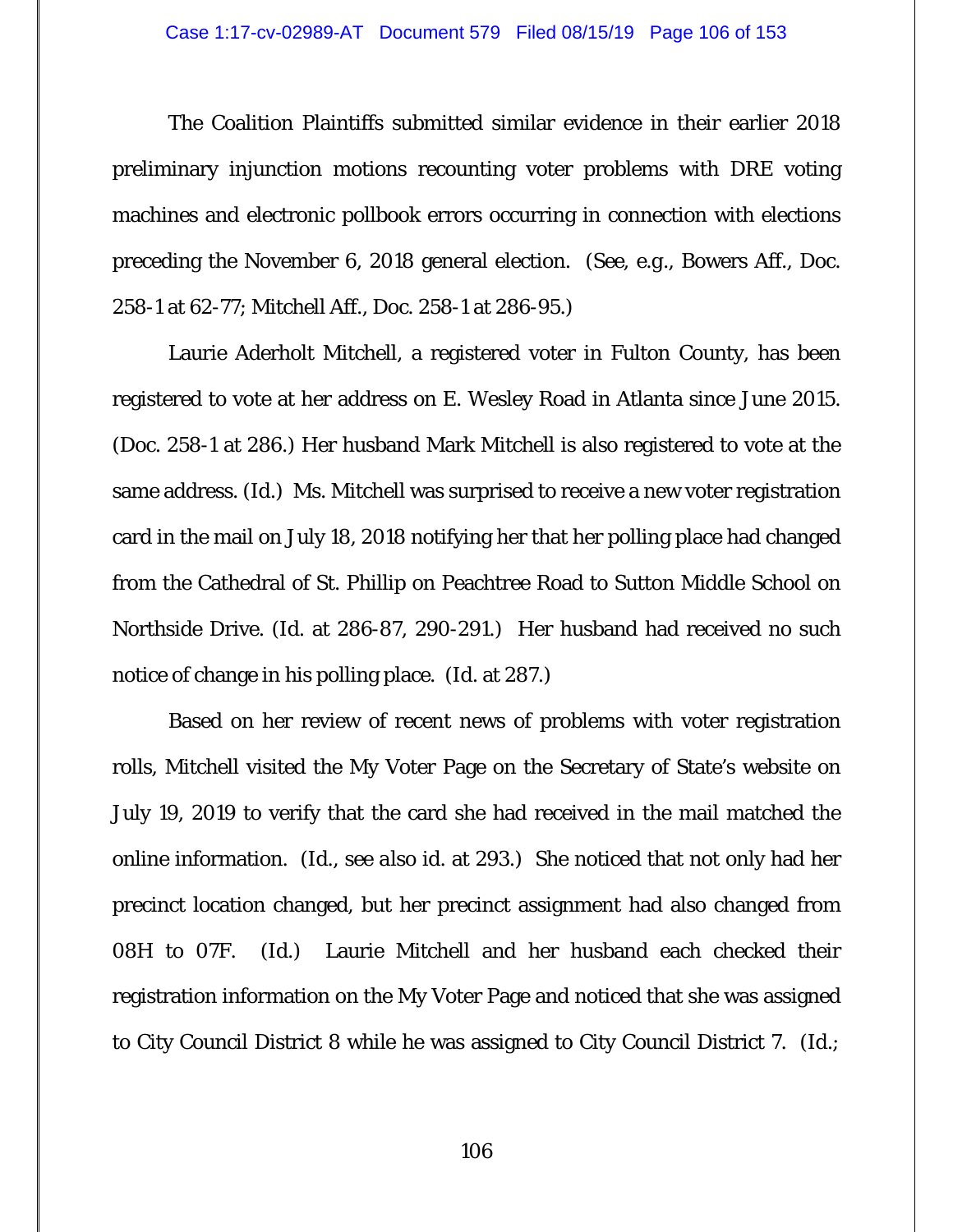The Coalition Plaintiffs submitted similar evidence in their earlier 2018 preliminary injunction motions recounting voter problems with DRE voting machines and electronic pollbook errors occurring in connection with elections preceding the November 6, 2018 general election. (*See, e.g.*, Bowers Aff., Doc. 258-1 at 62-77; Mitchell Aff., Doc. 258-1 at 286-95.)

Laurie Aderholt Mitchell, a registered voter in Fulton County, has been registered to vote at her address on E. Wesley Road in Atlanta since June 2015. (Doc. 258-1 at 286.) Her husband Mark Mitchell is also registered to vote at the same address. (*Id.*) Ms. Mitchell was surprised to receive a new voter registration card in the mail on July 18, 2018 notifying her that her polling place had changed from the Cathedral of St. Phillip on Peachtree Road to Sutton Middle School on Northside Drive. (*Id.* at 286-87, 290-291.) Her husband had received no such notice of change in his polling place. (*Id.* at 287.)

Based on her review of recent news of problems with voter registration rolls, Mitchell visited the My Voter Page on the Secretary of State's website on July 19, 2019 to verify that the card she had received in the mail matched the online information. (*Id.*, *see also id.* at 293.) She noticed that not only had her precinct location changed, but her precinct assignment had also changed from 08H to 07F. (*Id.*) Laurie Mitchell and her husband each checked their registration information on the My Voter Page and noticed that she was assigned to City Council District 8 while he was assigned to City Council District 7. (*Id.*;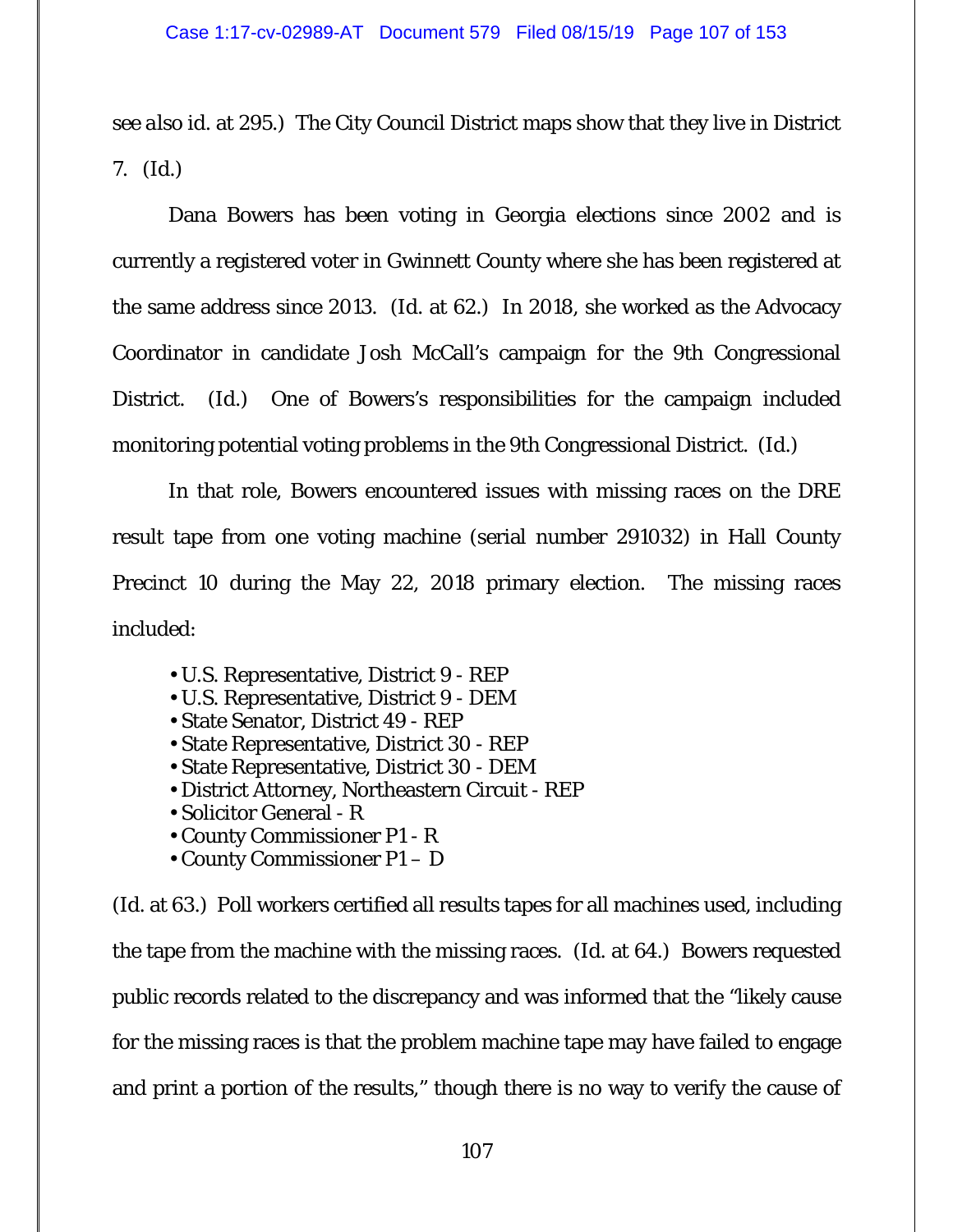*see also id.* at 295.) The City Council District maps show that they live in District 7. (*Id.*)

Dana Bowers has been voting in Georgia elections since 2002 and is currently a registered voter in Gwinnett County where she has been registered at the same address since 2013. (*Id.* at 62.) In 2018, she worked as the Advocacy Coordinator in candidate Josh McCall's campaign for the 9th Congressional District. (*Id.*) One of Bowers's responsibilities for the campaign included monitoring potential voting problems in the 9th Congressional District. (*Id.*)

In that role, Bowers encountered issues with missing races on the DRE result tape from one voting machine (serial number 291032) in Hall County Precinct 10 during the May 22, 2018 primary election. The missing races included:

- U.S. Representative, District 9 - REP
- U.S. Representative, District 9 - DEM
- State Senator, District 49 - REP
- State Representative, District 30 - REP
- State Representative, District 30 - DEM
- District Attorney, Northeastern Circuit - REP
- Solicitor General - R
- County Commissioner P1 - R
- County Commissioner P1 – D

(*Id.* at 63.) Poll workers certified all results tapes for all machines used, including the tape from the machine with the missing races. (*Id.* at 64.) Bowers requested public records related to the discrepancy and was informed that the "likely cause for the missing races is that the problem machine tape may have failed to engage and print a portion of the results," though there is no way to verify the cause of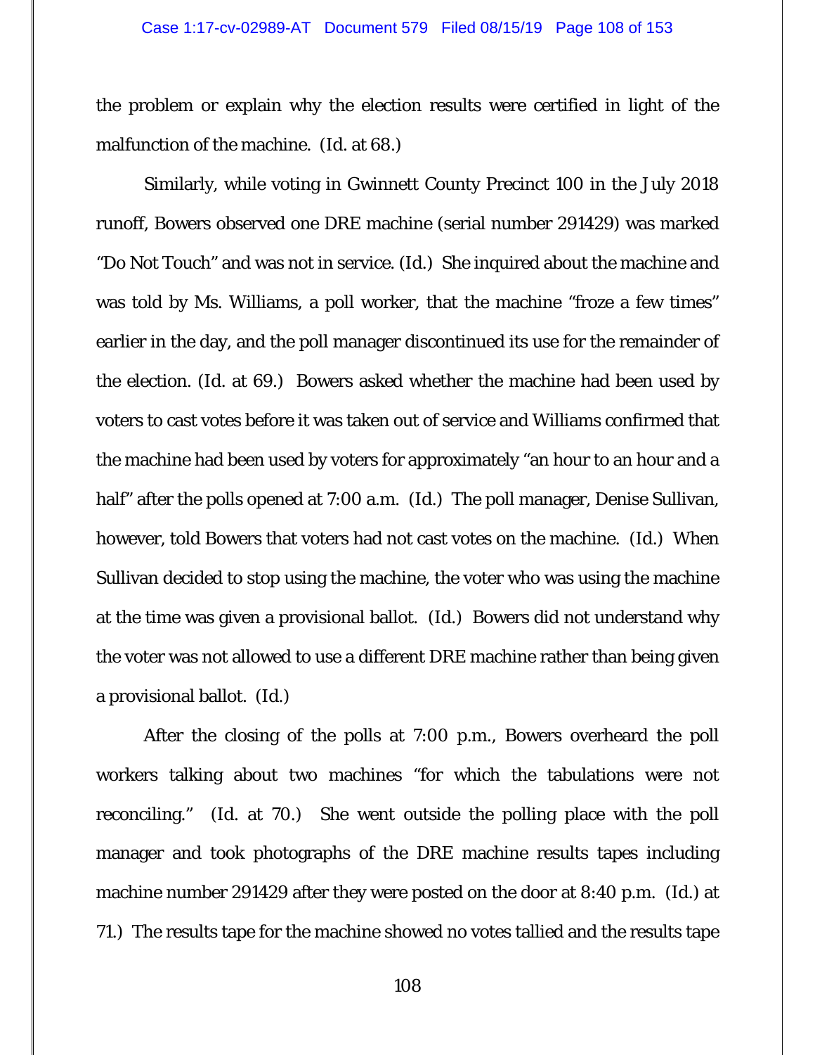the problem or explain why the election results were certified in light of the malfunction of the machine. (Id. at 68.)

Similarly, while voting in Gwinnett County Precinct 100 in the July 2018 runoff, Bowers observed one DRE machine (serial number 291429) was marked "Do Not Touch" and was not in service. (Id.) She inquired about the machine and was told by Ms. Williams, a poll worker, that the machine "froze a few times" earlier in the day, and the poll manager discontinued its use for the remainder of the election. (Id. at 69.) Bowers asked whether the machine had been used by voters to cast votes before it was taken out of service and Williams confirmed that the machine had been used by voters for approximately "an hour to an hour and a half" after the polls opened at 7:00 a.m. (Id.) The poll manager, Denise Sullivan, however, told Bowers that voters had not cast votes on the machine. (Id.) When Sullivan decided to stop using the machine, the voter who was using the machine at the time was given a provisional ballot. (Id.) Bowers did not understand why the voter was not allowed to use a different DRE machine rather than being given a provisional ballot. (Id.)

After the closing of the polls at 7:00 p.m., Bowers overheard the poll workers talking about two machines "for which the tabulations were not reconciling." (Id. at 70.) She went outside the polling place with the poll manager and took photographs of the DRE machine results tapes including machine number 291429 after they were posted on the door at 8:40 p.m. (Id.) at 71.) The results tape for the machine showed no votes tallied and the results tape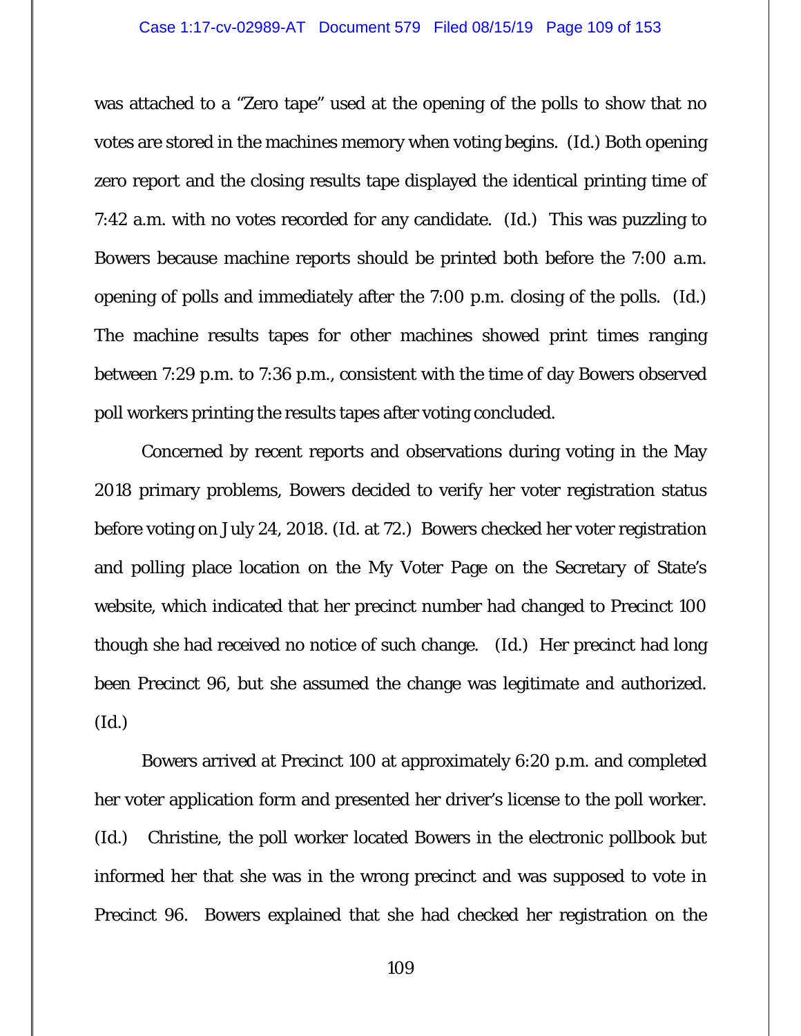was attached to a "Zero tape" used at the opening of the polls to show that no votes are stored in the machines memory when voting begins. (Id.) Both opening zero report and the closing results tape displayed the identical printing time of 7:42 a.m. with no votes recorded for any candidate. (Id.) This was puzzling to Bowers because machine reports should be printed both before the 7:00 a.m. opening of polls and immediately after the 7:00 p.m. closing of the polls. (Id.) The machine results tapes for other machines showed print times ranging between 7:29 p.m. to 7:36 p.m., consistent with the time of day Bowers observed poll workers printing the results tapes after voting concluded.

Concerned by recent reports and observations during voting in the May 2018 primary problems, Bowers decided to verify her voter registration status before voting on July 24, 2018. (Id. at 72.) Bowers checked her voter registration and polling place location on the My Voter Page on the Secretary of State's website, which indicated that her precinct number had changed to Precinct 100 though she had received no notice of such change. (Id.) Her precinct had long been Precinct 96, but she assumed the change was legitimate and authorized. (Id.)

Bowers arrived at Precinct 100 at approximately 6:20 p.m. and completed her voter application form and presented her driver's license to the poll worker. (Id.) Christine, the poll worker located Bowers in the electronic pollbook but informed her that she was in the wrong precinct and was supposed to vote in Precinct 96. Bowers explained that she had checked her registration on the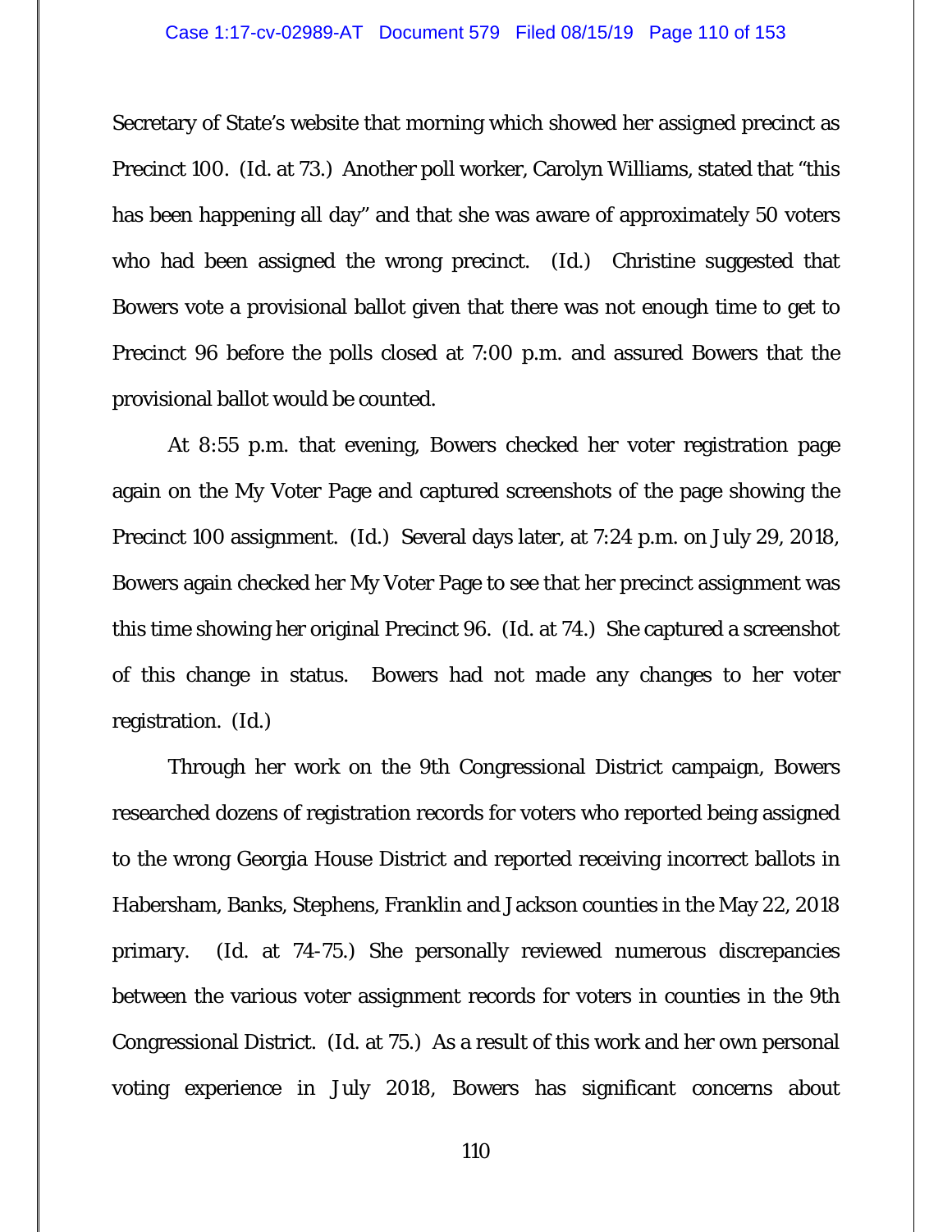Secretary of State's website that morning which showed her assigned precinct as Precinct 100. (Id. at 73.) Another poll worker, Carolyn Williams, stated that "this has been happening all day" and that she was aware of approximately 50 voters who had been assigned the wrong precinct. (Id.) Christine suggested that Bowers vote a provisional ballot given that there was not enough time to get to Precinct 96 before the polls closed at 7:00 p.m. and assured Bowers that the provisional ballot would be counted.

At 8:55 p.m. that evening, Bowers checked her voter registration page again on the My Voter Page and captured screenshots of the page showing the Precinct 100 assignment. (Id.) Several days later, at 7:24 p.m. on July 29, 2018, Bowers again checked her My Voter Page to see that her precinct assignment was this time showing her original Precinct 96. (Id. at 74.) She captured a screenshot of this change in status. Bowers had not made any changes to her voter registration. (Id.)

Through her work on the 9th Congressional District campaign, Bowers researched dozens of registration records for voters who reported being assigned to the wrong Georgia House District and reported receiving incorrect ballots in Habersham, Banks, Stephens, Franklin and Jackson counties in the May 22, 2018 primary. (Id. at 74-75.) She personally reviewed numerous discrepancies between the various voter assignment records for voters in counties in the 9th Congressional District. (Id. at 75.) As a result of this work and her own personal voting experience in July 2018, Bowers has significant concerns about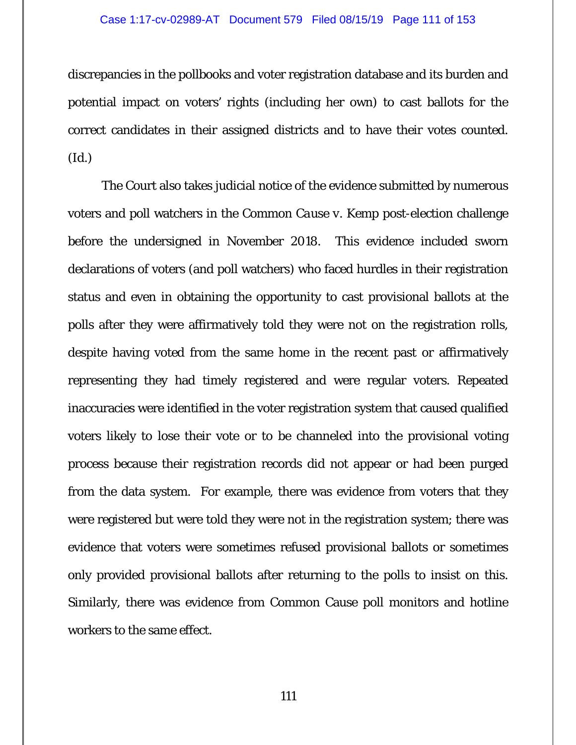discrepancies in the pollbooks and voter registration database and its burden and potential impact on voters' rights (including her own) to cast ballots for the correct candidates in their assigned districts and to have their votes counted. (Id.)

The Court also takes judicial notice of the evidence submitted by numerous voters and poll watchers in the *Common Cause v. Kemp* post-election challenge before the undersigned in November 2018. This evidence included sworn declarations of voters (and poll watchers) who faced hurdles in their registration status and even in obtaining the opportunity to cast provisional ballots at the polls after they were affirmatively told they were not on the registration rolls, despite having voted from the same home in the recent past or affirmatively representing they had timely registered and were regular voters. Repeated inaccuracies were identified in the voter registration system that caused qualified voters likely to lose their vote or to be channeled into the provisional voting process because their registration records did not appear or had been purged from the data system. For example, there was evidence from voters that they were registered but were told they were not in the registration system; there was evidence that voters were sometimes refused provisional ballots or sometimes only provided provisional ballots after returning to the polls to insist on this. Similarly, there was evidence from Common Cause poll monitors and hotline workers to the same effect.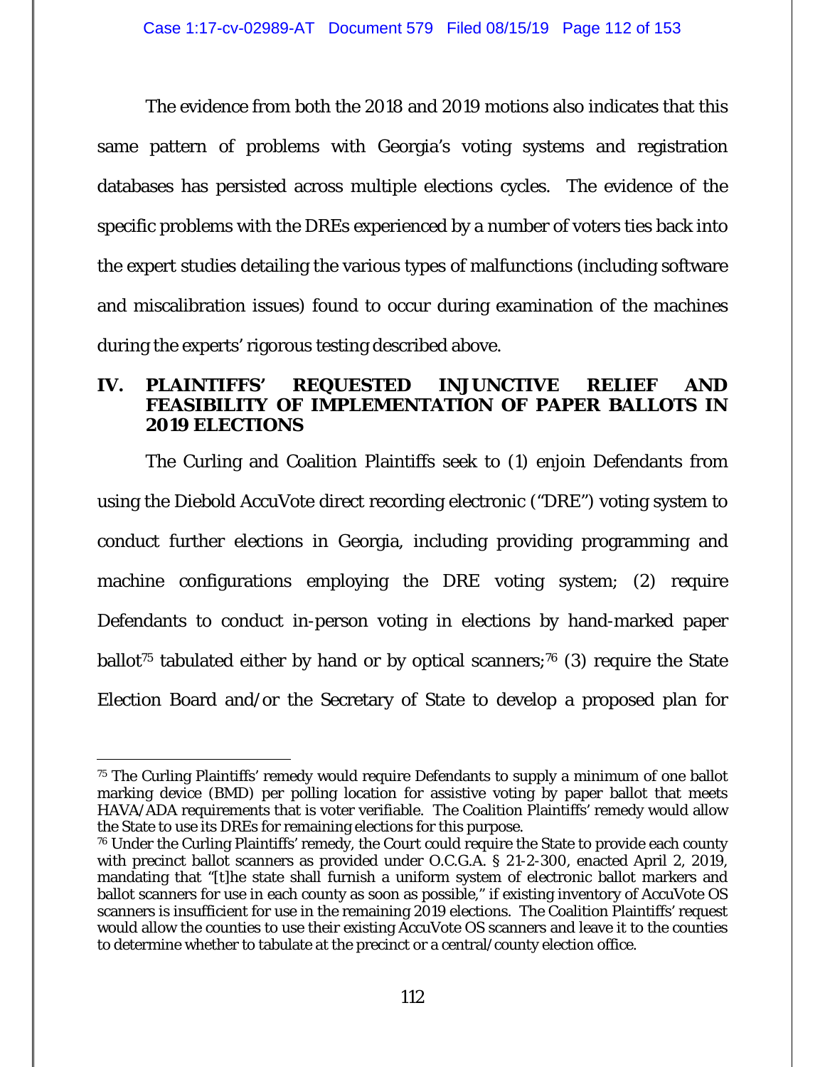The evidence from both the 2018 and 2019 motions also indicates that this same pattern of problems with Georgia's voting systems and registration databases has persisted across multiple elections cycles. The evidence of the specific problems with the DREs experienced by a number of voters ties back into the expert studies detailing the various types of malfunctions (including software and miscalibration issues) found to occur during examination of the machines during the experts' rigorous testing described above.

## IV. PLAINTIFFS' REQUESTED INJUNCTIVE RELIEF AND FEASIBILITY OF IMPLEMENTATION OF PAPER BALLOTS IN 2019 ELECTIONS

The Curling and Coalition Plaintiffs seek to (1) enjoin Defendants from using the Diebold AccuVote direct recording electronic ("DRE") voting system to conduct further elections in Georgia, including providing programming and machine configurations employing the DRE voting system; (2) require Defendants to conduct in-person voting in elections by hand-marked paper ballot[75] tabulated either by hand or by optical scanners;[76] (3) require the State Election Board and/or the Secretary of State to develop a proposed plan for

---

[75] The Curling Plaintiffs' remedy would require Defendants to supply a minimum of one ballot marking device (BMD) per polling location for assistive voting by paper ballot that meets HAVA/ADA requirements that is voter verifiable. The Coalition Plaintiffs' remedy would allow the State to use its DREs for remaining elections for this purpose.

[76] Under the Curling Plaintiffs' remedy, the Court could require the State to provide each county with precinct ballot scanners as provided under O.C.G.A. § 21-2-300, enacted April 2, 2019, mandating that "[t]he state shall furnish a uniform system of electronic ballot markers and ballot scanners for use in each county as soon as possible," if existing inventory of AccuVote OS scanners is insufficient for use in the remaining 2019 elections. The Coalition Plaintiffs' request would allow the counties to use their existing AccuVote OS scanners and leave it to the counties to determine whether to tabulate at the precinct or a central/county election office.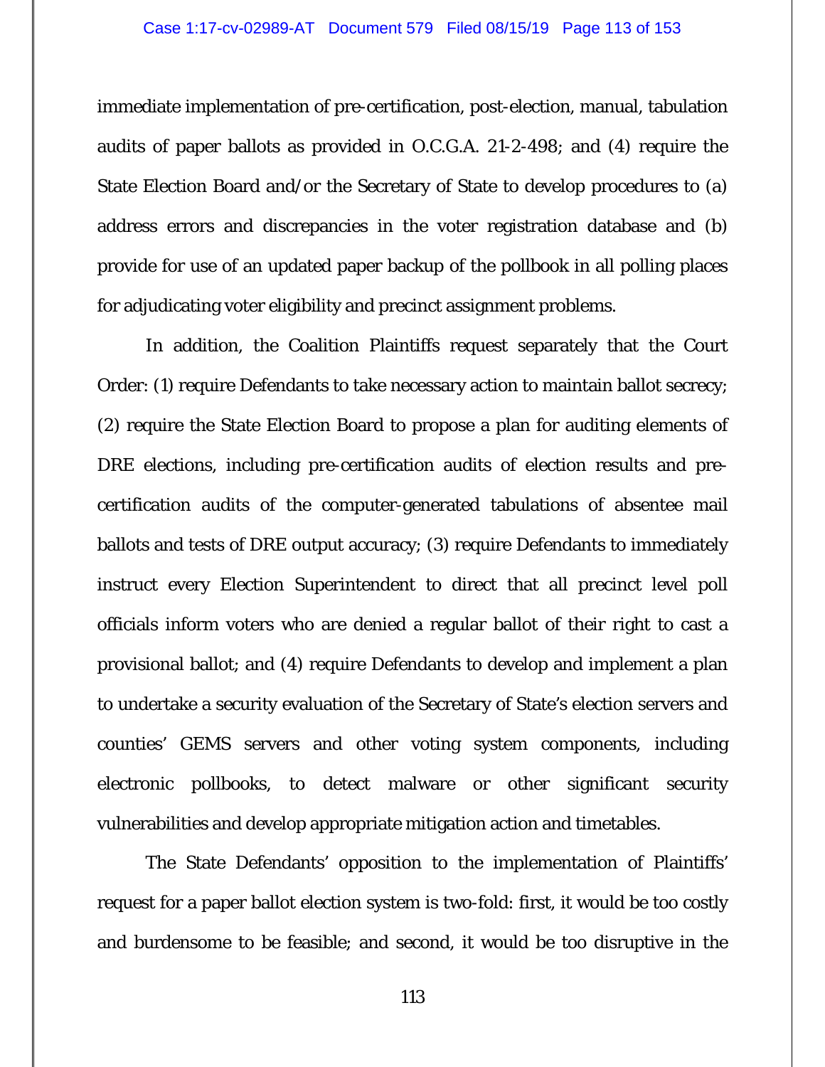immediate implementation of pre-certification, post-election, manual, tabulation audits of paper ballots as provided in O.C.G.A. 21-2-498; and (4) require the State Election Board and/or the Secretary of State to develop procedures to (a) address errors and discrepancies in the voter registration database and (b) provide for use of an updated paper backup of the pollbook in all polling places for adjudicating voter eligibility and precinct assignment problems.

In addition, the Coalition Plaintiffs request separately that the Court Order: (1) require Defendants to take necessary action to maintain ballot secrecy; (2) require the State Election Board to propose a plan for auditing elements of DRE elections, including pre-certification audits of election results and pre-certification audits of the computer-generated tabulations of absentee mail ballots and tests of DRE output accuracy; (3) require Defendants to immediately instruct every Election Superintendent to direct that all precinct level poll officials inform voters who are denied a regular ballot of their right to cast a provisional ballot; and (4) require Defendants to develop and implement a plan to undertake a security evaluation of the Secretary of State's election servers and counties' GEMS servers and other voting system components, including electronic pollbooks, to detect malware or other significant security vulnerabilities and develop appropriate mitigation action and timetables.

The State Defendants' opposition to the implementation of Plaintiffs' request for a paper ballot election system is two-fold: first, it would be too costly and burdensome to be feasible; and second, it would be too disruptive in the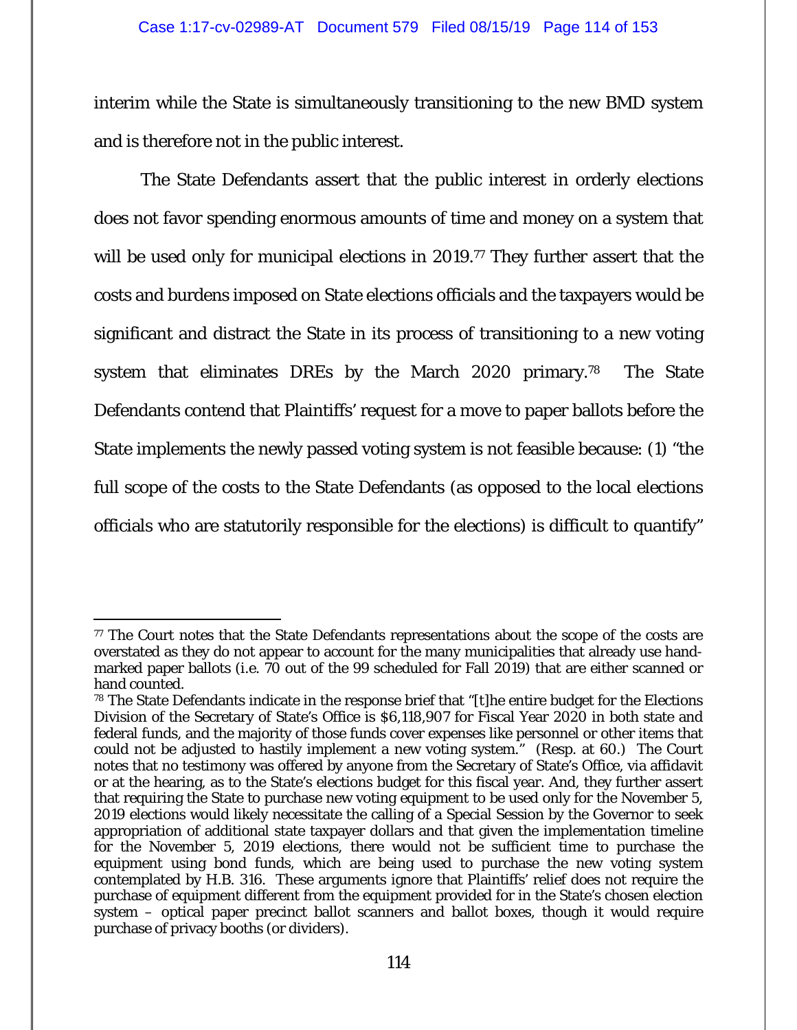interim while the State is simultaneously transitioning to the new BMD system and is therefore not in the public interest.

The State Defendants assert that the public interest in orderly elections does not favor spending enormous amounts of time and money on a system that will be used only for municipal elections in 2019.[77] They further assert that the costs and burdens imposed on State elections officials and the taxpayers would be significant and distract the State in its process of transitioning to a new voting system that eliminates DREs by the March 2020 primary.[78] The State Defendants contend that Plaintiffs' request for a move to paper ballots before the State implements the newly passed voting system is not feasible because: (1) "the full scope of the costs to the State Defendants (as opposed to the local elections officials who are statutorily responsible for the elections) is difficult to quantify"

---

[77] The Court notes that the State Defendants representations about the scope of the costs are overstated as they do not appear to account for the many municipalities that already use hand-marked paper ballots (i.e. 70 out of the 99 scheduled for Fall 2019) that are either scanned or hand counted.

[78] The State Defendants indicate in the response brief that "[t]he entire budget for the Elections Division of the Secretary of State's Office is $6,118,907 for Fiscal Year 2020 in both state and federal funds, and the majority of those funds cover expenses like personnel or other items that could not be adjusted to hastily implement a new voting system." (Resp. at 60.) The Court notes that no testimony was offered by anyone from the Secretary of State's Office, via affidavit or at the hearing, as to the State's elections budget for this fiscal year. And, they further assert that requiring the State to purchase new voting equipment to be used only for the November 5, 2019 elections would likely necessitate the calling of a Special Session by the Governor to seek appropriation of additional state taxpayer dollars and that given the implementation timeline for the November 5, 2019 elections, there would not be sufficient time to purchase the equipment using bond funds, which are being used to purchase the new voting system contemplated by H.B. 316. These arguments ignore that Plaintiffs' relief does not require the purchase of equipment different from the equipment provided for in the State's chosen election system – optical paper precinct ballot scanners and ballot boxes, though it would require purchase of privacy booths (or dividers).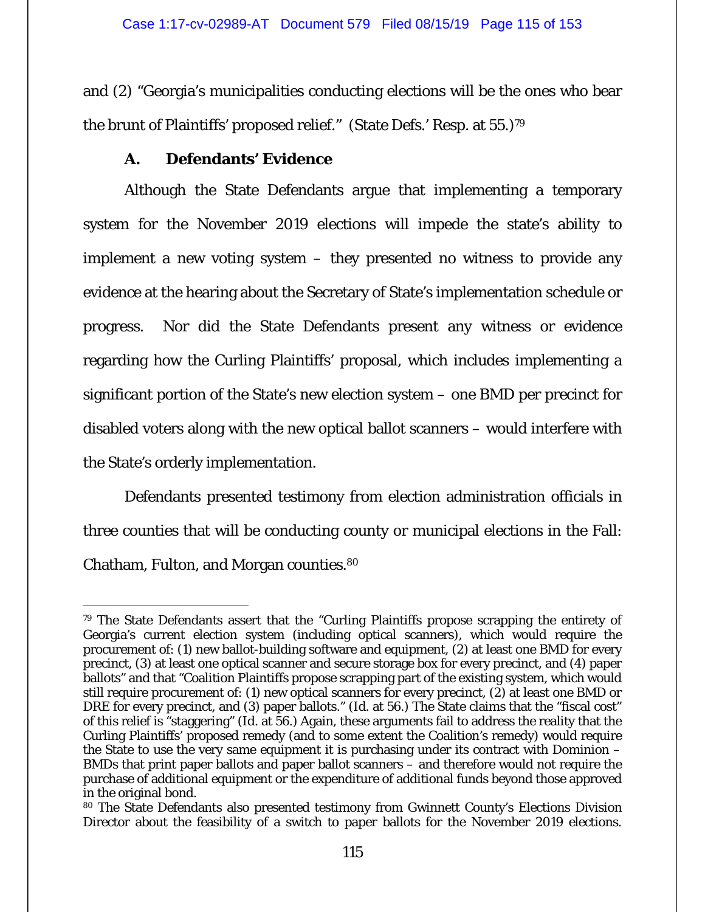and (2) "Georgia's municipalities conducting elections will be the ones who bear the brunt of Plaintiffs' proposed relief." (State Defs.' Resp. at 55.)[79]

### A. Defendants' Evidence

Although the State Defendants argue that implementing a temporary system for the November 2019 elections will impede the state's ability to implement a new voting system – they presented no witness to provide any evidence at the hearing about the Secretary of State's implementation schedule or progress. Nor did the State Defendants present any witness or evidence regarding how the Curling Plaintiffs' proposal, which includes implementing a significant portion of the State's new election system – one BMD per precinct for disabled voters along with the new optical ballot scanners – would interfere with the State's orderly implementation.

Defendants presented testimony from election administration officials in three counties that will be conducting county or municipal elections in the Fall: Chatham, Fulton, and Morgan counties.[80]

---

[79] The State Defendants assert that the "Curling Plaintiffs propose scrapping the entirety of Georgia's current election system (including optical scanners), which would require the procurement of: (1) new ballot-building software and equipment, (2) at least one BMD for every precinct, (3) at least one optical scanner and secure storage box for every precinct, and (4) paper ballots" and that "Coalition Plaintiffs propose scrapping part of the existing system, which would still require procurement of: (1) new optical scanners for every precinct, (2) at least one BMD or DRE for every precinct, and (3) paper ballots." (Id. at 56.) The State claims that the "fiscal cost" of this relief is "staggering" (Id. at 56.) Again, these arguments fail to address the reality that the Curling Plaintiffs' proposed remedy (and to some extent the Coalition's remedy) would require the State to use the very same equipment it is purchasing under its contract with Dominion – BMDs that print paper ballots and paper ballot scanners – and therefore would not require the purchase of additional equipment or the expenditure of additional funds beyond those approved in the original bond.

[80] The State Defendants also presented testimony from Gwinnett County's Elections Division Director about the feasibility of a switch to paper ballots for the November 2019 elections.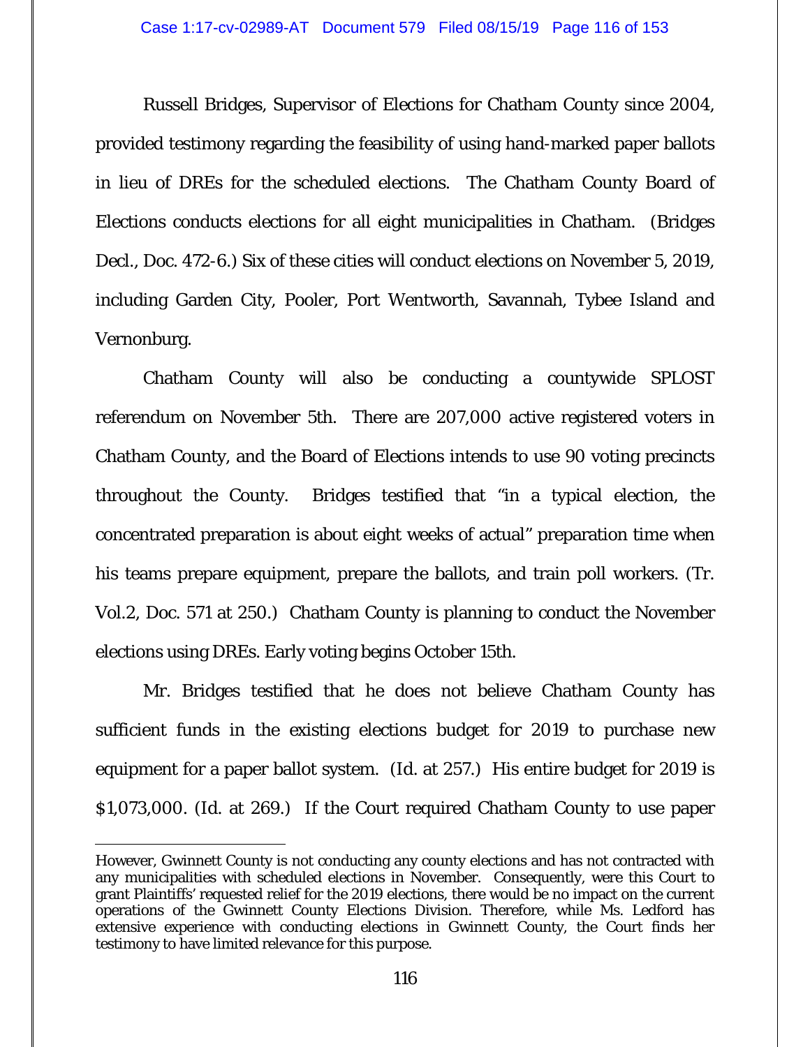Russell Bridges, Supervisor of Elections for Chatham County since 2004, provided testimony regarding the feasibility of using hand-marked paper ballots in lieu of DREs for the scheduled elections. The Chatham County Board of Elections conducts elections for all eight municipalities in Chatham. (Bridges Decl., Doc. 472-6.) Six of these cities will conduct elections on November 5, 2019, including Garden City, Pooler, Port Wentworth, Savannah, Tybee Island and Vernonburg.

Chatham County will also be conducting a countywide SPLOST referendum on November 5th. There are 207,000 active registered voters in Chatham County, and the Board of Elections intends to use 90 voting precincts throughout the County. Bridges testified that "in a typical election, the concentrated preparation is about eight weeks of actual" preparation time when his teams prepare equipment, prepare the ballots, and train poll workers. (Tr. Vol.2, Doc. 571 at 250.) Chatham County is planning to conduct the November elections using DREs. Early voting begins October 15th.

Mr. Bridges testified that he does not believe Chatham County has sufficient funds in the existing elections budget for 2019 to purchase new equipment for a paper ballot system. (Id. at 257.) His entire budget for 2019 is $1,073,000. (Id. at 269.) If the Court required Chatham County to use paper

---

However, Gwinnett County is not conducting any county elections and has not contracted with any municipalities with scheduled elections in November. Consequently, were this Court to grant Plaintiffs' requested relief for the 2019 elections, there would be no impact on the current operations of the Gwinnett County Elections Division. Therefore, while Ms. Ledford has extensive experience with conducting elections in Gwinnett County, the Court finds her testimony to have limited relevance for this purpose.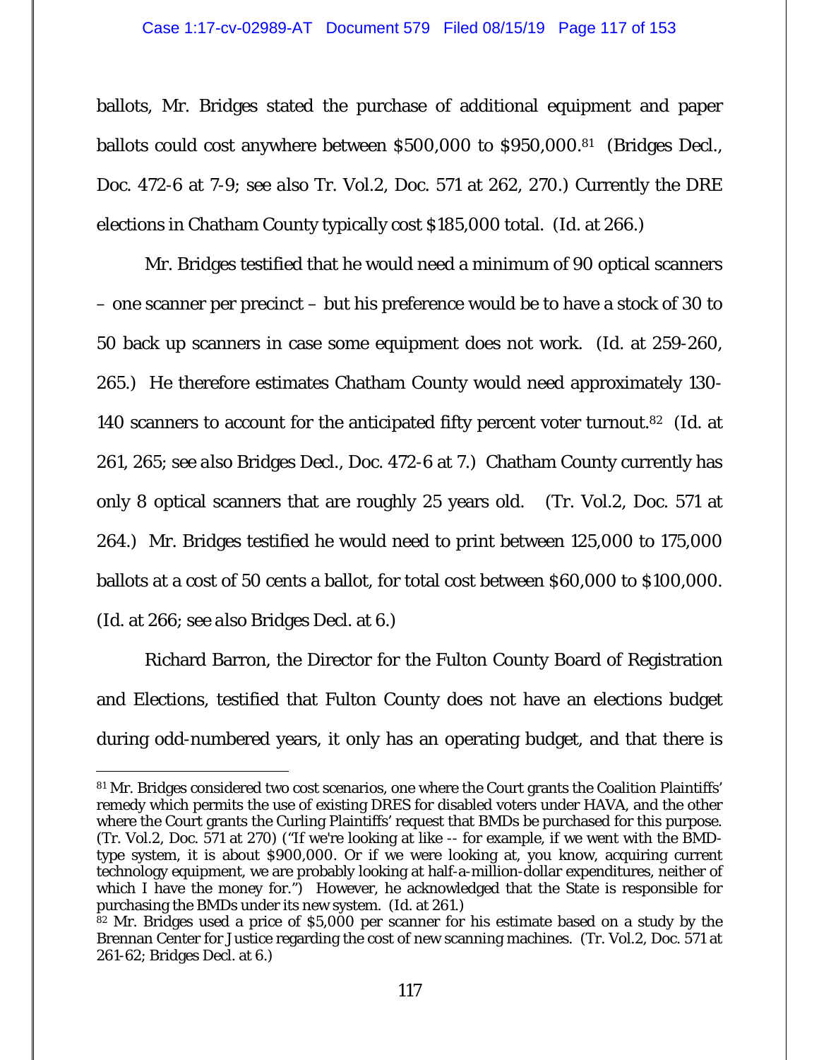ballots, Mr. Bridges stated the purchase of additional equipment and paper ballots could cost anywhere between $500,000 to $950,000.[81] (Bridges Decl., Doc. 472-6 at 7-9; *see also* Tr. Vol.2, Doc. 571 at 262, 270.) Currently the DRE elections in Chatham County typically cost $185,000 total. (*Id.* at 266.)

Mr. Bridges testified that he would need a minimum of 90 optical scanners – one scanner per precinct – but his preference would be to have a stock of 30 to 50 back up scanners in case some equipment does not work. (*Id.* at 259-260, 265.) He therefore estimates Chatham County would need approximately 130-140 scanners to account for the anticipated fifty percent voter turnout.[82] (*Id.* at 261, 265; *see also* Bridges Decl., Doc. 472-6 at 7.) Chatham County currently has only 8 optical scanners that are roughly 25 years old. (Tr. Vol.2, Doc. 571 at 264.) Mr. Bridges testified he would need to print between 125,000 to 175,000 ballots at a cost of 50 cents a ballot, for total cost between $60,000 to $100,000. (*Id.* at 266; *see also* Bridges Decl. at 6.)

Richard Barron, the Director for the Fulton County Board of Registration and Elections, testified that Fulton County does not have an elections budget during odd-numbered years, it only has an operating budget, and that there is

---

[81] Mr. Bridges considered two cost scenarios, one where the Court grants the Coalition Plaintiffs' remedy which permits the use of existing DRES for disabled voters under HAVA, and the other where the Court grants the Curling Plaintiffs' request that BMDs be purchased for this purpose. (Tr. Vol.2, Doc. 571 at 270) ("If we're looking at like -- for example, if we went with the BMD-type system, it is about $900,000. Or if we were looking at, you know, acquiring current technology equipment, we are probably looking at half-a-million-dollar expenditures, neither of which I have the money for.") However, he acknowledged that the State is responsible for purchasing the BMDs under its new system. (*Id.* at 261.)

[82] Mr. Bridges used a price of $5,000 per scanner for his estimate based on a study by the Brennan Center for Justice regarding the cost of new scanning machines. (Tr. Vol.2, Doc. 571 at 261-62; Bridges Decl. at 6.)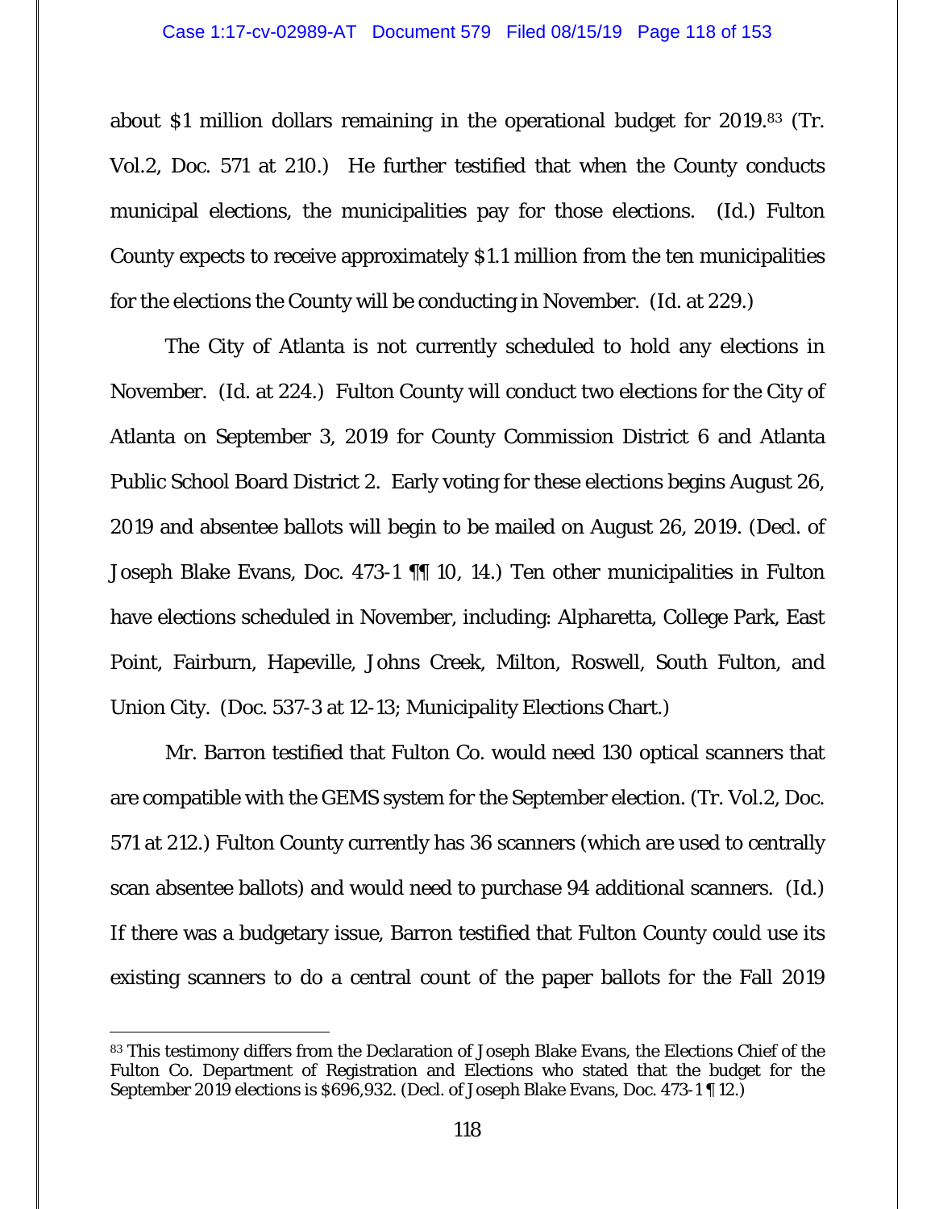about $1 million dollars remaining in the operational budget for 2019.[83] (Tr. Vol.2, Doc. 571 at 210.) He further testified that when the County conducts municipal elections, the municipalities pay for those elections. (Id.) Fulton County expects to receive approximately $1.1 million from the ten municipalities for the elections the County will be conducting in November. (Id. at 229.)

The City of Atlanta is not currently scheduled to hold any elections in November. (Id. at 224.) Fulton County will conduct two elections for the City of Atlanta on September 3, 2019 for County Commission District 6 and Atlanta Public School Board District 2. Early voting for these elections begins August 26, 2019 and absentee ballots will begin to be mailed on August 26, 2019. (Decl. of Joseph Blake Evans, Doc. 473-1 ¶¶ 10, 14.) Ten other municipalities in Fulton have elections scheduled in November, including: Alpharetta, College Park, East Point, Fairburn, Hapeville, Johns Creek, Milton, Roswell, South Fulton, and Union City. (Doc. 537-3 at 12-13; Municipality Elections Chart.)

Mr. Barron testified that Fulton Co. would need 130 optical scanners that are compatible with the GEMS system for the September election. (Tr. Vol.2, Doc. 571 at 212.) Fulton County currently has 36 scanners (which are used to centrally scan absentee ballots) and would need to purchase 94 additional scanners. (Id.) If there was a budgetary issue, Barron testified that Fulton County could use its existing scanners to do a central count of the paper ballots for the Fall 2019

---

[83] This testimony differs from the Declaration of Joseph Blake Evans, the Elections Chief of the Fulton Co. Department of Registration and Elections who stated that the budget for the September 2019 elections is $696,932. (Decl. of Joseph Blake Evans, Doc. 473-1 ¶ 12.)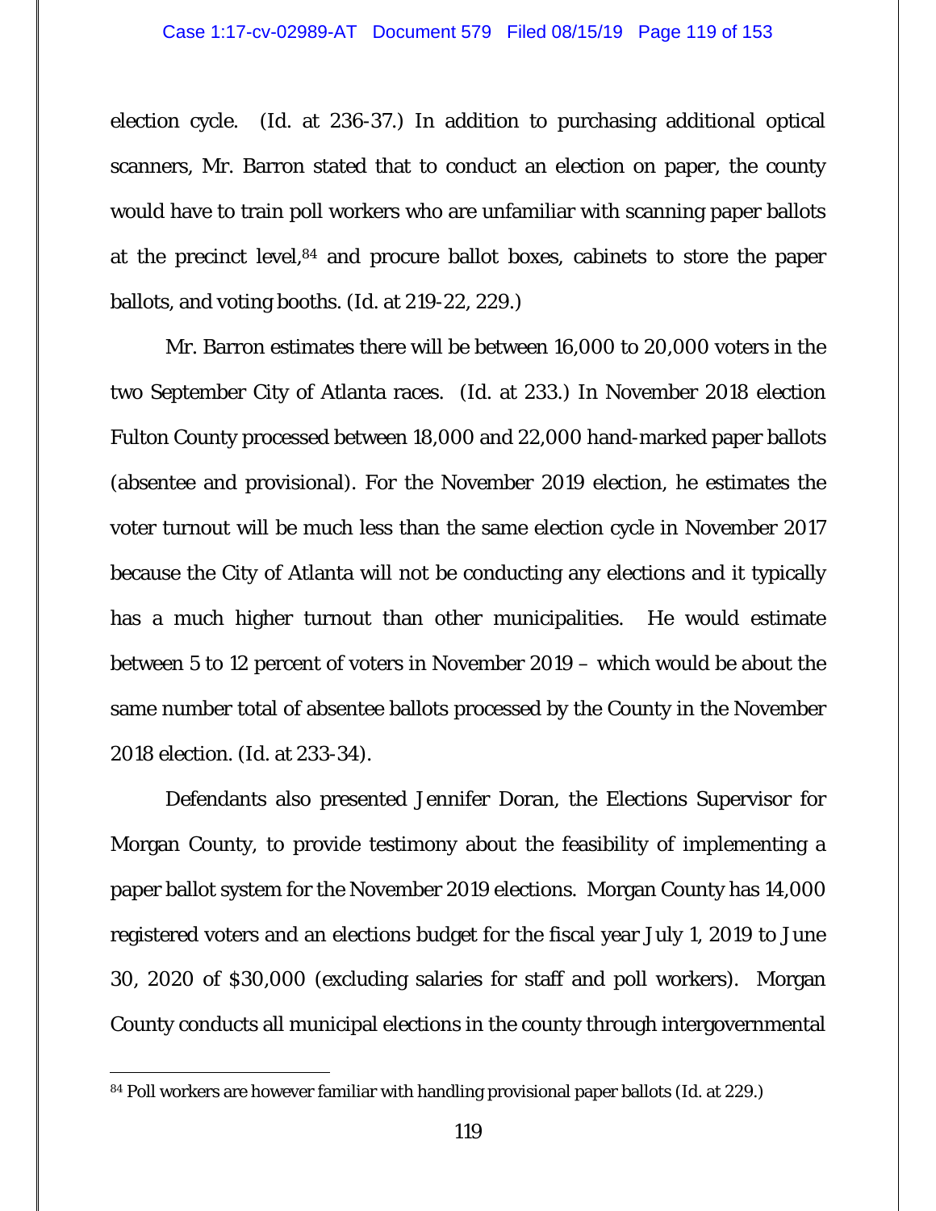election cycle. (Id. at 236-37.) In addition to purchasing additional optical scanners, Mr. Barron stated that to conduct an election on paper, the county would have to train poll workers who are unfamiliar with scanning paper ballots at the precinct level,[84] and procure ballot boxes, cabinets to store the paper ballots, and voting booths. (Id. at 219-22, 229.)

Mr. Barron estimates there will be between 16,000 to 20,000 voters in the two September City of Atlanta races. (Id. at 233.) In November 2018 election Fulton County processed between 18,000 and 22,000 hand-marked paper ballots (absentee and provisional). For the November 2019 election, he estimates the voter turnout will be much less than the same election cycle in November 2017 because the City of Atlanta will not be conducting any elections and it typically has a much higher turnout than other municipalities. He would estimate between 5 to 12 percent of voters in November 2019 – which would be about the same number total of absentee ballots processed by the County in the November 2018 election. (Id. at 233-34).

Defendants also presented Jennifer Doran, the Elections Supervisor for Morgan County, to provide testimony about the feasibility of implementing a paper ballot system for the November 2019 elections. Morgan County has 14,000 registered voters and an elections budget for the fiscal year July 1, 2019 to June 30, 2020 of $30,000 (excluding salaries for staff and poll workers). Morgan County conducts all municipal elections in the county through intergovernmental

[84] Poll workers are however familiar with handling provisional paper ballots (Id. at 229.)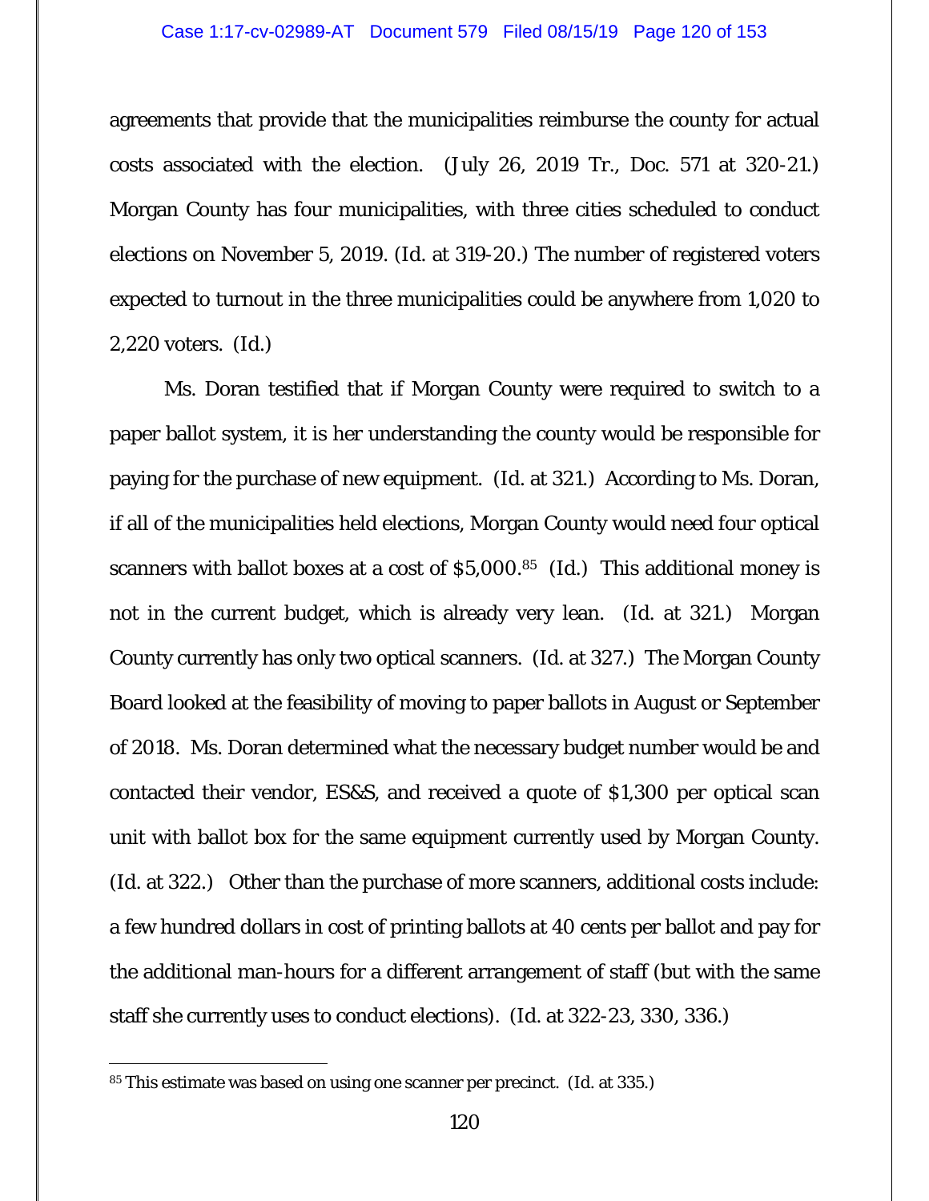agreements that provide that the municipalities reimburse the county for actual costs associated with the election. (July 26, 2019 Tr., Doc. 571 at 320-21.) Morgan County has four municipalities, with three cities scheduled to conduct elections on November 5, 2019. (Id. at 319-20.) The number of registered voters expected to turnout in the three municipalities could be anywhere from 1,020 to 2,220 voters. (Id.)

Ms. Doran testified that if Morgan County were required to switch to a paper ballot system, it is her understanding the county would be responsible for paying for the purchase of new equipment. (Id. at 321.) According to Ms. Doran, if all of the municipalities held elections, Morgan County would need four optical scanners with ballot boxes at a cost of $5,000.[85] (Id.) This additional money is not in the current budget, which is already very lean. (Id. at 321.) Morgan County currently has only two optical scanners. (Id. at 327.) The Morgan County Board looked at the feasibility of moving to paper ballots in August or September of 2018. Ms. Doran determined what the necessary budget number would be and contacted their vendor, ES&S, and received a quote of $1,300 per optical scan unit with ballot box for the same equipment currently used by Morgan County. (Id. at 322.) Other than the purchase of more scanners, additional costs include: a few hundred dollars in cost of printing ballots at 40 cents per ballot and pay for the additional man-hours for a different arrangement of staff (but with the same staff she currently uses to conduct elections). (Id. at 322-23, 330, 336.)

[85] This estimate was based on using one scanner per precinct. (Id. at 335.)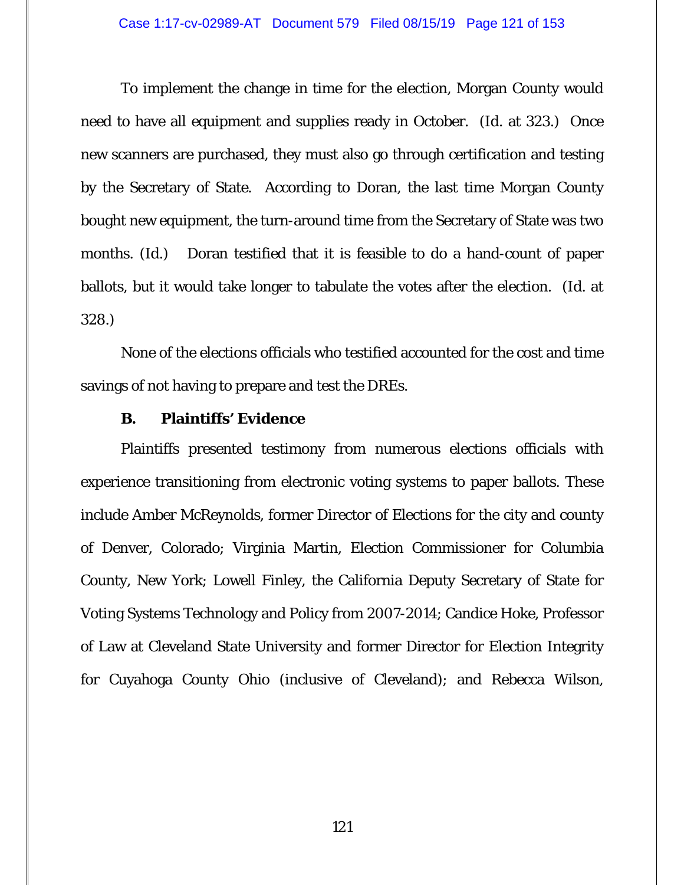To implement the change in time for the election, Morgan County would need to have all equipment and supplies ready in October. (Id. at 323.) Once new scanners are purchased, they must also go through certification and testing by the Secretary of State. According to Doran, the last time Morgan County bought new equipment, the turn-around time from the Secretary of State was two months. (Id.) Doran testified that it is feasible to do a hand-count of paper ballots, but it would take longer to tabulate the votes after the election. (Id. at 328.)

None of the elections officials who testified accounted for the cost and time savings of not having to prepare and test the DREs.

### B. Plaintiffs' Evidence

Plaintiffs presented testimony from numerous elections officials with experience transitioning from electronic voting systems to paper ballots. These include Amber McReynolds, former Director of Elections for the city and county of Denver, Colorado; Virginia Martin, Election Commissioner for Columbia County, New York; Lowell Finley, the California Deputy Secretary of State for Voting Systems Technology and Policy from 2007-2014; Candice Hoke, Professor of Law at Cleveland State University and former Director for Election Integrity for Cuyahoga County Ohio (inclusive of Cleveland); and Rebecca Wilson,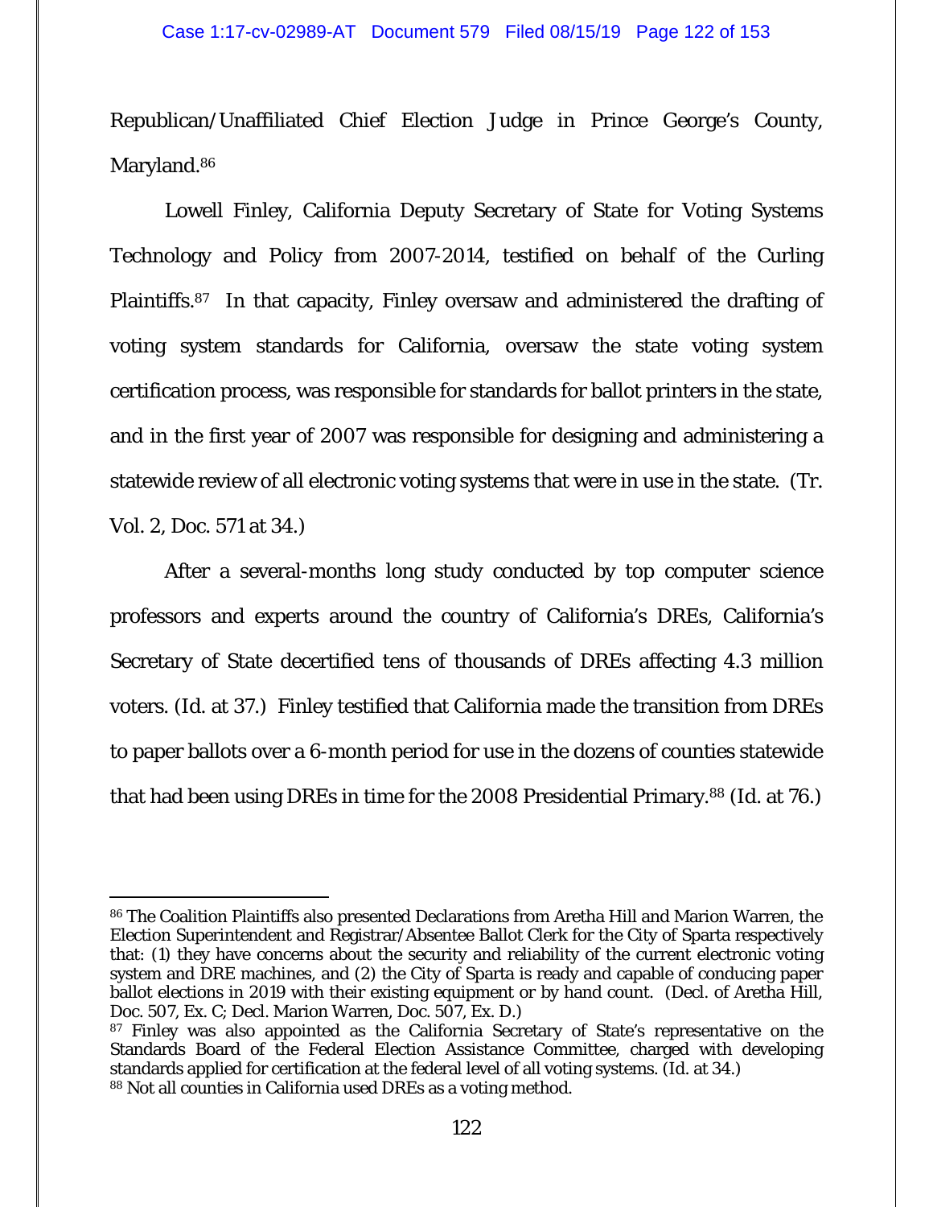Republican/Unaffiliated Chief Election Judge in Prince George's County, Maryland.[86]

Lowell Finley, California Deputy Secretary of State for Voting Systems Technology and Policy from 2007-2014, testified on behalf of the Curling Plaintiffs.[87] In that capacity, Finley oversaw and administered the drafting of voting system standards for California, oversaw the state voting system certification process, was responsible for standards for ballot printers in the state, and in the first year of 2007 was responsible for designing and administering a statewide review of all electronic voting systems that were in use in the state. (Tr. Vol. 2, Doc. 571 at 34.)

After a several-months long study conducted by top computer science professors and experts around the country of California's DREs, California's Secretary of State decertified tens of thousands of DREs affecting 4.3 million voters. (Id. at 37.) Finley testified that California made the transition from DREs to paper ballots over a 6-month period for use in the dozens of counties statewide that had been using DREs in time for the 2008 Presidential Primary.[88] (Id. at 76.)

---

[86] The Coalition Plaintiffs also presented Declarations from Aretha Hill and Marion Warren, the Election Superintendent and Registrar/Absentee Ballot Clerk for the City of Sparta respectively that: (1) they have concerns about the security and reliability of the current electronic voting system and DRE machines, and (2) the City of Sparta is ready and capable of conducing paper ballot elections in 2019 with their existing equipment or by hand count. (Decl. of Aretha Hill, Doc. 507, Ex. C; Decl. Marion Warren, Doc. 507, Ex. D.)

[87] Finley was also appointed as the California Secretary of State's representative on the Standards Board of the Federal Election Assistance Committee, charged with developing standards applied for certification at the federal level of all voting systems. (Id. at 34.)

[88] Not all counties in California used DREs as a voting method.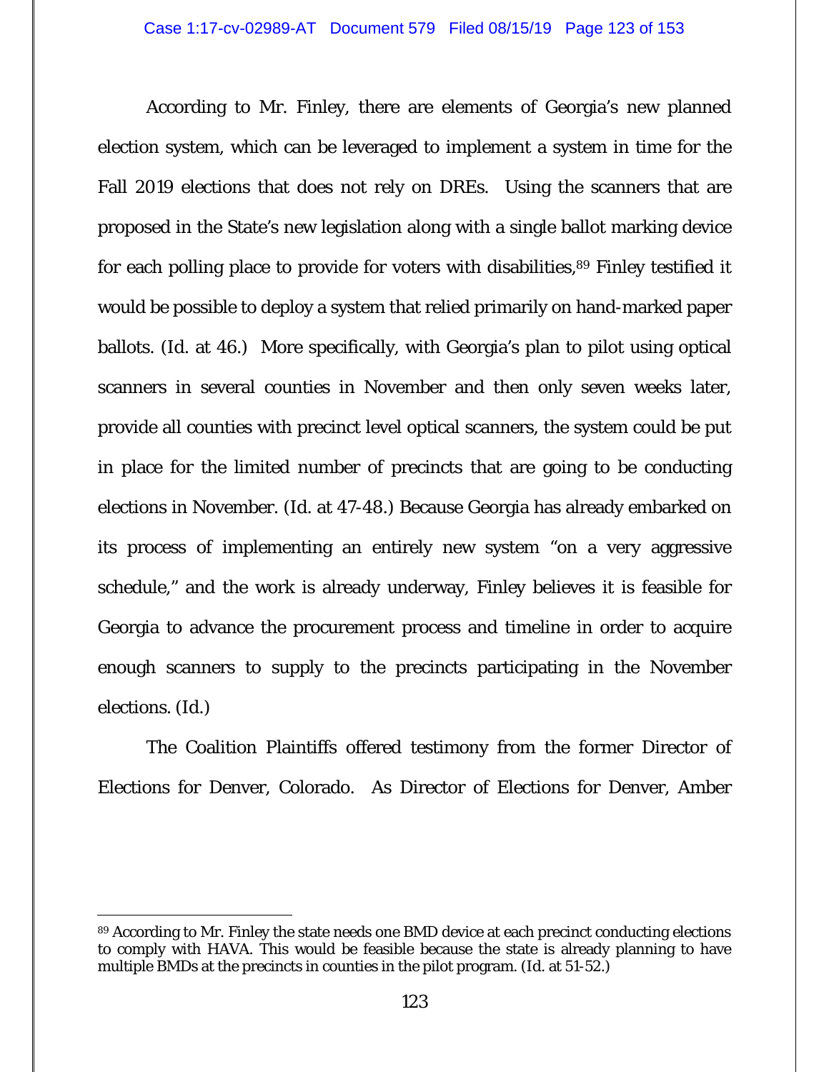According to Mr. Finley, there are elements of Georgia's new planned election system, which can be leveraged to implement a system in time for the Fall 2019 elections that does not rely on DREs. Using the scanners that are proposed in the State's new legislation along with a single ballot marking device for each polling place to provide for voters with disabilities,[89] Finley testified it would be possible to deploy a system that relied primarily on hand-marked paper ballots. (Id. at 46.) More specifically, with Georgia's plan to pilot using optical scanners in several counties in November and then only seven weeks later, provide all counties with precinct level optical scanners, the system could be put in place for the limited number of precincts that are going to be conducting elections in November. (Id. at 47-48.) Because Georgia has already embarked on its process of implementing an entirely new system "on a very aggressive schedule," and the work is already underway, Finley believes it is feasible for Georgia to advance the procurement process and timeline in order to acquire enough scanners to supply to the precincts participating in the November elections. (Id.)

The Coalition Plaintiffs offered testimony from the former Director of Elections for Denver, Colorado. As Director of Elections for Denver, Amber

---

[89] According to Mr. Finley the state needs one BMD device at each precinct conducting elections to comply with HAVA. This would be feasible because the state is already planning to have multiple BMDs at the precincts in counties in the pilot program. (Id. at 51-52.)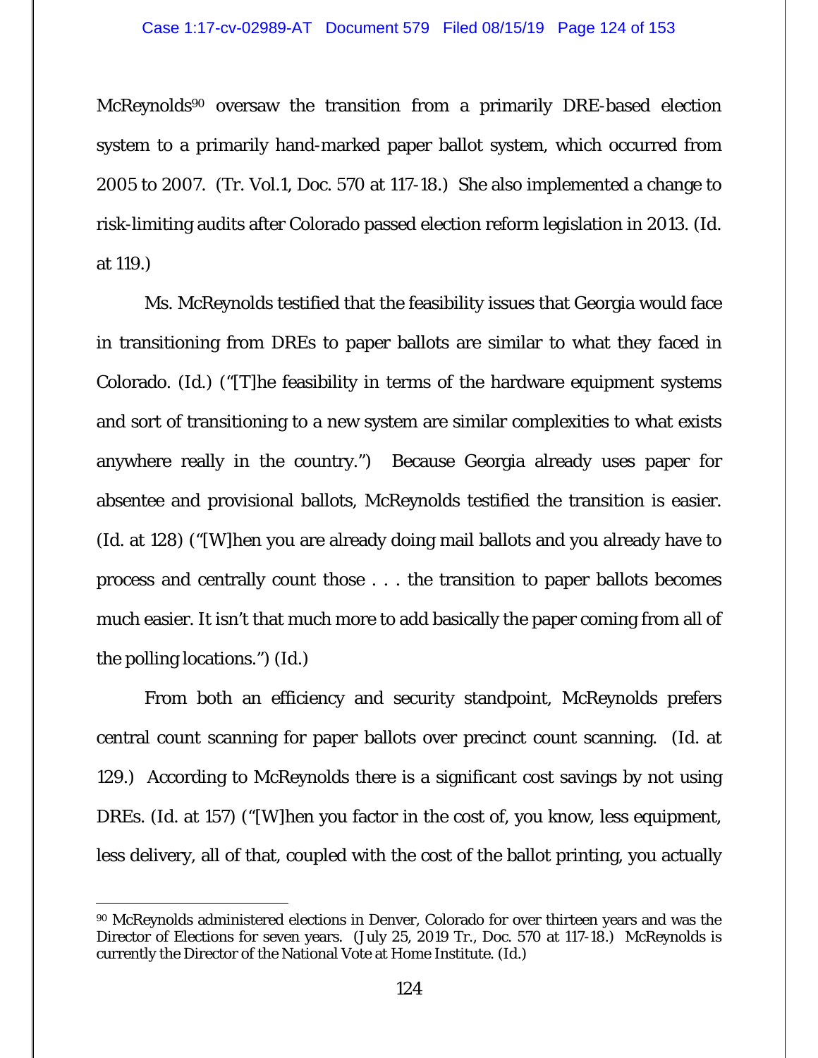McReynolds[90] oversaw the transition from a primarily DRE-based election system to a primarily hand-marked paper ballot system, which occurred from 2005 to 2007. (Tr. Vol.1, Doc. 570 at 117-18.) She also implemented a change to risk-limiting audits after Colorado passed election reform legislation in 2013. (Id. at 119.)

Ms. McReynolds testified that the feasibility issues that Georgia would face in transitioning from DREs to paper ballots are similar to what they faced in Colorado. (Id.) ("[T]he feasibility in terms of the hardware equipment systems and sort of transitioning to a new system are similar complexities to what exists anywhere really in the country.") Because Georgia already uses paper for absentee and provisional ballots, McReynolds testified the transition is easier. (Id. at 128) ("[W]hen you are already doing mail ballots and you already have to process and centrally count those . . . the transition to paper ballots becomes much easier. It isn't that much more to add basically the paper coming from all of the polling locations.") (Id.)

From both an efficiency and security standpoint, McReynolds prefers central count scanning for paper ballots over precinct count scanning. (Id. at 129.) According to McReynolds there is a significant cost savings by not using DREs. (Id. at 157) ("[W]hen you factor in the cost of, you know, less equipment, less delivery, all of that, coupled with the cost of the ballot printing, you actually

---

[90] McReynolds administered elections in Denver, Colorado for over thirteen years and was the Director of Elections for seven years. (July 25, 2019 Tr., Doc. 570 at 117-18.) McReynolds is currently the Director of the National Vote at Home Institute. (Id.)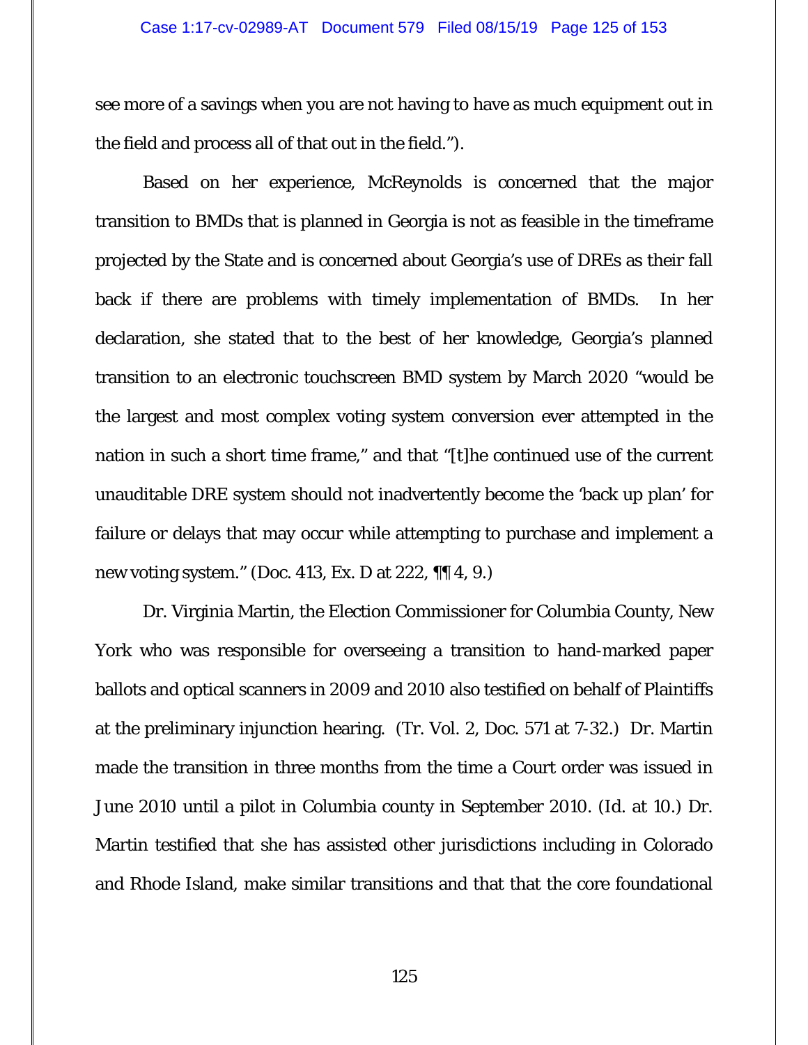see more of a savings when you are not having to have as much equipment out in the field and process all of that out in the field.").

Based on her experience, McReynolds is concerned that the major transition to BMDs that is planned in Georgia is not as feasible in the timeframe projected by the State and is concerned about Georgia's use of DREs as their fall back if there are problems with timely implementation of BMDs. In her declaration, she stated that to the best of her knowledge, Georgia's planned transition to an electronic touchscreen BMD system by March 2020 "would be the largest and most complex voting system conversion ever attempted in the nation in such a short time frame," and that "[t]he continued use of the current unauditable DRE system should not inadvertently become the 'back up plan' for failure or delays that may occur while attempting to purchase and implement a new voting system." (Doc. 413, Ex. D at 222, ¶¶ 4, 9.)

Dr. Virginia Martin, the Election Commissioner for Columbia County, New York who was responsible for overseeing a transition to hand-marked paper ballots and optical scanners in 2009 and 2010 also testified on behalf of Plaintiffs at the preliminary injunction hearing. (Tr. Vol. 2, Doc. 571 at 7-32.) Dr. Martin made the transition in three months from the time a Court order was issued in June 2010 until a pilot in Columbia county in September 2010. (Id. at 10.) Dr. Martin testified that she has assisted other jurisdictions including in Colorado and Rhode Island, make similar transitions and that that the core foundational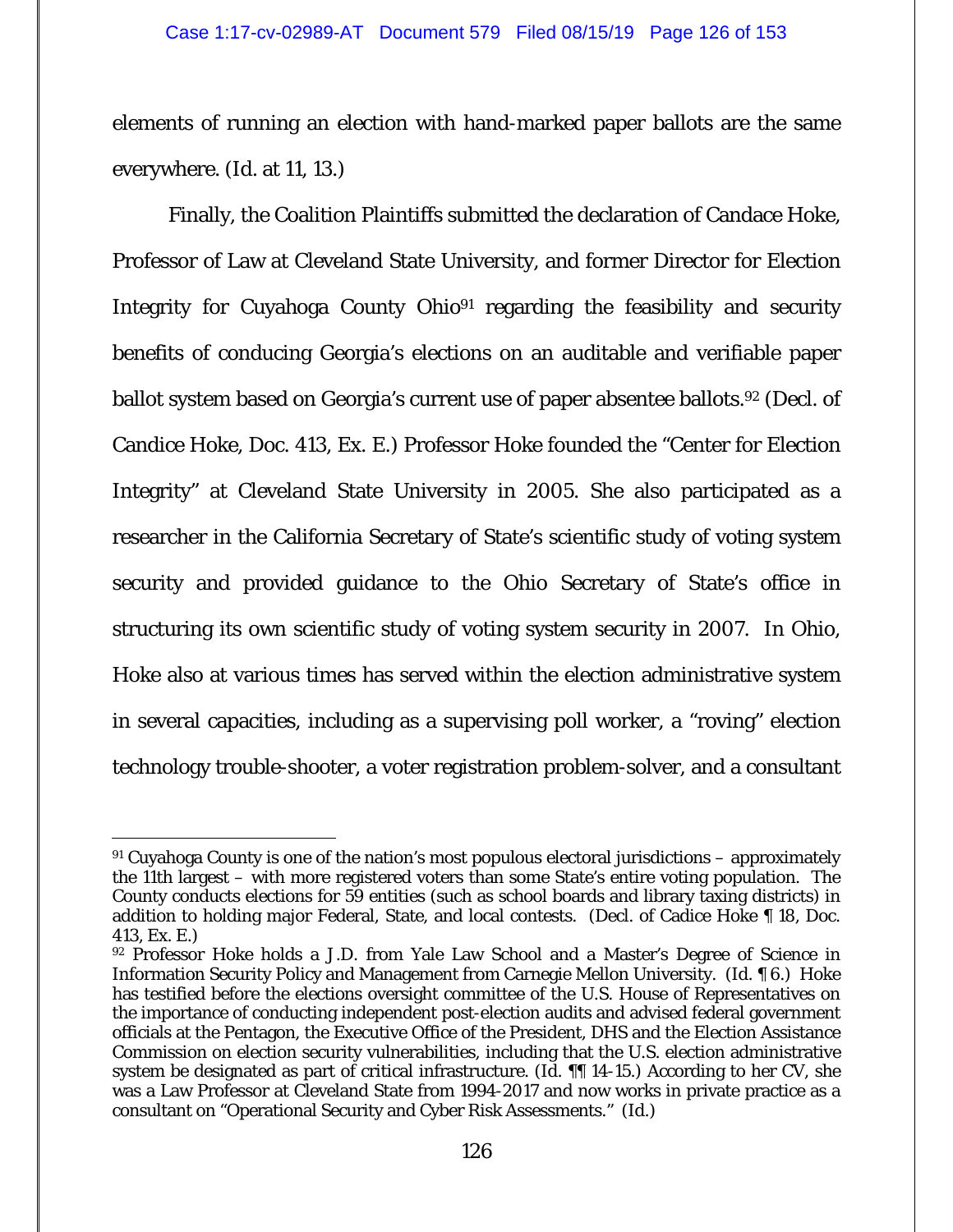elements of running an election with hand-marked paper ballots are the same everywhere. (Id. at 11, 13.)

Finally, the Coalition Plaintiffs submitted the declaration of Candace Hoke, Professor of Law at Cleveland State University, and former Director for Election Integrity for Cuyahoga County Ohio[91] regarding the feasibility and security benefits of conducing Georgia's elections on an auditable and verifiable paper ballot system based on Georgia's current use of paper absentee ballots.[92] (Decl. of Candice Hoke, Doc. 413, Ex. E.) Professor Hoke founded the "Center for Election Integrity" at Cleveland State University in 2005. She also participated as a researcher in the California Secretary of State's scientific study of voting system security and provided guidance to the Ohio Secretary of State's office in structuring its own scientific study of voting system security in 2007. In Ohio, Hoke also at various times has served within the election administrative system in several capacities, including as a supervising poll worker, a "roving" election technology trouble-shooter, a voter registration problem-solver, and a consultant

---

[91] Cuyahoga County is one of the nation's most populous electoral jurisdictions – approximately the 11th largest – with more registered voters than some State's entire voting population. The County conducts elections for 59 entities (such as school boards and library taxing districts) in addition to holding major Federal, State, and local contests. (Decl. of Cadice Hoke ¶ 18, Doc. 413, Ex. E.)

[92] Professor Hoke holds a J.D. from Yale Law School and a Master's Degree of Science in Information Security Policy and Management from Carnegie Mellon University. (Id. ¶ 6.) Hoke has testified before the elections oversight committee of the U.S. House of Representatives on the importance of conducting independent post-election audits and advised federal government officials at the Pentagon, the Executive Office of the President, DHS and the Election Assistance Commission on election security vulnerabilities, including that the U.S. election administrative system be designated as part of critical infrastructure. (Id. ¶¶ 14-15.) According to her CV, she was a Law Professor at Cleveland State from 1994-2017 and now works in private practice as a consultant on "Operational Security and Cyber Risk Assessments." (Id.)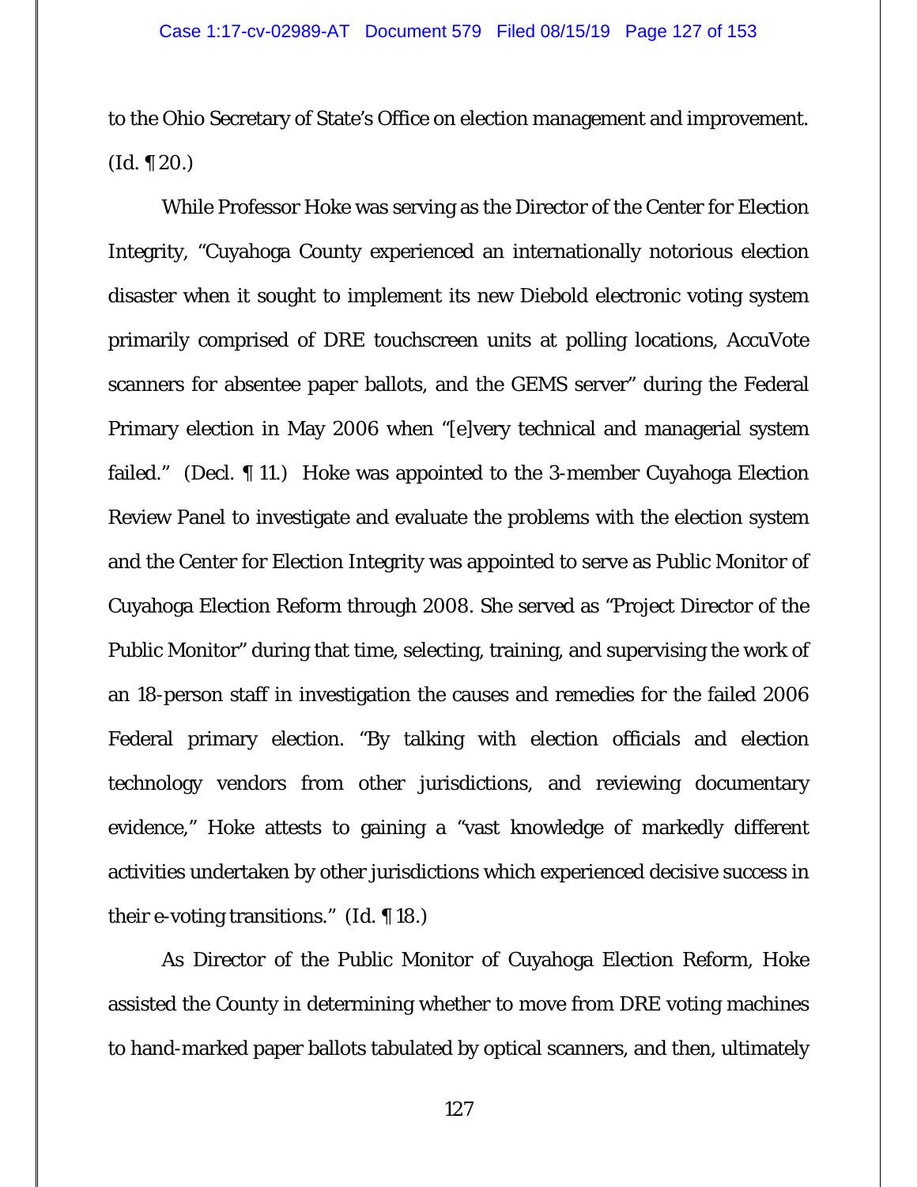to the Ohio Secretary of State's Office on election management and improvement. (Id. ¶ 20.)

While Professor Hoke was serving as the Director of the Center for Election Integrity, "Cuyahoga County experienced an internationally notorious election disaster when it sought to implement its new Diebold electronic voting system primarily comprised of DRE touchscreen units at polling locations, AccuVote scanners for absentee paper ballots, and the GEMS server" during the Federal Primary election in May 2006 when "[e]very technical and managerial system failed." (Decl. ¶ 11.) Hoke was appointed to the 3-member Cuyahoga Election Review Panel to investigate and evaluate the problems with the election system and the Center for Election Integrity was appointed to serve as Public Monitor of Cuyahoga Election Reform through 2008. She served as "Project Director of the Public Monitor" during that time, selecting, training, and supervising the work of an 18-person staff in investigation the causes and remedies for the failed 2006 Federal primary election. "By talking with election officials and election technology vendors from other jurisdictions, and reviewing documentary evidence," Hoke attests to gaining a "vast knowledge of markedly different activities undertaken by other jurisdictions which experienced decisive success in their e-voting transitions." (Id. ¶ 18.)

As Director of the Public Monitor of Cuyahoga Election Reform, Hoke assisted the County in determining whether to move from DRE voting machines to hand-marked paper ballots tabulated by optical scanners, and then, ultimately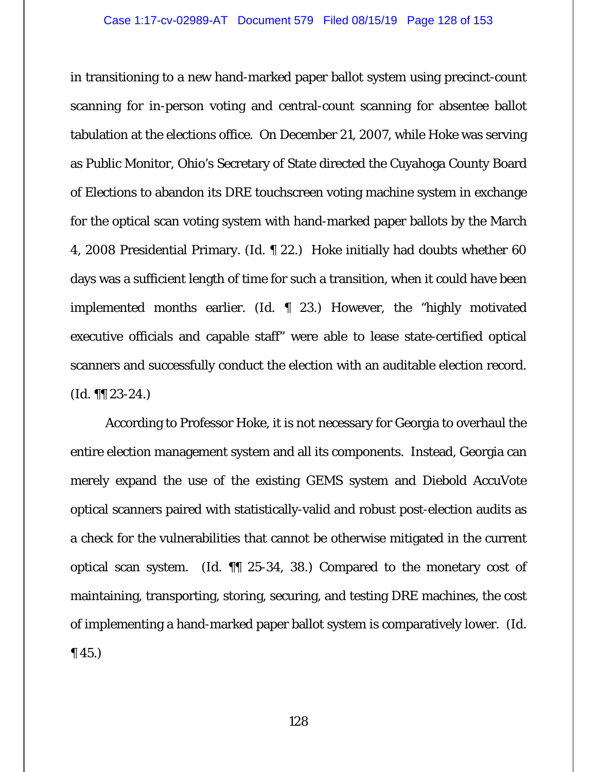in transitioning to a new hand-marked paper ballot system using precinct-count scanning for in-person voting and central-count scanning for absentee ballot tabulation at the elections office. On December 21, 2007, while Hoke was serving as Public Monitor, Ohio's Secretary of State directed the Cuyahoga County Board of Elections to abandon its DRE touchscreen voting machine system in exchange for the optical scan voting system with hand-marked paper ballots by the March 4, 2008 Presidential Primary. (Id. ¶ 22.) Hoke initially had doubts whether 60 days was a sufficient length of time for such a transition, when it could have been implemented months earlier. (Id. ¶ 23.) However, the "highly motivated executive officials and capable staff" were able to lease state-certified optical scanners and successfully conduct the election with an auditable election record. (Id. ¶¶ 23-24.)

According to Professor Hoke, it is not necessary for Georgia to overhaul the entire election management system and all its components. Instead, Georgia can merely expand the use of the existing GEMS system and Diebold AccuVote optical scanners paired with statistically-valid and robust post-election audits as a check for the vulnerabilities that cannot be otherwise mitigated in the current optical scan system. (Id. ¶¶ 25-34, 38.) Compared to the monetary cost of maintaining, transporting, storing, securing, and testing DRE machines, the cost of implementing a hand-marked paper ballot system is comparatively lower. (Id. ¶ 45.)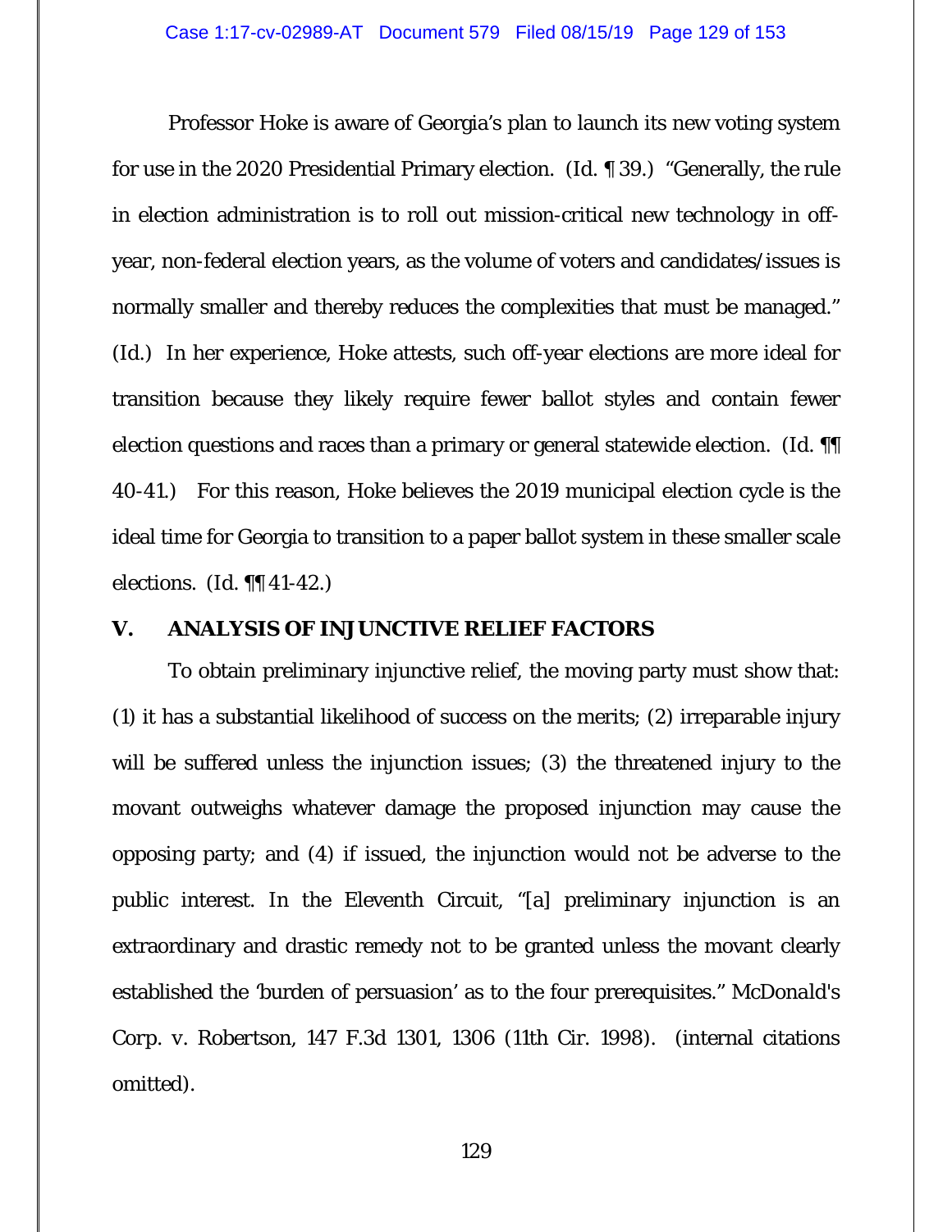Professor Hoke is aware of Georgia's plan to launch its new voting system for use in the 2020 Presidential Primary election. (Id. ¶ 39.) "Generally, the rule in election administration is to roll out mission-critical new technology in off-year, non-federal election years, as the volume of voters and candidates/issues is normally smaller and thereby reduces the complexities that must be managed." (Id.) In her experience, Hoke attests, such off-year elections are more ideal for transition because they likely require fewer ballot styles and contain fewer election questions and races than a primary or general statewide election. (Id. ¶¶ 40-41.) For this reason, Hoke believes the 2019 municipal election cycle is the ideal time for Georgia to transition to a paper ballot system in these smaller scale elections. (Id. ¶¶ 41-42.)

## V. ANALYSIS OF INJUNCTIVE RELIEF FACTORS

To obtain preliminary injunctive relief, the moving party must show that: (1) it has a substantial likelihood of success on the merits; (2) irreparable injury will be suffered unless the injunction issues; (3) the threatened injury to the movant outweighs whatever damage the proposed injunction may cause the opposing party; and (4) if issued, the injunction would not be adverse to the public interest. In the Eleventh Circuit, "[a] preliminary injunction is an extraordinary and drastic remedy not to be granted unless the movant clearly established the 'burden of persuasion' as to the four prerequisites." McDonald's Corp. v. Robertson, 147 F.3d 1301, 1306 (11th Cir. 1998). (internal citations omitted).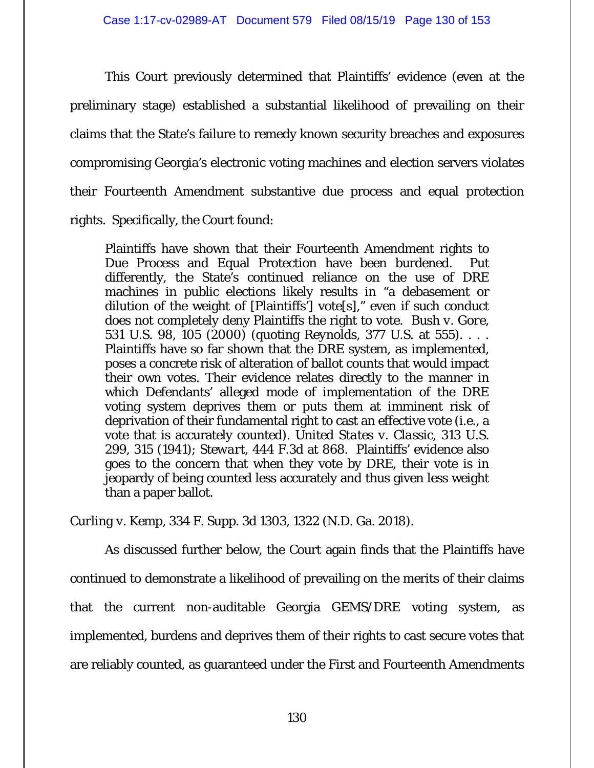This Court previously determined that Plaintiffs' evidence (even at the preliminary stage) established a substantial likelihood of prevailing on their claims that the State's failure to remedy known security breaches and exposures compromising Georgia's electronic voting machines and election servers violates their Fourteenth Amendment substantive due process and equal protection rights. Specifically, the Court found:

> Plaintiffs have shown that their Fourteenth Amendment rights to Due Process and Equal Protection have been burdened. Put differently, the State's continued reliance on the use of DRE machines in public elections likely results in "a debasement or dilution of the weight of [Plaintiffs'] vote[s]," even if such conduct does not completely deny Plaintiffs the right to vote. Bush v. Gore, 531 U.S. 98, 105 (2000) (quoting Reynolds, 377 U.S. at 555). . . . Plaintiffs have so far shown that the DRE system, as implemented, poses a concrete risk of alteration of ballot counts that would impact their own votes. Their evidence relates directly to the manner in which Defendants' alleged mode of implementation of the DRE voting system deprives them or puts them at imminent risk of deprivation of their fundamental right to cast an effective vote (i.e., a vote that is accurately counted). *United States v. Classic*, 313 U.S. 299, 315 (1941); *Stewart*, 444 F.3d at 868. Plaintiffs' evidence also goes to the concern that when they vote by DRE, their vote is in jeopardy of being counted less accurately and thus given less weight than a paper ballot.

Curling v. Kemp, 334 F. Supp. 3d 1303, 1322 (N.D. Ga. 2018).

As discussed further below, the Court again finds that the Plaintiffs have continued to demonstrate a likelihood of prevailing on the merits of their claims that the current non-auditable Georgia GEMS/DRE voting system, as implemented, burdens and deprives them of their rights to cast secure votes that are reliably counted, as guaranteed under the First and Fourteenth Amendments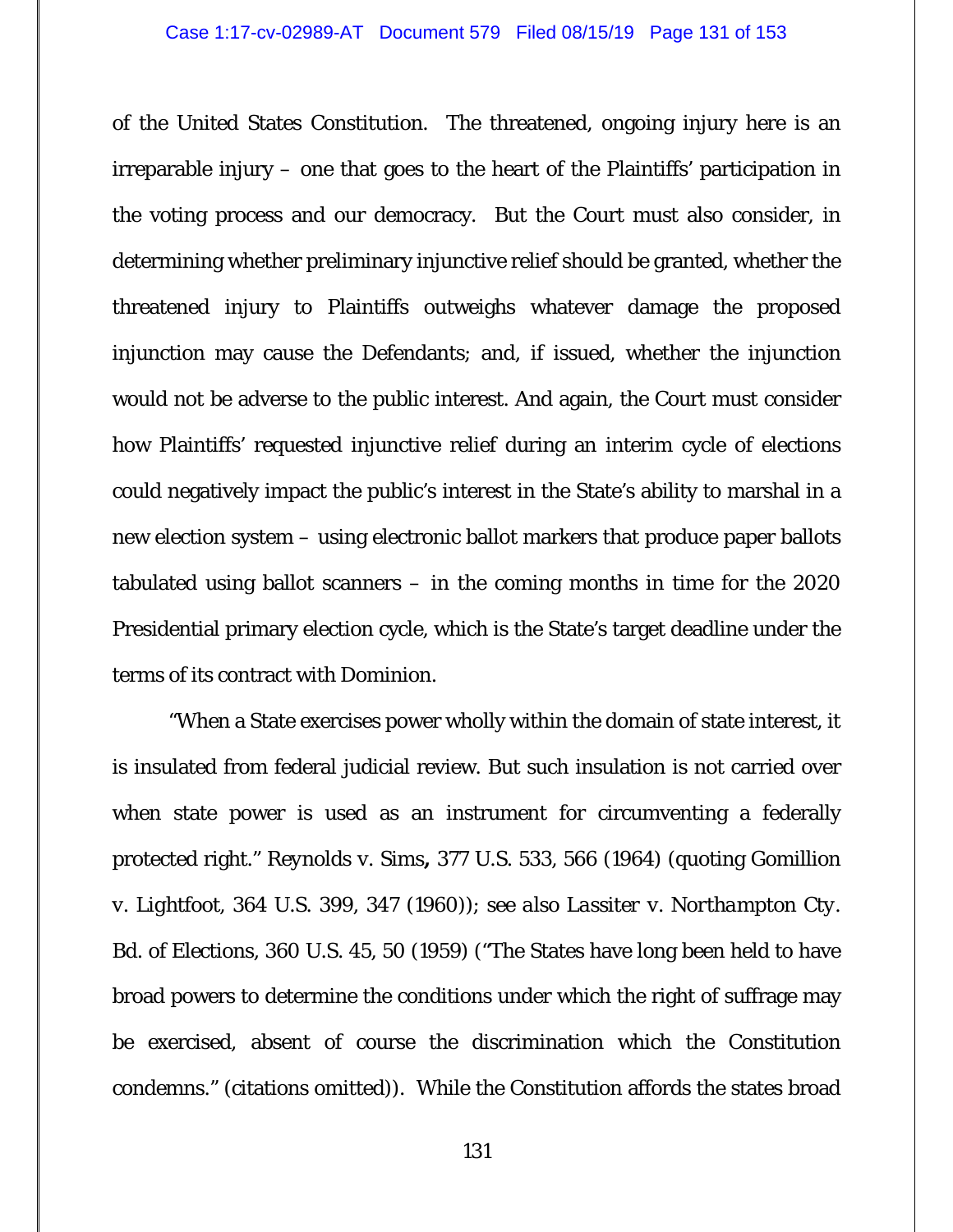of the United States Constitution. The threatened, ongoing injury here is an irreparable injury – one that goes to the heart of the Plaintiffs' participation in the voting process and our democracy. But the Court must also consider, in determining whether preliminary injunctive relief should be granted, whether the threatened injury to Plaintiffs outweighs whatever damage the proposed injunction may cause the Defendants; and, if issued, whether the injunction would not be adverse to the public interest. And again, the Court must consider how Plaintiffs' requested injunctive relief during an interim cycle of elections could negatively impact the public's interest in the State's ability to marshal in a new election system – using electronic ballot markers that produce paper ballots tabulated using ballot scanners – in the coming months in time for the 2020 Presidential primary election cycle, which is the State's target deadline under the terms of its contract with Dominion.

"When a State exercises power wholly within the domain of state interest, it is insulated from federal judicial review. But such insulation is not carried over when state power is used as an instrument for circumventing a federally protected right." *Reynolds v. Sims***,** 377 U.S. 533, 566 (1964) (quoting *Gomillion v. Lightfoot*, 364 U.S. 399, 347 (1960)); *see also Lassiter v. Northampton Cty. Bd. of Elections*, 360 U.S. 45, 50 (1959) ("The States have long been held to have broad powers to determine the conditions under which the right of suffrage may be exercised, absent of course the discrimination which the Constitution condemns." (citations omitted)). While the Constitution affords the states broad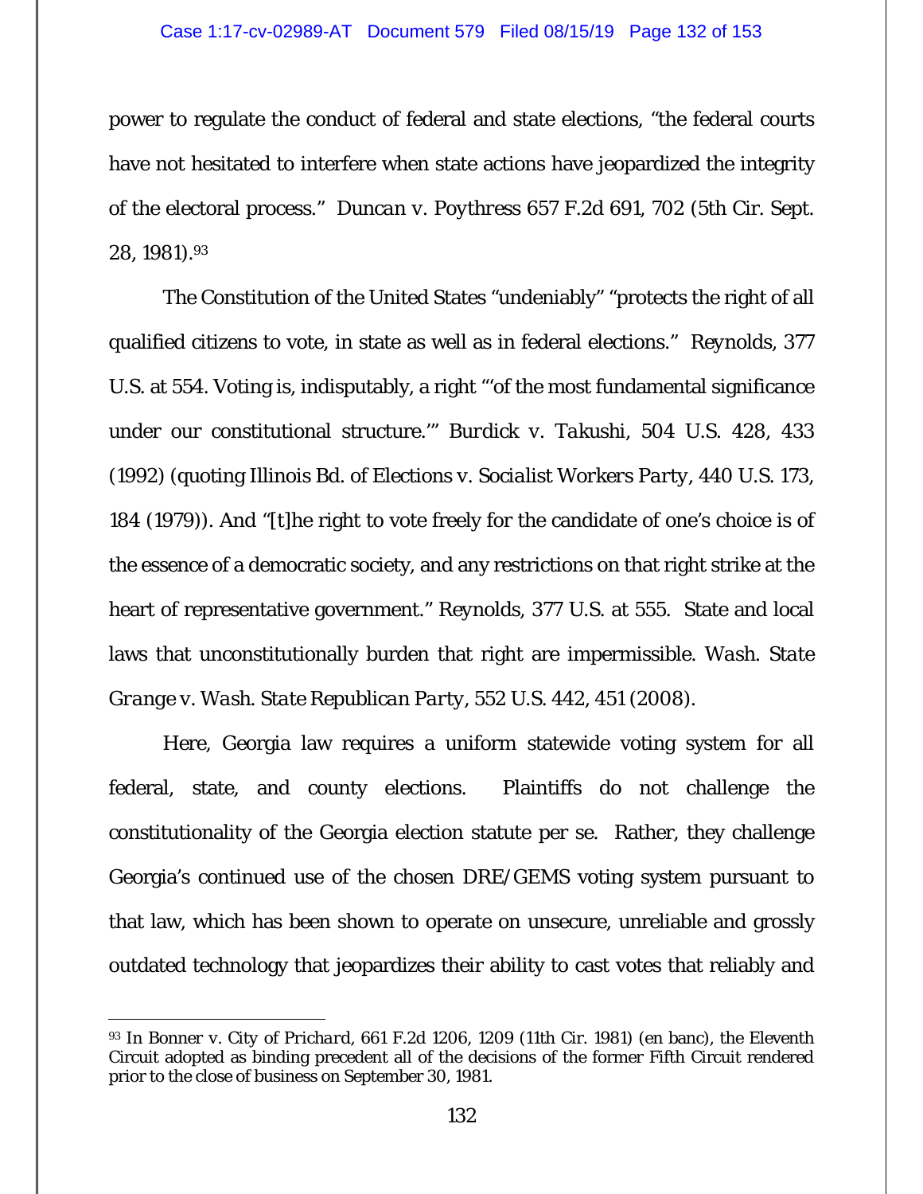power to regulate the conduct of federal and state elections, "the federal courts have not hesitated to interfere when state actions have jeopardized the integrity of the electoral process." *Duncan v. Poythress* 657 F.2d 691, 702 (5th Cir. Sept. 28, 1981).[93]

The Constitution of the United States "undeniably" "protects the right of all qualified citizens to vote, in state as well as in federal elections." Reynolds, 377 U.S. at 554. Voting is, indisputably, a right "'of the most fundamental significance under our constitutional structure.'" *Burdick v. Takushi*, 504 U.S. 428, 433 (1992) (quoting *Illinois Bd. of Elections v. Socialist Workers Party*, 440 U.S. 173, 184 (1979)). And "[t]he right to vote freely for the candidate of one's choice is of the essence of a democratic society, and any restrictions on that right strike at the heart of representative government." Reynolds, 377 U.S. at 555. State and local laws that unconstitutionally burden that right are impermissible. *Wash. State Grange v. Wash. State Republican Party*, 552 U.S. 442, 451 (2008).

Here, Georgia law requires a uniform statewide voting system for all federal, state, and county elections. Plaintiffs do not challenge the constitutionality of the Georgia election statute per se. Rather, they challenge Georgia's continued use of the chosen DRE/GEMS voting system pursuant to that law, which has been shown to operate on unsecure, unreliable and grossly outdated technology that jeopardizes their ability to cast votes that reliably and

---

[93] In *Bonner v. City of Prichard*, 661 F.2d 1206, 1209 (11th Cir. 1981) (en banc), the Eleventh Circuit adopted as binding precedent all of the decisions of the former Fifth Circuit rendered prior to the close of business on September 30, 1981.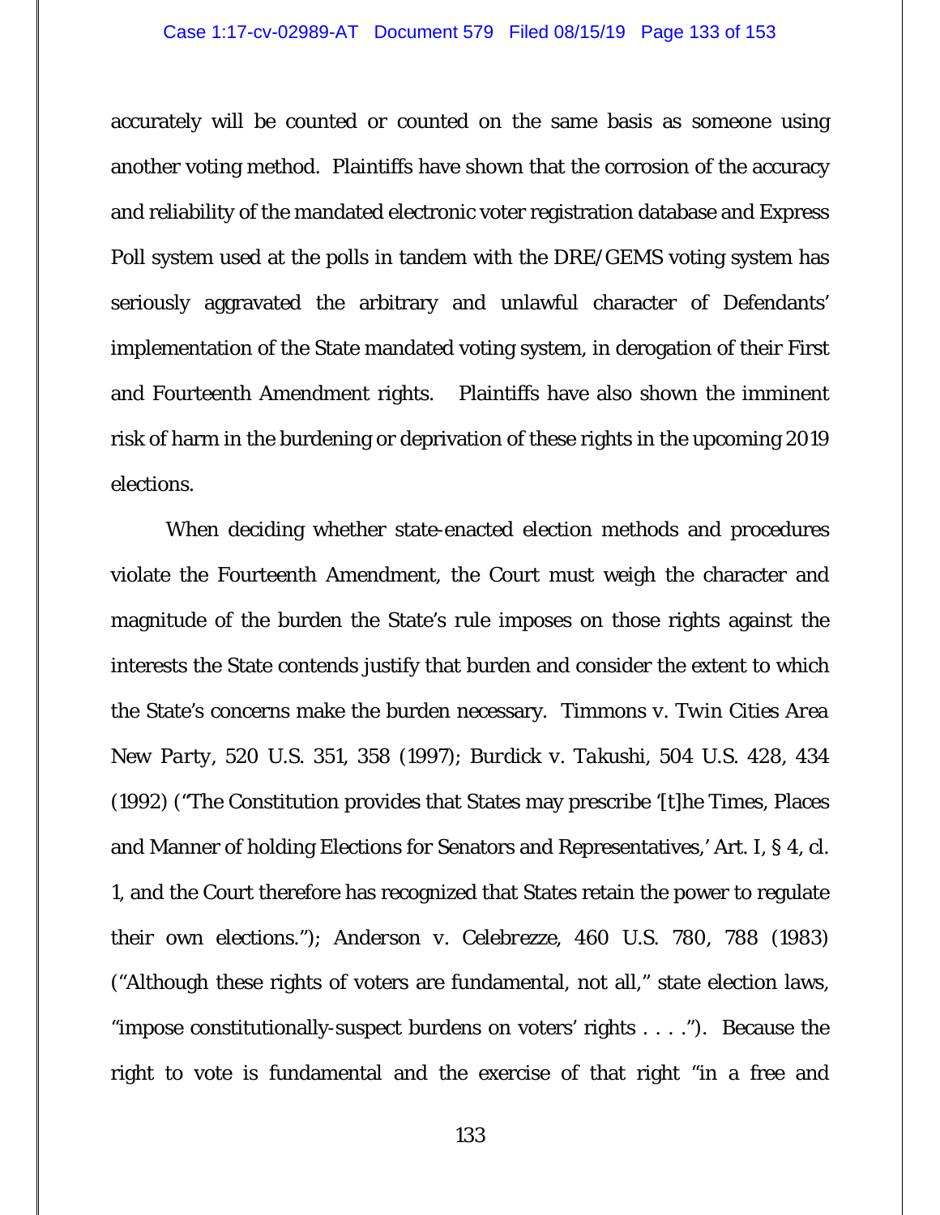accurately will be counted or counted on the same basis as someone using another voting method. Plaintiffs have shown that the corrosion of the accuracy and reliability of the mandated electronic voter registration database and Express Poll system used at the polls in tandem with the DRE/GEMS voting system has seriously aggravated the arbitrary and unlawful character of Defendants' implementation of the State mandated voting system, in derogation of their First and Fourteenth Amendment rights. Plaintiffs have also shown the imminent risk of harm in the burdening or deprivation of these rights in the upcoming 2019 elections.

When deciding whether state-enacted election methods and procedures violate the Fourteenth Amendment, the Court must weigh the character and magnitude of the burden the State's rule imposes on those rights against the interests the State contends justify that burden and consider the extent to which the State's concerns make the burden necessary. *Timmons v. Twin Cities Area New Party*, 520 U.S. 351, 358 (1997); *Burdick v. Takushi*, 504 U.S. 428, 434 (1992) ("The Constitution provides that States may prescribe '[t]he Times, Places and Manner of holding Elections for Senators and Representatives,' Art. I, § 4, cl. 1, and the Court therefore has recognized that States retain the power to regulate their own elections."); *Anderson v. Celebrezze*, 460 U.S. 780, 788 (1983) ("Although these rights of voters are fundamental, not all," state election laws, "impose constitutionally-suspect burdens on voters' rights . . . ."). Because the right to vote is fundamental and the exercise of that right "in a free and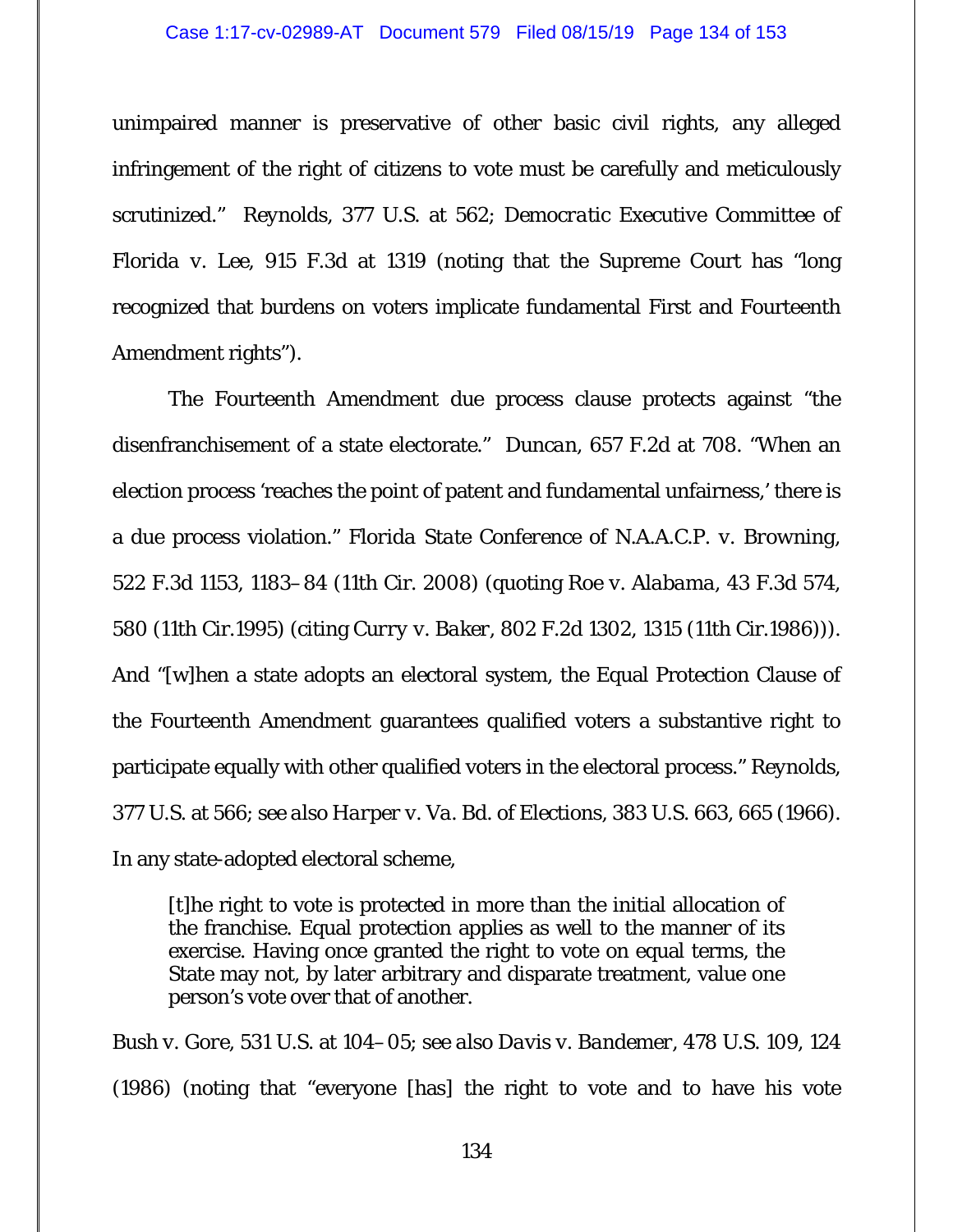unimpaired manner is preservative of other basic civil rights, any alleged infringement of the right of citizens to vote must be carefully and meticulously scrutinized." *Reynolds*, 377 U.S. at 562; *Democratic Executive Committee of Florida v. Lee*, 915 F.3d at 1319 (noting that the Supreme Court has "long recognized that burdens on voters implicate fundamental First and Fourteenth Amendment rights").

The Fourteenth Amendment due process clause protects against "the disenfranchisement of a state electorate." *Duncan*, 657 F.2d at 708. "When an election process 'reaches the point of patent and fundamental unfairness,' there is a due process violation." *Florida State Conference of N.A.A.C.P. v. Browning*, 522 F.3d 1153, 1183–84 (11th Cir. 2008) (quoting *Roe v. Alabama*, 43 F.3d 574, 580 (11th Cir.1995) (citing *Curry v. Baker*, 802 F.2d 1302, 1315 (11th Cir.1986))). And "[w]hen a state adopts an electoral system, the Equal Protection Clause of the Fourteenth Amendment guarantees qualified voters a substantive right to participate equally with other qualified voters in the electoral process." *Reynolds*, 377 U.S. at 566; *see also Harper v. Va. Bd. of Elections*, 383 U.S. 663, 665 (1966). In any state-adopted electoral scheme,

> [t]he right to vote is protected in more than the initial allocation of the franchise. Equal protection applies as well to the manner of its exercise. Having once granted the right to vote on equal terms, the State may not, by later arbitrary and disparate treatment, value one person's vote over that of another.

*Bush v. Gore*, 531 U.S. at 104–05; *see also Davis v. Bandemer*, 478 U.S. 109, 124 (1986) (noting that "everyone [has] the right to vote and to have his vote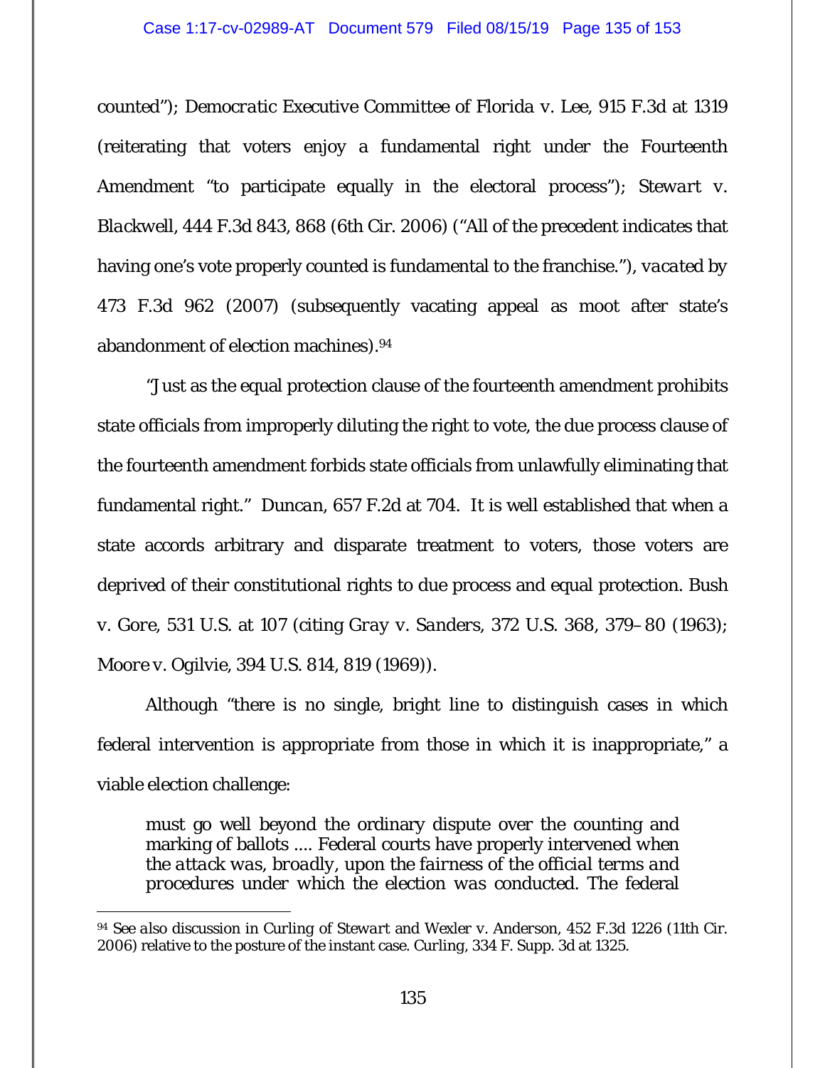counted"); *Democratic Executive Committee of Florida v. Lee*, 915 F.3d at 1319 (reiterating that voters enjoy a fundamental right under the Fourteenth Amendment "to participate equally in the electoral process"); *Stewart v. Blackwell*, 444 F.3d 843, 868 (6th Cir. 2006) ("All of the precedent indicates that having one's vote properly counted is fundamental to the franchise."), *vacated by* 473 F.3d 962 (2007) (subsequently vacating appeal as moot after state's abandonment of election machines).[94]

"Just as the equal protection clause of the fourteenth amendment prohibits state officials from improperly diluting the right to vote, the due process clause of the fourteenth amendment forbids state officials from unlawfully eliminating that fundamental right." *Duncan*, 657 F.2d at 704. It is well established that when a state accords arbitrary and disparate treatment to voters, those voters are deprived of their constitutional rights to due process and equal protection. *Bush v. Gore*, 531 U.S. at 107 (citing *Gray v. Sanders*, 372 U.S. 368, 379–80 (1963); *Moore v. Ogilvie*, 394 U.S. 814, 819 (1969)).

Although "there is no single, bright line to distinguish cases in which federal intervention is appropriate from those in which it is inappropriate," a viable election challenge:

> must go well beyond the ordinary dispute over the counting and marking of ballots .... Federal courts have properly intervened when *the attack was, broadly, upon the fairness of the official terms and procedures* under which the election was conducted. The federal

---

[94] *See also* discussion in *Curling* of *Stewart* and *Wexler v. Anderson*, 452 F.3d 1226 (11th Cir. 2006) relative to the posture of the instant case. *Curling*, 334 F. Supp. 3d at 1325.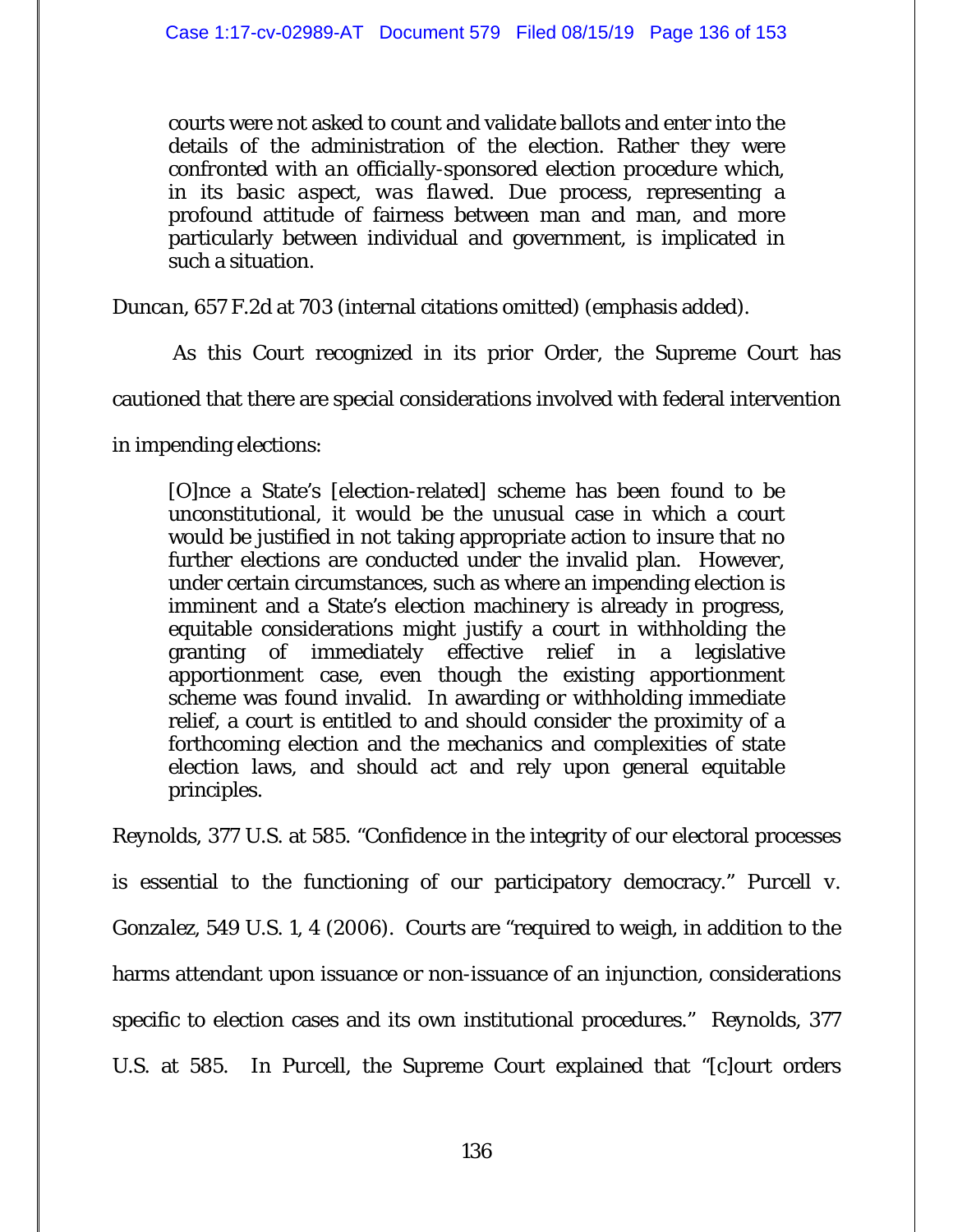> courts were not asked to count and validate ballots and enter into the details of the administration of the election. Rather they were *confronted with an officially-sponsored election procedure which, in its basic aspect, was flawed*. Due process, representing a profound attitude of fairness between man and man, and more particularly between individual and government, is implicated in such a situation.

*Duncan*, 657 F.2d at 703 (internal citations omitted) (emphasis added).

As this Court recognized in its prior Order, the Supreme Court has cautioned that there are special considerations involved with federal intervention in impending elections:

> [O]nce a State's [election-related] scheme has been found to be unconstitutional, it would be the unusual case in which a court would be justified in not taking appropriate action to insure that no further elections are conducted under the invalid plan. However, under certain circumstances, such as where an impending election is imminent and a State's election machinery is already in progress, equitable considerations might justify a court in withholding the granting of immediately effective relief in a legislative apportionment case, even though the existing apportionment scheme was found invalid. In awarding or withholding immediate relief, a court is entitled to and should consider the proximity of a forthcoming election and the mechanics and complexities of state election laws, and should act and rely upon general equitable principles.

*Reynolds*, 377 U.S. at 585. "Confidence in the integrity of our electoral processes is essential to the functioning of our participatory democracy." *Purcell v. Gonzalez*, 549 U.S. 1, 4 (2006). Courts are "required to weigh, in addition to the harms attendant upon issuance or non-issuance of an injunction, considerations specific to election cases and its own institutional procedures." *Reynolds*, 377 U.S. at 585. In *Purcell*, the Supreme Court explained that "[c]ourt orders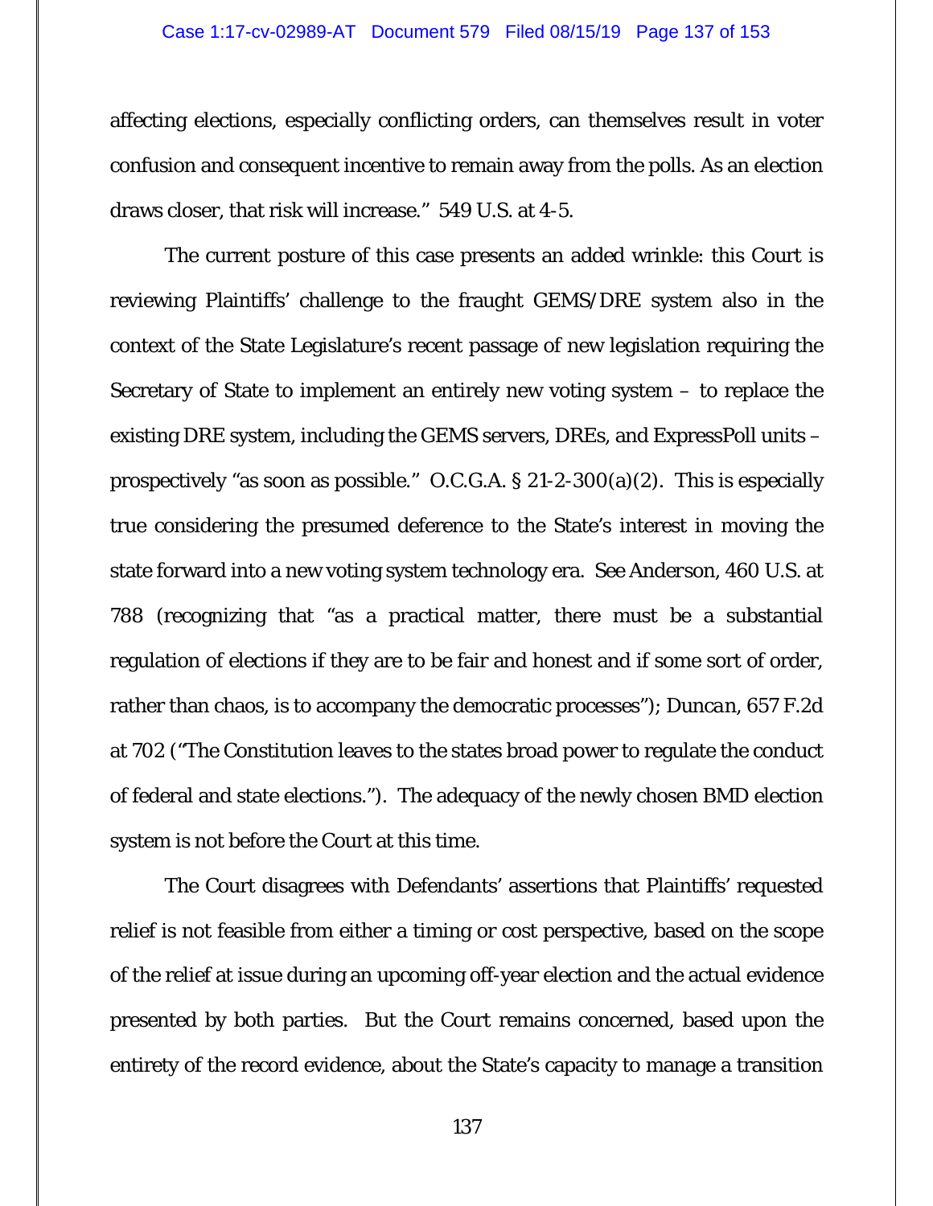affecting elections, especially conflicting orders, can themselves result in voter confusion and consequent incentive to remain away from the polls. As an election draws closer, that risk will increase." 549 U.S. at 4-5.

The current posture of this case presents an added wrinkle: this Court is reviewing Plaintiffs' challenge to the fraught GEMS/DRE system also in the context of the State Legislature's recent passage of new legislation requiring the Secretary of State to implement an entirely new voting system – to replace the existing DRE system, including the GEMS servers, DREs, and ExpressPoll units – prospectively "as soon as possible." O.C.G.A. § 21-2-300(a)(2). This is especially true considering the presumed deference to the State's interest in moving the state forward into a new voting system technology era. *See Anderson*, 460 U.S. at 788 (recognizing that "as a practical matter, there must be a substantial regulation of elections if they are to be fair and honest and if some sort of order, rather than chaos, is to accompany the democratic processes"); *Duncan*, 657 F.2d at 702 ("The Constitution leaves to the states broad power to regulate the conduct of federal and state elections."). The adequacy of the newly chosen BMD election system is not before the Court at this time.

The Court disagrees with Defendants' assertions that Plaintiffs' requested relief is not feasible from either a timing or cost perspective, based on the scope of the relief at issue during an upcoming off-year election and the actual evidence presented by both parties. But the Court remains concerned, based upon the entirety of the record evidence, about the State's capacity to manage a transition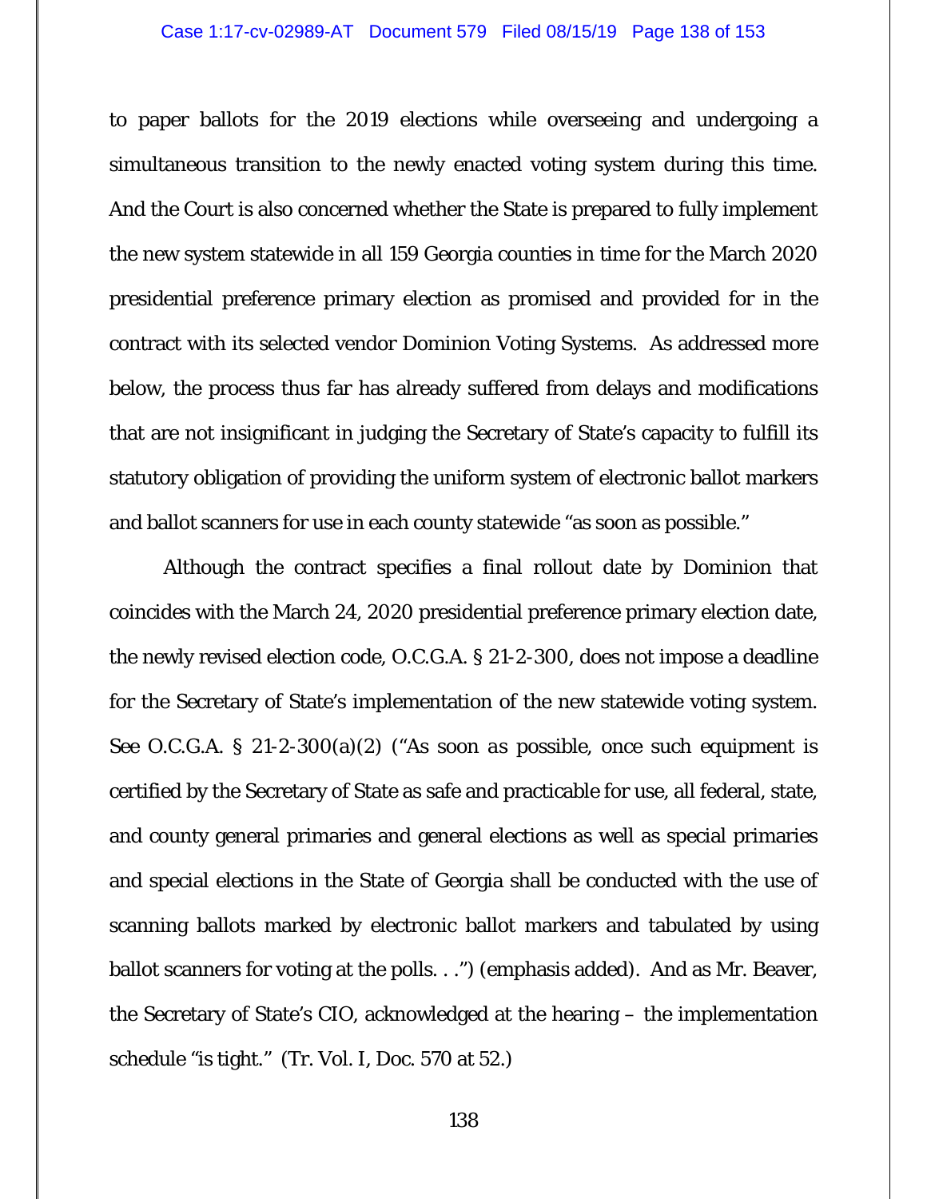to paper ballots for the 2019 elections while overseeing and undergoing a simultaneous transition to the newly enacted voting system during this time. And the Court is also concerned whether the State is prepared to fully implement the new system statewide in all 159 Georgia counties in time for the March 2020 presidential preference primary election as promised and provided for in the contract with its selected vendor Dominion Voting Systems. As addressed more below, the process thus far has already suffered from delays and modifications that are not insignificant in judging the Secretary of State's capacity to fulfill its statutory obligation of providing the uniform system of electronic ballot markers and ballot scanners for use in each county statewide "as soon as possible."

Although the contract specifies a final rollout date by Dominion that coincides with the March 24, 2020 presidential preference primary election date, the newly revised election code, O.C.G.A. § 21-2-300, does not impose a deadline for the Secretary of State's implementation of the new statewide voting system. *See* O.C.G.A. § 21-2-300(a)(2) ("*As soon as possible*, once such equipment is certified by the Secretary of State as safe and practicable for use, all federal, state, and county general primaries and general elections as well as special primaries and special elections in the State of Georgia shall be conducted with the use of scanning ballots marked by electronic ballot markers and tabulated by using ballot scanners for voting at the polls. . .") (emphasis added). And as Mr. Beaver, the Secretary of State's CIO, acknowledged at the hearing – the implementation schedule "is tight." (Tr. Vol. I, Doc. 570 at 52.)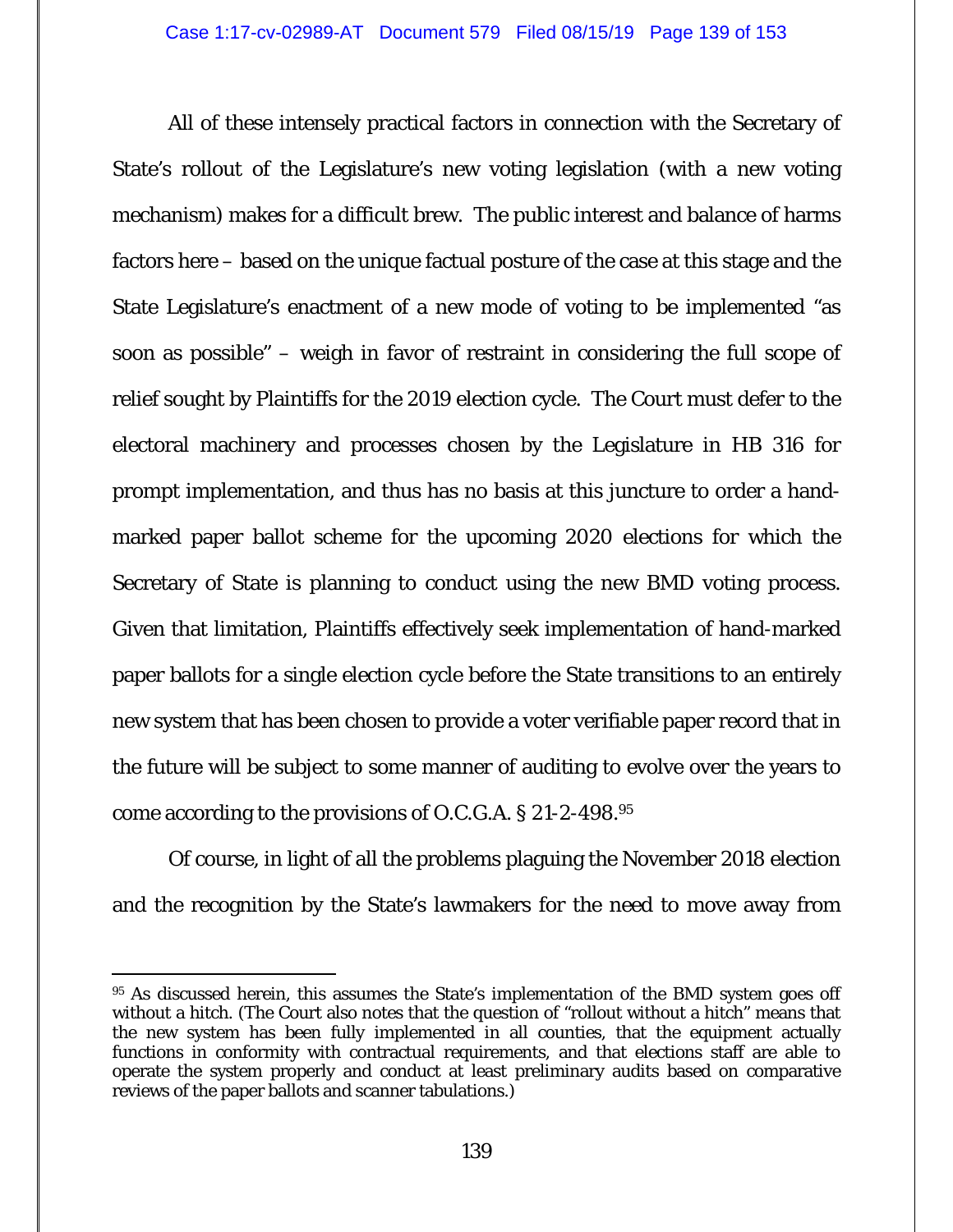All of these intensely practical factors in connection with the Secretary of State's rollout of the Legislature's new voting legislation (with a new voting mechanism) makes for a difficult brew. The public interest and balance of harms factors here – based on the unique factual posture of the case at this stage and the State Legislature's enactment of a new mode of voting to be implemented "as soon as possible" – weigh in favor of restraint in considering the full scope of relief sought by Plaintiffs for the 2019 election cycle. The Court must defer to the electoral machinery and processes chosen by the Legislature in HB 316 for prompt implementation, and thus has no basis at this juncture to order a hand-marked paper ballot scheme for the upcoming 2020 elections for which the Secretary of State is planning to conduct using the new BMD voting process. Given that limitation, Plaintiffs effectively seek implementation of hand-marked paper ballots for a single election cycle before the State transitions to an entirely new system that has been chosen to provide a voter verifiable paper record that in the future will be subject to some manner of auditing to evolve over the years to come according to the provisions of O.C.G.A. § 21-2-498.[95]

Of course, in light of all the problems plaguing the November 2018 election and the recognition by the State's lawmakers for the need to move away from

---

[95] As discussed herein, this assumes the State's implementation of the BMD system goes off without a hitch. (The Court also notes that the question of "rollout without a hitch" means that the new system has been fully implemented in all counties, that the equipment actually functions in conformity with contractual requirements, and that elections staff are able to operate the system properly and conduct at least preliminary audits based on comparative reviews of the paper ballots and scanner tabulations.)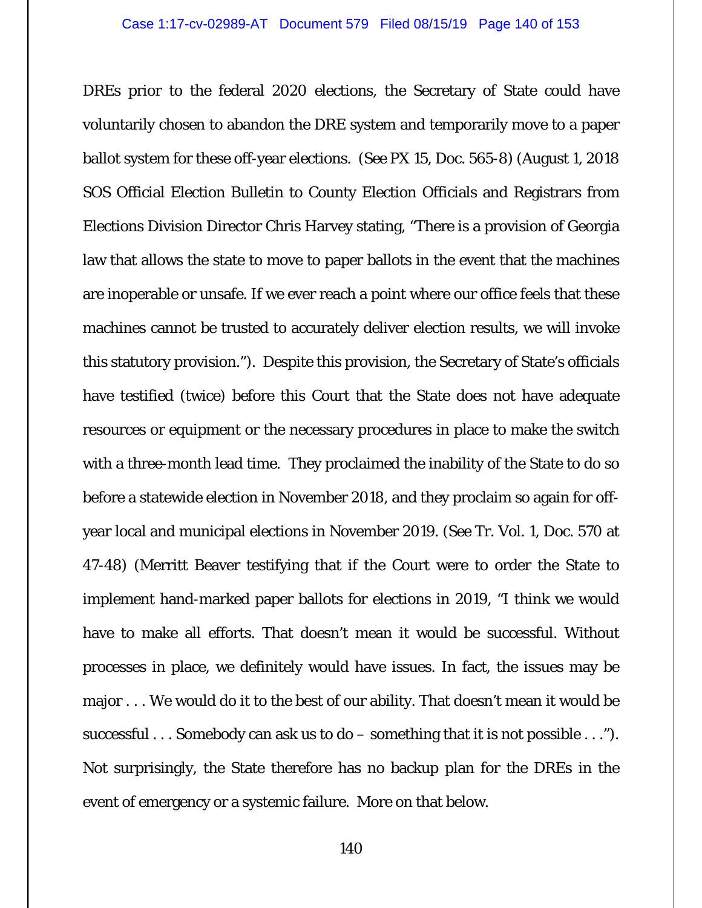DREs prior to the federal 2020 elections, the Secretary of State could have voluntarily chosen to abandon the DRE system and temporarily move to a paper ballot system for these off-year elections. (See PX 15, Doc. 565-8) (August 1, 2018 SOS Official Election Bulletin to County Election Officials and Registrars from Elections Division Director Chris Harvey stating, "There is a provision of Georgia law that allows the state to move to paper ballots in the event that the machines are inoperable or unsafe. If we ever reach a point where our office feels that these machines cannot be trusted to accurately deliver election results, we will invoke this statutory provision."). Despite this provision, the Secretary of State's officials have testified (twice) before this Court that the State does not have adequate resources or equipment or the necessary procedures in place to make the switch with a three-month lead time. They proclaimed the inability of the State to do so before a statewide election in November 2018, and they proclaim so again for off-year local and municipal elections in November 2019. (See Tr. Vol. 1, Doc. 570 at 47-48) (Merritt Beaver testifying that if the Court were to order the State to implement hand-marked paper ballots for elections in 2019, "I think we would have to make all efforts. That doesn't mean it would be successful. Without processes in place, we definitely would have issues. In fact, the issues may be major . . . We would do it to the best of our ability. That doesn't mean it would be successful . . . Somebody can ask us to do – something that it is not possible . . ."). Not surprisingly, the State therefore has no backup plan for the DREs in the event of emergency or a systemic failure. More on that below.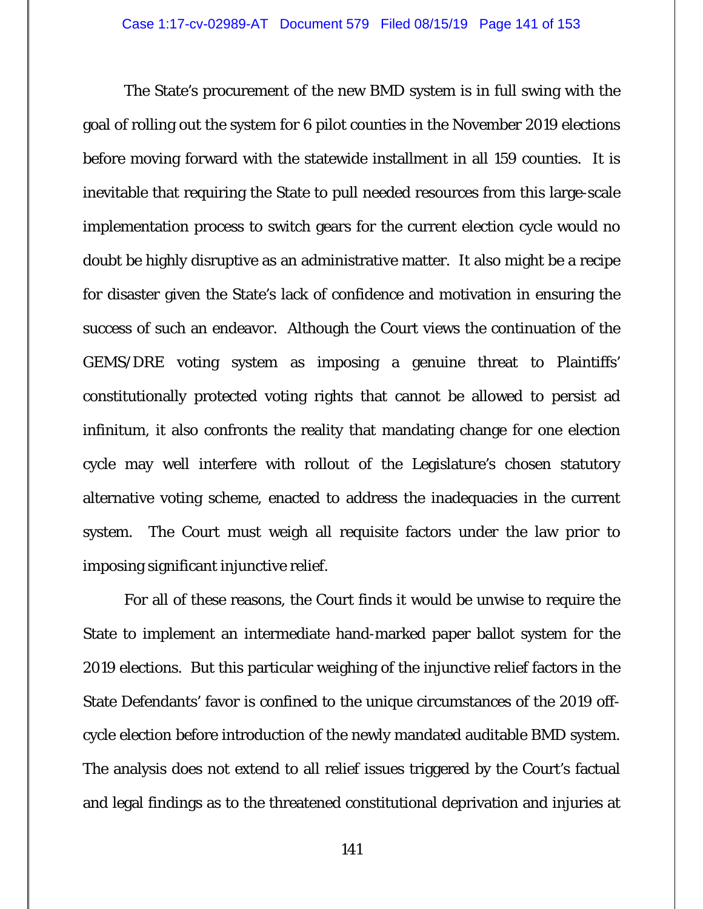The State's procurement of the new BMD system is in full swing with the goal of rolling out the system for 6 pilot counties in the November 2019 elections before moving forward with the statewide installment in all 159 counties. It is inevitable that requiring the State to pull needed resources from this large-scale implementation process to switch gears for the current election cycle would no doubt be highly disruptive as an administrative matter. It also might be a recipe for disaster given the State's lack of confidence and motivation in ensuring the success of such an endeavor. Although the Court views the continuation of the GEMS/DRE voting system as imposing a genuine threat to Plaintiffs' constitutionally protected voting rights that cannot be allowed to persist ad infinitum, it also confronts the reality that mandating change for one election cycle may well interfere with rollout of the Legislature's chosen statutory alternative voting scheme, enacted to address the inadequacies in the current system. The Court must weigh all requisite factors under the law prior to imposing significant injunctive relief.

For all of these reasons, the Court finds it would be unwise to require the State to implement an intermediate hand-marked paper ballot system for the 2019 elections. But this particular weighing of the injunctive relief factors in the State Defendants' favor is confined to the unique circumstances of the 2019 off-cycle election before introduction of the newly mandated auditable BMD system. The analysis does not extend to all relief issues triggered by the Court's factual and legal findings as to the threatened constitutional deprivation and injuries at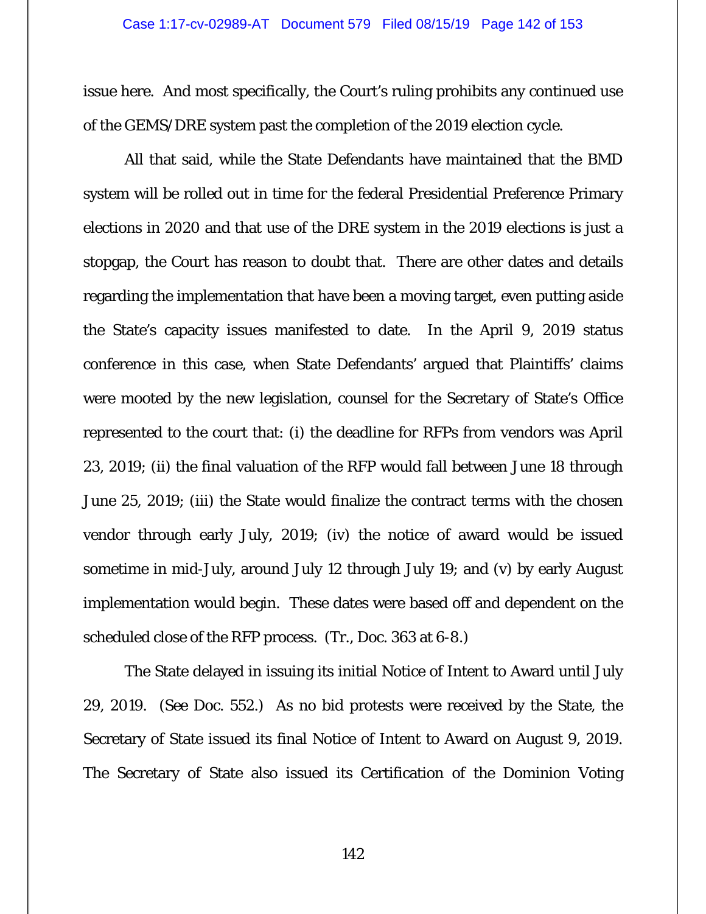issue here. And most specifically, the Court's ruling prohibits any continued use of the GEMS/DRE system past the completion of the 2019 election cycle.

All that said, while the State Defendants have maintained that the BMD system will be rolled out in time for the federal Presidential Preference Primary elections in 2020 and that use of the DRE system in the 2019 elections is just a stopgap, the Court has reason to doubt that. There are other dates and details regarding the implementation that have been a moving target, even putting aside the State's capacity issues manifested to date. In the April 9, 2019 status conference in this case, when State Defendants' argued that Plaintiffs' claims were mooted by the new legislation, counsel for the Secretary of State's Office represented to the court that: (i) the deadline for RFPs from vendors was April 23, 2019; (ii) the final valuation of the RFP would fall between June 18 through June 25, 2019; (iii) the State would finalize the contract terms with the chosen vendor through early July, 2019; (iv) the notice of award would be issued sometime in mid-July, around July 12 through July 19; and (v) by early August implementation would begin. These dates were based off and dependent on the scheduled close of the RFP process. (Tr., Doc. 363 at 6-8.)

The State delayed in issuing its initial Notice of Intent to Award until July 29, 2019. (See Doc. 552.) As no bid protests were received by the State, the Secretary of State issued its final Notice of Intent to Award on August 9, 2019. The Secretary of State also issued its Certification of the Dominion Voting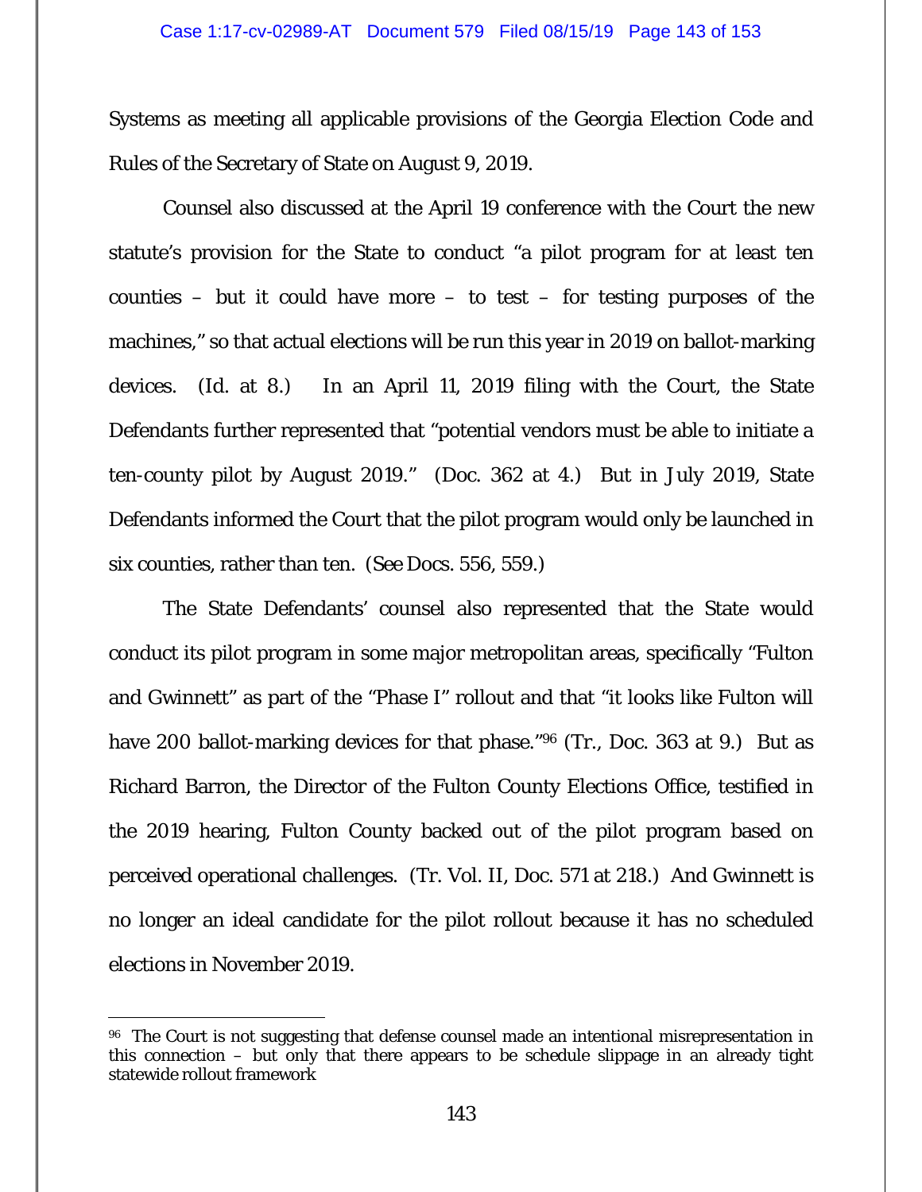Systems as meeting all applicable provisions of the Georgia Election Code and Rules of the Secretary of State on August 9, 2019.

Counsel also discussed at the April 19 conference with the Court the new statute's provision for the State to conduct "a pilot program for at least ten counties – but it could have more – to test – for testing purposes of the machines," so that actual elections will be run this year in 2019 on ballot-marking devices. (Id. at 8.) In an April 11, 2019 filing with the Court, the State Defendants further represented that "potential vendors must be able to initiate a ten-county pilot by August 2019." (Doc. 362 at 4.) But in July 2019, State Defendants informed the Court that the pilot program would only be launched in six counties, rather than ten. (See Docs. 556, 559.)

The State Defendants' counsel also represented that the State would conduct its pilot program in some major metropolitan areas, specifically "Fulton and Gwinnett" as part of the "Phase I" rollout and that "it looks like Fulton will have 200 ballot-marking devices for that phase."[96] (Tr., Doc. 363 at 9.) But as Richard Barron, the Director of the Fulton County Elections Office, testified in the 2019 hearing, Fulton County backed out of the pilot program based on perceived operational challenges. (Tr. Vol. II, Doc. 571 at 218.) And Gwinnett is no longer an ideal candidate for the pilot rollout because it has no scheduled elections in November 2019.

---

[96] The Court is not suggesting that defense counsel made an intentional misrepresentation in this connection – but only that there appears to be schedule slippage in an already tight statewide rollout framework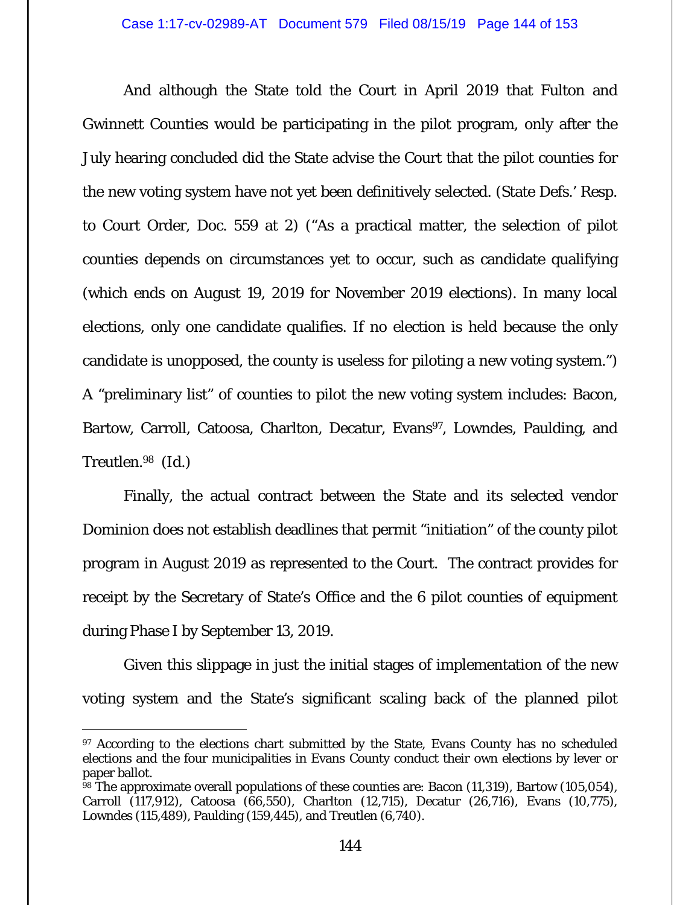And although the State told the Court in April 2019 that Fulton and Gwinnett Counties would be participating in the pilot program, only after the July hearing concluded did the State advise the Court that the pilot counties for the new voting system have not yet been definitively selected. (State Defs.' Resp. to Court Order, Doc. 559 at 2) ("As a practical matter, the selection of pilot counties depends on circumstances yet to occur, such as candidate qualifying (which ends on August 19, 2019 for November 2019 elections). In many local elections, only one candidate qualifies. If no election is held because the only candidate is unopposed, the county is useless for piloting a new voting system.") A "preliminary list" of counties to pilot the new voting system includes: Bacon, Bartow, Carroll, Catoosa, Charlton, Decatur, Evans[97], Lowndes, Paulding, and Treutlen.[98] (Id.)

Finally, the actual contract between the State and its selected vendor Dominion does not establish deadlines that permit "initiation" of the county pilot program in August 2019 as represented to the Court. The contract provides for receipt by the Secretary of State's Office and the 6 pilot counties of equipment during Phase I by September 13, 2019.

Given this slippage in just the initial stages of implementation of the new voting system and the State's significant scaling back of the planned pilot

---

[97] According to the elections chart submitted by the State, Evans County has no scheduled elections and the four municipalities in Evans County conduct their own elections by lever or paper ballot.

[98] The approximate overall populations of these counties are: Bacon (11,319), Bartow (105,054), Carroll (117,912), Catoosa (66,550), Charlton (12,715), Decatur (26,716), Evans (10,775), Lowndes (115,489), Paulding (159,445), and Treutlen (6,740).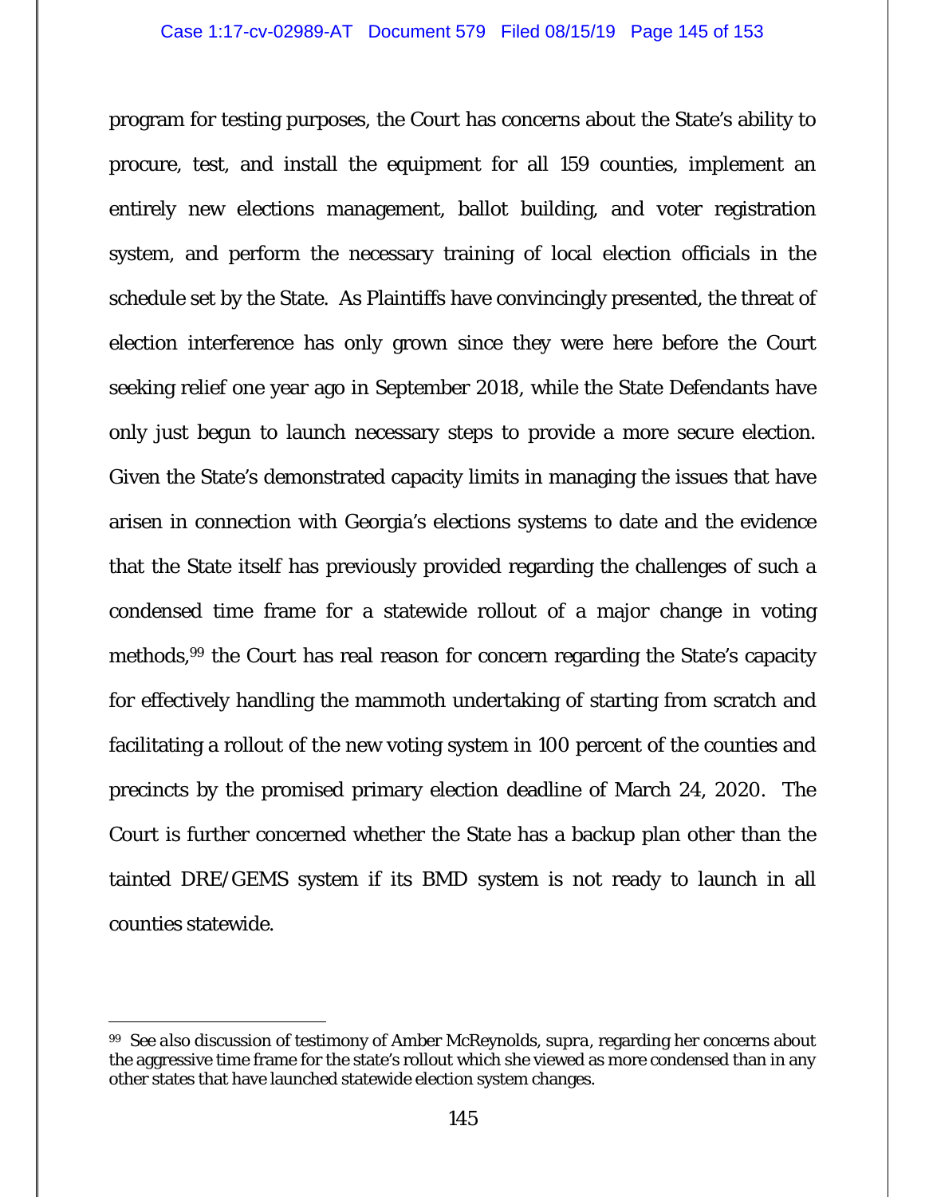program for testing purposes, the Court has concerns about the State's ability to procure, test, and install the equipment for all 159 counties, implement an entirely new elections management, ballot building, and voter registration system, and perform the necessary training of local election officials in the schedule set by the State. As Plaintiffs have convincingly presented, the threat of election interference has only grown since they were here before the Court seeking relief one year ago in September 2018, while the State Defendants have only just begun to launch necessary steps to provide a more secure election. Given the State's demonstrated capacity limits in managing the issues that have arisen in connection with Georgia's elections systems to date and the evidence that the State itself has previously provided regarding the challenges of such a condensed time frame for a statewide rollout of a major change in voting methods,[99] the Court has real reason for concern regarding the State's capacity for effectively handling the mammoth undertaking of starting from scratch and facilitating a rollout of the new voting system in 100 percent of the counties and precincts by the promised primary election deadline of March 24, 2020. The Court is further concerned whether the State has a backup plan other than the tainted DRE/GEMS system if its BMD system is not ready to launch in all counties statewide.

---

[99] *See also* discussion of testimony of Amber McReynolds, *supra*, regarding her concerns about the aggressive time frame for the state's rollout which she viewed as more condensed than in any other states that have launched statewide election system changes.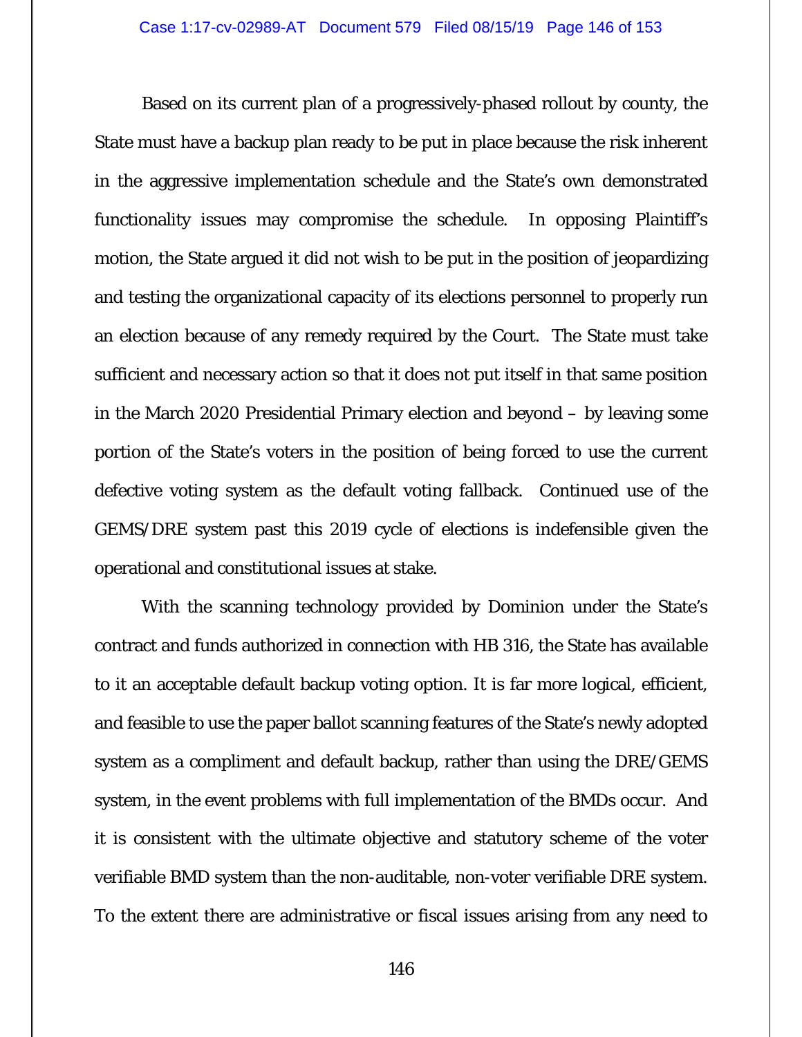Based on its current plan of a progressively-phased rollout by county, the State must have a backup plan ready to be put in place because the risk inherent in the aggressive implementation schedule and the State's own demonstrated functionality issues may compromise the schedule. In opposing Plaintiff's motion, the State argued it did not wish to be put in the position of jeopardizing and testing the organizational capacity of its elections personnel to properly run an election because of any remedy required by the Court. The State must take sufficient and necessary action so that it does not put itself in that same position in the March 2020 Presidential Primary election and beyond – by leaving some portion of the State's voters in the position of being forced to use the current defective voting system as the default voting fallback. Continued use of the GEMS/DRE system past this 2019 cycle of elections is indefensible given the operational and constitutional issues at stake.

With the scanning technology provided by Dominion under the State's contract and funds authorized in connection with HB 316, the State has available to it an acceptable default backup voting option. It is far more logical, efficient, and feasible to use the paper ballot scanning features of the State's newly adopted system as a compliment and default backup, rather than using the DRE/GEMS system, in the event problems with full implementation of the BMDs occur. And it is consistent with the ultimate objective and statutory scheme of the voter verifiable BMD system than the non-auditable, non-voter verifiable DRE system. To the extent there are administrative or fiscal issues arising from any need to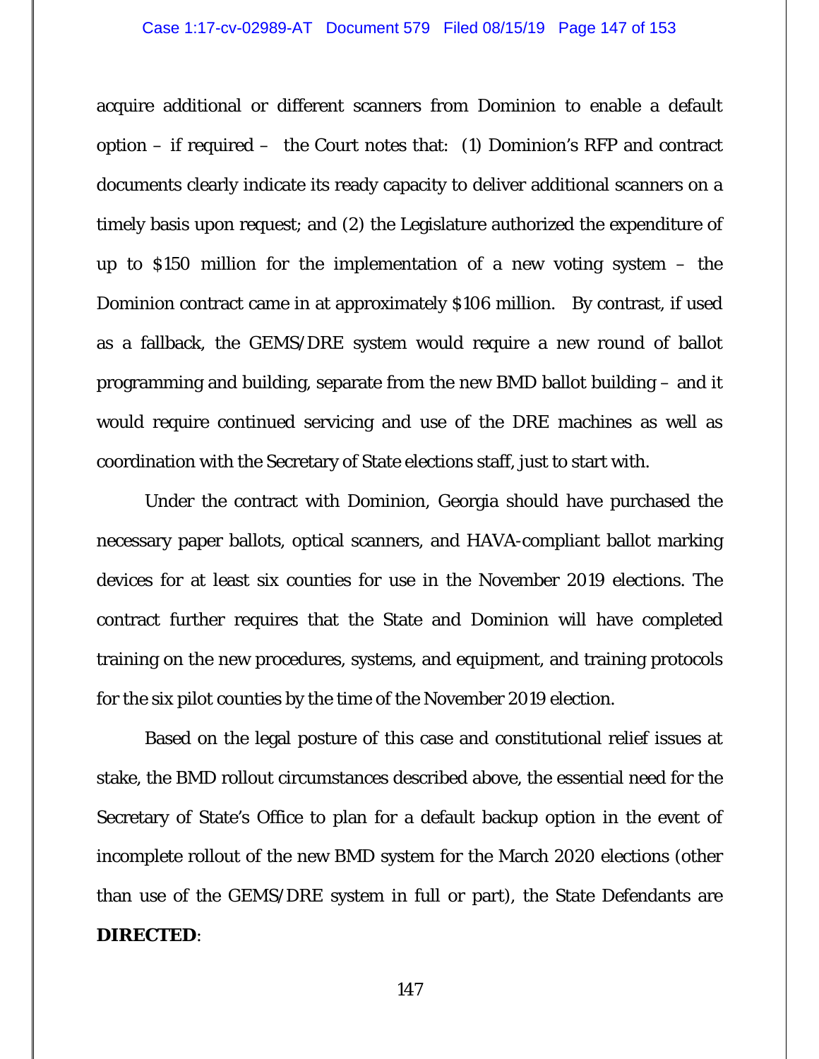acquire additional or different scanners from Dominion to enable a default option – if required – the Court notes that: (1) Dominion's RFP and contract documents clearly indicate its ready capacity to deliver additional scanners on a timely basis upon request; and (2) the Legislature authorized the expenditure of up to $150 million for the implementation of a new voting system – the Dominion contract came in at approximately $106 million. By contrast, if used as a fallback, the GEMS/DRE system would require a new round of ballot programming and building, separate from the new BMD ballot building – and it would require continued servicing and use of the DRE machines as well as coordination with the Secretary of State elections staff, just to start with.

Under the contract with Dominion, Georgia should have purchased the necessary paper ballots, optical scanners, and HAVA-compliant ballot marking devices for at least six counties for use in the November 2019 elections. The contract further requires that the State and Dominion will have completed training on the new procedures, systems, and equipment, and training protocols for the six pilot counties by the time of the November 2019 election.

Based on the legal posture of this case and constitutional relief issues at stake, the BMD rollout circumstances described above, the essential need for the Secretary of State's Office to plan for a default backup option in the event of incomplete rollout of the new BMD system for the March 2020 elections (other than use of the GEMS/DRE system in full or part), the State Defendants are **DIRECTED**: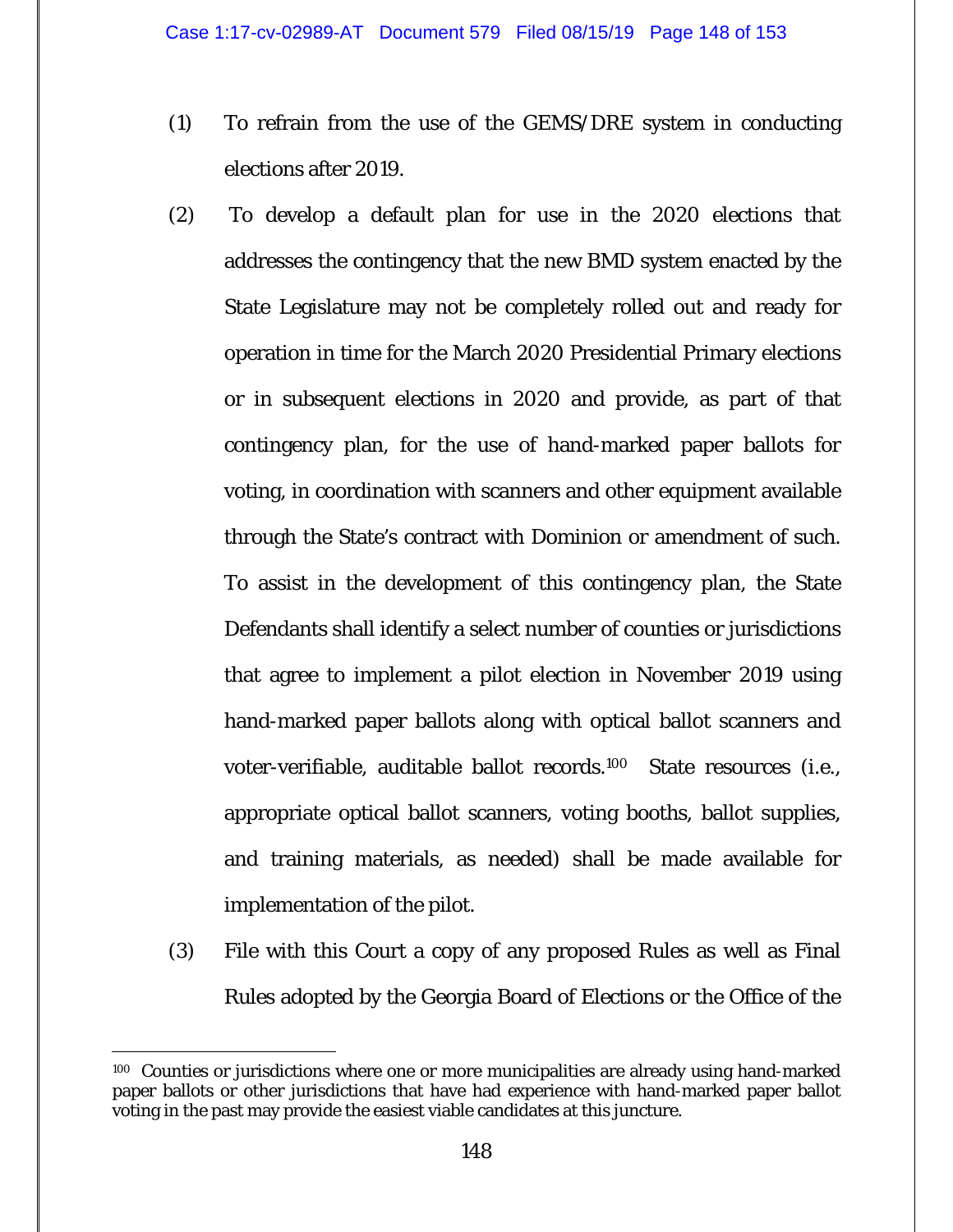(1) To refrain from the use of the GEMS/DRE system in conducting elections after 2019.

(2) To develop a default plan for use in the 2020 elections that addresses the contingency that the new BMD system enacted by the State Legislature may not be completely rolled out and ready for operation in time for the March 2020 Presidential Primary elections or in subsequent elections in 2020 and provide, as part of that contingency plan, for the use of hand-marked paper ballots for voting, in coordination with scanners and other equipment available through the State's contract with Dominion or amendment of such. To assist in the development of this contingency plan, the State Defendants shall identify a select number of counties or jurisdictions that agree to implement a pilot election in November 2019 using hand-marked paper ballots along with optical ballot scanners and voter-verifiable, auditable ballot records.[100] State resources (i.e., appropriate optical ballot scanners, voting booths, ballot supplies, and training materials, as needed) shall be made available for implementation of the pilot.

(3) File with this Court a copy of any proposed Rules as well as Final Rules adopted by the Georgia Board of Elections or the Office of the

---

[100] Counties or jurisdictions where one or more municipalities are already using hand-marked paper ballots or other jurisdictions that have had experience with hand-marked paper ballot voting in the past may provide the easiest viable candidates at this juncture.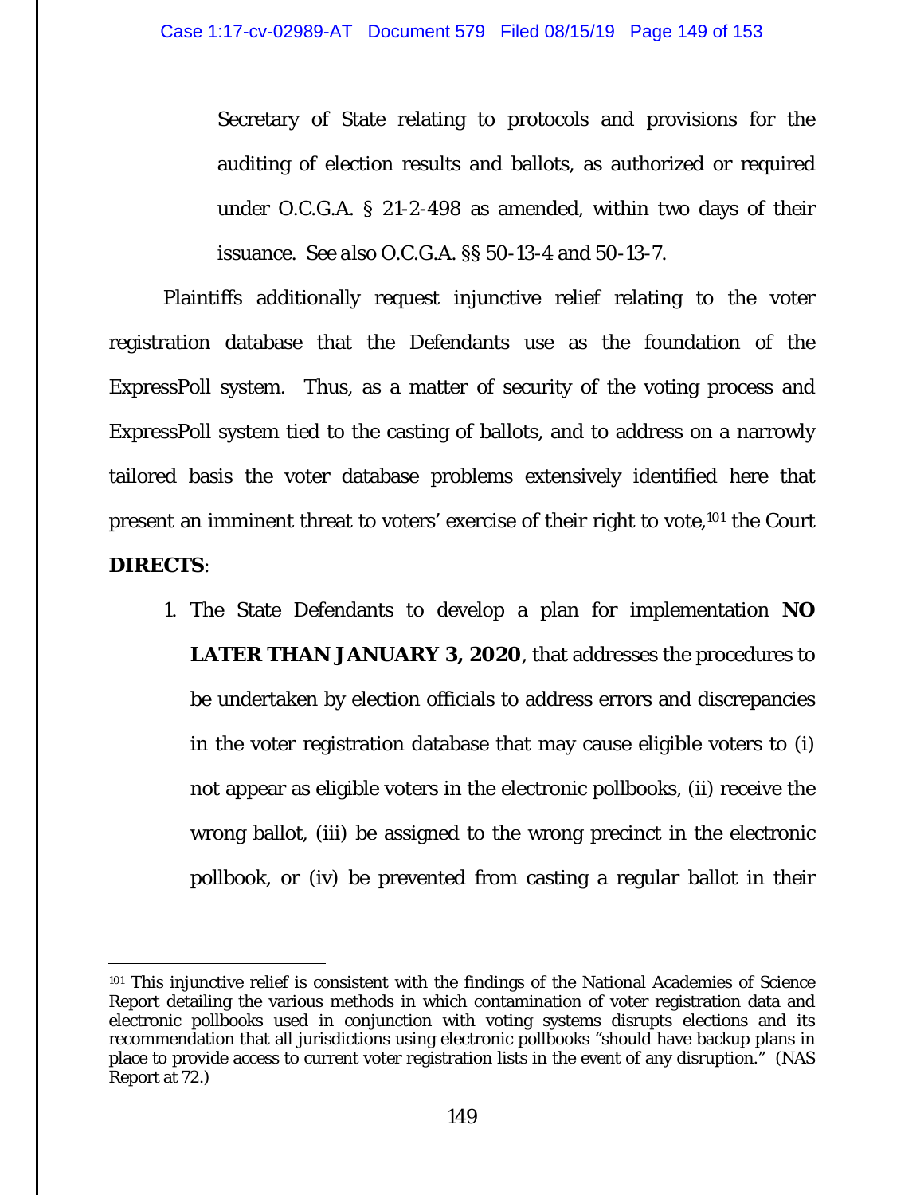Secretary of State relating to protocols and provisions for the auditing of election results and ballots, as authorized or required under O.C.G.A. § 21-2-498 as amended, within two days of their issuance. *See also* O.C.G.A. §§ 50-13-4 and 50-13-7.

Plaintiffs additionally request injunctive relief relating to the voter registration database that the Defendants use as the foundation of the ExpressPoll system. Thus, as a matter of security of the voting process and ExpressPoll system tied to the casting of ballots, and to address on a narrowly tailored basis the voter database problems extensively identified here that present an imminent threat to voters' exercise of their right to vote,[101] the Court **DIRECTS**:

1. The State Defendants to develop a plan for implementation **NO LATER THAN JANUARY 3, 2020**, that addresses the procedures to be undertaken by election officials to address errors and discrepancies in the voter registration database that may cause eligible voters to (i) not appear as eligible voters in the electronic pollbooks, (ii) receive the wrong ballot, (iii) be assigned to the wrong precinct in the electronic pollbook, or (iv) be prevented from casting a regular ballot in their

---

[101] This injunctive relief is consistent with the findings of the National Academies of Science Report detailing the various methods in which contamination of voter registration data and electronic pollbooks used in conjunction with voting systems disrupts elections and its recommendation that all jurisdictions using electronic pollbooks "should have backup plans in place to provide access to current voter registration lists in the event of any disruption." (NAS Report at 72.)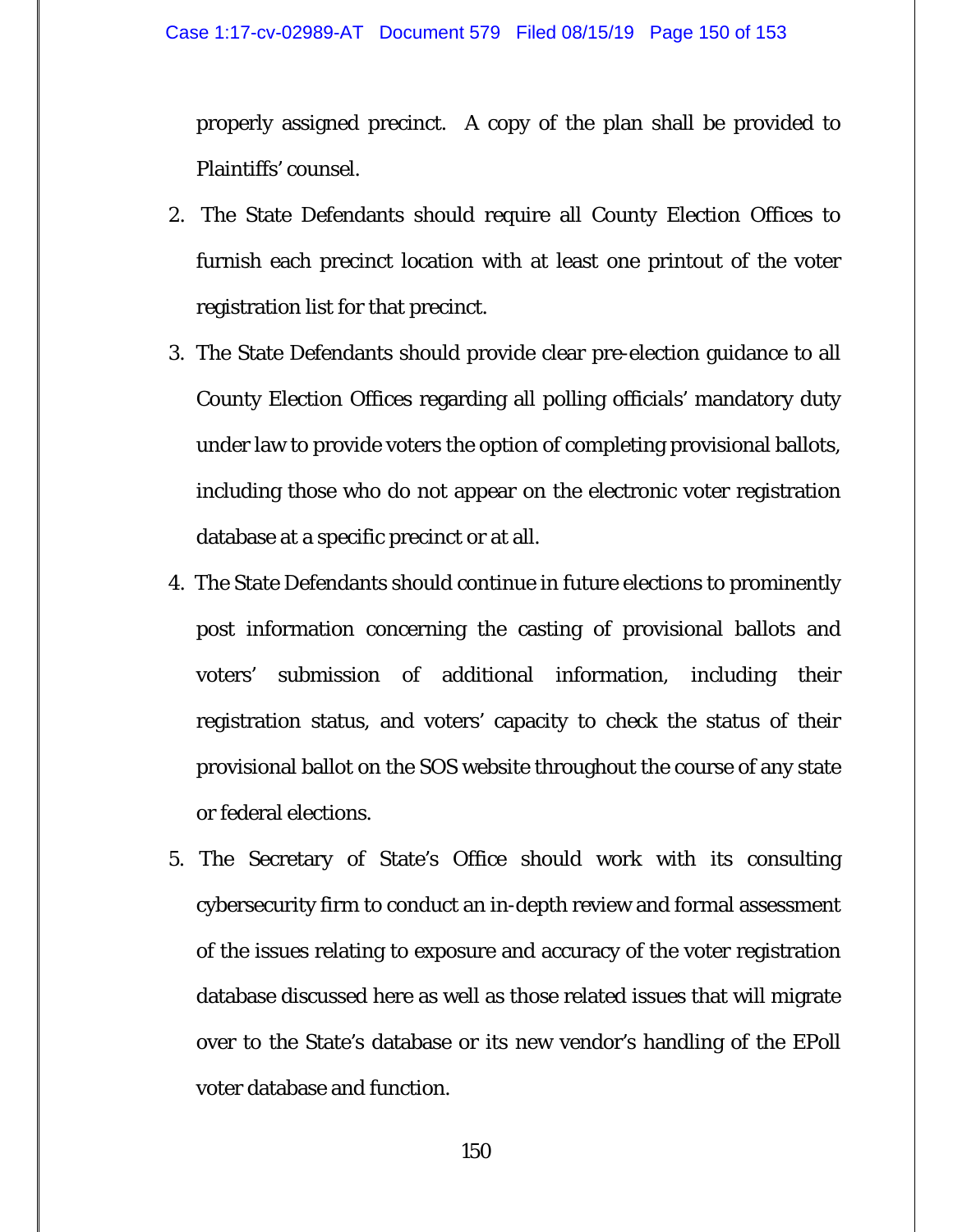properly assigned precinct. A copy of the plan shall be provided to Plaintiffs' counsel.

2. The State Defendants should require all County Election Offices to furnish each precinct location with at least one printout of the voter registration list for that precinct.

3. The State Defendants should provide clear pre-election guidance to all County Election Offices regarding all polling officials' mandatory duty under law to provide voters the option of completing provisional ballots, including those who do not appear on the electronic voter registration database at a specific precinct or at all.

4. The State Defendants should continue in future elections to prominently post information concerning the casting of provisional ballots and voters' submission of additional information, including their registration status, and voters' capacity to check the status of their provisional ballot on the SOS website throughout the course of any state or federal elections.

5. The Secretary of State's Office should work with its consulting cybersecurity firm to conduct an in-depth review and formal assessment of the issues relating to exposure and accuracy of the voter registration database discussed here as well as those related issues that will migrate over to the State's database or its new vendor's handling of the EPoll voter database and function.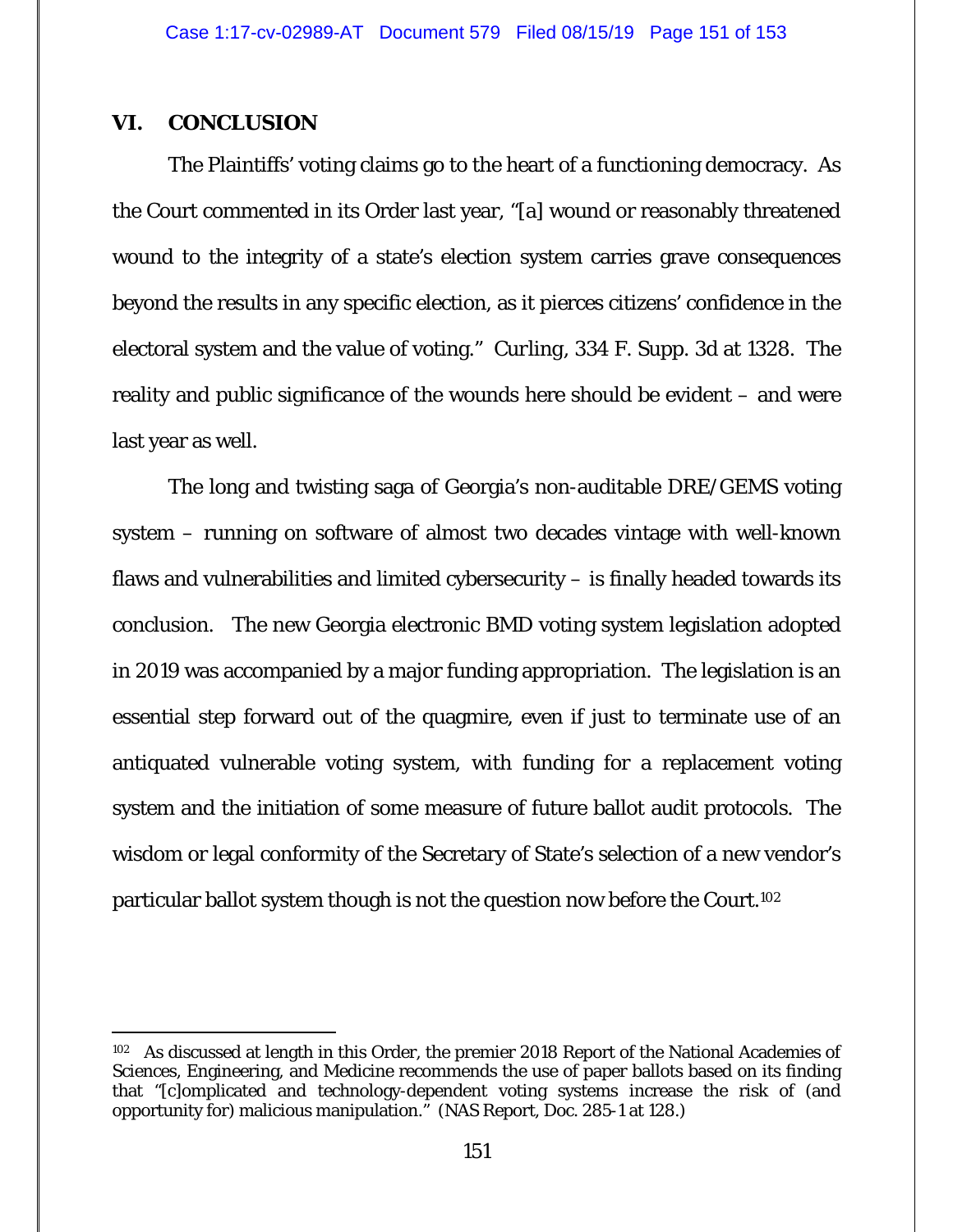## VI. CONCLUSION

The Plaintiffs' voting claims go to the heart of a functioning democracy. As the Court commented in its Order last year, "[a] wound or reasonably threatened wound to the integrity of a state's election system carries grave consequences beyond the results in any specific election, as it pierces citizens' confidence in the electoral system and the value of voting." Curling, 334 F. Supp. 3d at 1328. The reality and public significance of the wounds here should be evident – and were last year as well.

The long and twisting saga of Georgia's non-auditable DRE/GEMS voting system – running on software of almost two decades vintage with well-known flaws and vulnerabilities and limited cybersecurity – is finally headed towards its conclusion. The new Georgia electronic BMD voting system legislation adopted in 2019 was accompanied by a major funding appropriation. The legislation is an essential step forward out of the quagmire, even if just to terminate use of an antiquated vulnerable voting system, with funding for a replacement voting system and the initiation of some measure of future ballot audit protocols. The wisdom or legal conformity of the Secretary of State's selection of a new vendor's particular ballot system though is not the question now before the Court.[102]

---

[102] As discussed at length in this Order, the premier 2018 Report of the National Academies of Sciences, Engineering, and Medicine recommends the use of paper ballots based on its finding that "[c]omplicated and technology-dependent voting systems increase the risk of (and opportunity for) malicious manipulation." (NAS Report, Doc. 285-1 at 128.)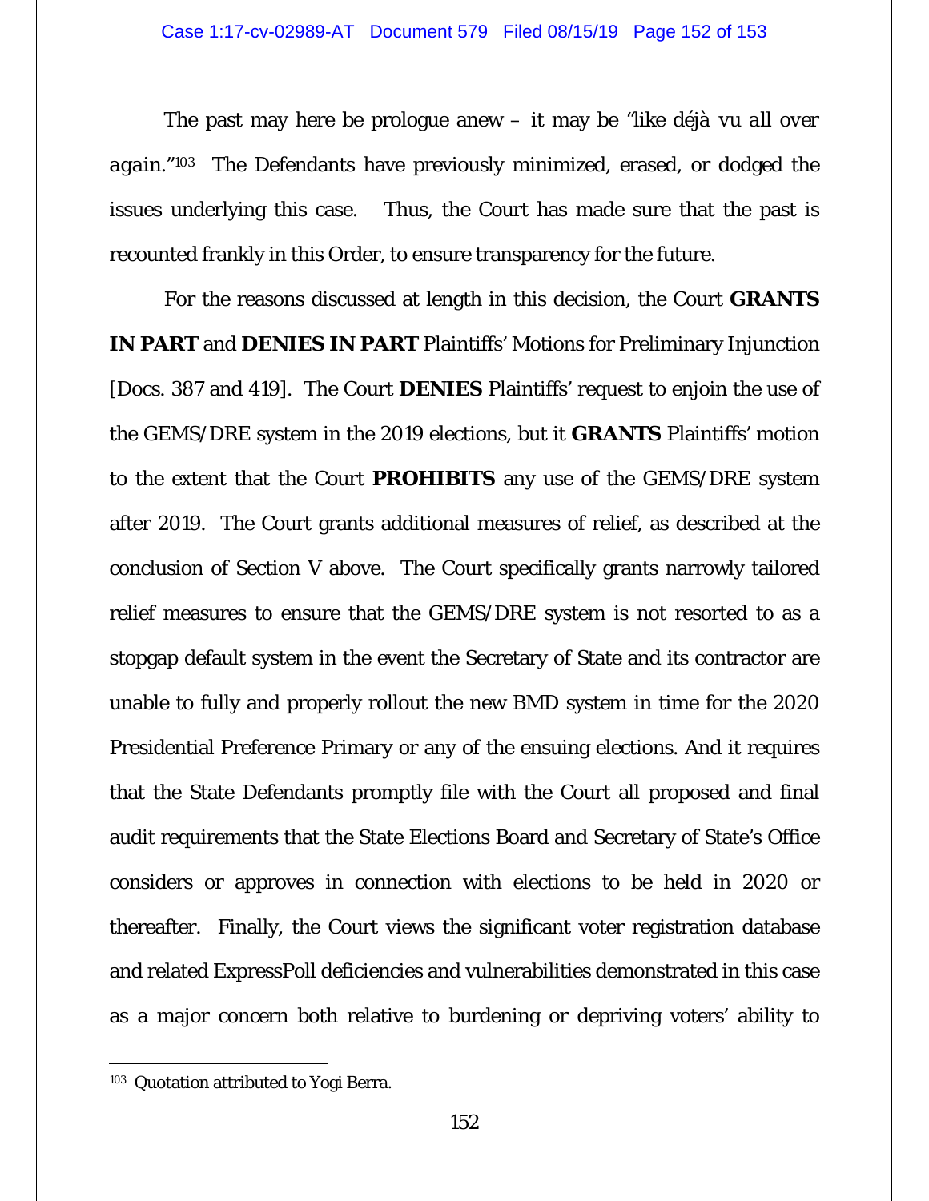The past may here be prologue anew – it may be "like *déjà vu all over again*."[103] The Defendants have previously minimized, erased, or dodged the issues underlying this case. Thus, the Court has made sure that the past is recounted frankly in this Order, to ensure transparency for the future.

For the reasons discussed at length in this decision, the Court **GRANTS IN PART** and **DENIES IN PART** Plaintiffs' Motions for Preliminary Injunction [Docs. 387 and 419]. The Court **DENIES** Plaintiffs' request to enjoin the use of the GEMS/DRE system in the 2019 elections, but it **GRANTS** Plaintiffs' motion to the extent that the Court **PROHIBITS** any use of the GEMS/DRE system after 2019. The Court grants additional measures of relief, as described at the conclusion of Section V above. The Court specifically grants narrowly tailored relief measures to ensure that the GEMS/DRE system is not resorted to as a stopgap default system in the event the Secretary of State and its contractor are unable to fully and properly rollout the new BMD system in time for the 2020 Presidential Preference Primary or any of the ensuing elections. And it requires that the State Defendants promptly file with the Court all proposed and final audit requirements that the State Elections Board and Secretary of State's Office considers or approves in connection with elections to be held in 2020 or thereafter. Finally, the Court views the significant voter registration database and related ExpressPoll deficiencies and vulnerabilities demonstrated in this case as a major concern both relative to burdening or depriving voters' ability to

---

[103] Quotation attributed to Yogi Berra.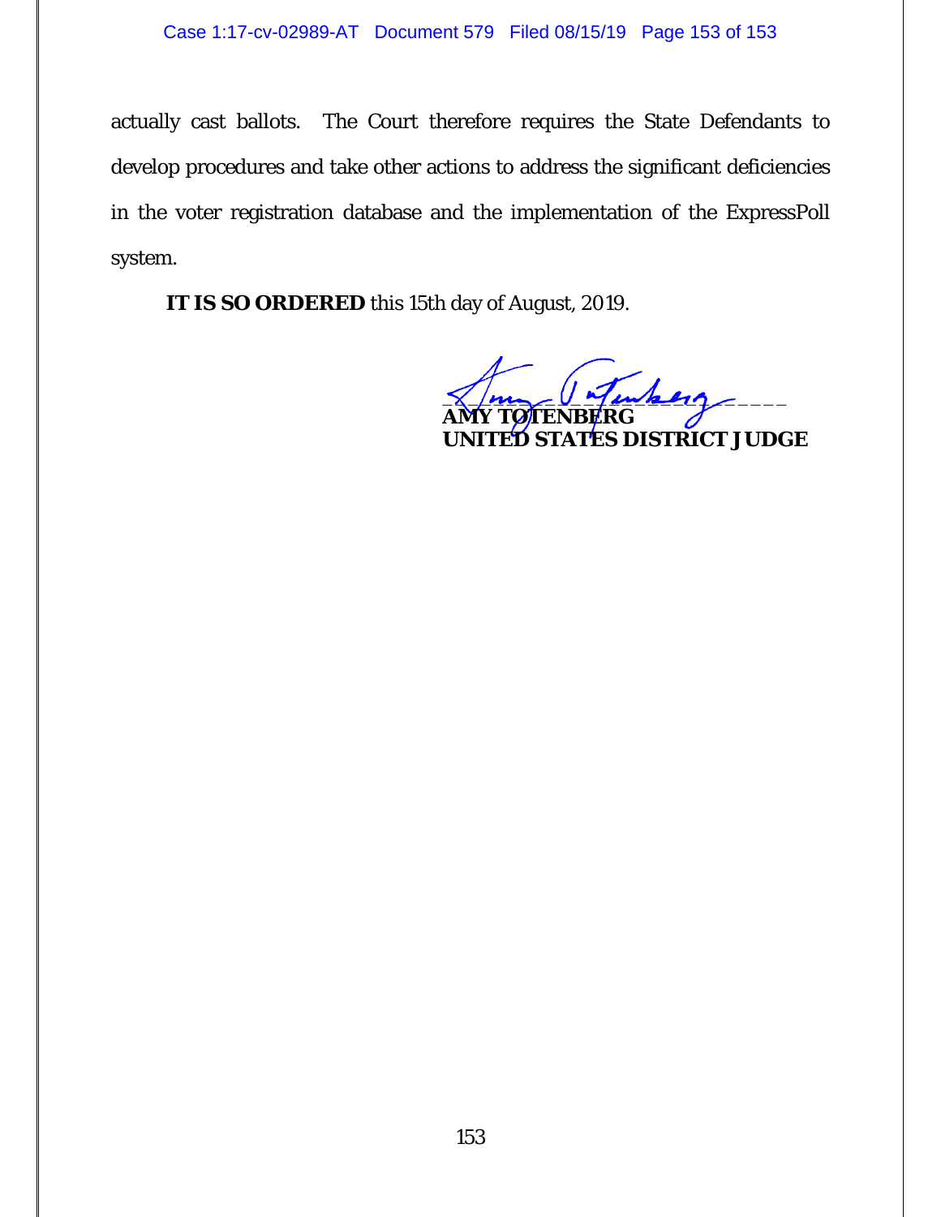actually cast ballots. The Court therefore requires the State Defendants to develop procedures and take other actions to address the significant deficiencies in the voter registration database and the implementation of the ExpressPoll system.

**IT IS SO ORDERED** this 15th day of August, 2019.

____________________________

**AMY TOTENBERG**
**UNITED STATES DISTRICT JUDGE**